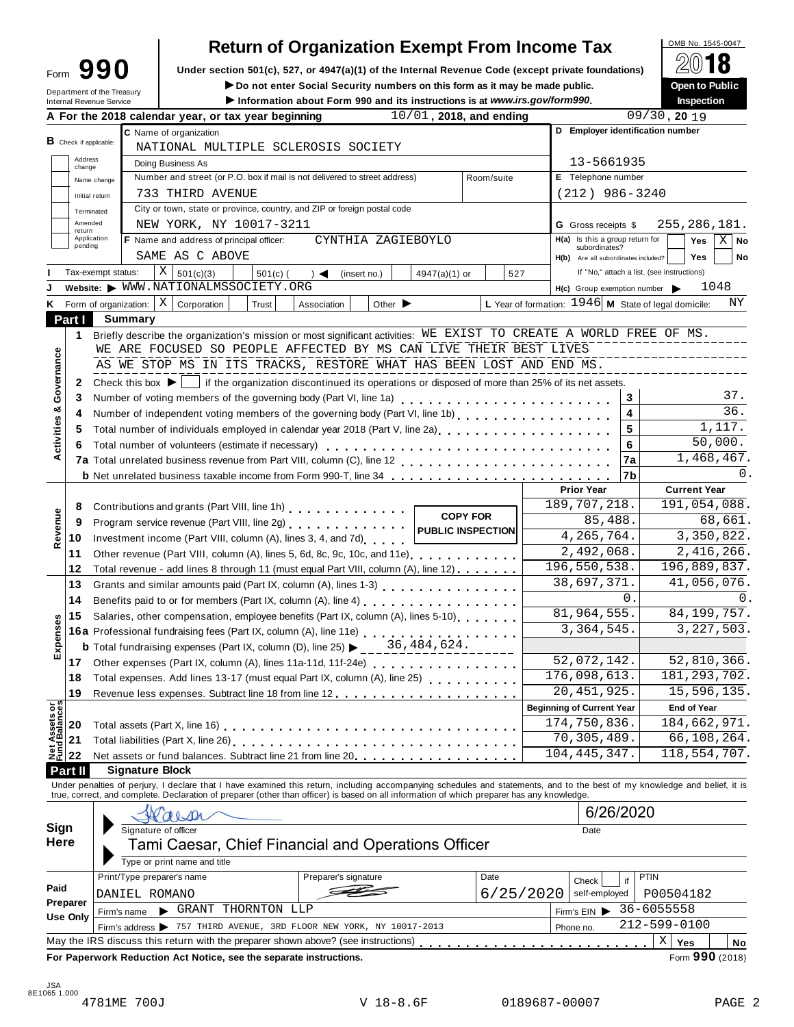# Form 990 — Return of Organization Exempt From Income Tax

OMB No. 1545-0047

**2018**

Under section 501(c), 527, or 4947(a)(1) of the Internal Revenue Code (except private foundations)

▶ Do not enter Social Security numbers on this form as it may be made public.

▶ Information about Form 990 and its instructions is at *www.irs.gov/form990*.

**Open to Public Inspection**

Department of the Treasury
Internal Revenue Service

**A** For the 2018 calendar year, or tax year beginning 10/01, 2018, and ending 09/30, 2019

**B** Check if applicable: Address change / Name change / Initial return / Terminated / Amended return / Application pending

**C** Name of organization: NATIONAL MULTIPLE SCLEROSIS SOCIETY

Doing Business As

Number and street (or P.O. box if mail is not delivered to street address): 733 THIRD AVENUE — Room/suite

City or town, state or province, country, and ZIP or foreign postal code: NEW YORK, NY 10017-3211

**D** Employer identification number: 13-5661935

**E** Telephone number: (212) 986-3240

**G** Gross receipts $ 255,286,181.

**F** Name and address of principal officer: CYNTHIA ZAGIEBOYLO, SAME AS C ABOVE

**H(a)** Is this a group return for subordinates? Yes [ ] No [X]

**H(b)** Are all subordinates included? Yes [ ] No [ ]
If "No," attach a list. (see instructions)

**I** Tax-exempt status: [X] 501(c)(3) [ ] 501(c) ( ) ◀ (insert no.) [ ] 4947(a)(1) or [ ] 527

**J** Website: ▶ WWW.NATIONALMSSOCIETY.ORG

**H(c)** Group exemption number ▶ 1048

**K** Form of organization: [X] Corporation [ ] Trust [ ] Association [ ] Other ▶

**L** Year of formation: 1946 **M** State of legal domicile: NY

## Part I Summary

**Activities & Governance**

1 Briefly describe the organization's mission or most significant activities: WE EXIST TO CREATE A WORLD FREE OF MS. WE ARE FOCUSED SO PEOPLE AFFECTED BY MS CAN LIVE THEIR BEST LIVES AS WE STOP MS IN ITS TRACKS, RESTORE WHAT HAS BEEN LOST AND END MS.

2 Check this box ▶ [ ] if the organization discontinued its operations or disposed of more than 25% of its net assets.

| Line | Description | | Value |
|---|---|---|---|
| 3 | Number of voting members of the governing body (Part VI, line 1a) | 3 | 37. |
| 4 | Number of independent voting members of the governing body (Part VI, line 1b) | 4 | 36. |
| 5 | Total number of individuals employed in calendar year 2018 (Part V, line 2a) | 5 | 1,117. |
| 6 | Total number of volunteers (estimate if necessary) | 6 | 50,000. |
| 7a | Total unrelated business revenue from Part VIII, column (C), line 12 | 7a | 1,468,467. |
| b | Net unrelated business taxable income from Form 990-T, line 34 | 7b | 0. |

COPY FOR PUBLIC INSPECTION

| | Line | Description | Prior Year | Current Year |
|---|---|---|---|---|
| **Revenue** | 8 | Contributions and grants (Part VIII, line 1h) | 189,707,218. | 191,054,088. |
| | 9 | Program service revenue (Part VIII, line 2g) | 85,488. | 68,661. |
| | 10 | Investment income (Part VIII, column (A), lines 3, 4, and 7d) | 4,265,764. | 3,350,822. |
| | 11 | Other revenue (Part VIII, column (A), lines 5, 6d, 8c, 9c, 10c, and 11e) | 2,492,068. | 2,416,266. |
| | 12 | Total revenue - add lines 8 through 11 (must equal Part VIII, column (A), line 12) | 196,550,538. | 196,889,837. |
| **Expenses** | 13 | Grants and similar amounts paid (Part IX, column (A), lines 1-3) | 38,697,371. | 41,056,076. |
| | 14 | Benefits paid to or for members (Part IX, column (A), line 4) | 0. | 0. |
| | 15 | Salaries, other compensation, employee benefits (Part IX, column (A), lines 5-10) | 81,964,555. | 84,199,757. |
| | 16a | Professional fundraising fees (Part IX, column (A), line 11e) | 3,364,545. | 3,227,503. |
| | b | Total fundraising expenses (Part IX, column (D), line 25) ▶ 36,484,624. | | |
| | 17 | Other expenses (Part IX, column (A), lines 11a-11d, 11f-24e) | 52,072,142. | 52,810,366. |
| | 18 | Total expenses. Add lines 13-17 (must equal Part IX, column (A), line 25) | 176,098,613. | 181,293,702. |
| | 19 | Revenue less expenses. Subtract line 18 from line 12 | 20,451,925. | 15,596,135. |
| | | | **Beginning of Current Year** | **End of Year** |
| **Net Assets or Fund Balances** | 20 | Total assets (Part X, line 16) | 174,750,836. | 184,662,971. |
| | 21 | Total liabilities (Part X, line 26) | 70,305,489. | 66,108,264. |
| | 22 | Net assets or fund balances. Subtract line 21 from line 20 | 104,445,347. | 118,554,707. |

## Part II Signature Block

Under penalties of perjury, I declare that I have examined this return, including accompanying schedules and statements, and to the best of my knowledge and belief, it is true, correct, and complete. Declaration of preparer (other than officer) is based on all information of which preparer has any knowledge.

**Sign Here**

Signature of officer: [signature] — Date: 6/26/2020

Tami Caesar, Chief Financial and Operations Officer
Type or print name and title

**Paid Preparer Use Only**

| Print/Type preparer's name | Preparer's signature | Date | Check [ ] if self-employed | PTIN |
|---|---|---|---|---|
| DANIEL ROMANO | [signature] | 6/25/2020 | | P00504182 |

Firm's name ▶ GRANT THORNTON LLP — Firm's EIN ▶ 36-6055558

Firm's address ▶ 757 THIRD AVENUE, 3RD FLOOR NEW YORK, NY 10017-2013 — Phone no. 212-599-0100

May the IRS discuss this return with the preparer shown above? (see instructions) [X] Yes [ ] No

**For Paperwork Reduction Act Notice, see the separate instructions.** Form **990** (2018)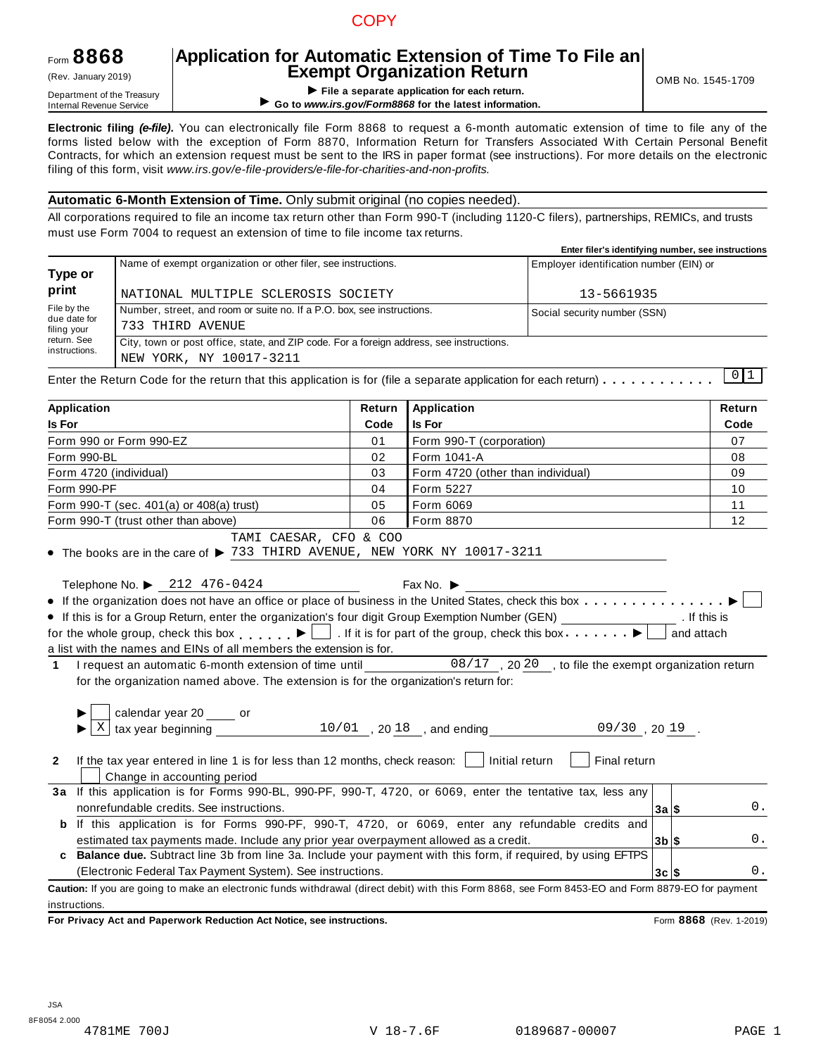COPY

Form **8868**
(Rev. January 2019)
Department of the Treasury
Internal Revenue Service

# Application for Automatic Extension of Time To File an Exempt Organization Return

▶ **File a separate application for each return.**
▶ **Go to *www.irs.gov/Form8868* for the latest information.**

OMB No. 1545-1709

**Electronic filing *(e-file)*.** You can electronically file Form 8868 to request a 6-month automatic extension of time to file any of the forms listed below with the exception of Form 8870, Information Return for Transfers Associated With Certain Personal Benefit Contracts, for which an extension request must be sent to the IRS in paper format (see instructions). For more details on the electronic filing of this form, visit *www.irs.gov/e-file-providers/e-file-for-charities-and-non-profits.*

**Automatic 6-Month Extension of Time.** Only submit original (no copies needed).

All corporations required to file an income tax return other than Form 990-T (including 1120-C filers), partnerships, REMICs, and trusts must use Form 7004 to request an extension of time to file income tax returns.

**Type or print**

File by the due date for filing your return. See instructions.

| | Enter filer's identifying number, see instructions |
|---|---|
| Name of exempt organization or other filer, see instructions.<br>NATIONAL MULTIPLE SCLEROSIS SOCIETY | Employer identification number (EIN) or<br>13-5661935 |
| Number, street, and room or suite no. If a P.O. box, see instructions.<br>733 THIRD AVENUE | Social security number (SSN) |
| City, town or post office, state, and ZIP code. For a foreign address, see instructions.<br>NEW YORK, NY 10017-3211 | |

Enter the Return Code for the return that this application is for (file a separate application for each return) . . . . . . . . . . . 0 1

| Application Is For | Return Code | Application Is For | Return Code |
|---|---|---|---|
| Form 990 or Form 990-EZ | 01 | Form 990-T (corporation) | 07 |
| Form 990-BL | 02 | Form 1041-A | 08 |
| Form 4720 (individual) | 03 | Form 4720 (other than individual) | 09 |
| Form 990-PF | 04 | Form 5227 | 10 |
| Form 990-T (sec. 401(a) or 408(a) trust) | 05 | Form 6069 | 11 |
| Form 990-T (trust other than above) | 06 | Form 8870 | 12 |

- The books are in the care of ▶ TAMI CAESAR, CFO & COO 733 THIRD AVENUE, NEW YORK NY 10017-3211

  Telephone No. ▶ 212 476-0424 Fax No. ▶
- If the organization does not have an office or place of business in the United States, check this box . . . . . . . . . . . . . . . ▶ ☐
- If this is for a Group Return, enter the organization's four digit Group Exemption Number (GEN) ________ . If this is for the whole group, check this box . . . . . . ▶ ☐ . If it is for part of the group, check this box . . . . . . . ▶ ☐ and attach a list with the names and EINs of all members the extension is for.

**1** I request an automatic 6-month extension of time until 08/17 , 20 20 , to file the exempt organization return for the organization named above. The extension is for the organization's return for:

▶ ☐ calendar year 20 ____ or
▶ ☒ tax year beginning 10/01 , 20 18 , and ending 09/30 , 20 19 .

**2** If the tax year entered in line 1 is for less than 12 months, check reason: ☐ Initial return ☐ Final return ☐ Change in accounting period

| | | | |
|---|---|---|---|
| **3a** | If this application is for Forms 990-BL, 990-PF, 990-T, 4720, or 6069, enter the tentative tax, less any nonrefundable credits. See instructions. | **3a** $ | 0. |
| **b** | If this application is for Forms 990-PF, 990-T, 4720, or 6069, enter any refundable credits and estimated tax payments made. Include any prior year overpayment allowed as a credit. | **3b** $ | 0. |
| **c** | **Balance due.** Subtract line 3b from line 3a. Include your payment with this form, if required, by using EFTPS (Electronic Federal Tax Payment System). See instructions. | **3c** $ | 0. |

**Caution:** If you are going to make an electronic funds withdrawal (direct debit) with this Form 8868, see Form 8453-EO and Form 8879-EO for payment instructions.

**For Privacy Act and Paperwork Reduction Act Notice, see instructions.** Form **8868** (Rev. 1-2019)

JSA
8F8054 2.000
4781ME 700J V 18-7.6F 0189687-00007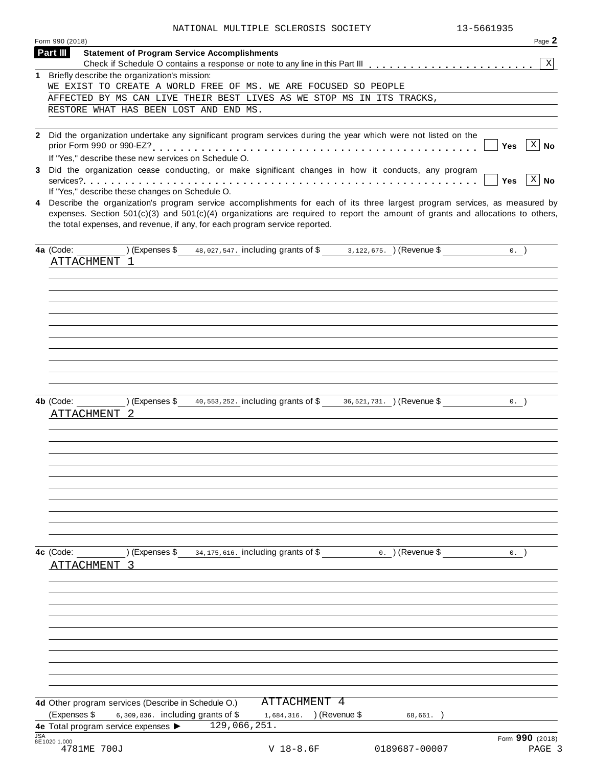NATIONAL MULTIPLE SCLEROSIS SOCIETY 13-5661935

Form 990 (2018)

## Part III Statement of Program Service Accomplishments

Check if Schedule O contains a response or note to any line in this Part III . . . . . . . . . . . . . . . . . . . . . . . [X]

**1** Briefly describe the organization's mission:

WE EXIST TO CREATE A WORLD FREE OF MS. WE ARE FOCUSED SO PEOPLE AFFECTED BY MS CAN LIVE THEIR BEST LIVES AS WE STOP MS IN ITS TRACKS, RESTORE WHAT HAS BEEN LOST AND END MS.

**2** Did the organization undertake any significant program services during the year which were not listed on the prior Form 990 or 990-EZ? . . . . . . . . . . . . . . . . . . . . . . . . . . . . . . . . . . . . . . . . . . . [ ] Yes [X] No

If "Yes," describe these new services on Schedule O.

**3** Did the organization cease conducting, or make significant changes in how it conducts, any program services? . . . . . . . . . . . . . . . . . . . . . . . . . . . . . . . . . . . . . . . . . . . . . . . . . . . . . . . . . [ ] Yes [X] No

If "Yes," describe these changes on Schedule O.

**4** Describe the organization's program service accomplishments for each of its three largest program services, as measured by expenses. Section 501(c)(3) and 501(c)(4) organizations are required to report the amount of grants and allocations to others, the total expenses, and revenue, if any, for each program service reported.

**4a** (Code: ) (Expenses $ 48,027,547. including grants of $ 3,122,675. ) (Revenue $ 0. )

ATTACHMENT 1

**4b** (Code: ) (Expenses $ 40,553,252. including grants of $ 36,521,731. ) (Revenue $ 0. )

ATTACHMENT 2

**4c** (Code: ) (Expenses $ 34,175,616. including grants of $ 0. ) (Revenue $ 0. )

ATTACHMENT 3

**4d** Other program services (Describe in Schedule O.) ATTACHMENT 4

(Expenses $ 6,309,836. including grants of $ 1,684,316. ) (Revenue $ 68,661. )

**4e** Total program service expenses ▶ 129,066,251.

Form **990** (2018)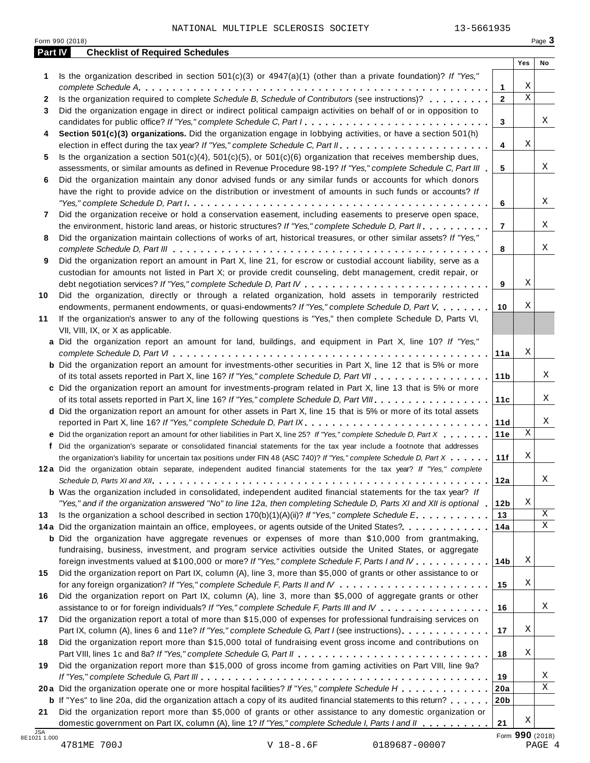NATIONAL MULTIPLE SCLEROSIS SOCIETY 13-5661935

Form 990 (2018) Page **3**

## Part IV Checklist of Required Schedules

| | | | Yes | No |
|---|---|---|---|---|
| **1** | Is the organization described in section 501(c)(3) or 4947(a)(1) (other than a private foundation)? *If "Yes," complete Schedule A* | **1** | X | |
| **2** | Is the organization required to complete *Schedule B, Schedule of Contributors* (see instructions)? | **2** | X | |
| **3** | Did the organization engage in direct or indirect political campaign activities on behalf of or in opposition to candidates for public office? *If "Yes," complete Schedule C, Part I* | **3** | | X |
| **4** | **Section 501(c)(3) organizations.** Did the organization engage in lobbying activities, or have a section 501(h) election in effect during the tax year? *If "Yes," complete Schedule C, Part II* | **4** | X | |
| **5** | Is the organization a section 501(c)(4), 501(c)(5), or 501(c)(6) organization that receives membership dues, assessments, or similar amounts as defined in Revenue Procedure 98-19? *If "Yes," complete Schedule C, Part III* | **5** | | X |
| **6** | Did the organization maintain any donor advised funds or any similar funds or accounts for which donors have the right to provide advice on the distribution or investment of amounts in such funds or accounts? *If "Yes," complete Schedule D, Part I* | **6** | | X |
| **7** | Did the organization receive or hold a conservation easement, including easements to preserve open space, the environment, historic land areas, or historic structures? *If "Yes," complete Schedule D, Part II* | **7** | | X |
| **8** | Did the organization maintain collections of works of art, historical treasures, or other similar assets? *If "Yes," complete Schedule D, Part III* | **8** | | X |
| **9** | Did the organization report an amount in Part X, line 21, for escrow or custodial account liability, serve as a custodian for amounts not listed in Part X; or provide credit counseling, debt management, credit repair, or debt negotiation services? *If "Yes," complete Schedule D, Part IV* | **9** | X | |
| **10** | Did the organization, directly or through a related organization, hold assets in temporarily restricted endowments, permanent endowments, or quasi-endowments? *If "Yes," complete Schedule D, Part V* | **10** | X | |
| **11** | If the organization's answer to any of the following questions is "Yes," then complete Schedule D, Parts VI, VII, VIII, IX, or X as applicable. | | | |
| **a** | Did the organization report an amount for land, buildings, and equipment in Part X, line 10? *If "Yes," complete Schedule D, Part VI* | **11a** | X | |
| **b** | Did the organization report an amount for investments-other securities in Part X, line 12 that is 5% or more of its total assets reported in Part X, line 16? *If "Yes," complete Schedule D, Part VII* | **11b** | | X |
| **c** | Did the organization report an amount for investments-program related in Part X, line 13 that is 5% or more of its total assets reported in Part X, line 16? *If "Yes," complete Schedule D, Part VIII* | **11c** | | X |
| **d** | Did the organization report an amount for other assets in Part X, line 15 that is 5% or more of its total assets reported in Part X, line 16? *If "Yes," complete Schedule D, Part IX* | **11d** | | X |
| **e** | Did the organization report an amount for other liabilities in Part X, line 25? *If "Yes," complete Schedule D, Part X* | **11e** | X | |
| **f** | Did the organization's separate or consolidated financial statements for the tax year include a footnote that addresses the organization's liability for uncertain tax positions under FIN 48 (ASC 740)? *If "Yes," complete Schedule D, Part X* | **11f** | X | |
| **12a** | Did the organization obtain separate, independent audited financial statements for the tax year? *If "Yes," complete Schedule D, Parts XI and XII* | **12a** | | X |
| **b** | Was the organization included in consolidated, independent audited financial statements for the tax year? *If "Yes," and if the organization answered "No" to line 12a, then completing Schedule D, Parts XI and XII is optional* | **12b** | X | |
| **13** | Is the organization a school described in section 170(b)(1)(A)(ii)? *If "Yes," complete Schedule E* | **13** | | X |
| **14a** | Did the organization maintain an office, employees, or agents outside of the United States? | **14a** | | X |
| **b** | Did the organization have aggregate revenues or expenses of more than $10,000 from grantmaking, fundraising, business, investment, and program service activities outside the United States, or aggregate foreign investments valued at $100,000 or more? *If "Yes," complete Schedule F, Parts I and IV* | **14b** | X | |
| **15** | Did the organization report on Part IX, column (A), line 3, more than $5,000 of grants or other assistance to or for any foreign organization? *If "Yes," complete Schedule F, Parts II and IV* | **15** | X | |
| **16** | Did the organization report on Part IX, column (A), line 3, more than $5,000 of aggregate grants or other assistance to or for foreign individuals? *If "Yes," complete Schedule F, Parts III and IV* | **16** | | X |
| **17** | Did the organization report a total of more than $15,000 of expenses for professional fundraising services on Part IX, column (A), lines 6 and 11e? *If "Yes," complete Schedule G, Part I* (see instructions) | **17** | X | |
| **18** | Did the organization report more than $15,000 total of fundraising event gross income and contributions on Part VIII, lines 1c and 8a? *If "Yes," complete Schedule G, Part II* | **18** | X | |
| **19** | Did the organization report more than $15,000 of gross income from gaming activities on Part VIII, line 9a? *If "Yes," complete Schedule G, Part III* | **19** | | X |
| **20a** | Did the organization operate one or more hospital facilities? *If "Yes," complete Schedule H* | **20a** | | X |
| **b** | If "Yes" to line 20a, did the organization attach a copy of its audited financial statements to this return? | **20b** | | |
| **21** | Did the organization report more than $5,000 of grants or other assistance to any domestic organization or domestic government on Part IX, column (A), line 1? *If "Yes," complete Schedule I, Parts I and II* | **21** | X | |

JSA 8E1021 1.000

Form **990** (2018)

4781ME 700J V 18-8.6F 0189687-00007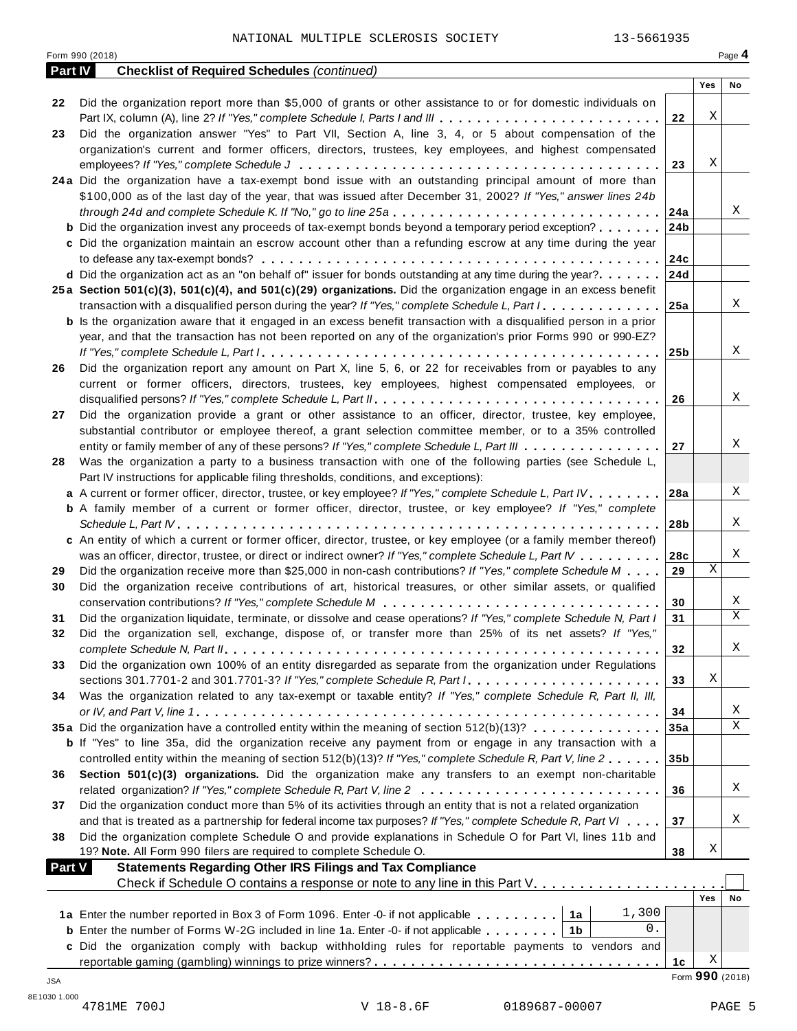NATIONAL MULTIPLE SCLEROSIS SOCIETY 13-5661935

Form 990 (2018) Page **4**

## Part IV Checklist of Required Schedules *(continued)*

| | | Line | Yes | No |
|---|---|---|---|---|
| **22** | Did the organization report more than $5,000 of grants or other assistance to or for domestic individuals on Part IX, column (A), line 2? *If "Yes," complete Schedule I, Parts I and III* | **22** | X | |
| **23** | Did the organization answer "Yes" to Part VII, Section A, line 3, 4, or 5 about compensation of the organization's current and former officers, directors, trustees, key employees, and highest compensated employees? *If "Yes," complete Schedule J* | **23** | X | |
| **24a** | Did the organization have a tax-exempt bond issue with an outstanding principal amount of more than $100,000 as of the last day of the year, that was issued after December 31, 2002? *If "Yes," answer lines 24b through 24d and complete Schedule K. If "No," go to line 25a* | **24a** | | X |
| **b** | Did the organization invest any proceeds of tax-exempt bonds beyond a temporary period exception? | **24b** | | |
| **c** | Did the organization maintain an escrow account other than a refunding escrow at any time during the year to defease any tax-exempt bonds? | **24c** | | |
| **d** | Did the organization act as an "on behalf of" issuer for bonds outstanding at any time during the year? | **24d** | | |
| **25a** | **Section 501(c)(3), 501(c)(4), and 501(c)(29) organizations.** Did the organization engage in an excess benefit transaction with a disqualified person during the year? *If "Yes," complete Schedule L, Part I* | **25a** | | X |
| **b** | Is the organization aware that it engaged in an excess benefit transaction with a disqualified person in a prior year, and that the transaction has not been reported on any of the organization's prior Forms 990 or 990-EZ? *If "Yes," complete Schedule L, Part I* | **25b** | | X |
| **26** | Did the organization report any amount on Part X, line 5, 6, or 22 for receivables from or payables to any current or former officers, directors, trustees, key employees, highest compensated employees, or disqualified persons? *If "Yes," complete Schedule L, Part II* | **26** | | X |
| **27** | Did the organization provide a grant or other assistance to an officer, director, trustee, key employee, substantial contributor or employee thereof, a grant selection committee member, or to a 35% controlled entity or family member of any of these persons? *If "Yes," complete Schedule L, Part III* | **27** | | X |
| **28** | Was the organization a party to a business transaction with one of the following parties (see Schedule L, Part IV instructions for applicable filing thresholds, conditions, and exceptions): | | | |
| **a** | A current or former officer, director, trustee, or key employee? *If "Yes," complete Schedule L, Part IV* | **28a** | | X |
| **b** | A family member of a current or former officer, director, trustee, or key employee? *If "Yes," complete Schedule L, Part IV* | **28b** | | X |
| **c** | An entity of which a current or former officer, director, trustee, or key employee (or a family member thereof) was an officer, director, trustee, or direct or indirect owner? *If "Yes," complete Schedule L, Part IV* | **28c** | | X |
| **29** | Did the organization receive more than $25,000 in non-cash contributions? *If "Yes," complete Schedule M* | **29** | X | |
| **30** | Did the organization receive contributions of art, historical treasures, or other similar assets, or qualified conservation contributions? *If "Yes," complete Schedule M* | **30** | | X |
| **31** | Did the organization liquidate, terminate, or dissolve and cease operations? *If "Yes," complete Schedule N, Part I* | **31** | | X |
| **32** | Did the organization sell, exchange, dispose of, or transfer more than 25% of its net assets? *If "Yes," complete Schedule N, Part II* | **32** | | X |
| **33** | Did the organization own 100% of an entity disregarded as separate from the organization under Regulations sections 301.7701-2 and 301.7701-3? *If "Yes," complete Schedule R, Part I* | **33** | X | |
| **34** | Was the organization related to any tax-exempt or taxable entity? *If "Yes," complete Schedule R, Part II, III, or IV, and Part V, line 1* | **34** | | X |
| **35a** | Did the organization have a controlled entity within the meaning of section 512(b)(13)? | **35a** | | X |
| **b** | If "Yes" to line 35a, did the organization receive any payment from or engage in any transaction with a controlled entity within the meaning of section 512(b)(13)? *If "Yes," complete Schedule R, Part V, line 2* | **35b** | | |
| **36** | **Section 501(c)(3) organizations.** Did the organization make any transfers to an exempt non-charitable related organization? *If "Yes," complete Schedule R, Part V, line 2* | **36** | | X |
| **37** | Did the organization conduct more than 5% of its activities through an entity that is not a related organization and that is treated as a partnership for federal income tax purposes? *If "Yes," complete Schedule R, Part VI* | **37** | | X |
| **38** | Did the organization complete Schedule O and provide explanations in Schedule O for Part VI, lines 11b and 19? **Note.** All Form 990 filers are required to complete Schedule O. | **38** | X | |

## Part V Statements Regarding Other IRS Filings and Tax Compliance

Check if Schedule O contains a response or note to any line in this Part V ☐

| | | | | Line | Yes | No |
|---|---|---|---|---|---|---|
| **1a** | Enter the number reported in Box 3 of Form 1096. Enter -0- if not applicable | **1a** | 1,300 | | | |
| **b** | Enter the number of Forms W-2G included in line 1a. Enter -0- if not applicable | **1b** | 0. | | | |
| **c** | Did the organization comply with backup withholding rules for reportable payments to vendors and reportable gaming (gambling) winnings to prize winners? | | | **1c** | X | |

Form **990** (2018)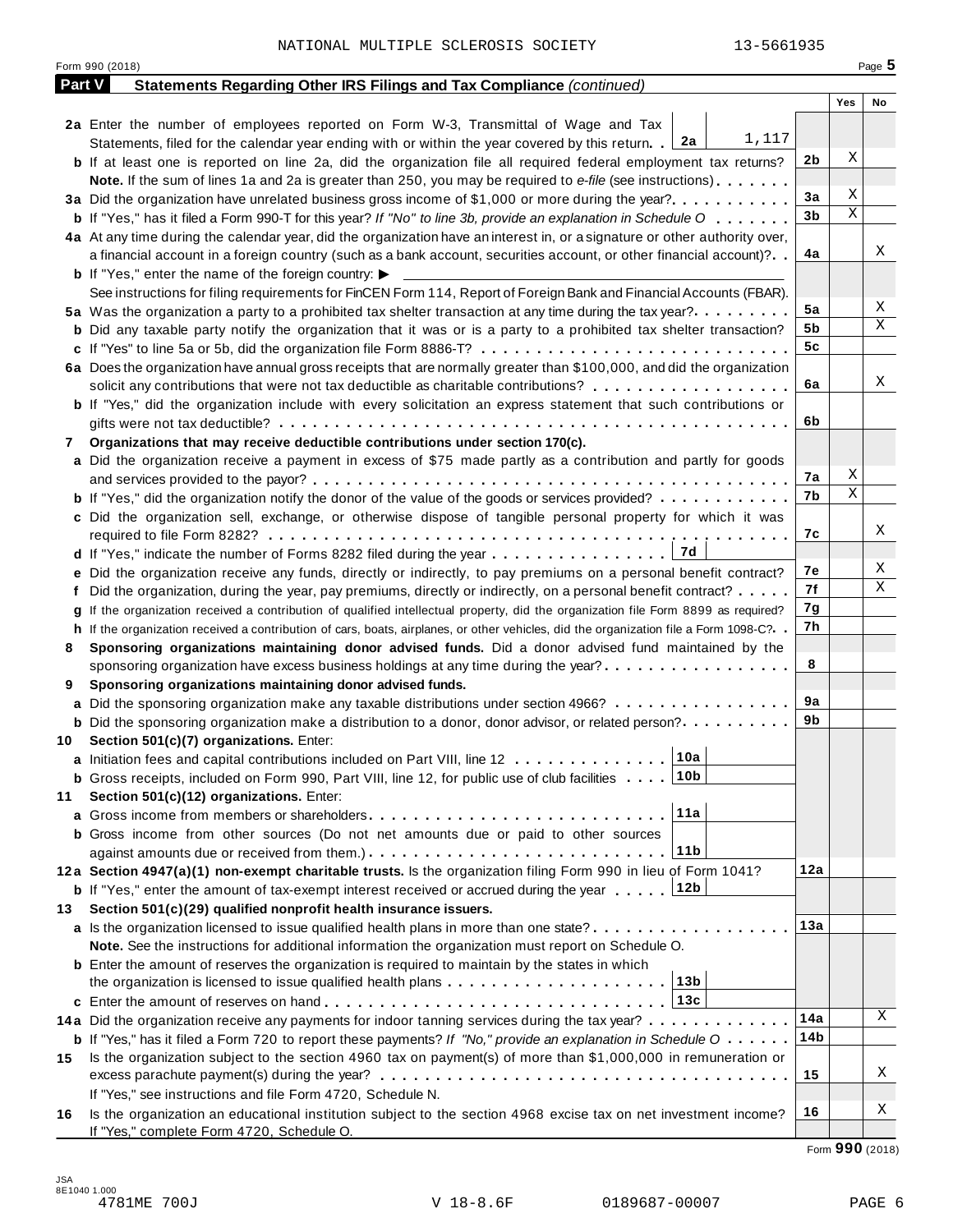NATIONAL MULTIPLE SCLEROSIS SOCIETY 13-5661935

Form 990 (2018) Page **5**

## Part V Statements Regarding Other IRS Filings and Tax Compliance *(continued)*

| | | | Yes | No |
|---|---|---|---|---|
| **2a** | Enter the number of employees reported on Form W-3, Transmittal of Wage and Tax Statements, filed for the calendar year ending with or within the year covered by this return. . **2a** 1,117 | | | |
| **b** | If at least one is reported on line 2a, did the organization file all required federal employment tax returns? | **2b** | X | |
| | **Note.** If the sum of lines 1a and 2a is greater than 250, you may be required to *e-file* (see instructions) | | | |
| **3a** | Did the organization have unrelated business gross income of $1,000 or more during the year? | **3a** | X | |
| **b** | If "Yes," has it filed a Form 990-T for this year? *If "No" to line 3b, provide an explanation in Schedule O* | **3b** | X | |
| **4a** | At any time during the calendar year, did the organization have an interest in, or a signature or other authority over, a financial account in a foreign country (such as a bank account, securities account, or other financial account)? | **4a** | | X |
| **b** | If "Yes," enter the name of the foreign country: ▶ | | | |
| | See instructions for filing requirements for FinCEN Form 114, Report of Foreign Bank and Financial Accounts (FBAR). | | | |
| **5a** | Was the organization a party to a prohibited tax shelter transaction at any time during the tax year? | **5a** | | X |
| **b** | Did any taxable party notify the organization that it was or is a party to a prohibited tax shelter transaction? | **5b** | | X |
| **c** | If "Yes" to line 5a or 5b, did the organization file Form 8886-T? | **5c** | | |
| **6a** | Does the organization have annual gross receipts that are normally greater than $100,000, and did the organization solicit any contributions that were not tax deductible as charitable contributions? | **6a** | | X |
| **b** | If "Yes," did the organization include with every solicitation an express statement that such contributions or gifts were not tax deductible? | **6b** | | |
| **7** | **Organizations that may receive deductible contributions under section 170(c).** | | | |
| **a** | Did the organization receive a payment in excess of $75 made partly as a contribution and partly for goods and services provided to the payor? | **7a** | X | |
| **b** | If "Yes," did the organization notify the donor of the value of the goods or services provided? | **7b** | X | |
| **c** | Did the organization sell, exchange, or otherwise dispose of tangible personal property for which it was required to file Form 8282? | **7c** | | X |
| **d** | If "Yes," indicate the number of Forms 8282 filed during the year . . . **7d** | | | |
| **e** | Did the organization receive any funds, directly or indirectly, to pay premiums on a personal benefit contract? | **7e** | | X |
| **f** | Did the organization, during the year, pay premiums, directly or indirectly, on a personal benefit contract? | **7f** | | X |
| **g** | If the organization received a contribution of qualified intellectual property, did the organization file Form 8899 as required? | **7g** | | |
| **h** | If the organization received a contribution of cars, boats, airplanes, or other vehicles, did the organization file a Form 1098-C? | **7h** | | |
| **8** | **Sponsoring organizations maintaining donor advised funds.** Did a donor advised fund maintained by the sponsoring organization have excess business holdings at any time during the year? | **8** | | |
| **9** | **Sponsoring organizations maintaining donor advised funds.** | | | |
| **a** | Did the sponsoring organization make any taxable distributions under section 4966? | **9a** | | |
| **b** | Did the sponsoring organization make a distribution to a donor, donor advisor, or related person? | **9b** | | |
| **10** | **Section 501(c)(7) organizations.** Enter: | | | |
| **a** | Initiation fees and capital contributions included on Part VIII, line 12 . . . **10a** | | | |
| **b** | Gross receipts, included on Form 990, Part VIII, line 12, for public use of club facilities . . . **10b** | | | |
| **11** | **Section 501(c)(12) organizations.** Enter: | | | |
| **a** | Gross income from members or shareholders . . . **11a** | | | |
| **b** | Gross income from other sources (Do not net amounts due or paid to other sources against amounts due or received from them.) . . . **11b** | | | |
| **12a** | **Section 4947(a)(1) non-exempt charitable trusts.** Is the organization filing Form 990 in lieu of Form 1041? | **12a** | | |
| **b** | If "Yes," enter the amount of tax-exempt interest received or accrued during the year . . . **12b** | | | |
| **13** | **Section 501(c)(29) qualified nonprofit health insurance issuers.** | | | |
| **a** | Is the organization licensed to issue qualified health plans in more than one state? | **13a** | | |
| | **Note.** See the instructions for additional information the organization must report on Schedule O. | | | |
| **b** | Enter the amount of reserves the organization is required to maintain by the states in which the organization is licensed to issue qualified health plans . . . **13b** | | | |
| **c** | Enter the amount of reserves on hand . . . **13c** | | | |
| **14a** | Did the organization receive any payments for indoor tanning services during the tax year? | **14a** | | X |
| **b** | If "Yes," has it filed a Form 720 to report these payments? *If "No," provide an explanation in Schedule O* | **14b** | | |
| **15** | Is the organization subject to the section 4960 tax on payment(s) of more than $1,000,000 in remuneration or excess parachute payment(s) during the year? | **15** | | X |
| | If "Yes," see instructions and file Form 4720, Schedule N. | | | |
| **16** | Is the organization an educational institution subject to the section 4968 excise tax on net investment income? If "Yes," complete Form 4720, Schedule O. | **16** | | X |

Form **990** (2018)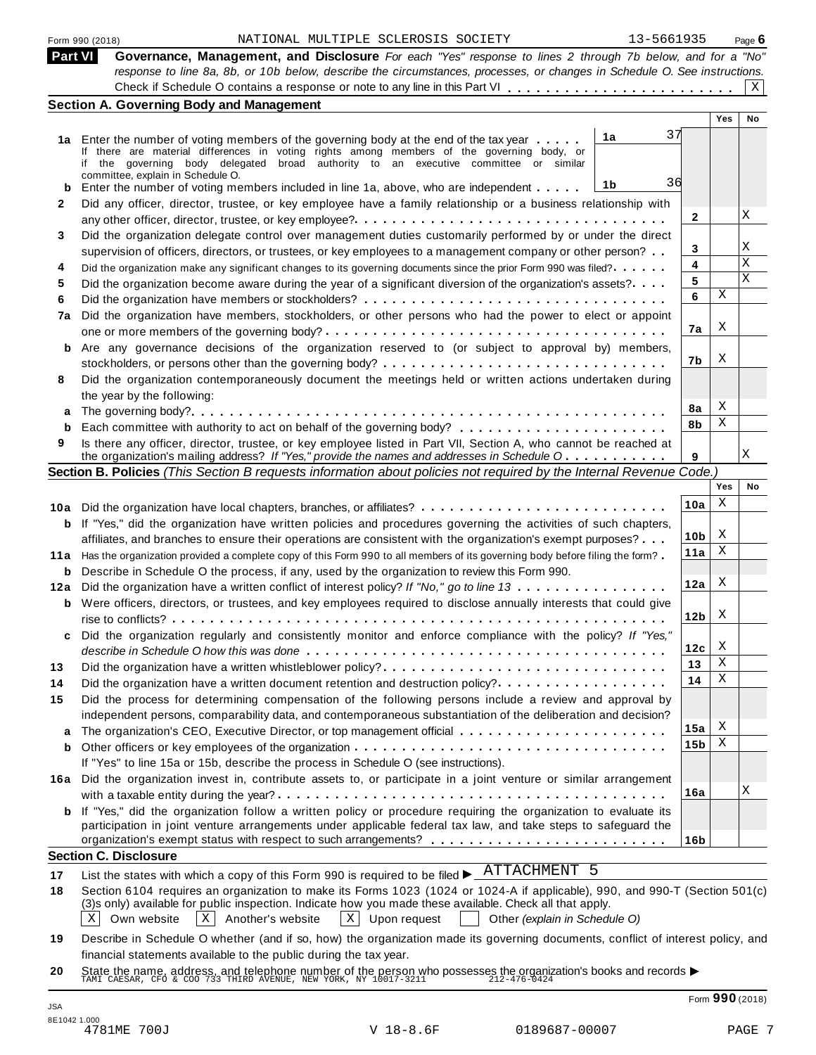Form 990 (2018) NATIONAL MULTIPLE SCLEROSIS SOCIETY 13-5661935 Page 6

## Part VI Governance, Management, and Disclosure

*For each "Yes" response to lines 2 through 7b below, and for a "No" response to line 8a, 8b, or 10b below, describe the circumstances, processes, or changes in Schedule O. See instructions.*

Check if Schedule O contains a response or note to any line in this Part VI . . . . . . . . . . . . . . . . . . . . . . . X

### Section A. Governing Body and Management

| | | | | Yes | No |
|---|---|---|---|---|---|
| **1a** | Enter the number of voting members of the governing body at the end of the tax year . . . . . If there are material differences in voting rights among members of the governing body, or if the governing body delegated broad authority to an executive committee or similar committee, explain in Schedule O. | 1a | 37 | | |
| **b** | Enter the number of voting members included in line 1a, above, who are independent . . . . . | 1b | 36 | | |
| **2** | Did any officer, director, trustee, or key employee have a family relationship or a business relationship with any other officer, director, trustee, or key employee? . . . . . | 2 | | | X |
| **3** | Did the organization delegate control over management duties customarily performed by or under the direct supervision of officers, directors, or trustees, or key employees to a management company or other person? . . | 3 | | | X |
| **4** | Did the organization make any significant changes to its governing documents since the prior Form 990 was filed? . . . . . | 4 | | | X |
| **5** | Did the organization become aware during the year of a significant diversion of the organization's assets? . . . . | 5 | | | X |
| **6** | Did the organization have members or stockholders? . . . . . | 6 | | X | |
| **7a** | Did the organization have members, stockholders, or other persons who had the power to elect or appoint one or more members of the governing body? . . . . . | 7a | | X | |
| **b** | Are any governance decisions of the organization reserved to (or subject to approval by) members, stockholders, or persons other than the governing body? . . . . . | 7b | | X | |
| **8** | Did the organization contemporaneously document the meetings held or written actions undertaken during the year by the following: | | | | |
| **a** | The governing body? . . . . . | 8a | | X | |
| **b** | Each committee with authority to act on behalf of the governing body? . . . . . | 8b | | X | |
| **9** | Is there any officer, director, trustee, or key employee listed in Part VII, Section A, who cannot be reached at the organization's mailing address? *If "Yes," provide the names and addresses in Schedule O* . . . . . | 9 | | | X |

### Section B. Policies *(This Section B requests information about policies not required by the Internal Revenue Code.)*

| | | | Yes | No |
|---|---|---|---|---|
| **10a** | Did the organization have local chapters, branches, or affiliates? . . . . . | 10a | X | |
| **b** | If "Yes," did the organization have written policies and procedures governing the activities of such chapters, affiliates, and branches to ensure their operations are consistent with the organization's exempt purposes? . . . | 10b | X | |
| **11a** | Has the organization provided a complete copy of this Form 990 to all members of its governing body before filing the form? . | 11a | X | |
| **b** | Describe in Schedule O the process, if any, used by the organization to review this Form 990. | | | |
| **12a** | Did the organization have a written conflict of interest policy? *If "No," go to line 13* . . . . . | 12a | X | |
| **b** | Were officers, directors, or trustees, and key employees required to disclose annually interests that could give rise to conflicts? . . . . . | 12b | X | |
| **c** | Did the organization regularly and consistently monitor and enforce compliance with the policy? *If "Yes," describe in Schedule O how this was done* . . . . . | 12c | X | |
| **13** | Did the organization have a written whistleblower policy? . . . . . | 13 | X | |
| **14** | Did the organization have a written document retention and destruction policy? . . . . . | 14 | X | |
| **15** | Did the process for determining compensation of the following persons include a review and approval by independent persons, comparability data, and contemporaneous substantiation of the deliberation and decision? | | | |
| **a** | The organization's CEO, Executive Director, or top management official . . . . . | 15a | X | |
| **b** | Other officers or key employees of the organization . . . . . | 15b | X | |
| | If "Yes" to line 15a or 15b, describe the process in Schedule O (see instructions). | | | |
| **16a** | Did the organization invest in, contribute assets to, or participate in a joint venture or similar arrangement with a taxable entity during the year? . . . . . | 16a | | X |
| **b** | If "Yes," did the organization follow a written policy or procedure requiring the organization to evaluate its participation in joint venture arrangements under applicable federal tax law, and take steps to safeguard the organization's exempt status with respect to such arrangements? . . . . . | 16b | | |

### Section C. Disclosure

**17** List the states with which a copy of this Form 990 is required to be filed ▶ ATTACHMENT 5

**18** Section 6104 requires an organization to make its Forms 1023 (1024 or 1024-A if applicable), 990, and 990-T (Section 501(c)(3)s only) available for public inspection. Indicate how you made these available. Check all that apply.

X Own website   X Another's website   X Upon request   ☐ Other *(explain in Schedule O)*

**19** Describe in Schedule O whether (and if so, how) the organization made its governing documents, conflict of interest policy, and financial statements available to the public during the tax year.

**20** State the name, address, and telephone number of the person who possesses the organization's books and records ▶ TAMI CAESAR, CFO & COO 733 THIRD AVENUE, NEW YORK, NY 10017-3211 212-476-0424

Form **990** (2018)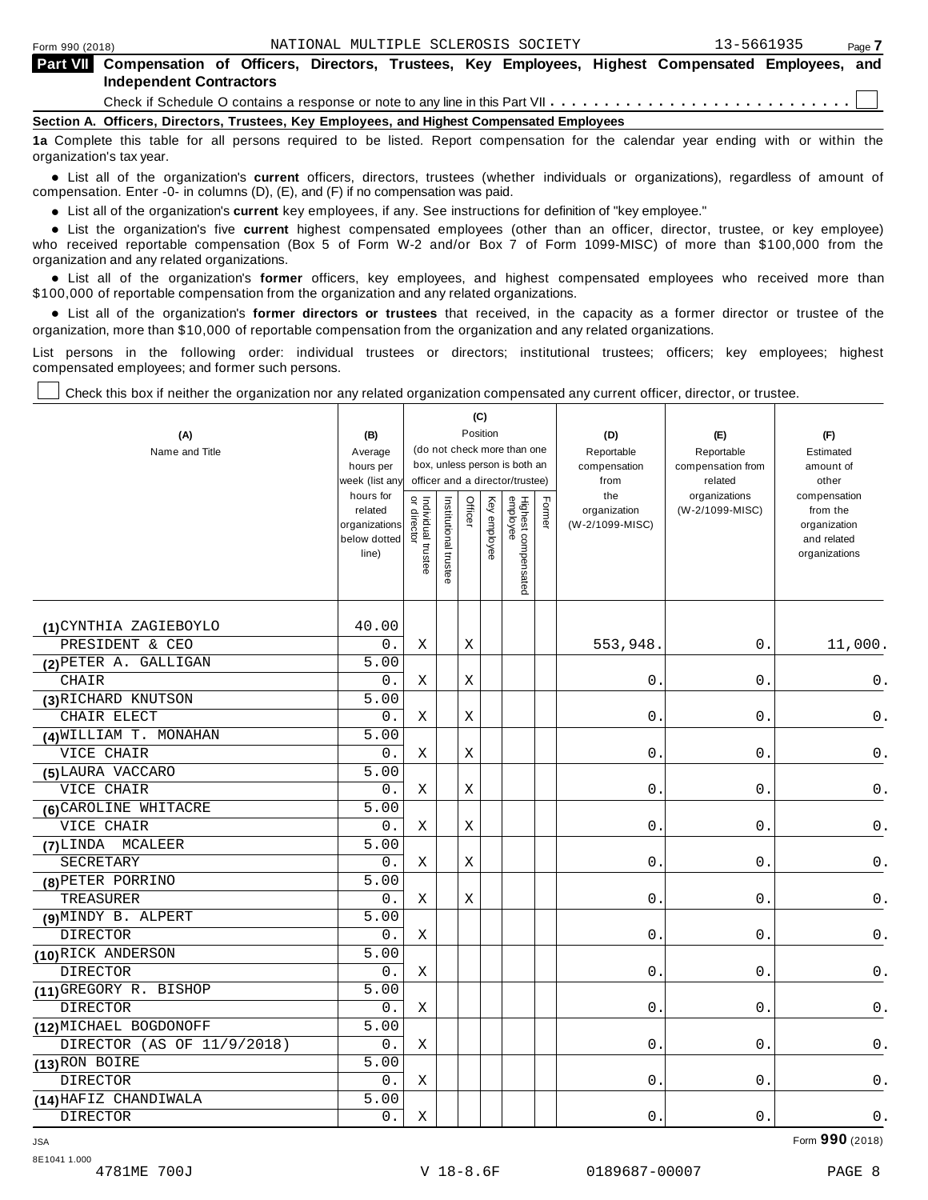Form 990 (2018) NATIONAL MULTIPLE SCLEROSIS SOCIETY 13-5661935

## Part VII Compensation of Officers, Directors, Trustees, Key Employees, Highest Compensated Employees, and Independent Contractors

Check if Schedule O contains a response or note to any line in this Part VII . . . . . . . . . . . . . . . . . . . . . . . . . . . ☐

### Section A. Officers, Directors, Trustees, Key Employees, and Highest Compensated Employees

**1a** Complete this table for all persons required to be listed. Report compensation for the calendar year ending with or within the organization's tax year.

- List all of the organization's **current** officers, directors, trustees (whether individuals or organizations), regardless of amount of compensation. Enter -0- in columns (D), (E), and (F) if no compensation was paid.
- List all of the organization's **current** key employees, if any. See instructions for definition of "key employee."
- List the organization's five **current** highest compensated employees (other than an officer, director, trustee, or key employee) who received reportable compensation (Box 5 of Form W-2 and/or Box 7 of Form 1099-MISC) of more than $100,000 from the organization and any related organizations.
- List all of the organization's **former** officers, key employees, and highest compensated employees who received more than $100,000 of reportable compensation from the organization and any related organizations.
- List all of the organization's **former directors or trustees** that received, in the capacity as a former director or trustee of the organization, more than $10,000 of reportable compensation from the organization and any related organizations.

List persons in the following order: individual trustees or directors; institutional trustees; officers; key employees; highest compensated employees; and former such persons.

☐ Check this box if neither the organization nor any related organization compensated any current officer, director, or trustee.

| (A) Name and Title | (B) Average hours per week (list any hours for related organizations below dotted line) | (C) Position (do not check more than one box, unless person is both an officer and a director/trustee) | | | | | | (D) Reportable compensation from the organization (W-2/1099-MISC) | (E) Reportable compensation from related organizations (W-2/1099-MISC) | (F) Estimated amount of other compensation from the organization and related organizations |
|---|---|---|---|---|---|---|---|---|---|---|
| | | Individual trustee or director | Institutional trustee | Officer | Key employee | Highest compensated employee | Former | | | |
| (1) CYNTHIA ZAGIEBOYLO | 40.00 | | | | | | | | | |
| PRESIDENT & CEO | 0. | X | | X | | | | 553,948. | 0. | 11,000. |
| (2) PETER A. GALLIGAN | 5.00 | | | | | | | | | |
| CHAIR | 0. | X | | X | | | | 0. | 0. | 0. |
| (3) RICHARD KNUTSON | 5.00 | | | | | | | | | |
| CHAIR ELECT | 0. | X | | X | | | | 0. | 0. | 0. |
| (4) WILLIAM T. MONAHAN | 5.00 | | | | | | | | | |
| VICE CHAIR | 0. | X | | X | | | | 0. | 0. | 0. |
| (5) LAURA VACCARO | 5.00 | | | | | | | | | |
| VICE CHAIR | 0. | X | | X | | | | 0. | 0. | 0. |
| (6) CAROLINE WHITACRE | 5.00 | | | | | | | | | |
| VICE CHAIR | 0. | X | | X | | | | 0. | 0. | 0. |
| (7) LINDA MCALEER | 5.00 | | | | | | | | | |
| SECRETARY | 0. | X | | X | | | | 0. | 0. | 0. |
| (8) PETER PORRINO | 5.00 | | | | | | | | | |
| TREASURER | 0. | X | | X | | | | 0. | 0. | 0. |
| (9) MINDY B. ALPERT | 5.00 | | | | | | | | | |
| DIRECTOR | 0. | X | | | | | | 0. | 0. | 0. |
| (10) RICK ANDERSON | 5.00 | | | | | | | | | |
| DIRECTOR | 0. | X | | | | | | 0. | 0. | 0. |
| (11) GREGORY R. BISHOP | 5.00 | | | | | | | | | |
| DIRECTOR | 0. | X | | | | | | 0. | 0. | 0. |
| (12) MICHAEL BOGDONOFF | 5.00 | | | | | | | | | |
| DIRECTOR (AS OF 11/9/2018) | 0. | X | | | | | | 0. | 0. | 0. |
| (13) RON BOIRE | 5.00 | | | | | | | | | |
| DIRECTOR | 0. | X | | | | | | 0. | 0. | 0. |
| (14) HAFIZ CHANDIWALA | 5.00 | | | | | | | | | |
| DIRECTOR | 0. | X | | | | | | 0. | 0. | 0. |

Form **990** (2018)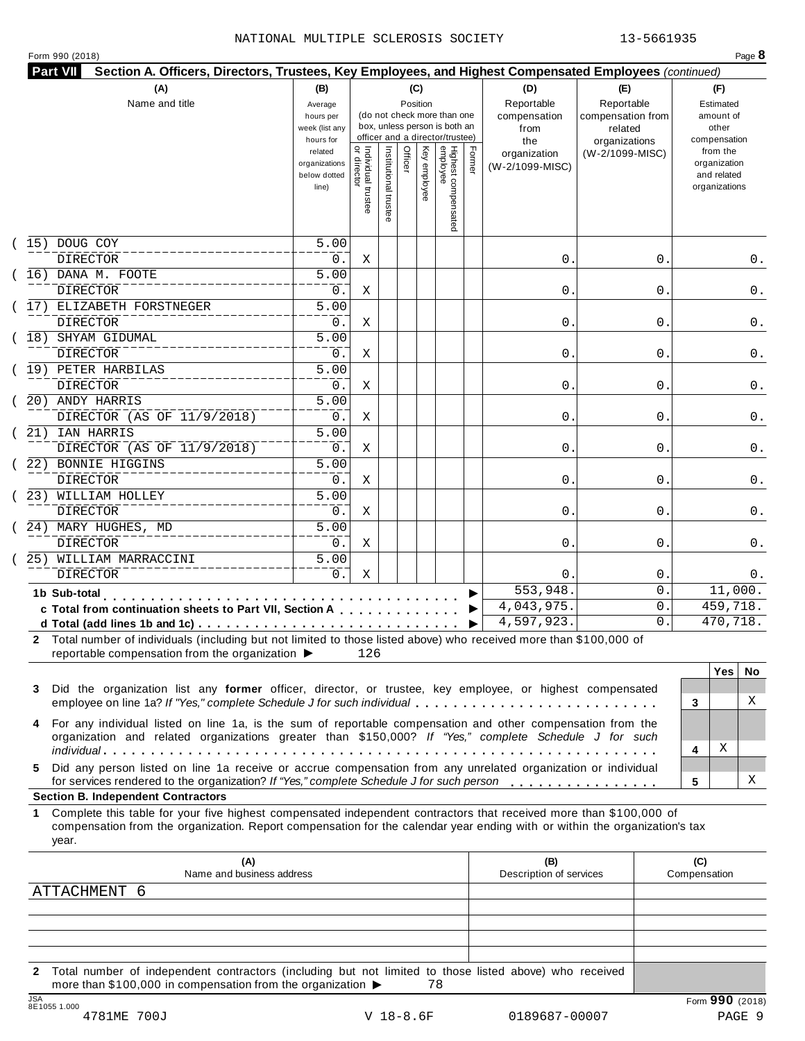NATIONAL MULTIPLE SCLEROSIS SOCIETY 13-5661935

Form 990 (2018) Page **8**

**Part VII Section A. Officers, Directors, Trustees, Key Employees, and Highest Compensated Employees** *(continued)*

| (A) Name and title | (B) Average hours per week (list any hours for related organizations below dotted line) | (C) Position: Individual trustee or director | Institutional trustee | Officer | Key employee | Highest compensated employee | Former | (D) Reportable compensation from the organization (W-2/1099-MISC) | (E) Reportable compensation from related organizations (W-2/1099-MISC) | (F) Estimated amount of other compensation from the organization and related organizations |
|---|---|---|---|---|---|---|---|---|---|---|
| (15) DOUG COY<br>DIRECTOR | 5.00<br>0. | X | | | | | | 0. | 0. | 0. |
| (16) DANA M. FOOTE<br>DIRECTOR | 5.00<br>0. | X | | | | | | 0. | 0. | 0. |
| (17) ELIZABETH FORSTNEGER<br>DIRECTOR | 5.00<br>0. | X | | | | | | 0. | 0. | 0. |
| (18) SHYAM GIDUMAL<br>DIRECTOR | 5.00<br>0. | X | | | | | | 0. | 0. | 0. |
| (19) PETER HARBILAS<br>DIRECTOR | 5.00<br>0. | X | | | | | | 0. | 0. | 0. |
| (20) ANDY HARRIS<br>DIRECTOR (AS OF 11/9/2018) | 5.00<br>0. | X | | | | | | 0. | 0. | 0. |
| (21) IAN HARRIS<br>DIRECTOR (AS OF 11/9/2018) | 5.00<br>0. | X | | | | | | 0. | 0. | 0. |
| (22) BONNIE HIGGINS<br>DIRECTOR | 5.00<br>0. | X | | | | | | 0. | 0. | 0. |
| (23) WILLIAM HOLLEY<br>DIRECTOR | 5.00<br>0. | X | | | | | | 0. | 0. | 0. |
| (24) MARY HUGHES, MD<br>DIRECTOR | 5.00<br>0. | X | | | | | | 0. | 0. | 0. |
| (25) WILLIAM MARRACCINI<br>DIRECTOR | 5.00<br>0. | X | | | | | | 0. | 0. | 0. |
| **1b Sub-total** | | | | | | | | 553,948. | 0. | 11,000. |
| **c Total from continuation sheets to Part VII, Section A** | | | | | | | | 4,043,975. | 0. | 459,718. |
| **d Total (add lines 1b and 1c)** | | | | | | | | 4,597,923. | 0. | 470,718. |

**2** Total number of individuals (including but not limited to those listed above) who received more than $100,000 of reportable compensation from the organization ▶ 126

| | | Yes | No |
|---|---|---|---|
| **3** Did the organization list any **former** officer, director, or trustee, key employee, or highest compensated employee on line 1a? *If "Yes," complete Schedule J for such individual* | 3 | | X |
| **4** For any individual listed on line 1a, is the sum of reportable compensation and other compensation from the organization and related organizations greater than $150,000? *If "Yes," complete Schedule J for such individual* | 4 | X | |
| **5** Did any person listed on line 1a receive or accrue compensation from any unrelated organization or individual for services rendered to the organization? *If "Yes," complete Schedule J for such person* | 5 | | X |

**Section B. Independent Contractors**

**1** Complete this table for your five highest compensated independent contractors that received more than $100,000 of compensation from the organization. Report compensation for the calendar year ending with or within the organization's tax year.

| (A) Name and business address | (B) Description of services | (C) Compensation |
|---|---|---|
| ATTACHMENT 6 | | |
| | | |
| | | |
| | | |
| | | |

**2** Total number of independent contractors (including but not limited to those listed above) who received more than $100,000 in compensation from the organization ▶ 78

Form **990** (2018)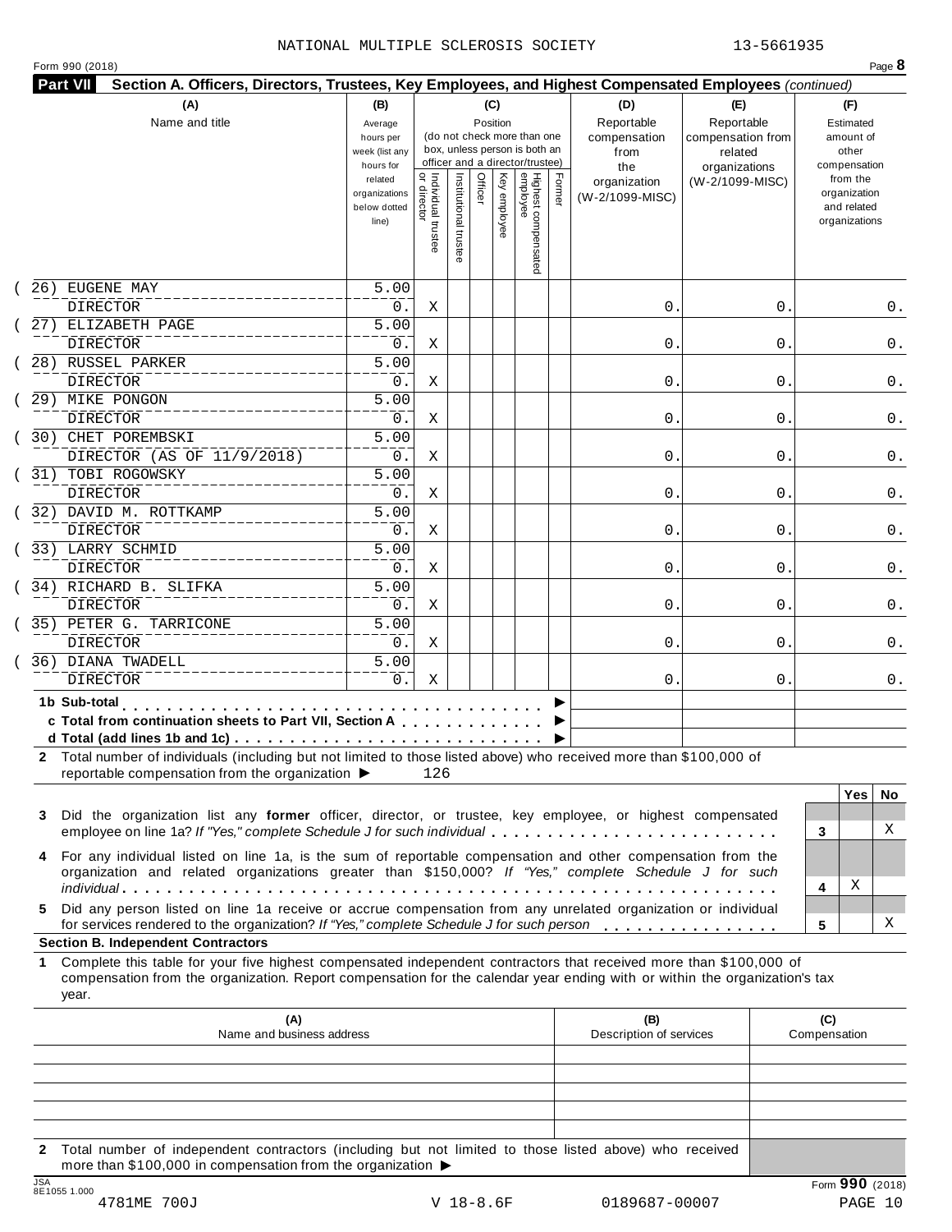NATIONAL MULTIPLE SCLEROSIS SOCIETY 13-5661935

Form 990 (2018) Page **8**

**Part VII** **Section A. Officers, Directors, Trustees, Key Employees, and Highest Compensated Employees** *(continued)*

| (A) Name and title | (B) Average hours per week (list any hours for related organizations below dotted line) | (C) Position: Individual trustee or director | Institutional trustee | Officer | Key employee | Highest compensated employee | Former | (D) Reportable compensation from the organization (W-2/1099-MISC) | (E) Reportable compensation from related organizations (W-2/1099-MISC) | (F) Estimated amount of other compensation from the organization and related organizations |
|---|---|---|---|---|---|---|---|---|---|---|
| (26) EUGENE MAY<br>DIRECTOR | 5.00<br>0. | X | | | | | | 0. | 0. | 0. |
| (27) ELIZABETH PAGE<br>DIRECTOR | 5.00<br>0. | X | | | | | | 0. | 0. | 0. |
| (28) RUSSEL PARKER<br>DIRECTOR | 5.00<br>0. | X | | | | | | 0. | 0. | 0. |
| (29) MIKE PONGON<br>DIRECTOR | 5.00<br>0. | X | | | | | | 0. | 0. | 0. |
| (30) CHET POREMBSKI<br>DIRECTOR (AS OF 11/9/2018) | 5.00<br>0. | X | | | | | | 0. | 0. | 0. |
| (31) TOBI ROGOWSKY<br>DIRECTOR | 5.00<br>0. | X | | | | | | 0. | 0. | 0. |
| (32) DAVID M. ROTTKAMP<br>DIRECTOR | 5.00<br>0. | X | | | | | | 0. | 0. | 0. |
| (33) LARRY SCHMID<br>DIRECTOR | 5.00<br>0. | X | | | | | | 0. | 0. | 0. |
| (34) RICHARD B. SLIFKA<br>DIRECTOR | 5.00<br>0. | X | | | | | | 0. | 0. | 0. |
| (35) PETER G. TARRICONE<br>DIRECTOR | 5.00<br>0. | X | | | | | | 0. | 0. | 0. |
| (36) DIANA TWADELL<br>DIRECTOR | 5.00<br>0. | X | | | | | | 0. | 0. | 0. |
| **1b Sub-total** ▶ | | | | | | | | | | |
| **c Total from continuation sheets to Part VII, Section A** ▶ | | | | | | | | | | |
| **d Total (add lines 1b and 1c)** ▶ | | | | | | | | | | |

**2** Total number of individuals (including but not limited to those listed above) who received more than $100,000 of reportable compensation from the organization ▶ 126

| | | Yes | No |
|---|---|---|---|
| **3** Did the organization list any **former** officer, director, or trustee, key employee, or highest compensated employee on line 1a? *If "Yes," complete Schedule J for such individual* | 3 | | X |
| **4** For any individual listed on line 1a, is the sum of reportable compensation and other compensation from the organization and related organizations greater than $150,000? *If "Yes," complete Schedule J for such individual* | 4 | X | |
| **5** Did any person listed on line 1a receive or accrue compensation from any unrelated organization or individual for services rendered to the organization? *If "Yes," complete Schedule J for such person* | 5 | | X |

**Section B. Independent Contractors**

**1** Complete this table for your five highest compensated independent contractors that received more than $100,000 of compensation from the organization. Report compensation for the calendar year ending with or within the organization's tax year.

| (A) Name and business address | (B) Description of services | (C) Compensation |
|---|---|---|
| | | |
| | | |
| | | |
| | | |
| | | |

**2** Total number of independent contractors (including but not limited to those listed above) who received more than $100,000 in compensation from the organization ▶

Form **990** (2018)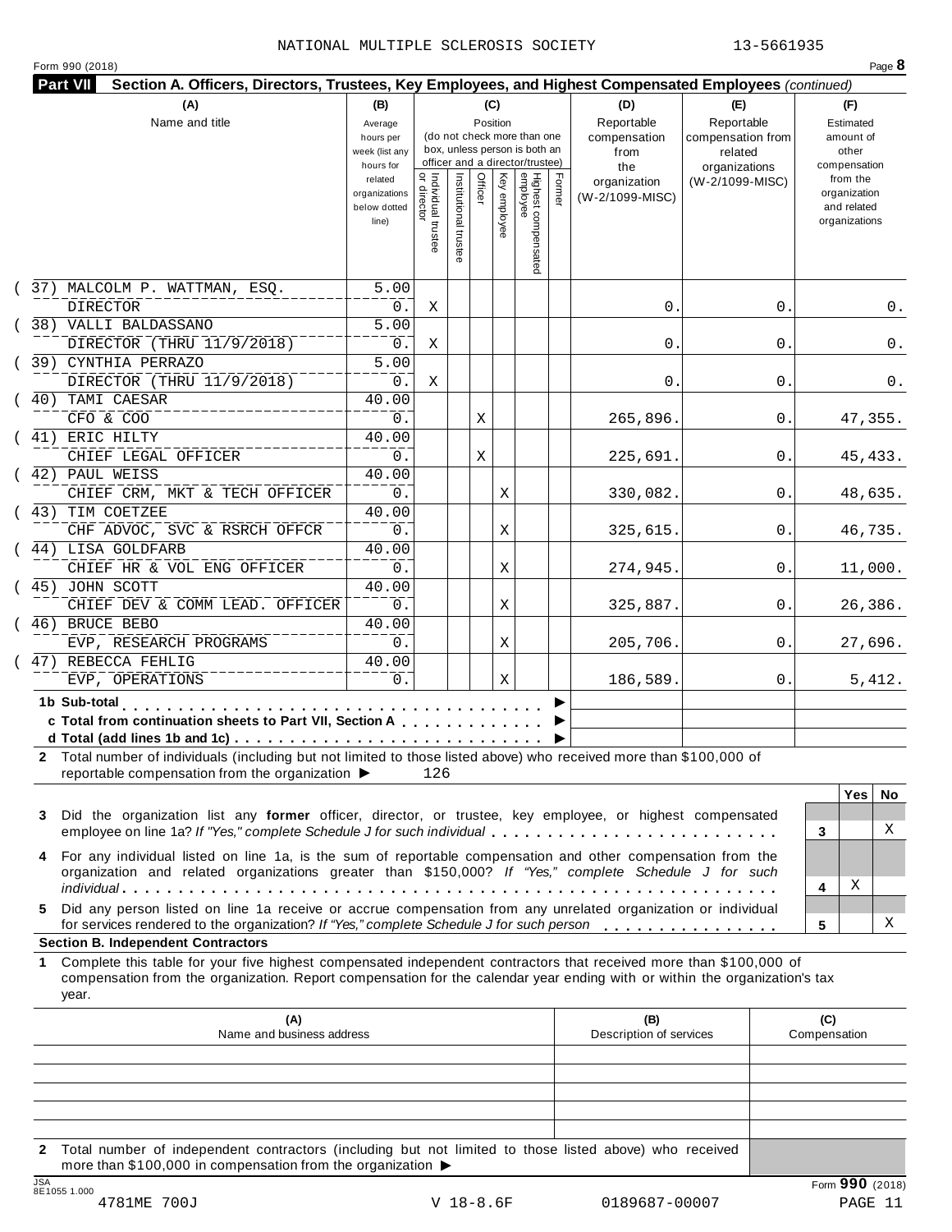NATIONAL MULTIPLE SCLEROSIS SOCIETY 13-5661935

Form 990 (2018) Page **8**

**Part VII Section A. Officers, Directors, Trustees, Key Employees, and Highest Compensated Employees** *(continued)*

| (A) Name and title | (B) Average hours per week (list any hours for related organizations below dotted line) | (C) Individual trustee or director | Institutional trustee | Officer | Key employee | Highest compensated employee | Former | (D) Reportable compensation from the organization (W-2/1099-MISC) | (E) Reportable compensation from related organizations (W-2/1099-MISC) | (F) Estimated amount of other compensation from the organization and related organizations |
|---|---|---|---|---|---|---|---|---|---|---|
| (37) MALCOLM P. WATTMAN, ESQ. DIRECTOR | 5.00 0. | X | | | | | | 0. | 0. | 0. |
| (38) VALLI BALDASSANO DIRECTOR (THRU 11/9/2018) | 5.00 0. | X | | | | | | 0. | 0. | 0. |
| (39) CYNTHIA PERRAZO DIRECTOR (THRU 11/9/2018) | 5.00 0. | X | | | | | | 0. | 0. | 0. |
| (40) TAMI CAESAR CFO & COO | 40.00 0. | | | X | | | | 265,896. | 0. | 47,355. |
| (41) ERIC HILTY CHIEF LEGAL OFFICER | 40.00 0. | | | X | | | | 225,691. | 0. | 45,433. |
| (42) PAUL WEISS CHIEF CRM, MKT & TECH OFFICER | 40.00 0. | | | | X | | | 330,082. | 0. | 48,635. |
| (43) TIM COETZEE CHF ADVOC, SVC & RSRCH OFFCR | 40.00 0. | | | | X | | | 325,615. | 0. | 46,735. |
| (44) LISA GOLDFARB CHIEF HR & VOL ENG OFFICER | 40.00 0. | | | | X | | | 274,945. | 0. | 11,000. |
| (45) JOHN SCOTT CHIEF DEV & COMM LEAD. OFFICER | 40.00 0. | | | | X | | | 325,887. | 0. | 26,386. |
| (46) BRUCE BEBO EVP, RESEARCH PROGRAMS | 40.00 0. | | | | X | | | 205,706. | 0. | 27,696. |
| (47) REBECCA FEHLIG EVP, OPERATIONS | 40.00 0. | | | | X | | | 186,589. | 0. | 5,412. |

**1b Sub-total** ▶

**c Total from continuation sheets to Part VII, Section A** ▶

**d Total (add lines 1b and 1c)** ▶

**2** Total number of individuals (including but not limited to those listed above) who received more than $100,000 of reportable compensation from the organization ▶ 126

| | | Yes | No |
|---|---|---|---|
| **3** Did the organization list any **former** officer, director, or trustee, key employee, or highest compensated employee on line 1a? *If "Yes," complete Schedule J for such individual* | 3 | | X |
| **4** For any individual listed on line 1a, is the sum of reportable compensation and other compensation from the organization and related organizations greater than $150,000? *If "Yes," complete Schedule J for such individual* | 4 | X | |
| **5** Did any person listed on line 1a receive or accrue compensation from any unrelated organization or individual for services rendered to the organization? *If "Yes," complete Schedule J for such person* | 5 | | X |

**Section B. Independent Contractors**

**1** Complete this table for your five highest compensated independent contractors that received more than $100,000 of compensation from the organization. Report compensation for the calendar year ending with or within the organization's tax year.

| (A) Name and business address | (B) Description of services | (C) Compensation |
|---|---|---|
| | | |
| | | |
| | | |
| | | |
| | | |

**2** Total number of independent contractors (including but not limited to those listed above) who received more than $100,000 in compensation from the organization ▶

JSA 8E1055 1.000

Form **990** (2018)

4781ME 700J V 18-8.6F 0189687-00007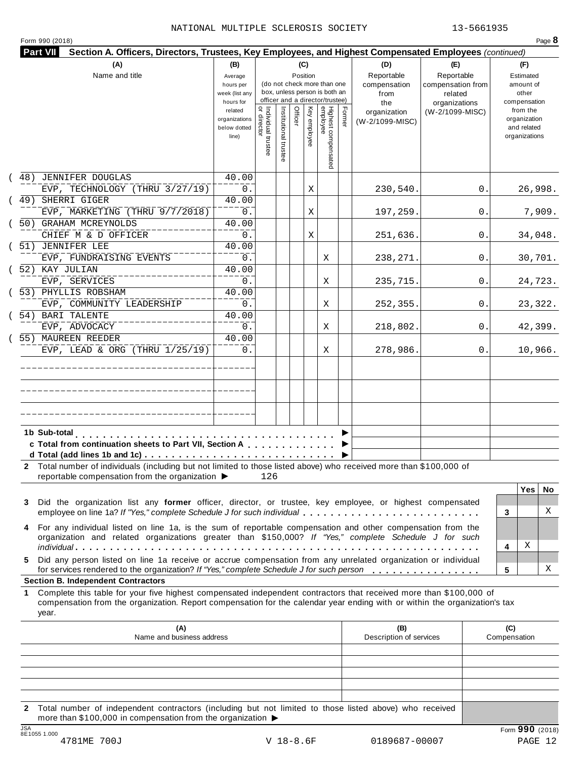NATIONAL MULTIPLE SCLEROSIS SOCIETY 13-5661935

Form 990 (2018) Page **8**

**Part VII Section A. Officers, Directors, Trustees, Key Employees, and Highest Compensated Employees** *(continued)*

| (A) Name and title | (B) Average hours per week (list any hours for related organizations below dotted line) | (C) Position: Individual trustee or director | Institutional trustee | Officer | Key employee | Highest compensated employee | Former | (D) Reportable compensation from the organization (W-2/1099-MISC) | (E) Reportable compensation from related organizations (W-2/1099-MISC) | (F) Estimated amount of other compensation from the organization and related organizations |
|---|---|---|---|---|---|---|---|---|---|---|
| (48) JENNIFER DOUGLAS<br>EVP, TECHNOLOGY (THRU 3/27/19) | 40.00<br>0. | | | | X | | | 230,540. | 0. | 26,998. |
| (49) SHERRI GIGER<br>EVP, MARKETING (THRU 9/7/2018) | 40.00<br>0. | | | | X | | | 197,259. | 0. | 7,909. |
| (50) GRAHAM MCREYNOLDS<br>CHIEF M & D OFFICER | 40.00<br>0. | | | | X | | | 251,636. | 0. | 34,048. |
| (51) JENNIFER LEE<br>EVP, FUNDRAISING EVENTS | 40.00<br>0. | | | | | X | | 238,271. | 0. | 30,701. |
| (52) KAY JULIAN<br>EVP, SERVICES | 40.00<br>0. | | | | | X | | 235,715. | 0. | 24,723. |
| (53) PHYLLIS ROBSHAM<br>EVP, COMMUNITY LEADERSHIP | 40.00<br>0. | | | | | X | | 252,355. | 0. | 23,322. |
| (54) BARI TALENTE<br>EVP, ADVOCACY | 40.00<br>0. | | | | | X | | 218,802. | 0. | 42,399. |
| (55) MAUREEN REEDER<br>EVP, LEAD & ORG (THRU 1/25/19) | 40.00<br>0. | | | | | X | | 278,986. | 0. | 10,966. |
| | | | | | | | | | | |
| | | | | | | | | | | |
| | | | | | | | | | | |

**1b Sub-total** . . . . . . . . . . ▶

**c Total from continuation sheets to Part VII, Section A** . . . . . ▶

**d Total (add lines 1b and 1c)** . . . . . . . . . . ▶

**2** Total number of individuals (including but not limited to those listed above) who received more than $100,000 of reportable compensation from the organization ▶ 126

| | | Yes | No |
|---|---|---|---|
| **3** Did the organization list any **former** officer, director, or trustee, key employee, or highest compensated employee on line 1a? *If "Yes," complete Schedule J for such individual* | 3 | | X |
| **4** For any individual listed on line 1a, is the sum of reportable compensation and other compensation from the organization and related organizations greater than $150,000? *If "Yes," complete Schedule J for such individual* | 4 | X | |
| **5** Did any person listed on line 1a receive or accrue compensation from any unrelated organization or individual for services rendered to the organization? *If "Yes," complete Schedule J for such person* | 5 | | X |

**Section B. Independent Contractors**

**1** Complete this table for your five highest compensated independent contractors that received more than $100,000 of compensation from the organization. Report compensation for the calendar year ending with or within the organization's tax year.

| (A) Name and business address | (B) Description of services | (C) Compensation |
|---|---|---|
| | | |
| | | |
| | | |
| | | |
| | | |

**2** Total number of independent contractors (including but not limited to those listed above) who received more than $100,000 in compensation from the organization ▶

Form **990** (2018)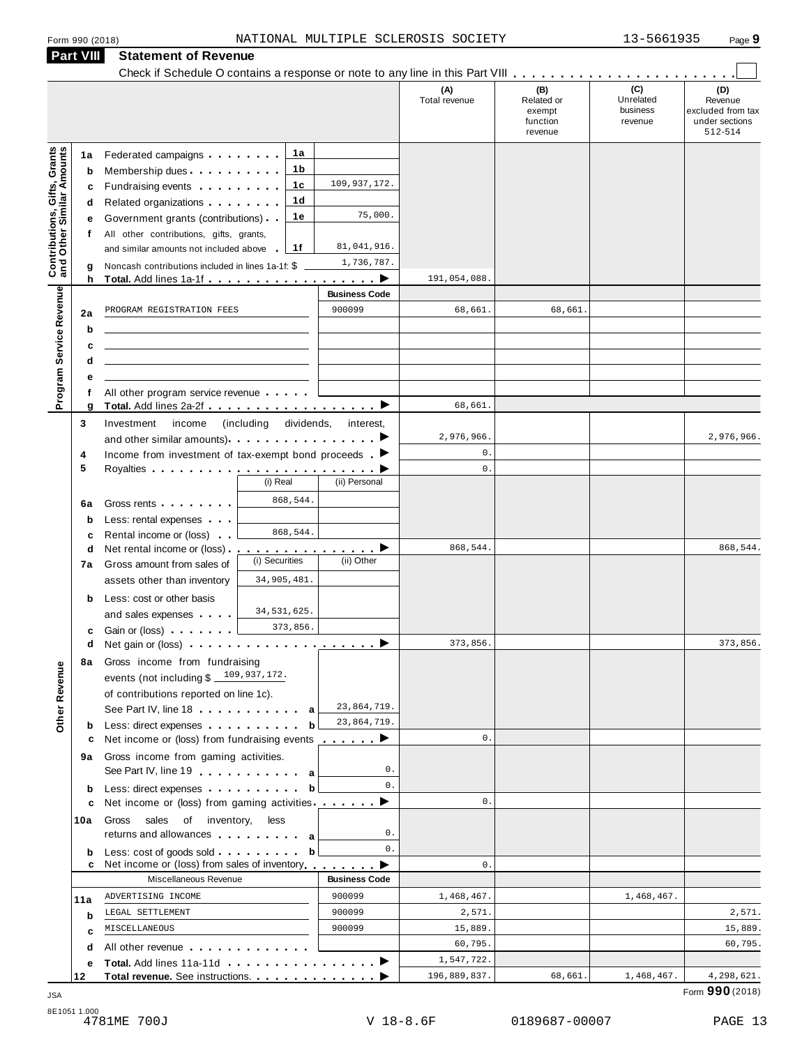Form 990 (2018) NATIONAL MULTIPLE SCLEROSIS SOCIETY 13-5661935 Page 9

**Part VIII Statement of Revenue**

Check if Schedule O contains a response or note to any line in this Part VIII . . . . . . . . . . . . . . . . . . . . . . . ☐

| | | | | (A) Total revenue | (B) Related or exempt function revenue | (C) Unrelated business revenue | (D) Revenue excluded from tax under sections 512-514 |
|---|---|---|---|---|---|---|---|
| **Contributions, Gifts, Grants and Other Similar Amounts** | 1a Federated campaigns | 1a | | | | | |
| | b Membership dues | 1b | | | | | |
| | c Fundraising events | 1c | 109,937,172. | | | | |
| | d Related organizations | 1d | | | | | |
| | e Government grants (contributions) | 1e | 75,000. | | | | |
| | f All other contributions, gifts, grants, and similar amounts not included above | 1f | 81,041,916. | | | | |
| | g Noncash contributions included in lines 1a-1f: $ | | 1,736,787. | | | | |
| | h **Total.** Add lines 1a-1f | | ▶ | 191,054,088. | | | |
| **Program Service Revenue** | | | **Business Code** | | | | |
| | 2a PROGRAM REGISTRATION FEES | | 900099 | 68,661. | 68,661. | | |
| | b | | | | | | |
| | c | | | | | | |
| | d | | | | | | |
| | e | | | | | | |
| | f All other program service revenue | | | | | | |
| | g **Total.** Add lines 2a-2f | | ▶ | 68,661. | | | |
| **Other Revenue** | 3 Investment income (including dividends, interest, and other similar amounts) | | ▶ | 2,976,966. | | | 2,976,966. |
| | 4 Income from investment of tax-exempt bond proceeds | | ▶ | 0. | | | |
| | 5 Royalties | | ▶ | 0. | | | |
| | | (i) Real | (ii) Personal | | | | |
| | 6a Gross rents | 868,544. | | | | | |
| | b Less: rental expenses | | | | | | |
| | c Rental income or (loss) | 868,544. | | | | | |
| | d Net rental income or (loss) | | ▶ | 868,544. | | | 868,544. |
| | 7a Gross amount from sales of assets other than inventory | (i) Securities 34,905,481. | (ii) Other | | | | |
| | b Less: cost or other basis and sales expenses | 34,531,625. | | | | | |
| | c Gain or (loss) | 373,856. | | | | | |
| | d Net gain or (loss) | | ▶ | 373,856. | | | 373,856. |
| | 8a Gross income from fundraising events (not including $ 109,937,172. of contributions reported on line 1c). See Part IV, line 18 | a | 23,864,719. | | | | |
| | b Less: direct expenses | b | 23,864,719. | | | | |
| | c Net income or (loss) from fundraising events | | ▶ | 0. | | | |
| | 9a Gross income from gaming activities. See Part IV, line 19 | a | 0. | | | | |
| | b Less: direct expenses | b | 0. | | | | |
| | c Net income or (loss) from gaming activities | | ▶ | 0. | | | |
| | 10a Gross sales of inventory, less returns and allowances | a | 0. | | | | |
| | b Less: cost of goods sold | b | 0. | | | | |
| | c Net income or (loss) from sales of inventory | | ▶ | 0. | | | |
| | Miscellaneous Revenue | | **Business Code** | | | | |
| | 11a ADVERTISING INCOME | | 900099 | 1,468,467. | | 1,468,467. | |
| | b LEGAL SETTLEMENT | | 900099 | 2,571. | | | 2,571. |
| | c MISCELLANEOUS | | 900099 | 15,889. | | | 15,889. |
| | d All other revenue | | | 60,795. | | | 60,795. |
| | e **Total.** Add lines 11a-11d | | ▶ | 1,547,722. | | | |
| | 12 **Total revenue.** See instructions. | | ▶ | 196,889,837. | 68,661. | 1,468,467. | 4,298,621. |

JSA Form **990** (2018)

8E1051 1.000
4781ME 700J V 18-8.6F 0189687-00007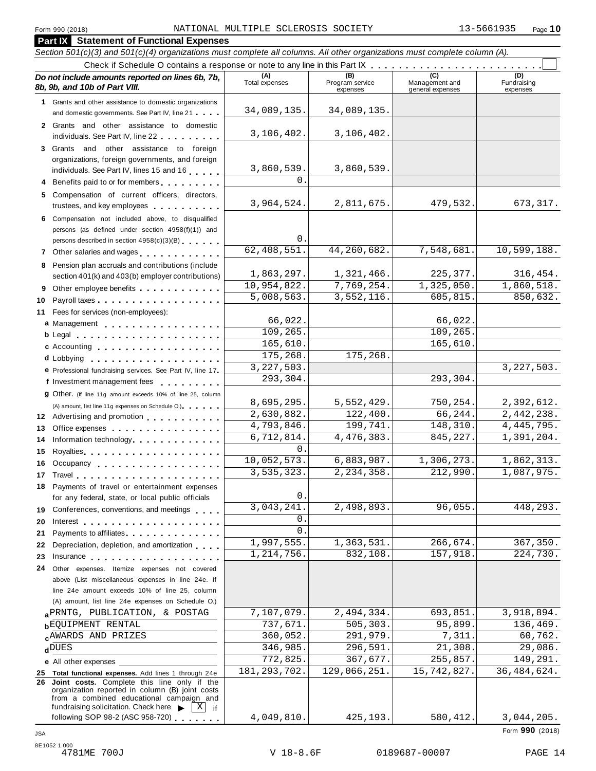Form 990 (2018) NATIONAL MULTIPLE SCLEROSIS SOCIETY 13-5661935 Page 10

## Part IX Statement of Functional Expenses

*Section 501(c)(3) and 501(c)(4) organizations must complete all columns. All other organizations must complete column (A).*

Check if Schedule O contains a response or note to any line in this Part IX . . . . . . . . . . . . . . . . . . . . . . . . ☐

| *Do not include amounts reported on lines 6b, 7b, 8b, 9b, and 10b of Part VIII.* | (A) Total expenses | (B) Program service expenses | (C) Management and general expenses | (D) Fundraising expenses |
|---|---|---|---|---|
| 1 Grants and other assistance to domestic organizations and domestic governments. See Part IV, line 21 | 34,089,135. | 34,089,135. | | |
| 2 Grants and other assistance to domestic individuals. See Part IV, line 22 | 3,106,402. | 3,106,402. | | |
| 3 Grants and other assistance to foreign organizations, foreign governments, and foreign individuals. See Part IV, lines 15 and 16 | 3,860,539. | 3,860,539. | | |
| 4 Benefits paid to or for members | 0. | | | |
| 5 Compensation of current officers, directors, trustees, and key employees | 3,964,524. | 2,811,675. | 479,532. | 673,317. |
| 6 Compensation not included above, to disqualified persons (as defined under section 4958(f)(1)) and persons described in section 4958(c)(3)(B) | 0. | | | |
| 7 Other salaries and wages | 62,408,551. | 44,260,682. | 7,548,681. | 10,599,188. |
| 8 Pension plan accruals and contributions (include section 401(k) and 403(b) employer contributions) | 1,863,297. | 1,321,466. | 225,377. | 316,454. |
| 9 Other employee benefits | 10,954,822. | 7,769,254. | 1,325,050. | 1,860,518. |
| 10 Payroll taxes | 5,008,563. | 3,552,116. | 605,815. | 850,632. |
| 11 Fees for services (non-employees): | | | | |
| a Management | 66,022. | | 66,022. | |
| b Legal | 109,265. | | 109,265. | |
| c Accounting | 165,610. | | 165,610. | |
| d Lobbying | 175,268. | 175,268. | | |
| e Professional fundraising services. See Part IV, line 17 | 3,227,503. | | | 3,227,503. |
| f Investment management fees | 293,304. | | 293,304. | |
| g Other. (If line 11g amount exceeds 10% of line 25, column (A) amount, list line 11g expenses on Schedule O.) | 8,695,295. | 5,552,429. | 750,254. | 2,392,612. |
| 12 Advertising and promotion | 2,630,882. | 122,400. | 66,244. | 2,442,238. |
| 13 Office expenses | 4,793,846. | 199,741. | 148,310. | 4,445,795. |
| 14 Information technology | 6,712,814. | 4,476,383. | 845,227. | 1,391,204. |
| 15 Royalties | 0. | | | |
| 16 Occupancy | 10,052,573. | 6,883,987. | 1,306,273. | 1,862,313. |
| 17 Travel | 3,535,323. | 2,234,358. | 212,990. | 1,087,975. |
| 18 Payments of travel or entertainment expenses for any federal, state, or local public officials | 0. | | | |
| 19 Conferences, conventions, and meetings | 3,043,241. | 2,498,893. | 96,055. | 448,293. |
| 20 Interest | 0. | | | |
| 21 Payments to affiliates | 0. | | | |
| 22 Depreciation, depletion, and amortization | 1,997,555. | 1,363,531. | 266,674. | 367,350. |
| 23 Insurance | 1,214,756. | 832,108. | 157,918. | 224,730. |
| 24 Other expenses. Itemize expenses not covered above (List miscellaneous expenses in line 24e. If line 24e amount exceeds 10% of line 25, column (A) amount, list line 24e expenses on Schedule O.) | | | | |
| a PRNTG, PUBLICATION, & POSTAG | 7,107,079. | 2,494,334. | 693,851. | 3,918,894. |
| b EQUIPMENT RENTAL | 737,671. | 505,303. | 95,899. | 136,469. |
| c AWARDS AND PRIZES | 360,052. | 291,979. | 7,311. | 60,762. |
| d DUES | 346,985. | 296,591. | 21,308. | 29,086. |
| e All other expenses | 772,825. | 367,677. | 255,857. | 149,291. |
| 25 **Total functional expenses.** Add lines 1 through 24e | 181,293,702. | 129,066,251. | 15,742,827. | 36,484,624. |
| 26 **Joint costs.** Complete this line only if the organization reported in column (B) joint costs from a combined educational campaign and fundraising solicitation. Check here ▶ ☒ if following SOP 98-2 (ASC 958-720) | 4,049,810. | 425,193. | 580,412. | 3,044,205. |

Form **990** (2018)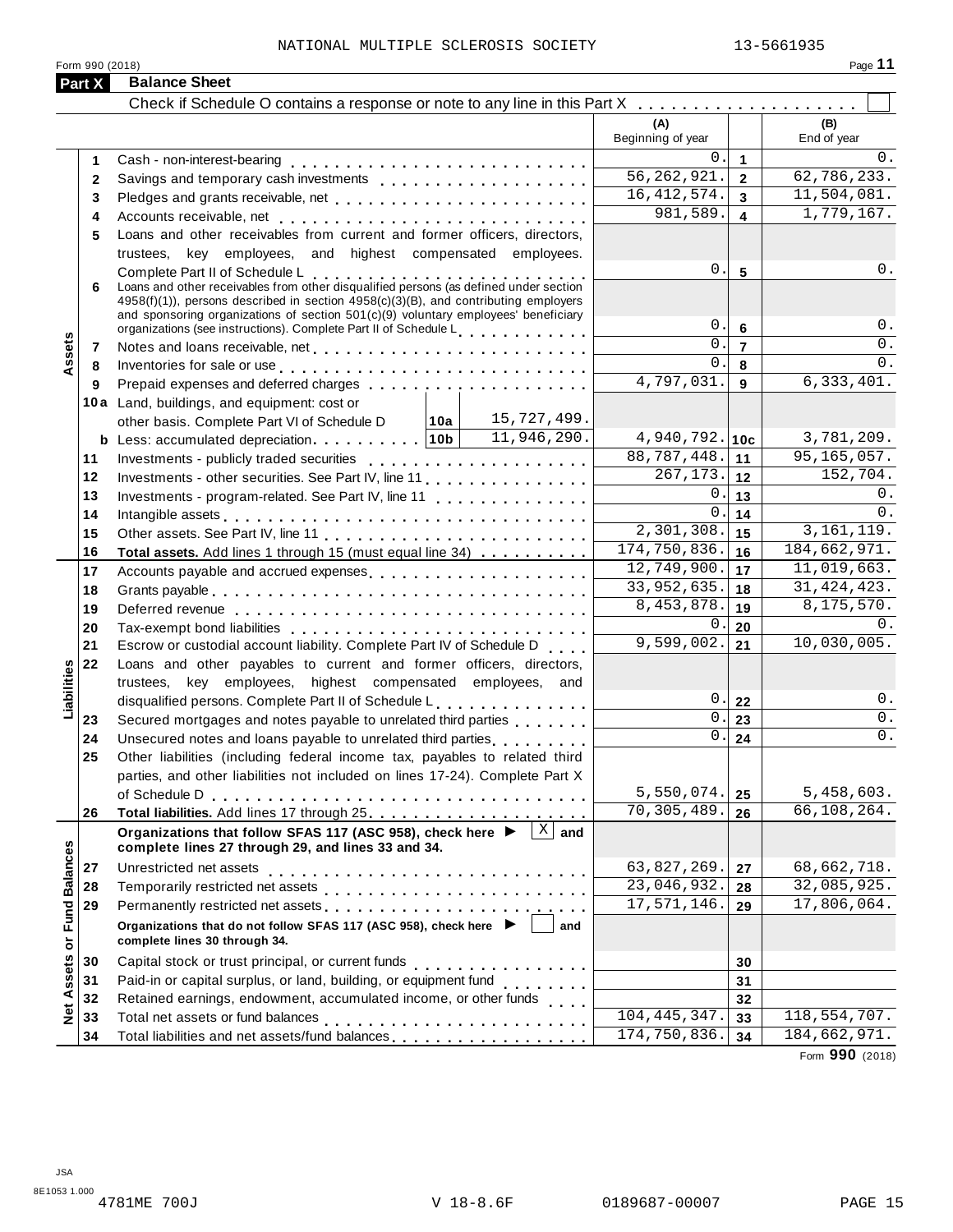NATIONAL MULTIPLE SCLEROSIS SOCIETY 13-5661935

Form 990 (2018) Page **11**

## Part X Balance Sheet

Check if Schedule O contains a response or note to any line in this Part X . . . . . . . . . . . . . . . . . . . ☐

| Section | Line | Description | | (A) Beginning of year | | (B) End of year |
|---|---|---|---|---|---|---|
| Assets | 1 | Cash - non-interest-bearing | | 0. | 1 | 0. |
| | 2 | Savings and temporary cash investments | | 56,262,921. | 2 | 62,786,233. |
| | 3 | Pledges and grants receivable, net | | 16,412,574. | 3 | 11,504,081. |
| | 4 | Accounts receivable, net | | 981,589. | 4 | 1,779,167. |
| | 5 | Loans and other receivables from current and former officers, directors, trustees, key employees, and highest compensated employees. Complete Part II of Schedule L | | 0. | 5 | 0. |
| | 6 | Loans and other receivables from other disqualified persons (as defined under section 4958(f)(1)), persons described in section 4958(c)(3)(B), and contributing employers and sponsoring organizations of section 501(c)(9) voluntary employees' beneficiary organizations (see instructions). Complete Part II of Schedule L | | 0. | 6 | 0. |
| | 7 | Notes and loans receivable, net | | 0. | 7 | 0. |
| | 8 | Inventories for sale or use | | 0. | 8 | 0. |
| | 9 | Prepaid expenses and deferred charges | | 4,797,031. | 9 | 6,333,401. |
| | 10a | Land, buildings, and equipment: cost or other basis. Complete Part VI of Schedule D | 10a: 15,727,499. | | | |
| | b | Less: accumulated depreciation | 10b: 11,946,290. | 4,940,792. | 10c | 3,781,209. |
| | 11 | Investments - publicly traded securities | | 88,787,448. | 11 | 95,165,057. |
| | 12 | Investments - other securities. See Part IV, line 11 | | 267,173. | 12 | 152,704. |
| | 13 | Investments - program-related. See Part IV, line 11 | | 0. | 13 | 0. |
| | 14 | Intangible assets | | 0. | 14 | 0. |
| | 15 | Other assets. See Part IV, line 11 | | 2,301,308. | 15 | 3,161,119. |
| | 16 | **Total assets.** Add lines 1 through 15 (must equal line 34) | | 174,750,836. | 16 | 184,662,971. |
| Liabilities | 17 | Accounts payable and accrued expenses | | 12,749,900. | 17 | 11,019,663. |
| | 18 | Grants payable | | 33,952,635. | 18 | 31,424,423. |
| | 19 | Deferred revenue | | 8,453,878. | 19 | 8,175,570. |
| | 20 | Tax-exempt bond liabilities | | 0. | 20 | 0. |
| | 21 | Escrow or custodial account liability. Complete Part IV of Schedule D | | 9,599,002. | 21 | 10,030,005. |
| | 22 | Loans and other payables to current and former officers, directors, trustees, key employees, highest compensated employees, and disqualified persons. Complete Part II of Schedule L | | 0. | 22 | 0. |
| | 23 | Secured mortgages and notes payable to unrelated third parties | | 0. | 23 | 0. |
| | 24 | Unsecured notes and loans payable to unrelated third parties | | 0. | 24 | 0. |
| | 25 | Other liabilities (including federal income tax, payables to related third parties, and other liabilities not included on lines 17-24). Complete Part X of Schedule D | | 5,550,074. | 25 | 5,458,603. |
| | 26 | **Total liabilities.** Add lines 17 through 25 | | 70,305,489. | 26 | 66,108,264. |
| Net Assets or Fund Balances | | **Organizations that follow SFAS 117 (ASC 958), check here ▶ [X] and complete lines 27 through 29, and lines 33 and 34.** | | | | |
| | 27 | Unrestricted net assets | | 63,827,269. | 27 | 68,662,718. |
| | 28 | Temporarily restricted net assets | | 23,046,932. | 28 | 32,085,925. |
| | 29 | Permanently restricted net assets | | 17,571,146. | 29 | 17,806,064. |
| | | **Organizations that do not follow SFAS 117 (ASC 958), check here ▶ [ ] and complete lines 30 through 34.** | | | | |
| | 30 | Capital stock or trust principal, or current funds | | | 30 | |
| | 31 | Paid-in or capital surplus, or land, building, or equipment fund | | | 31 | |
| | 32 | Retained earnings, endowment, accumulated income, or other funds | | | 32 | |
| | 33 | Total net assets or fund balances | | 104,445,347. | 33 | 118,554,707. |
| | 34 | Total liabilities and net assets/fund balances | | 174,750,836. | 34 | 184,662,971. |

Form **990** (2018)

JSA
8E1053 1.000
4781ME 700J V 18-8.6F 0189687-00007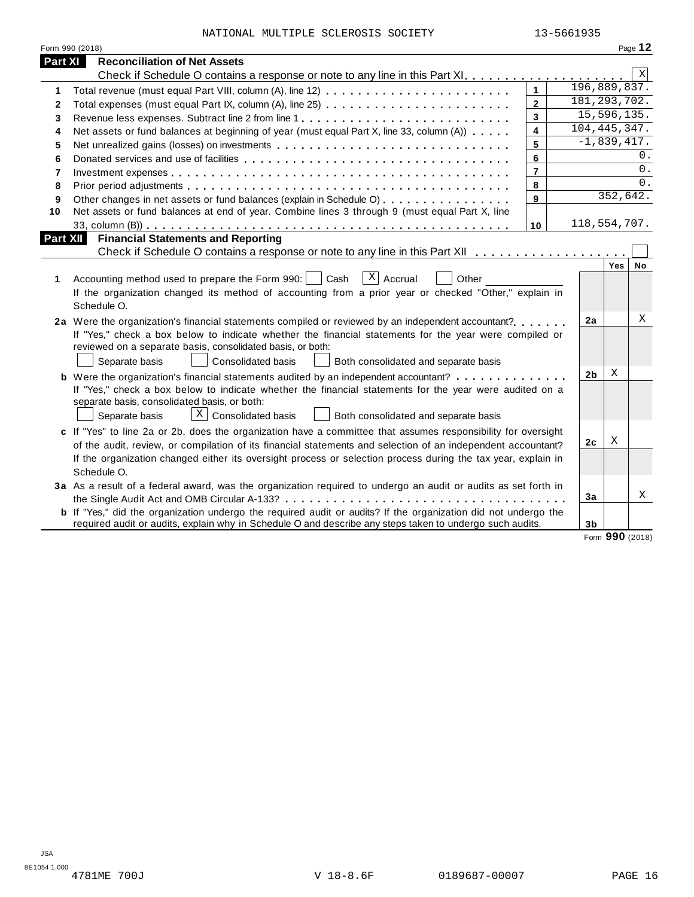NATIONAL MULTIPLE SCLEROSIS SOCIETY 13-5661935

Form 990 (2018) Page **12**

## Part XI Reconciliation of Net Assets

Check if Schedule O contains a response or note to any line in this Part XI . . . . . . . . . . . . . . . . . . . . [X]

| | | | |
|---|---|---|---|
| 1 | Total revenue (must equal Part VIII, column (A), line 12) | 1 | 196,889,837. |
| 2 | Total expenses (must equal Part IX, column (A), line 25) | 2 | 181,293,702. |
| 3 | Revenue less expenses. Subtract line 2 from line 1 | 3 | 15,596,135. |
| 4 | Net assets or fund balances at beginning of year (must equal Part X, line 33, column (A)) | 4 | 104,445,347. |
| 5 | Net unrealized gains (losses) on investments | 5 | -1,839,417. |
| 6 | Donated services and use of facilities | 6 | 0. |
| 7 | Investment expenses | 7 | 0. |
| 8 | Prior period adjustments | 8 | 0. |
| 9 | Other changes in net assets or fund balances (explain in Schedule O) | 9 | 352,642. |
| 10 | Net assets or fund balances at end of year. Combine lines 3 through 9 (must equal Part X, line 33, column (B)) | 10 | 118,554,707. |

## Part XII Financial Statements and Reporting

Check if Schedule O contains a response or note to any line in this Part XII . . . . . . . . . . . . . . . . . . . [ ]

| | | | Yes | No |
|---|---|---|---|---|
| 1 | Accounting method used to prepare the Form 990: [ ] Cash [X] Accrual [ ] Other ____________ <br> If the organization changed its method of accounting from a prior year or checked "Other," explain in Schedule O. | | | |
| 2a | Were the organization's financial statements compiled or reviewed by an independent accountant? <br> If "Yes," check a box below to indicate whether the financial statements for the year were compiled or reviewed on a separate basis, consolidated basis, or both: <br> [ ] Separate basis [ ] Consolidated basis [ ] Both consolidated and separate basis | 2a | | X |
| b | Were the organization's financial statements audited by an independent accountant? <br> If "Yes," check a box below to indicate whether the financial statements for the year were audited on a separate basis, consolidated basis, or both: <br> [ ] Separate basis [X] Consolidated basis [ ] Both consolidated and separate basis | 2b | X | |
| c | If "Yes" to line 2a or 2b, does the organization have a committee that assumes responsibility for oversight of the audit, review, or compilation of its financial statements and selection of an independent accountant? <br> If the organization changed either its oversight process or selection process during the tax year, explain in Schedule O. | 2c | X | |
| 3a | As a result of a federal award, was the organization required to undergo an audit or audits as set forth in the Single Audit Act and OMB Circular A-133? | 3a | | X |
| b | If "Yes," did the organization undergo the required audit or audits? If the organization did not undergo the required audit or audits, explain why in Schedule O and describe any steps taken to undergo such audits. | 3b | | |

Form **990** (2018)

JSA 8E1054 1.000 4781ME 700J V 18-8.6F 0189687-00007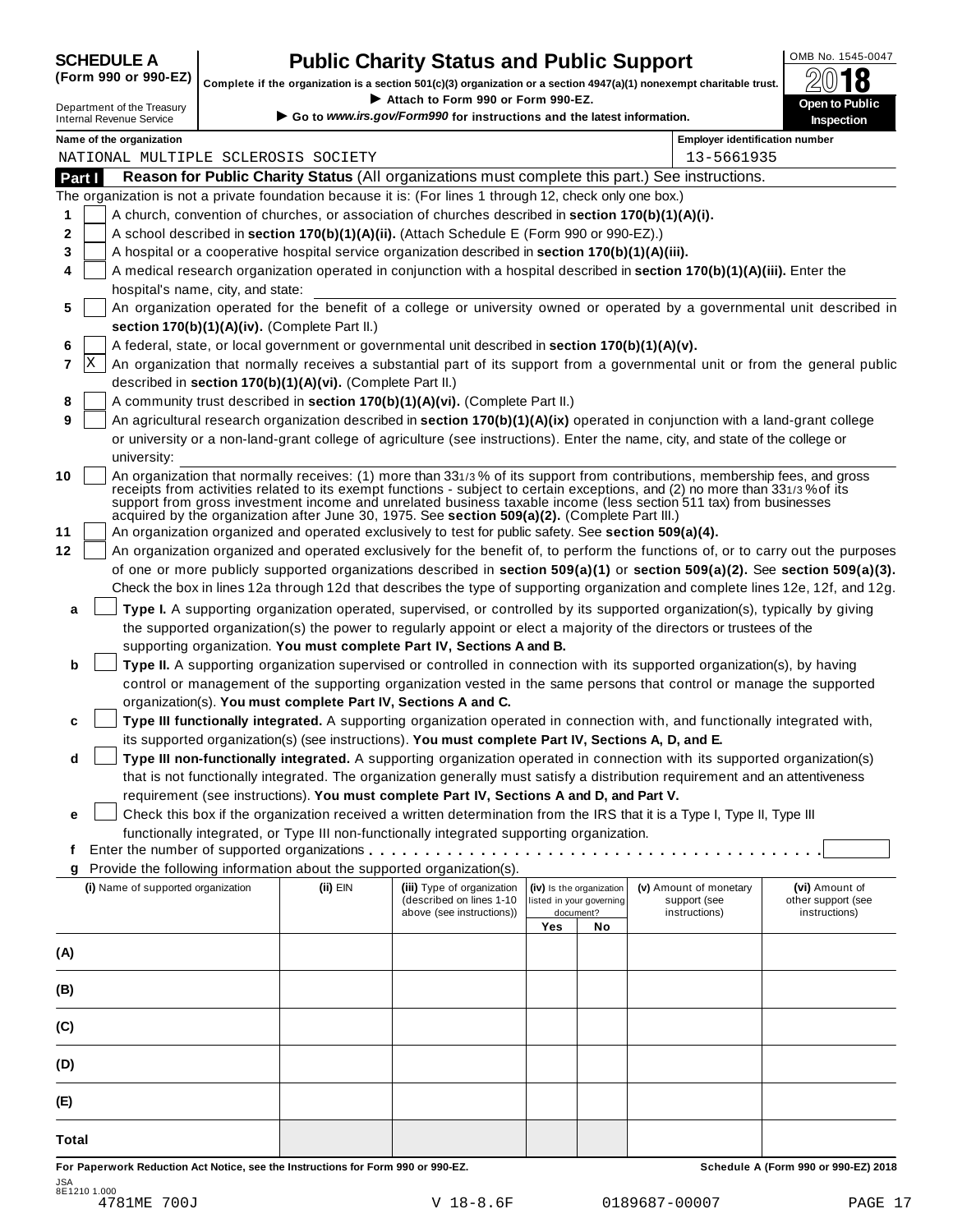**SCHEDULE A**
**(Form 990 or 990-EZ)**

Department of the Treasury
Internal Revenue Service

# Public Charity Status and Public Support

**Complete if the organization is a section 501(c)(3) organization or a section 4947(a)(1) nonexempt charitable trust.**
▶ **Attach to Form 990 or Form 990-EZ.**
▶ **Go to *www.irs.gov/Form990* for instructions and the latest information.**

OMB No. 1545-0047
**2018**
**Open to Public Inspection**

**Name of the organization**
NATIONAL MULTIPLE SCLEROSIS SOCIETY

**Employer identification number**
13-5661935

## Part I Reason for Public Charity Status (All organizations must complete this part.) See instructions.

The organization is not a private foundation because it is: (For lines 1 through 12, check only one box.)

1. [ ] A church, convention of churches, or association of churches described in **section 170(b)(1)(A)(i).**
2. [ ] A school described in **section 170(b)(1)(A)(ii).** (Attach Schedule E (Form 990 or 990-EZ).)
3. [ ] A hospital or a cooperative hospital service organization described in **section 170(b)(1)(A)(iii).**
4. [ ] A medical research organization operated in conjunction with a hospital described in **section 170(b)(1)(A)(iii).** Enter the hospital's name, city, and state:
5. [ ] An organization operated for the benefit of a college or university owned or operated by a governmental unit described in **section 170(b)(1)(A)(iv).** (Complete Part II.)
6. [ ] A federal, state, or local government or governmental unit described in **section 170(b)(1)(A)(v).**
7. [X] An organization that normally receives a substantial part of its support from a governmental unit or from the general public described in **section 170(b)(1)(A)(vi).** (Complete Part II.)
8. [ ] A community trust described in **section 170(b)(1)(A)(vi).** (Complete Part II.)
9. [ ] An agricultural research organization described in **section 170(b)(1)(A)(ix)** operated in conjunction with a land-grant college or university or a non-land-grant college of agriculture (see instructions). Enter the name, city, and state of the college or university:
10. [ ] An organization that normally receives: (1) more than 33 1/3 % of its support from contributions, membership fees, and gross receipts from activities related to its exempt functions - subject to certain exceptions, and (2) no more than 33 1/3 % of its support from gross investment income and unrelated business taxable income (less section 511 tax) from businesses acquired by the organization after June 30, 1975. See **section 509(a)(2).** (Complete Part III.)
11. [ ] An organization organized and operated exclusively to test for public safety. See **section 509(a)(4).**
12. [ ] An organization organized and operated exclusively for the benefit of, to perform the functions of, or to carry out the purposes of one or more publicly supported organizations described in **section 509(a)(1)** or **section 509(a)(2).** See **section 509(a)(3).** Check the box in lines 12a through 12d that describes the type of supporting organization and complete lines 12e, 12f, and 12g.
   - **a** [ ] **Type I.** A supporting organization operated, supervised, or controlled by its supported organization(s), typically by giving the supported organization(s) the power to regularly appoint or elect a majority of the directors or trustees of the supporting organization. **You must complete Part IV, Sections A and B.**
   - **b** [ ] **Type II.** A supporting organization supervised or controlled in connection with its supported organization(s), by having control or management of the supporting organization vested in the same persons that control or manage the supported organization(s). **You must complete Part IV, Sections A and C.**
   - **c** [ ] **Type III functionally integrated.** A supporting organization operated in connection with, and functionally integrated with, its supported organization(s) (see instructions). **You must complete Part IV, Sections A, D, and E.**
   - **d** [ ] **Type III non-functionally integrated.** A supporting organization operated in connection with its supported organization(s) that is not functionally integrated. The organization generally must satisfy a distribution requirement and an attentiveness requirement (see instructions). **You must complete Part IV, Sections A and D, and Part V.**
   - **e** [ ] Check this box if the organization received a written determination from the IRS that it is a Type I, Type II, Type III functionally integrated, or Type III non-functionally integrated supporting organization.
   - **f** Enter the number of supported organizations
   - **g** Provide the following information about the supported organization(s).

| (i) Name of supported organization | (ii) EIN | (iii) Type of organization (described on lines 1-10 above (see instructions)) | (iv) Is the organization listed in your governing document? Yes | No | (v) Amount of monetary support (see instructions) | (vi) Amount of other support (see instructions) |
|---|---|---|---|---|---|---|
| (A) | | | | | | |
| (B) | | | | | | |
| (C) | | | | | | |
| (D) | | | | | | |
| (E) | | | | | | |
| Total | | | | | | |

**For Paperwork Reduction Act Notice, see the Instructions for Form 990 or 990-EZ.** **Schedule A (Form 990 or 990-EZ) 2018**

JSA
8E1210 1.000
4781ME 700J V 18-8.6F 0189687-00007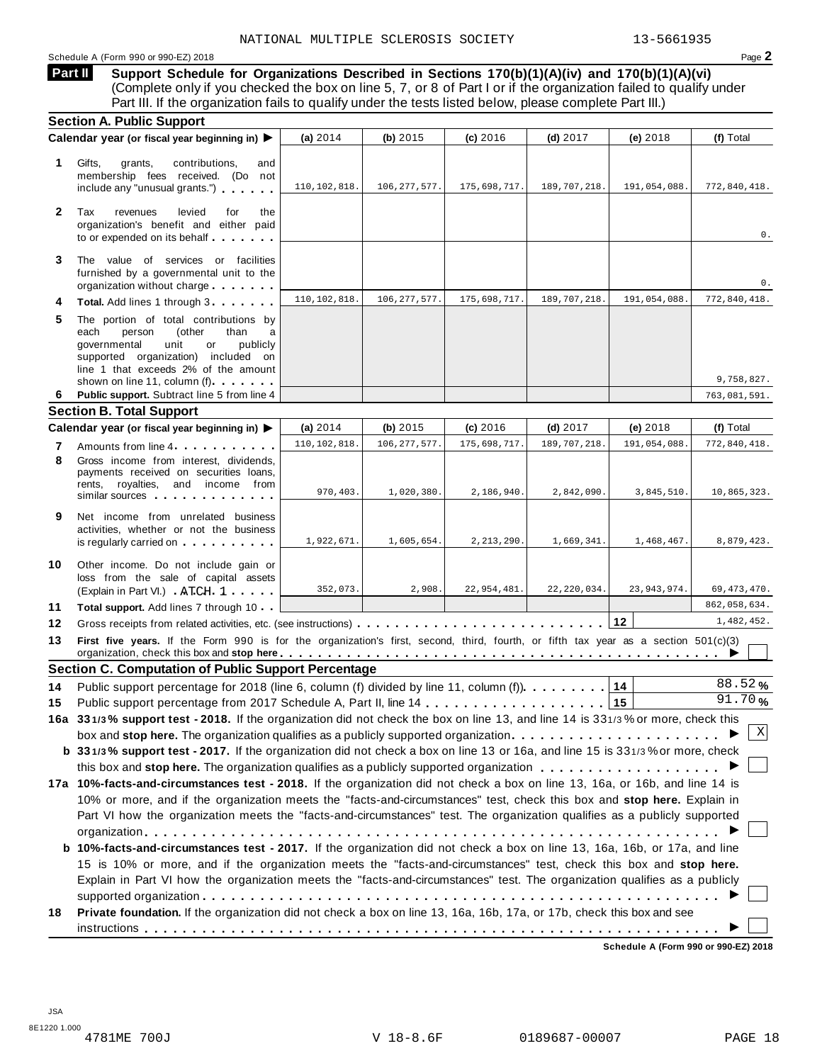NATIONAL MULTIPLE SCLEROSIS SOCIETY 13-5661935

Schedule A (Form 990 or 990-EZ) 2018

## Part II Support Schedule for Organizations Described in Sections 170(b)(1)(A)(iv) and 170(b)(1)(A)(vi)

(Complete only if you checked the box on line 5, 7, or 8 of Part I or if the organization failed to qualify under Part III. If the organization fails to qualify under the tests listed below, please complete Part III.)

### Section A. Public Support

| | Calendar year (or fiscal year beginning in) ▶ | (a) 2014 | (b) 2015 | (c) 2016 | (d) 2017 | (e) 2018 | (f) Total |
|---|---|---|---|---|---|---|---|
| 1 | Gifts, grants, contributions, and membership fees received. (Do not include any "unusual grants.") | 110,102,818. | 106,277,577. | 175,698,717. | 189,707,218. | 191,054,088. | 772,840,418. |
| 2 | Tax revenues levied for the organization's benefit and either paid to or expended on its behalf | | | | | | 0. |
| 3 | The value of services or facilities furnished by a governmental unit to the organization without charge | | | | | | 0. |
| 4 | **Total.** Add lines 1 through 3 | 110,102,818. | 106,277,577. | 175,698,717. | 189,707,218. | 191,054,088. | 772,840,418. |
| 5 | The portion of total contributions by each person (other than a governmental unit or publicly supported organization) included on line 1 that exceeds 2% of the amount shown on line 11, column (f) | | | | | | 9,758,827. |
| 6 | **Public support.** Subtract line 5 from line 4 | | | | | | 763,081,591. |

### Section B. Total Support

| | Calendar year (or fiscal year beginning in) ▶ | (a) 2014 | (b) 2015 | (c) 2016 | (d) 2017 | (e) 2018 | (f) Total |
|---|---|---|---|---|---|---|---|
| 7 | Amounts from line 4 | 110,102,818. | 106,277,577. | 175,698,717. | 189,707,218. | 191,054,088. | 772,840,418. |
| 8 | Gross income from interest, dividends, payments received on securities loans, rents, royalties, and income from similar sources | 970,403. | 1,020,380. | 2,186,940. | 2,842,090. | 3,845,510. | 10,865,323. |
| 9 | Net income from unrelated business activities, whether or not the business is regularly carried on | 1,922,671. | 1,605,654. | 2,213,290. | 1,669,341. | 1,468,467. | 8,879,423. |
| 10 | Other income. Do not include gain or loss from the sale of capital assets (Explain in Part VI.) ATCH 1 | 352,073. | 2,908. | 22,954,481. | 22,220,034. | 23,943,974. | 69,473,470. |
| 11 | **Total support.** Add lines 7 through 10 | | | | | | 862,058,634. |
| 12 | Gross receipts from related activities, etc. (see instructions) | | | | | 12 | 1,482,452. |

**13** **First five years.** If the Form 990 is for the organization's first, second, third, fourth, or fifth tax year as a section 501(c)(3) organization, check this box and **stop here** ▶ ☐

### Section C. Computation of Public Support Percentage

**14** Public support percentage for 2018 (line 6, column (f) divided by line 11, column (f)) ... **14** 88.52 %

**15** Public support percentage from 2017 Schedule A, Part II, line 14 ... **15** 91.70 %

**16a** **33 1/3 % support test - 2018.** If the organization did not check the box on line 13, and line 14 is 33 1/3 % or more, check this box and **stop here.** The organization qualifies as a publicly supported organization ▶ ☒

**b** **33 1/3 % support test - 2017.** If the organization did not check a box on line 13 or 16a, and line 15 is 33 1/3 % or more, check this box and **stop here.** The organization qualifies as a publicly supported organization ▶ ☐

**17a** **10%-facts-and-circumstances test - 2018.** If the organization did not check a box on line 13, 16a, or 16b, and line 14 is 10% or more, and if the organization meets the "facts-and-circumstances" test, check this box and **stop here.** Explain in Part VI how the organization meets the "facts-and-circumstances" test. The organization qualifies as a publicly supported organization ▶ ☐

**b** **10%-facts-and-circumstances test - 2017.** If the organization did not check a box on line 13, 16a, 16b, or 17a, and line 15 is 10% or more, and if the organization meets the "facts-and-circumstances" test, check this box and **stop here.** Explain in Part VI how the organization meets the "facts-and-circumstances" test. The organization qualifies as a publicly supported organization ▶ ☐

**18** **Private foundation.** If the organization did not check a box on line 13, 16a, 16b, 17a, or 17b, check this box and see instructions ▶ ☐

**Schedule A (Form 990 or 990-EZ) 2018**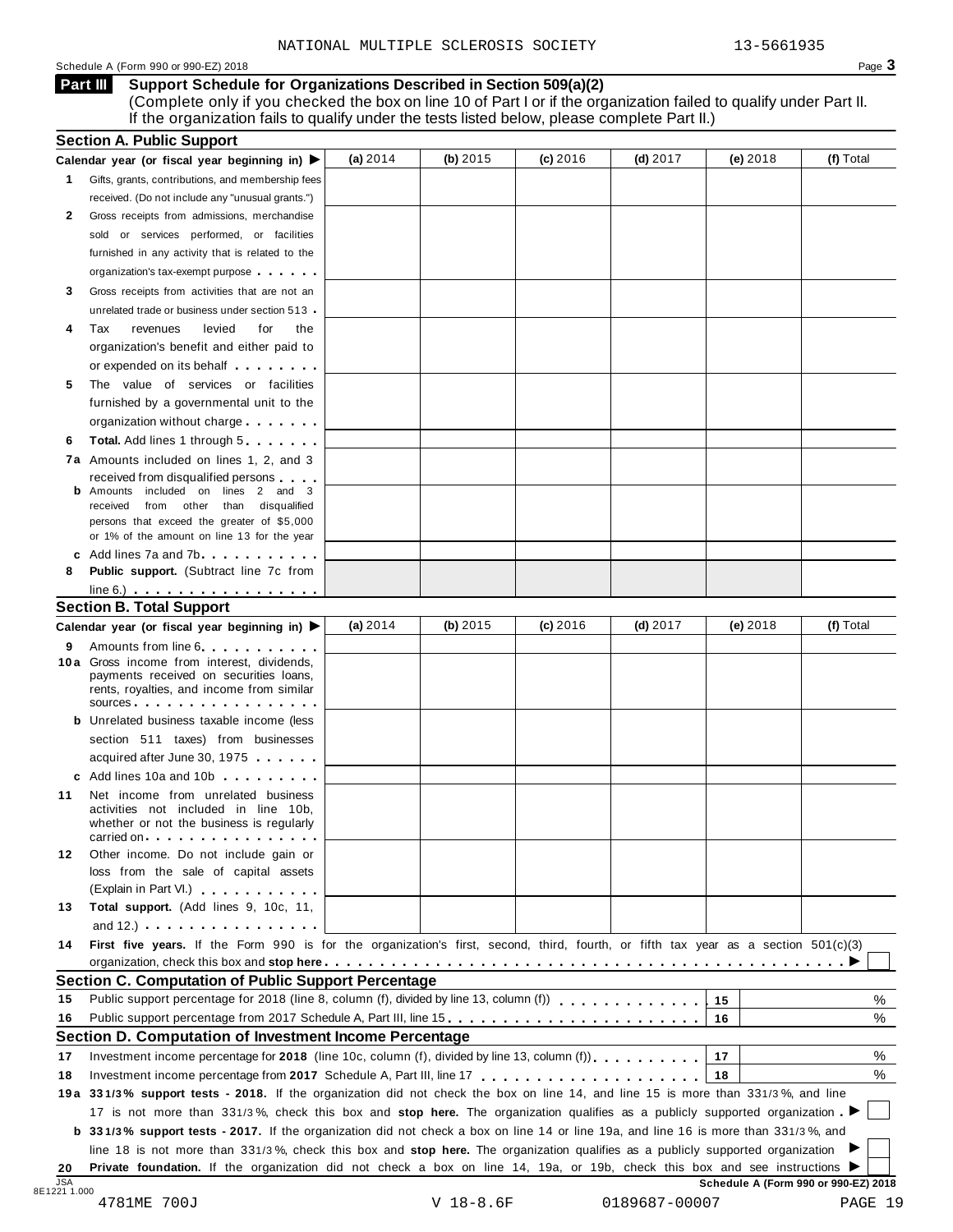NATIONAL MULTIPLE SCLEROSIS SOCIETY 13-5661935

Schedule A (Form 990 or 990-EZ) 2018

**Part III** **Support Schedule for Organizations Described in Section 509(a)(2)**
(Complete only if you checked the box on line 10 of Part I or if the organization failed to qualify under Part II. If the organization fails to qualify under the tests listed below, please complete Part II.)

## Section A. Public Support

| Calendar year (or fiscal year beginning in) ▶ | (a) 2014 | (b) 2015 | (c) 2016 | (d) 2017 | (e) 2018 | (f) Total |
|---|---|---|---|---|---|---|
| **1** Gifts, grants, contributions, and membership fees received. (Do not include any "unusual grants.") | | | | | | |
| **2** Gross receipts from admissions, merchandise sold or services performed, or facilities furnished in any activity that is related to the organization's tax-exempt purpose | | | | | | |
| **3** Gross receipts from activities that are not an unrelated trade or business under section 513 | | | | | | |
| **4** Tax revenues levied for the organization's benefit and either paid to or expended on its behalf | | | | | | |
| **5** The value of services or facilities furnished by a governmental unit to the organization without charge | | | | | | |
| **6** **Total.** Add lines 1 through 5 | | | | | | |
| **7a** Amounts included on lines 1, 2, and 3 received from disqualified persons | | | | | | |
| **b** Amounts included on lines 2 and 3 received from other than disqualified persons that exceed the greater of $5,000 or 1% of the amount on line 13 for the year | | | | | | |
| **c** Add lines 7a and 7b | | | | | | |
| **8** **Public support.** (Subtract line 7c from line 6.) | | | | | | |

## Section B. Total Support

| Calendar year (or fiscal year beginning in) ▶ | (a) 2014 | (b) 2015 | (c) 2016 | (d) 2017 | (e) 2018 | (f) Total |
|---|---|---|---|---|---|---|
| **9** Amounts from line 6 | | | | | | |
| **10a** Gross income from interest, dividends, payments received on securities loans, rents, royalties, and income from similar sources | | | | | | |
| **b** Unrelated business taxable income (less section 511 taxes) from businesses acquired after June 30, 1975 | | | | | | |
| **c** Add lines 10a and 10b | | | | | | |
| **11** Net income from unrelated business activities not included in line 10b, whether or not the business is regularly carried on | | | | | | |
| **12** Other income. Do not include gain or loss from the sale of capital assets (Explain in Part VI.) | | | | | | |
| **13** **Total support.** (Add lines 9, 10c, 11, and 12.) | | | | | | |

**14** **First five years.** If the Form 990 is for the organization's first, second, third, fourth, or fifth tax year as a section 501(c)(3) organization, check this box and **stop here** ▶ ☐

## Section C. Computation of Public Support Percentage

**15** Public support percentage for 2018 (line 8, column (f), divided by line 13, column (f)) **15** %

**16** Public support percentage from 2017 Schedule A, Part III, line 15 **16** %

## Section D. Computation of Investment Income Percentage

**17** Investment income percentage for **2018** (line 10c, column (f), divided by line 13, column (f)) **17** %

**18** Investment income percentage from **2017** Schedule A, Part III, line 17 **18** %

**19a** **33 1/3% support tests - 2018.** If the organization did not check the box on line 14, and line 15 is more than 33 1/3%, and line 17 is not more than 33 1/3%, check this box and **stop here.** The organization qualifies as a publicly supported organization ▶ ☐

**b** **33 1/3% support tests - 2017.** If the organization did not check a box on line 14 or line 19a, and line 16 is more than 33 1/3%, and line 18 is not more than 33 1/3%, check this box and **stop here.** The organization qualifies as a publicly supported organization ▶ ☐

**20** **Private foundation.** If the organization did not check a box on line 14, 19a, or 19b, check this box and see instructions ▶ ☐

**Schedule A (Form 990 or 990-EZ) 2018**

JSA 8E1221 1.000

4781ME 700J V 18-8.6F 0189687-00007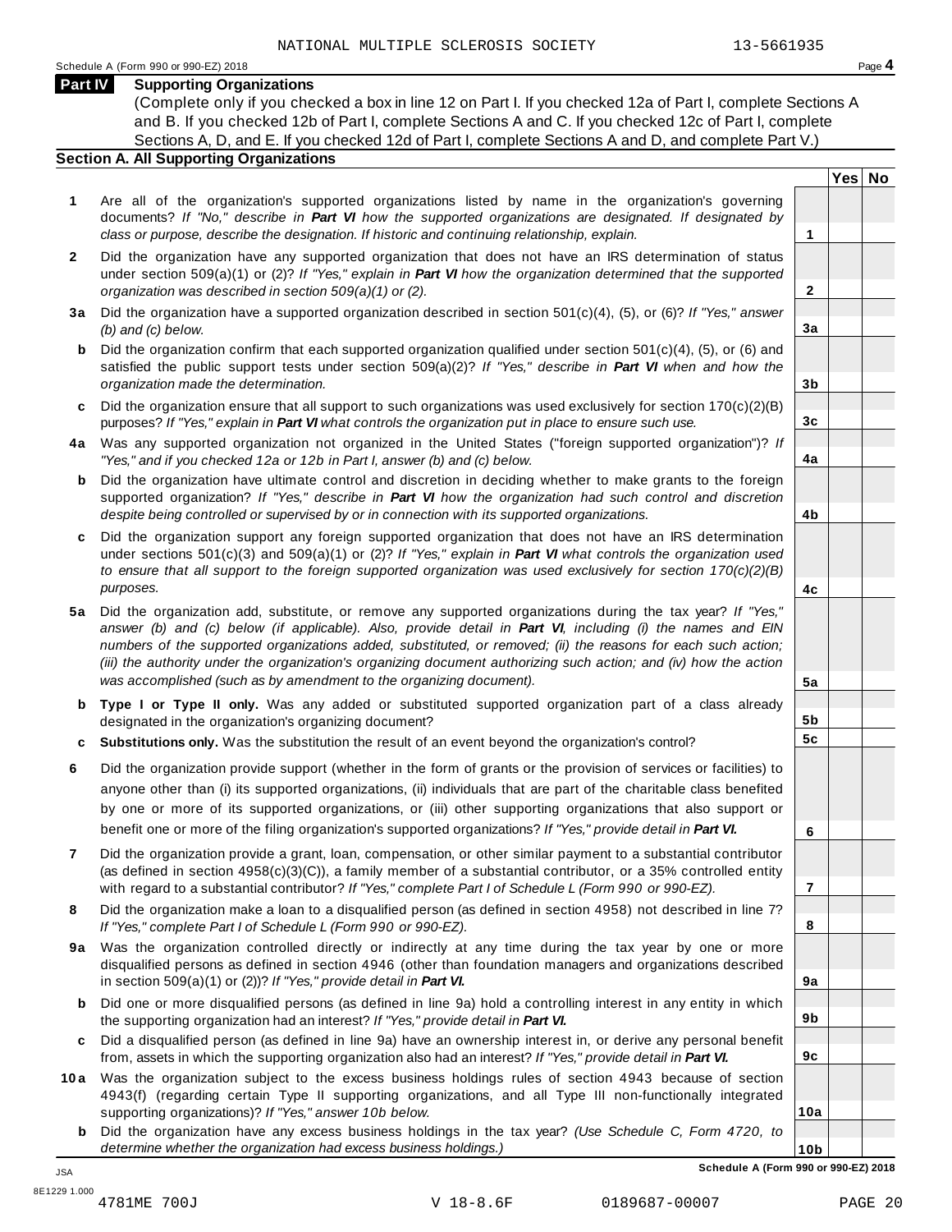NATIONAL MULTIPLE SCLEROSIS SOCIETY 13-5661935

Schedule A (Form 990 or 990-EZ) 2018

## Part IV Supporting Organizations

(Complete only if you checked a box in line 12 on Part I. If you checked 12a of Part I, complete Sections A and B. If you checked 12b of Part I, complete Sections A and C. If you checked 12c of Part I, complete Sections A, D, and E. If you checked 12d of Part I, complete Sections A and D, and complete Part V.)

### Section A. All Supporting Organizations

| | | Line | Yes | No |
|---|---|---|---|---|
| **1** | Are all of the organization's supported organizations listed by name in the organization's governing documents? *If "No," describe in **Part VI** how the supported organizations are designated. If designated by class or purpose, describe the designation. If historic and continuing relationship, explain.* | **1** | | |
| **2** | Did the organization have any supported organization that does not have an IRS determination of status under section 509(a)(1) or (2)? *If "Yes," explain in **Part VI** how the organization determined that the supported organization was described in section 509(a)(1) or (2).* | **2** | | |
| **3a** | Did the organization have a supported organization described in section 501(c)(4), (5), or (6)? *If "Yes," answer (b) and (c) below.* | **3a** | | |
| **b** | Did the organization confirm that each supported organization qualified under section 501(c)(4), (5), or (6) and satisfied the public support tests under section 509(a)(2)? *If "Yes," describe in **Part VI** when and how the organization made the determination.* | **3b** | | |
| **c** | Did the organization ensure that all support to such organizations was used exclusively for section 170(c)(2)(B) purposes? *If "Yes," explain in **Part VI** what controls the organization put in place to ensure such use.* | **3c** | | |
| **4a** | Was any supported organization not organized in the United States ("foreign supported organization")? *If "Yes," and if you checked 12a or 12b in Part I, answer (b) and (c) below.* | **4a** | | |
| **b** | Did the organization have ultimate control and discretion in deciding whether to make grants to the foreign supported organization? *If "Yes," describe in **Part VI** how the organization had such control and discretion despite being controlled or supervised by or in connection with its supported organizations.* | **4b** | | |
| **c** | Did the organization support any foreign supported organization that does not have an IRS determination under sections 501(c)(3) and 509(a)(1) or (2)? *If "Yes," explain in **Part VI** what controls the organization used to ensure that all support to the foreign supported organization was used exclusively for section 170(c)(2)(B) purposes.* | **4c** | | |
| **5a** | Did the organization add, substitute, or remove any supported organizations during the tax year? *If "Yes," answer (b) and (c) below (if applicable). Also, provide detail in **Part VI**, including (i) the names and EIN numbers of the supported organizations added, substituted, or removed; (ii) the reasons for each such action; (iii) the authority under the organization's organizing document authorizing such action; and (iv) how the action was accomplished (such as by amendment to the organizing document).* | **5a** | | |
| **b** | **Type I or Type II only.** Was any added or substituted supported organization part of a class already designated in the organization's organizing document? | **5b** | | |
| **c** | **Substitutions only.** Was the substitution the result of an event beyond the organization's control? | **5c** | | |
| **6** | Did the organization provide support (whether in the form of grants or the provision of services or facilities) to anyone other than (i) its supported organizations, (ii) individuals that are part of the charitable class benefited by one or more of its supported organizations, or (iii) other supporting organizations that also support or benefit one or more of the filing organization's supported organizations? *If "Yes," provide detail in **Part VI.*** | **6** | | |
| **7** | Did the organization provide a grant, loan, compensation, or other similar payment to a substantial contributor (as defined in section 4958(c)(3)(C)), a family member of a substantial contributor, or a 35% controlled entity with regard to a substantial contributor? *If "Yes," complete Part I of Schedule L (Form 990 or 990-EZ).* | **7** | | |
| **8** | Did the organization make a loan to a disqualified person (as defined in section 4958) not described in line 7? *If "Yes," complete Part I of Schedule L (Form 990 or 990-EZ).* | **8** | | |
| **9a** | Was the organization controlled directly or indirectly at any time during the tax year by one or more disqualified persons as defined in section 4946 (other than foundation managers and organizations described in section 509(a)(1) or (2))? *If "Yes," provide detail in **Part VI.*** | **9a** | | |
| **b** | Did one or more disqualified persons (as defined in line 9a) hold a controlling interest in any entity in which the supporting organization had an interest? *If "Yes," provide detail in **Part VI.*** | **9b** | | |
| **c** | Did a disqualified person (as defined in line 9a) have an ownership interest in, or derive any personal benefit from, assets in which the supporting organization also had an interest? *If "Yes," provide detail in **Part VI.*** | **9c** | | |
| **10a** | Was the organization subject to the excess business holdings rules of section 4943 because of section 4943(f) (regarding certain Type II supporting organizations, and all Type III non-functionally integrated supporting organizations)? *If "Yes," answer 10b below.* | **10a** | | |
| **b** | Did the organization have any excess business holdings in the tax year? *(Use Schedule C, Form 4720, to determine whether the organization had excess business holdings.)* | **10b** | | |

Schedule A (Form 990 or 990-EZ) 2018

JSA 8E1229 1.000

4781ME 700J V 18-8.6F 0189687-00007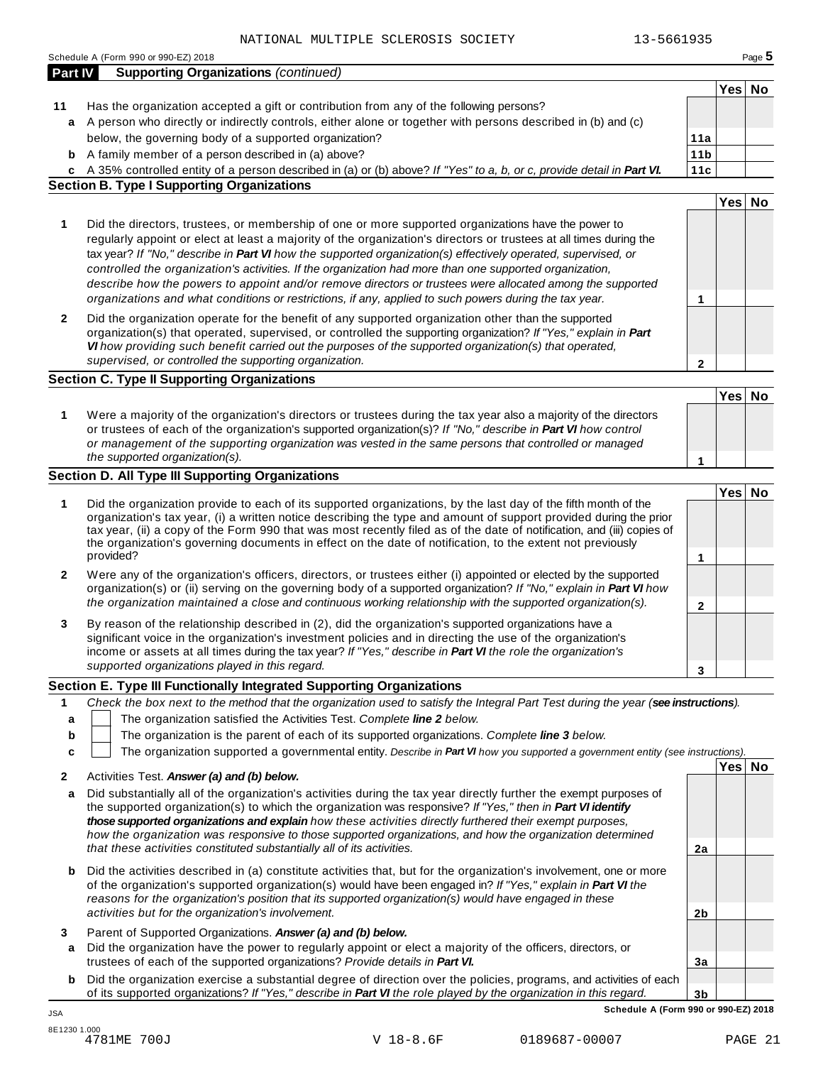NATIONAL MULTIPLE SCLEROSIS SOCIETY 13-5661935

Schedule A (Form 990 or 990-EZ) 2018

## Part IV Supporting Organizations *(continued)*

| | | | Yes | No |
|---|---|---|---|---|
| **11** | Has the organization accepted a gift or contribution from any of the following persons? | | | |
| **a** | A person who directly or indirectly controls, either alone or together with persons described in (b) and (c) below, the governing body of a supported organization? | **11a** | | |
| **b** | A family member of a person described in (a) above? | **11b** | | |
| **c** | A 35% controlled entity of a person described in (a) or (b) above? *If "Yes" to a, b, or c, provide detail in **Part VI.*** | **11c** | | |

### Section B. Type I Supporting Organizations

| | | | Yes | No |
|---|---|---|---|---|
| **1** | Did the directors, trustees, or membership of one or more supported organizations have the power to regularly appoint or elect at least a majority of the organization's directors or trustees at all times during the tax year? *If "No," describe in **Part VI** how the supported organization(s) effectively operated, supervised, or controlled the organization's activities. If the organization had more than one supported organization, describe how the powers to appoint and/or remove directors or trustees were allocated among the supported organizations and what conditions or restrictions, if any, applied to such powers during the tax year.* | **1** | | |
| **2** | Did the organization operate for the benefit of any supported organization other than the supported organization(s) that operated, supervised, or controlled the supporting organization? *If "Yes," explain in **Part VI** how providing such benefit carried out the purposes of the supported organization(s) that operated, supervised, or controlled the supporting organization.* | **2** | | |

### Section C. Type II Supporting Organizations

| | | | Yes | No |
|---|---|---|---|---|
| **1** | Were a majority of the organization's directors or trustees during the tax year also a majority of the directors or trustees of each of the organization's supported organization(s)? *If "No," describe in **Part VI** how control or management of the supporting organization was vested in the same persons that controlled or managed the supported organization(s).* | **1** | | |

### Section D. All Type III Supporting Organizations

| | | | Yes | No |
|---|---|---|---|---|
| **1** | Did the organization provide to each of its supported organizations, by the last day of the fifth month of the organization's tax year, (i) a written notice describing the type and amount of support provided during the prior tax year, (ii) a copy of the Form 990 that was most recently filed as of the date of notification, and (iii) copies of the organization's governing documents in effect on the date of notification, to the extent not previously provided? | **1** | | |
| **2** | Were any of the organization's officers, directors, or trustees either (i) appointed or elected by the supported organization(s) or (ii) serving on the governing body of a supported organization? *If "No," explain in **Part VI** how the organization maintained a close and continuous working relationship with the supported organization(s).* | **2** | | |
| **3** | By reason of the relationship described in (2), did the organization's supported organizations have a significant voice in the organization's investment policies and in directing the use of the organization's income or assets at all times during the tax year? *If "Yes," describe in **Part VI** the role the organization's supported organizations played in this regard.* | **3** | | |

### Section E. Type III Functionally Integrated Supporting Organizations

**1** *Check the box next to the method that the organization used to satisfy the Integral Part Test during the year (**see instructions**).*

- **a** ☐ The organization satisfied the Activities Test. *Complete **line 2** below.*
- **b** ☐ The organization is the parent of each of its supported organizations. *Complete **line 3** below.*
- **c** ☐ The organization supported a governmental entity. *Describe in **Part VI** how you supported a government entity (see instructions).*

| | | | Yes | No |
|---|---|---|---|---|
| **2** | Activities Test. ***Answer (a) and (b) below.*** | | | |
| **a** | Did substantially all of the organization's activities during the tax year directly further the exempt purposes of the supported organization(s) to which the organization was responsive? *If "Yes," then in **Part VI identify those supported organizations and explain** how these activities directly furthered their exempt purposes, how the organization was responsive to those supported organizations, and how the organization determined that these activities constituted substantially all of its activities.* | **2a** | | |
| **b** | Did the activities described in (a) constitute activities that, but for the organization's involvement, one or more of the organization's supported organization(s) would have been engaged in? *If "Yes," explain in **Part VI** the reasons for the organization's position that its supported organization(s) would have engaged in these activities but for the organization's involvement.* | **2b** | | |
| **3** | Parent of Supported Organizations. ***Answer (a) and (b) below.*** | | | |
| **a** | Did the organization have the power to regularly appoint or elect a majority of the officers, directors, or trustees of each of the supported organizations? *Provide details in **Part VI.*** | **3a** | | |
| **b** | Did the organization exercise a substantial degree of direction over the policies, programs, and activities of each of its supported organizations? *If "Yes," describe in **Part VI** the role played by the organization in this regard.* | **3b** | | |

**Schedule A (Form 990 or 990-EZ) 2018**

JSA
8E1230 1.000
4781ME 700J V 18-8.6F 0189687-00007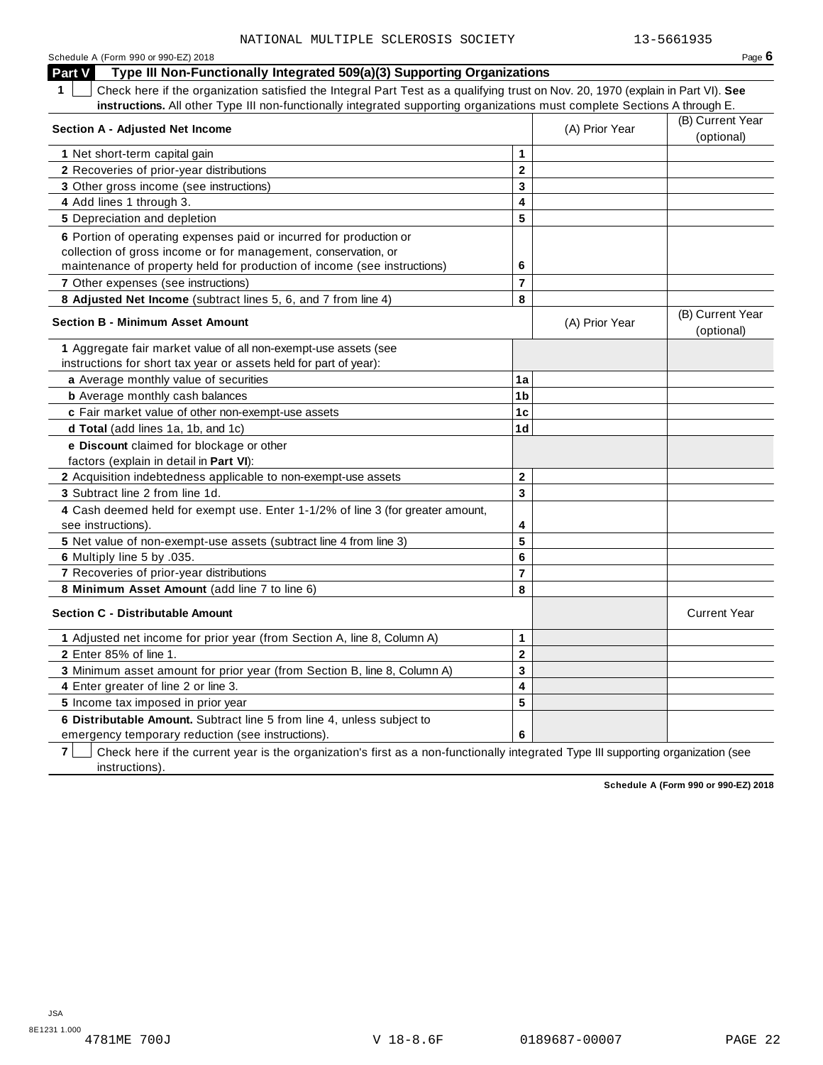NATIONAL MULTIPLE SCLEROSIS SOCIETY 13-5661935

## Part V Type III Non-Functionally Integrated 509(a)(3) Supporting Organizations

**1** ☐ Check here if the organization satisfied the Integral Part Test as a qualifying trust on Nov. 20, 1970 (explain in Part VI). **See instructions.** All other Type III non-functionally integrated supporting organizations must complete Sections A through E.

| Section A - Adjusted Net Income | | (A) Prior Year | (B) Current Year (optional) |
|---|---|---|---|
| 1 Net short-term capital gain | 1 | | |
| 2 Recoveries of prior-year distributions | 2 | | |
| 3 Other gross income (see instructions) | 3 | | |
| 4 Add lines 1 through 3. | 4 | | |
| 5 Depreciation and depletion | 5 | | |
| 6 Portion of operating expenses paid or incurred for production or collection of gross income or for management, conservation, or maintenance of property held for production of income (see instructions) | 6 | | |
| 7 Other expenses (see instructions) | 7 | | |
| 8 **Adjusted Net Income** (subtract lines 5, 6, and 7 from line 4) | 8 | | |

| Section B - Minimum Asset Amount | | (A) Prior Year | (B) Current Year (optional) |
|---|---|---|---|
| 1 Aggregate fair market value of all non-exempt-use assets (see instructions for short tax year or assets held for part of year): | | | |
| a Average monthly value of securities | 1a | | |
| b Average monthly cash balances | 1b | | |
| c Fair market value of other non-exempt-use assets | 1c | | |
| d **Total** (add lines 1a, 1b, and 1c) | 1d | | |
| e **Discount** claimed for blockage or other factors (explain in detail in **Part VI**): | | | |
| 2 Acquisition indebtedness applicable to non-exempt-use assets | 2 | | |
| 3 Subtract line 2 from line 1d. | 3 | | |
| 4 Cash deemed held for exempt use. Enter 1-1/2% of line 3 (for greater amount, see instructions). | 4 | | |
| 5 Net value of non-exempt-use assets (subtract line 4 from line 3) | 5 | | |
| 6 Multiply line 5 by .035. | 6 | | |
| 7 Recoveries of prior-year distributions | 7 | | |
| 8 **Minimum Asset Amount** (add line 7 to line 6) | 8 | | |

| Section C - Distributable Amount | | | Current Year |
|---|---|---|---|
| 1 Adjusted net income for prior year (from Section A, line 8, Column A) | 1 | | |
| 2 Enter 85% of line 1. | 2 | | |
| 3 Minimum asset amount for prior year (from Section B, line 8, Column A) | 3 | | |
| 4 Enter greater of line 2 or line 3. | 4 | | |
| 5 Income tax imposed in prior year | 5 | | |
| 6 **Distributable Amount.** Subtract line 5 from line 4, unless subject to emergency temporary reduction (see instructions). | 6 | | |

**7** ☐ Check here if the current year is the organization's first as a non-functionally integrated Type III supporting organization (see instructions).

**Schedule A (Form 990 or 990-EZ) 2018**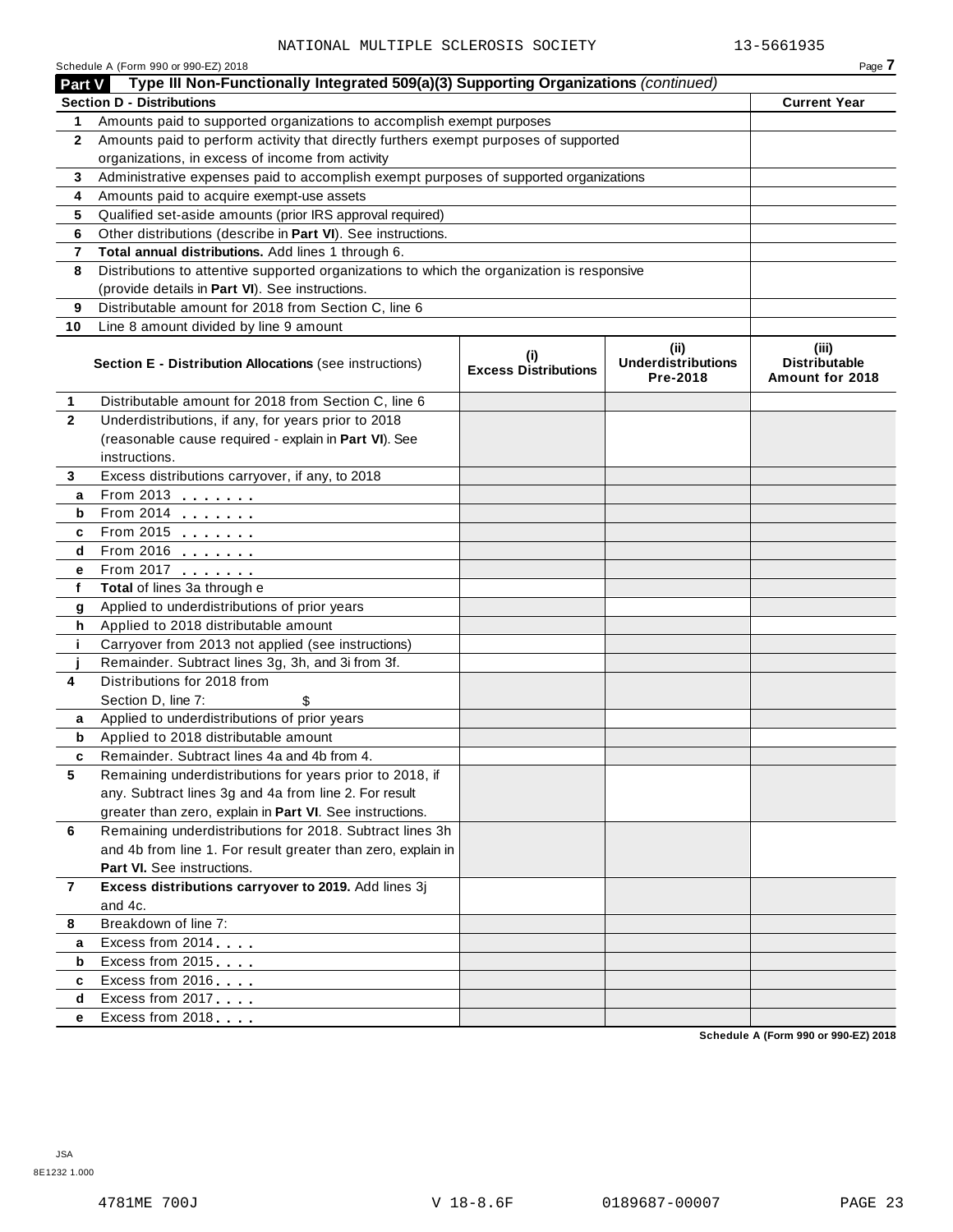NATIONAL MULTIPLE SCLEROSIS SOCIETY 13-5661935

Schedule A (Form 990 or 990-EZ) 2018 Page **7**

## Part V Type III Non-Functionally Integrated 509(a)(3) Supporting Organizations *(continued)*

| **Section D - Distributions** | | **Current Year** |
|---|---|---|
| 1 | Amounts paid to supported organizations to accomplish exempt purposes | |
| 2 | Amounts paid to perform activity that directly furthers exempt purposes of supported organizations, in excess of income from activity | |
| 3 | Administrative expenses paid to accomplish exempt purposes of supported organizations | |
| 4 | Amounts paid to acquire exempt-use assets | |
| 5 | Qualified set-aside amounts (prior IRS approval required) | |
| 6 | Other distributions (describe in **Part VI**). See instructions. | |
| 7 | **Total annual distributions.** Add lines 1 through 6. | |
| 8 | Distributions to attentive supported organizations to which the organization is responsive (provide details in **Part VI**). See instructions. | |
| 9 | Distributable amount for 2018 from Section C, line 6 | |
| 10 | Line 8 amount divided by line 9 amount | |

| | **Section E - Distribution Allocations** (see instructions) | **(i) Excess Distributions** | **(ii) Underdistributions Pre-2018** | **(iii) Distributable Amount for 2018** |
|---|---|---|---|---|
| 1 | Distributable amount for 2018 from Section C, line 6 | | | |
| 2 | Underdistributions, if any, for years prior to 2018 (reasonable cause required - explain in **Part VI**). See instructions. | | | |
| 3 | Excess distributions carryover, if any, to 2018 | | | |
| a | From 2013 | | | |
| b | From 2014 | | | |
| c | From 2015 | | | |
| d | From 2016 | | | |
| e | From 2017 | | | |
| f | **Total** of lines 3a through e | | | |
| g | Applied to underdistributions of prior years | | | |
| h | Applied to 2018 distributable amount | | | |
| i | Carryover from 2013 not applied (see instructions) | | | |
| j | Remainder. Subtract lines 3g, 3h, and 3i from 3f. | | | |
| 4 | Distributions for 2018 from Section D, line 7: $ | | | |
| a | Applied to underdistributions of prior years | | | |
| b | Applied to 2018 distributable amount | | | |
| c | Remainder. Subtract lines 4a and 4b from 4. | | | |
| 5 | Remaining underdistributions for years prior to 2018, if any. Subtract lines 3g and 4a from line 2. For result greater than zero, explain in **Part VI**. See instructions. | | | |
| 6 | Remaining underdistributions for 2018. Subtract lines 3h and 4b from line 1. For result greater than zero, explain in **Part VI.** See instructions. | | | |
| 7 | **Excess distributions carryover to 2019.** Add lines 3j and 4c. | | | |
| 8 | Breakdown of line 7: | | | |
| a | Excess from 2014 | | | |
| b | Excess from 2015 | | | |
| c | Excess from 2016 | | | |
| d | Excess from 2017 | | | |
| e | Excess from 2018 | | | |

**Schedule A (Form 990 or 990-EZ) 2018**

JSA
8E1232 1.000

4781ME 700J V 18-8.6F 0189687-00007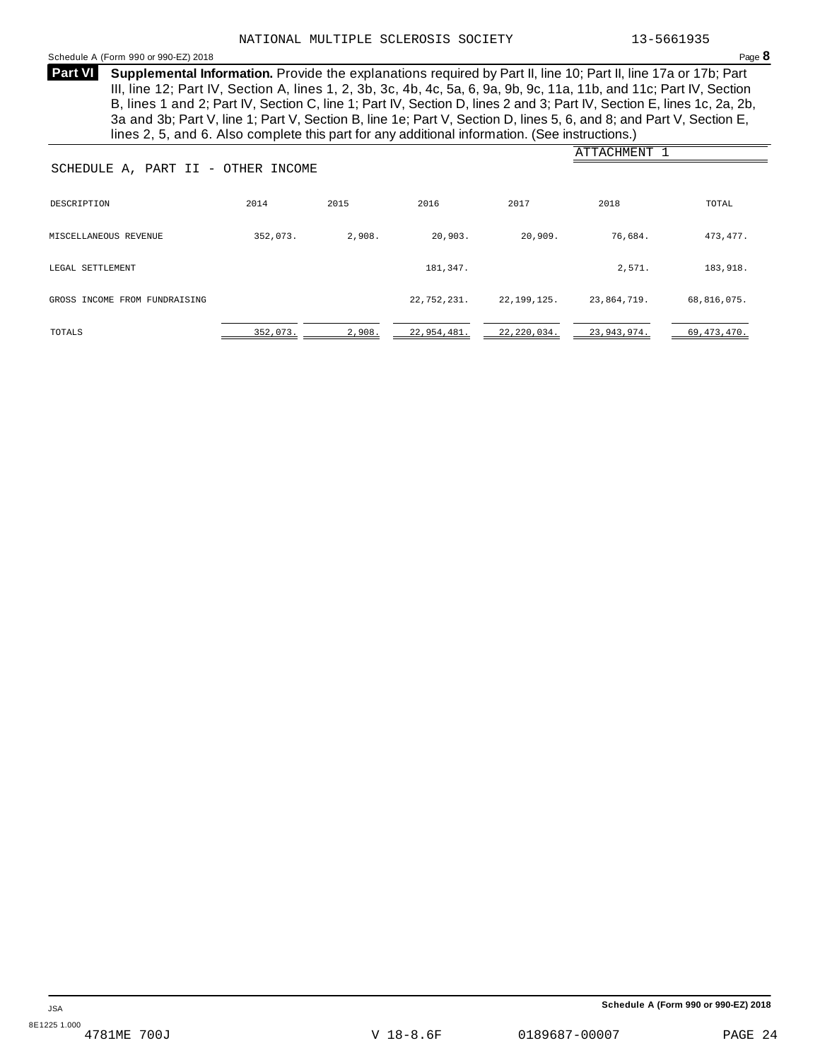NATIONAL MULTIPLE SCLEROSIS SOCIETY 13-5661935

Schedule A (Form 990 or 990-EZ) 2018 Page **8**

**Part VI** **Supplemental Information.** Provide the explanations required by Part II, line 10; Part II, line 17a or 17b; Part III, line 12; Part IV, Section A, lines 1, 2, 3b, 3c, 4b, 4c, 5a, 6, 9a, 9b, 9c, 11a, 11b, and 11c; Part IV, Section B, lines 1 and 2; Part IV, Section C, line 1; Part IV, Section D, lines 2 and 3; Part IV, Section E, lines 1c, 2a, 2b, 3a and 3b; Part V, line 1; Part V, Section B, line 1e; Part V, Section D, lines 5, 6, and 8; and Part V, Section E, lines 2, 5, and 6. Also complete this part for any additional information. (See instructions.)

ATTACHMENT 1

SCHEDULE A, PART II - OTHER INCOME

| DESCRIPTION | 2014 | 2015 | 2016 | 2017 | 2018 | TOTAL |
|---|---|---|---|---|---|---|
| MISCELLANEOUS REVENUE | 352,073. | 2,908. | 20,903. | 20,909. | 76,684. | 473,477. |
| LEGAL SETTLEMENT | | | 181,347. | | 2,571. | 183,918. |
| GROSS INCOME FROM FUNDRAISING | | | 22,752,231. | 22,199,125. | 23,864,719. | 68,816,075. |
| TOTALS | 352,073. | 2,908. | 22,954,481. | 22,220,034. | 23,943,974. | 69,473,470. |

Schedule A (Form 990 or 990-EZ) 2018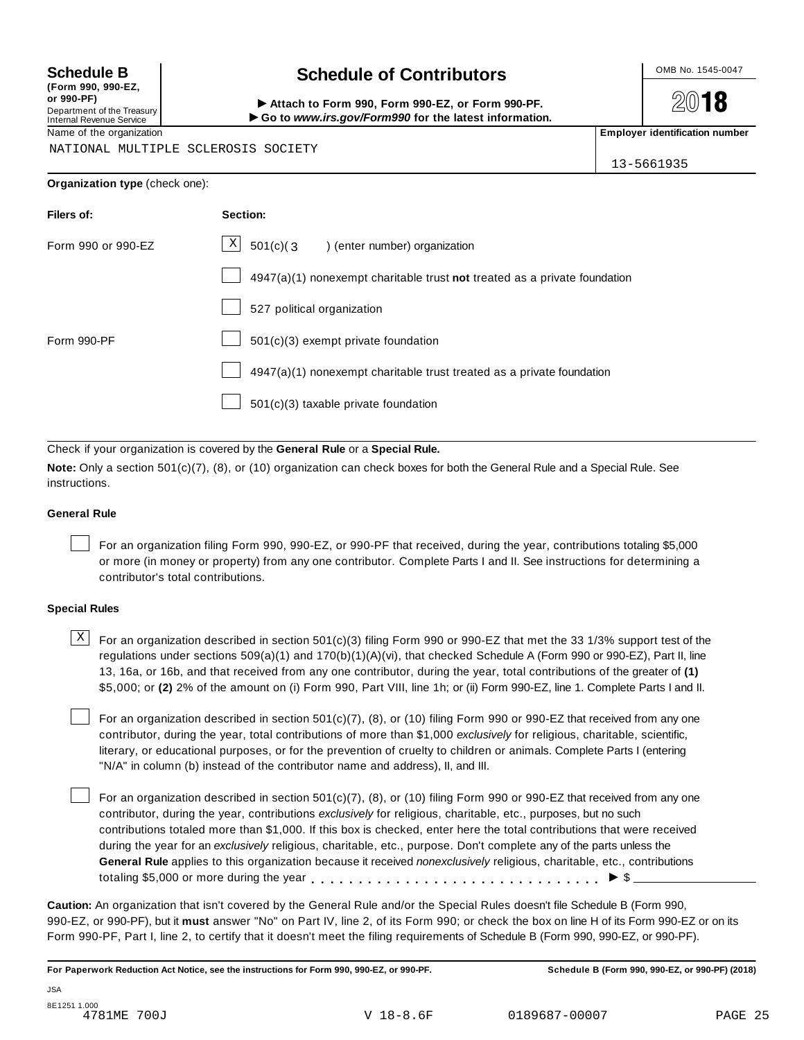**Schedule B** (Form 990, 990-EZ, or 990-PF)
Department of the Treasury
Internal Revenue Service

# Schedule of Contributors

► Attach to Form 990, Form 990-EZ, or Form 990-PF.
► Go to *www.irs.gov/Form990* for the latest information.

OMB No. 1545-0047

**2018**

Name of the organization: NATIONAL MULTIPLE SCLEROSIS SOCIETY

**Employer identification number:** 13-5661935

**Organization type** (check one):

| Filers of: | Section: |
|---|---|
| Form 990 or 990-EZ | [X] 501(c)( 3 ) (enter number) organization |
| | [ ] 4947(a)(1) nonexempt charitable trust **not** treated as a private foundation |
| | [ ] 527 political organization |
| Form 990-PF | [ ] 501(c)(3) exempt private foundation |
| | [ ] 4947(a)(1) nonexempt charitable trust treated as a private foundation |
| | [ ] 501(c)(3) taxable private foundation |

Check if your organization is covered by the **General Rule** or a **Special Rule.**

**Note:** Only a section 501(c)(7), (8), or (10) organization can check boxes for both the General Rule and a Special Rule. See instructions.

### General Rule

[ ] For an organization filing Form 990, 990-EZ, or 990-PF that received, during the year, contributions totaling $5,000 or more (in money or property) from any one contributor. Complete Parts I and II. See instructions for determining a contributor's total contributions.

### Special Rules

[X] For an organization described in section 501(c)(3) filing Form 990 or 990-EZ that met the 33 1/3% support test of the regulations under sections 509(a)(1) and 170(b)(1)(A)(vi), that checked Schedule A (Form 990 or 990-EZ), Part II, line 13, 16a, or 16b, and that received from any one contributor, during the year, total contributions of the greater of **(1)** $5,000; or **(2)** 2% of the amount on (i) Form 990, Part VIII, line 1h; or (ii) Form 990-EZ, line 1. Complete Parts I and II.

[ ] For an organization described in section 501(c)(7), (8), or (10) filing Form 990 or 990-EZ that received from any one contributor, during the year, total contributions of more than $1,000 *exclusively* for religious, charitable, scientific, literary, or educational purposes, or for the prevention of cruelty to children or animals. Complete Parts I (entering "N/A" in column (b) instead of the contributor name and address), II, and III.

[ ] For an organization described in section 501(c)(7), (8), or (10) filing Form 990 or 990-EZ that received from any one contributor, during the year, contributions *exclusively* for religious, charitable, etc., purposes, but no such contributions totaled more than $1,000. If this box is checked, enter here the total contributions that were received during the year for an *exclusively* religious, charitable, etc., purpose. Don't complete any of the parts unless the **General Rule** applies to this organization because it received *nonexclusively* religious, charitable, etc., contributions totaling $5,000 or more during the year . . . . . . . . . . . . . . . . . . . . . . . . . . . . . ► $ ____________

**Caution:** An organization that isn't covered by the General Rule and/or the Special Rules doesn't file Schedule B (Form 990, 990-EZ, or 990-PF), but it **must** answer "No" on Part IV, line 2, of its Form 990; or check the box on line H of its Form 990-EZ or on its Form 990-PF, Part I, line 2, to certify that it doesn't meet the filing requirements of Schedule B (Form 990, 990-EZ, or 990-PF).

**For Paperwork Reduction Act Notice, see the instructions for Form 990, 990-EZ, or 990-PF.** **Schedule B (Form 990, 990-EZ, or 990-PF) (2018)**

JSA
8E1251 1.000
4781ME 700J V 18-8.6F 0189687-00007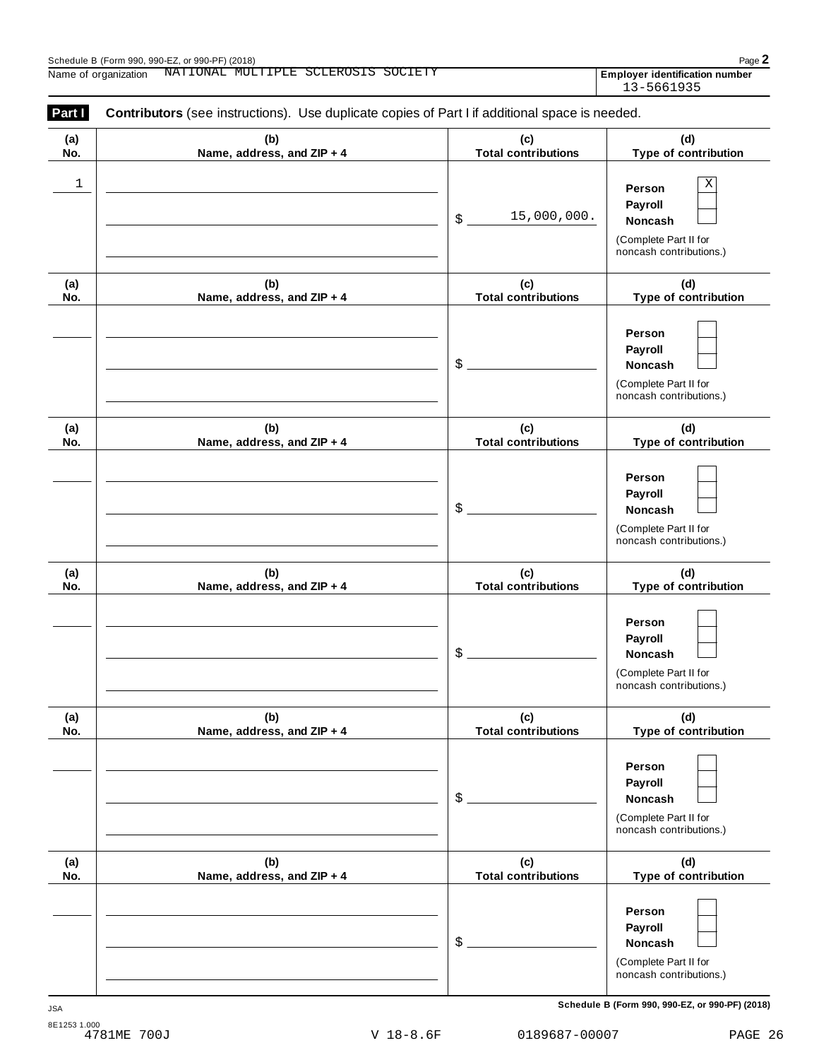Schedule B (Form 990, 990-EZ, or 990-PF) (2018)

Name of organization NATIONAL MULTIPLE SCLEROSIS SOCIETY

**Employer identification number** 13-5661935

**Part I** **Contributors** (see instructions). Use duplicate copies of Part I if additional space is needed.

| (a) No. | (b) Name, address, and ZIP + 4 | (c) Total contributions | (d) Type of contribution |
|---|---|---|---|
| 1 | | $ 15,000,000. | Person [X] Payroll [ ] Noncash [ ] (Complete Part II for noncash contributions.) |
| | | $ | Person [ ] Payroll [ ] Noncash [ ] (Complete Part II for noncash contributions.) |
| | | $ | Person [ ] Payroll [ ] Noncash [ ] (Complete Part II for noncash contributions.) |
| | | $ | Person [ ] Payroll [ ] Noncash [ ] (Complete Part II for noncash contributions.) |
| | | $ | Person [ ] Payroll [ ] Noncash [ ] (Complete Part II for noncash contributions.) |
| | | $ | Person [ ] Payroll [ ] Noncash [ ] (Complete Part II for noncash contributions.) |

**Schedule B (Form 990, 990-EZ, or 990-PF) (2018)**

JSA
8E1253 1.000
4781ME 700J V 18-8.6F 0189687-00007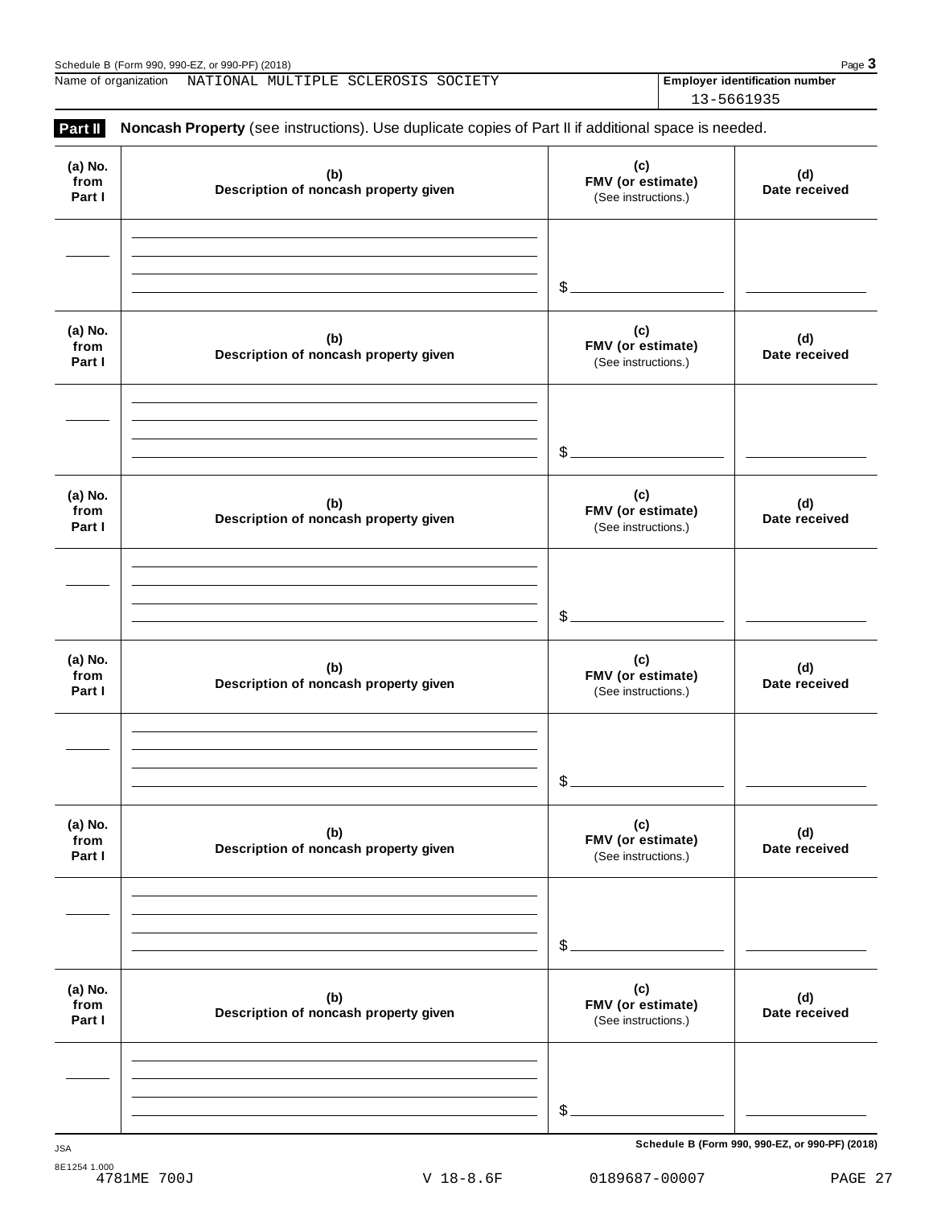Name of organization NATIONAL MULTIPLE SCLEROSIS SOCIETY

**Employer identification number** 13-5661935

**Part II** **Noncash Property** (see instructions). Use duplicate copies of Part II if additional space is needed.

| (a) No. from Part I | (b) Description of noncash property given | (c) FMV (or estimate) (See instructions.) | (d) Date received |
|---|---|---|---|
| | | $ | |

| (a) No. from Part I | (b) Description of noncash property given | (c) FMV (or estimate) (See instructions.) | (d) Date received |
|---|---|---|---|
| | | $ | |

| (a) No. from Part I | (b) Description of noncash property given | (c) FMV (or estimate) (See instructions.) | (d) Date received |
|---|---|---|---|
| | | $ | |

| (a) No. from Part I | (b) Description of noncash property given | (c) FMV (or estimate) (See instructions.) | (d) Date received |
|---|---|---|---|
| | | $ | |

| (a) No. from Part I | (b) Description of noncash property given | (c) FMV (or estimate) (See instructions.) | (d) Date received |
|---|---|---|---|
| | | $ | |

| (a) No. from Part I | (b) Description of noncash property given | (c) FMV (or estimate) (See instructions.) | (d) Date received |
|---|---|---|---|
| | | $ | |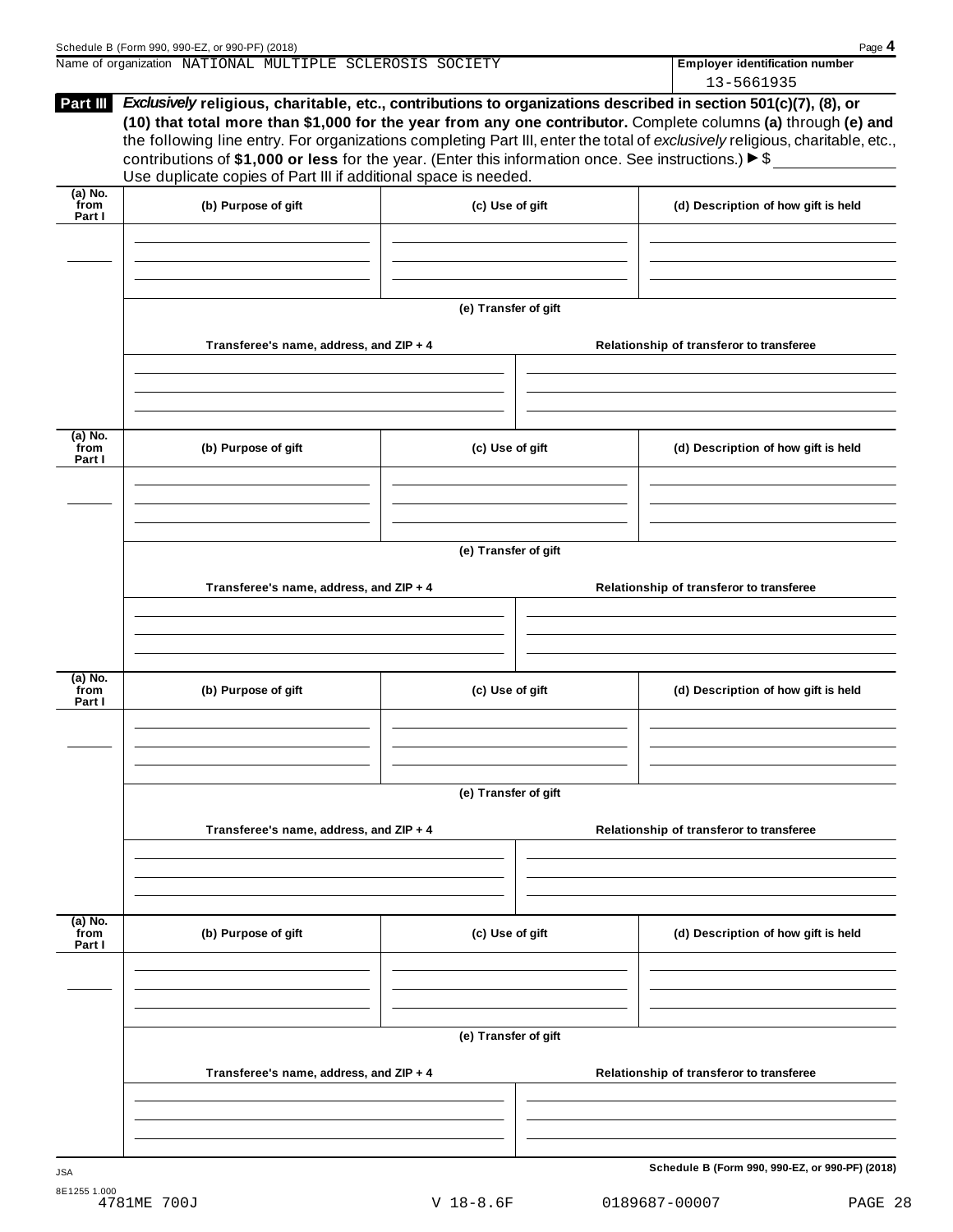Name of organization NATIONAL MULTIPLE SCLEROSIS SOCIETY

**Employer identification number** 13-5661935

**Part III** ***Exclusively*** **religious, charitable, etc., contributions to organizations described in section 501(c)(7), (8), or (10) that total more than $1,000 for the year from any one contributor.** Complete columns **(a)** through **(e) and** the following line entry. For organizations completing Part III, enter the total of *exclusively* religious, charitable, etc., contributions of **$1,000 or less** for the year. (Enter this information once. See instructions.) ▶ $ ____________

Use duplicate copies of Part III if additional space is needed.

| (a) No. from Part I | (b) Purpose of gift | (c) Use of gift | (d) Description of how gift is held |
|---|---|---|---|
| | | | |

**(e) Transfer of gift**

| Transferee's name, address, and ZIP + 4 | Relationship of transferor to transferee |
|---|---|
| | |

| (a) No. from Part I | (b) Purpose of gift | (c) Use of gift | (d) Description of how gift is held |
|---|---|---|---|
| | | | |

**(e) Transfer of gift**

| Transferee's name, address, and ZIP + 4 | Relationship of transferor to transferee |
|---|---|
| | |

| (a) No. from Part I | (b) Purpose of gift | (c) Use of gift | (d) Description of how gift is held |
|---|---|---|---|
| | | | |

**(e) Transfer of gift**

| Transferee's name, address, and ZIP + 4 | Relationship of transferor to transferee |
|---|---|
| | |

| (a) No. from Part I | (b) Purpose of gift | (c) Use of gift | (d) Description of how gift is held |
|---|---|---|---|
| | | | |

**(e) Transfer of gift**

| Transferee's name, address, and ZIP + 4 | Relationship of transferor to transferee |
|---|---|
| | |

**Schedule B (Form 990, 990-EZ, or 990-PF) (2018)**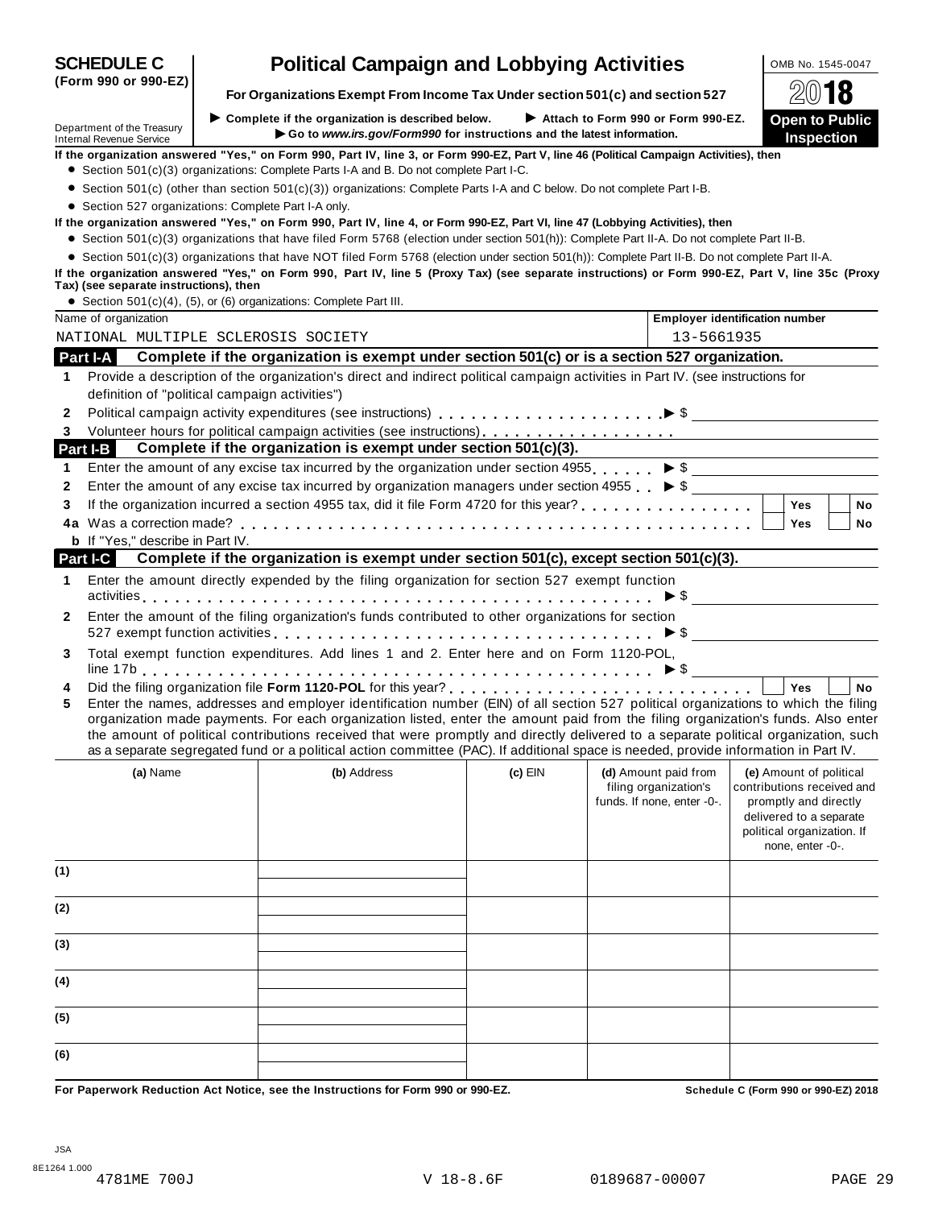# SCHEDULE C (Form 990 or 990-EZ)

# Political Campaign and Lobbying Activities

**For Organizations Exempt From Income Tax Under section 501(c) and section 527**

► Complete if the organization is described below. ► Attach to Form 990 or Form 990-EZ.
► Go to *www.irs.gov/Form990* for instructions and the latest information.

Department of the Treasury
Internal Revenue Service

OMB No. 1545-0047

2018

**Open to Public Inspection**

**If the organization answered "Yes," on Form 990, Part IV, line 3, or Form 990-EZ, Part V, line 46 (Political Campaign Activities), then**

- Section 501(c)(3) organizations: Complete Parts I-A and B. Do not complete Part I-C.
- Section 501(c) (other than section 501(c)(3)) organizations: Complete Parts I-A and C below. Do not complete Part I-B.
- Section 527 organizations: Complete Part I-A only.

**If the organization answered "Yes," on Form 990, Part IV, line 4, or Form 990-EZ, Part VI, line 47 (Lobbying Activities), then**

- Section 501(c)(3) organizations that have filed Form 5768 (election under section 501(h)): Complete Part II-A. Do not complete Part II-B.
- Section 501(c)(3) organizations that have NOT filed Form 5768 (election under section 501(h)): Complete Part II-B. Do not complete Part II-A.

**If the organization answered "Yes," on Form 990, Part IV, line 5 (Proxy Tax) (see separate instructions) or Form 990-EZ, Part V, line 35c (Proxy Tax) (see separate instructions), then**

- Section 501(c)(4), (5), or (6) organizations: Complete Part III.

| Name of organization | Employer identification number |
|---|---|
| NATIONAL MULTIPLE SCLEROSIS SOCIETY | 13-5661935 |

## Part I-A Complete if the organization is exempt under section 501(c) or is a section 527 organization.

1. Provide a description of the organization's direct and indirect political campaign activities in Part IV. (see instructions for definition of "political campaign activities")
2. Political campaign activity expenditures (see instructions) ► $
3. Volunteer hours for political campaign activities (see instructions)

## Part I-B Complete if the organization is exempt under section 501(c)(3).

1. Enter the amount of any excise tax incurred by the organization under section 4955 ► $
2. Enter the amount of any excise tax incurred by organization managers under section 4955 ► $
3. If the organization incurred a section 4955 tax, did it file Form 4720 for this year? ☐ Yes ☐ No

4a. Was a correction made? ☐ Yes ☐ No

b. If "Yes," describe in Part IV.

## Part I-C Complete if the organization is exempt under section 501(c), except section 501(c)(3).

1. Enter the amount directly expended by the filing organization for section 527 exempt function activities ► $
2. Enter the amount of the filing organization's funds contributed to other organizations for section 527 exempt function activities ► $
3. Total exempt function expenditures. Add lines 1 and 2. Enter here and on Form 1120-POL, line 17b ► $
4. Did the filing organization file **Form 1120-POL** for this year? ☐ Yes ☐ No
5. Enter the names, addresses and employer identification number (EIN) of all section 527 political organizations to which the filing organization made payments. For each organization listed, enter the amount paid from the filing organization's funds. Also enter the amount of political contributions received that were promptly and directly delivered to a separate political organization, such as a separate segregated fund or a political action committee (PAC). If additional space is needed, provide information in Part IV.

| | (a) Name | (b) Address | (c) EIN | (d) Amount paid from filing organization's funds. If none, enter -0-. | (e) Amount of political contributions received and promptly and directly delivered to a separate political organization. If none, enter -0-. |
|---|---|---|---|---|---|
| (1) | | | | | |
| (2) | | | | | |
| (3) | | | | | |
| (4) | | | | | |
| (5) | | | | | |
| (6) | | | | | |

**For Paperwork Reduction Act Notice, see the Instructions for Form 990 or 990-EZ.** **Schedule C (Form 990 or 990-EZ) 2018**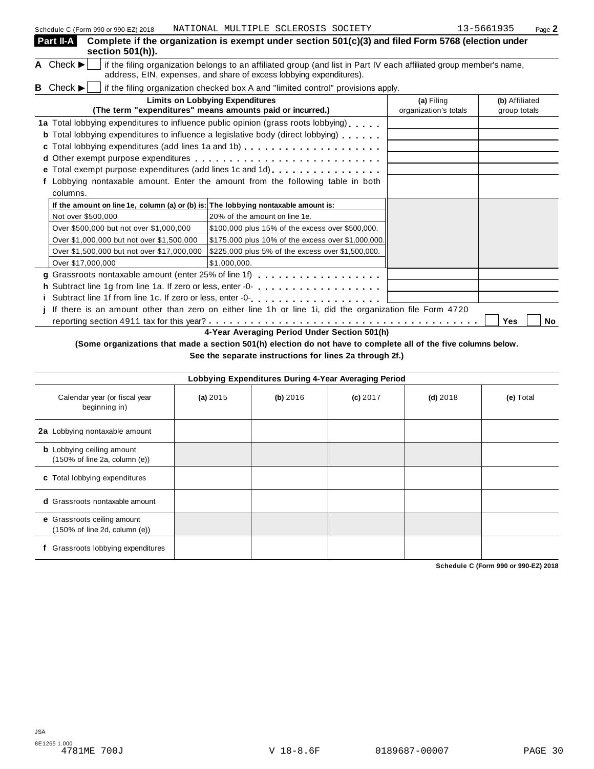Schedule C (Form 990 or 990-EZ) 2018 NATIONAL MULTIPLE SCLEROSIS SOCIETY 13-5661935

## Part II-A Complete if the organization is exempt under section 501(c)(3) and filed Form 5768 (election under section 501(h)).

**A** Check ► ☐ if the filing organization belongs to an affiliated group (and list in Part IV each affiliated group member's name, address, EIN, expenses, and share of excess lobbying expenditures).

**B** Check ► ☐ if the filing organization checked box A and "limited control" provisions apply.

| **Limits on Lobbying Expenditures** (The term "expenditures" means amounts paid or incurred.) | **(a)** Filing organization's totals | **(b)** Affiliated group totals |
|---|---|---|
| **1a** Total lobbying expenditures to influence public opinion (grass roots lobbying) | | |
| **b** Total lobbying expenditures to influence a legislative body (direct lobbying) | | |
| **c** Total lobbying expenditures (add lines 1a and 1b) | | |
| **d** Other exempt purpose expenditures | | |
| **e** Total exempt purpose expenditures (add lines 1c and 1d) | | |
| **f** Lobbying nontaxable amount. Enter the amount from the following table in both columns. | | |

| If the amount on line 1e, column (a) or (b) is: | The lobbying nontaxable amount is: |
|---|---|
| Not over $500,000 | 20% of the amount on line 1e. |
| Over $500,000 but not over $1,000,000 | $100,000 plus 15% of the excess over $500,000. |
| Over $1,000,000 but not over $1,500,000 | $175,000 plus 10% of the excess over $1,000,000. |
| Over $1,500,000 but not over $17,000,000 | $225,000 plus 5% of the excess over $1,500,000. |
| Over $17,000,000 | $1,000,000. |

| | (a) | (b) |
|---|---|---|
| **g** Grassroots nontaxable amount (enter 25% of line 1f) | | |
| **h** Subtract line 1g from line 1a. If zero or less, enter -0- | | |
| **i** Subtract line 1f from line 1c. If zero or less, enter -0- | | |

**j** If there is an amount other than zero on either line 1h or line 1i, did the organization file Form 4720 reporting section 4911 tax for this year? ☐ Yes ☐ No

### 4-Year Averaging Period Under Section 501(h)

**(Some organizations that made a section 501(h) election do not have to complete all of the five columns below. See the separate instructions for lines 2a through 2f.)**

| Lobbying Expenditures During 4-Year Averaging Period | | | | | |
|---|---|---|---|---|---|
| Calendar year (or fiscal year beginning in) | **(a)** 2015 | **(b)** 2016 | **(c)** 2017 | **(d)** 2018 | **(e)** Total |
| **2a** Lobbying nontaxable amount | | | | | |
| **b** Lobbying ceiling amount (150% of line 2a, column (e)) | | | | | |
| **c** Total lobbying expenditures | | | | | |
| **d** Grassroots nontaxable amount | | | | | |
| **e** Grassroots ceiling amount (150% of line 2d, column (e)) | | | | | |
| **f** Grassroots lobbying expenditures | | | | | |

Schedule C (Form 990 or 990-EZ) 2018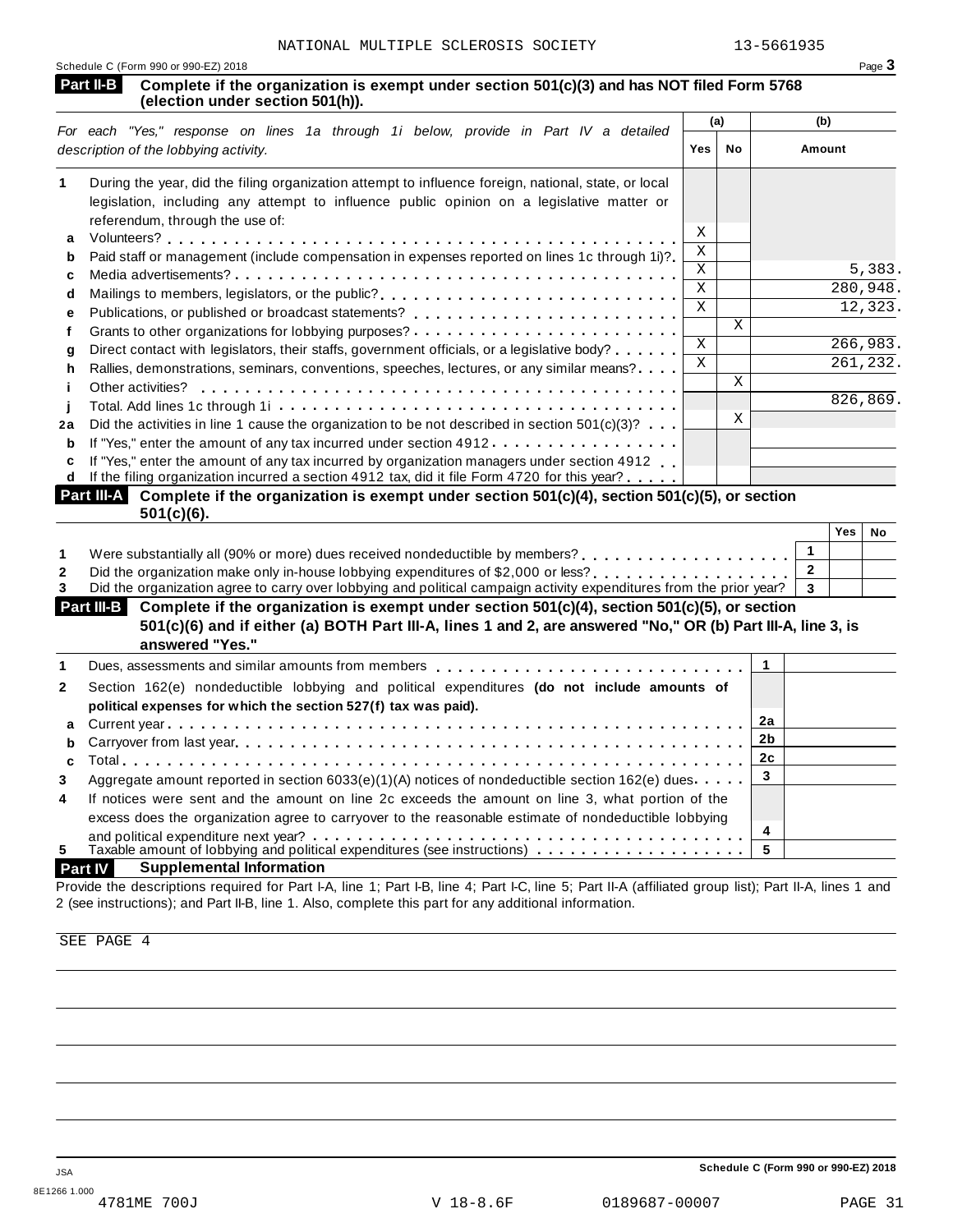NATIONAL MULTIPLE SCLEROSIS SOCIETY 13-5661935

Schedule C (Form 990 or 990-EZ) 2018

## Part II-B Complete if the organization is exempt under section 501(c)(3) and has NOT filed Form 5768 (election under section 501(h)).

| | | (a) Yes | (a) No | (b) Amount |
|---|---|---|---|---|
| | *For each "Yes," response on lines 1a through 1i below, provide in Part IV a detailed description of the lobbying activity.* | | | |
| **1** | During the year, did the filing organization attempt to influence foreign, national, state, or local legislation, including any attempt to influence public opinion on a legislative matter or referendum, through the use of: | | | |
| **a** | Volunteers? | X | | |
| **b** | Paid staff or management (include compensation in expenses reported on lines 1c through 1i)? | X | | |
| **c** | Media advertisements? | X | | 5,383. |
| **d** | Mailings to members, legislators, or the public? | X | | 280,948. |
| **e** | Publications, or published or broadcast statements? | X | | 12,323. |
| **f** | Grants to other organizations for lobbying purposes? | | X | |
| **g** | Direct contact with legislators, their staffs, government officials, or a legislative body? | X | | 266,983. |
| **h** | Rallies, demonstrations, seminars, conventions, speeches, lectures, or any similar means? | X | | 261,232. |
| **i** | Other activities? | | X | |
| **j** | Total. Add lines 1c through 1i | | | 826,869. |
| **2a** | Did the activities in line 1 cause the organization to be not described in section 501(c)(3)? | | X | |
| **b** | If "Yes," enter the amount of any tax incurred under section 4912 | | | |
| **c** | If "Yes," enter the amount of any tax incurred by organization managers under section 4912 | | | |
| **d** | If the filing organization incurred a section 4912 tax, did it file Form 4720 for this year? | | | |

## Part III-A Complete if the organization is exempt under section 501(c)(4), section 501(c)(5), or section 501(c)(6).

| | | | Yes | No |
|---|---|---|---|---|
| **1** | Were substantially all (90% or more) dues received nondeductible by members? | 1 | | |
| **2** | Did the organization make only in-house lobbying expenditures of $2,000 or less? | 2 | | |
| **3** | Did the organization agree to carry over lobbying and political campaign activity expenditures from the prior year? | 3 | | |

## Part III-B Complete if the organization is exempt under section 501(c)(4), section 501(c)(5), or section 501(c)(6) and if either (a) BOTH Part III-A, lines 1 and 2, are answered "No," OR (b) Part III-A, line 3, is answered "Yes."

| | | | |
|---|---|---|---|
| **1** | Dues, assessments and similar amounts from members | 1 | |
| **2** | Section 162(e) nondeductible lobbying and political expenditures **(do not include amounts of political expenses for which the section 527(f) tax was paid).** | | |
| **a** | Current year | 2a | |
| **b** | Carryover from last year | 2b | |
| **c** | Total | 2c | |
| **3** | Aggregate amount reported in section 6033(e)(1)(A) notices of nondeductible section 162(e) dues | 3 | |
| **4** | If notices were sent and the amount on line 2c exceeds the amount on line 3, what portion of the excess does the organization agree to carryover to the reasonable estimate of nondeductible lobbying and political expenditure next year? | 4 | |
| **5** | Taxable amount of lobbying and political expenditures (see instructions) | 5 | |

## Part IV Supplemental Information

Provide the descriptions required for Part I-A, line 1; Part I-B, line 4; Part I-C, line 5; Part II-A (affiliated group list); Part II-A, lines 1 and 2 (see instructions); and Part II-B, line 1. Also, complete this part for any additional information.

SEE PAGE 4

Schedule C (Form 990 or 990-EZ) 2018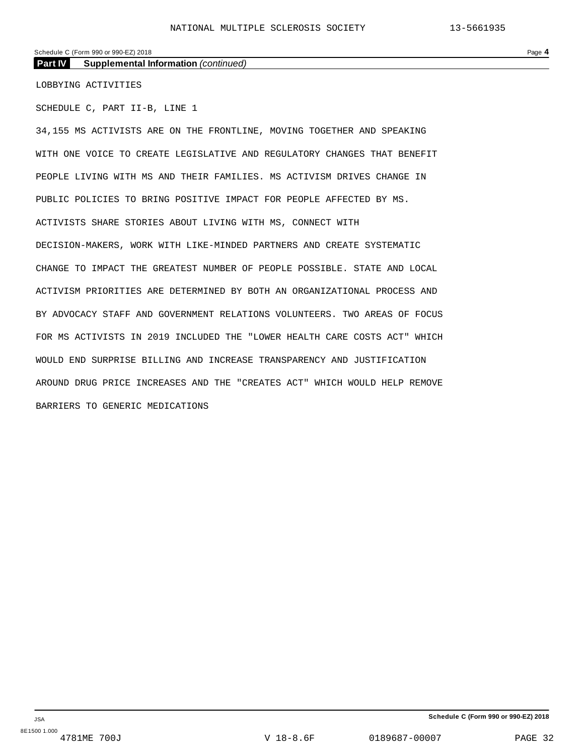## Part IV Supplemental Information *(continued)*

LOBBYING ACTIVITIES

SCHEDULE C, PART II-B, LINE 1

34,155 MS ACTIVISTS ARE ON THE FRONTLINE, MOVING TOGETHER AND SPEAKING WITH ONE VOICE TO CREATE LEGISLATIVE AND REGULATORY CHANGES THAT BENEFIT PEOPLE LIVING WITH MS AND THEIR FAMILIES. MS ACTIVISM DRIVES CHANGE IN PUBLIC POLICIES TO BRING POSITIVE IMPACT FOR PEOPLE AFFECTED BY MS. ACTIVISTS SHARE STORIES ABOUT LIVING WITH MS, CONNECT WITH DECISION-MAKERS, WORK WITH LIKE-MINDED PARTNERS AND CREATE SYSTEMATIC CHANGE TO IMPACT THE GREATEST NUMBER OF PEOPLE POSSIBLE. STATE AND LOCAL ACTIVISM PRIORITIES ARE DETERMINED BY BOTH AN ORGANIZATIONAL PROCESS AND BY ADVOCACY STAFF AND GOVERNMENT RELATIONS VOLUNTEERS. TWO AREAS OF FOCUS FOR MS ACTIVISTS IN 2019 INCLUDED THE "LOWER HEALTH CARE COSTS ACT" WHICH WOULD END SURPRISE BILLING AND INCREASE TRANSPARENCY AND JUSTIFICATION AROUND DRUG PRICE INCREASES AND THE "CREATES ACT" WHICH WOULD HELP REMOVE BARRIERS TO GENERIC MEDICATIONS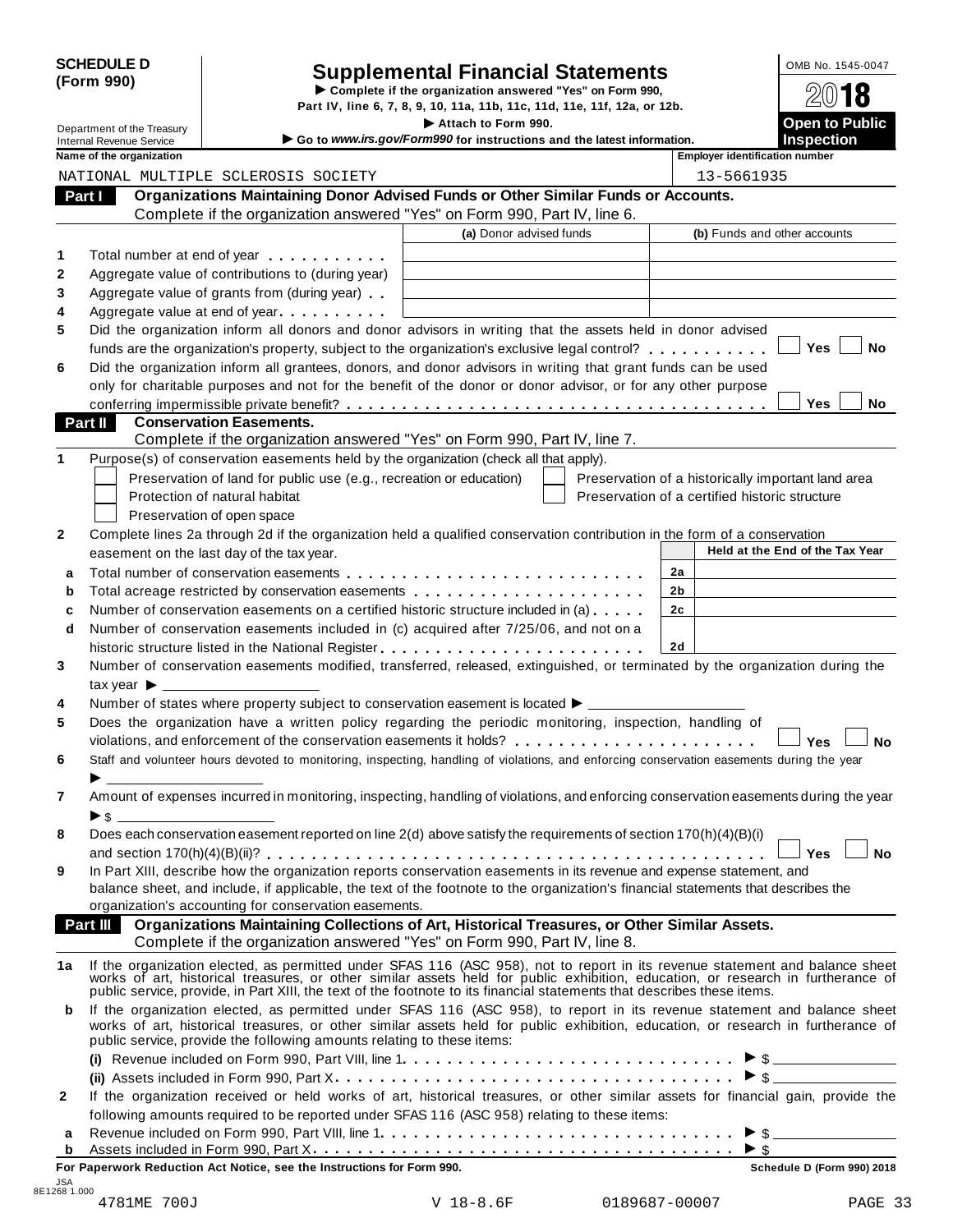**SCHEDULE D (Form 990)**

Department of the Treasury
Internal Revenue Service

# Supplemental Financial Statements

▶ Complete if the organization answered "Yes" on Form 990, Part IV, line 6, 7, 8, 9, 10, 11a, 11b, 11c, 11d, 11e, 11f, 12a, or 12b.
▶ Attach to Form 990.
▶ Go to *www.irs.gov/Form990* for instructions and the latest information.

OMB No. 1545-0047
**2018**
**Open to Public Inspection**

Name of the organization: NATIONAL MULTIPLE SCLEROSIS SOCIETY
Employer identification number: 13-5661935

## Part I Organizations Maintaining Donor Advised Funds or Other Similar Funds or Accounts.

Complete if the organization answered "Yes" on Form 990, Part IV, line 6.

| | | (a) Donor advised funds | (b) Funds and other accounts |
|---|---|---|---|
| 1 | Total number at end of year | | |
| 2 | Aggregate value of contributions to (during year) | | |
| 3 | Aggregate value of grants from (during year) | | |
| 4 | Aggregate value at end of year | | |

5 Did the organization inform all donors and donor advisors in writing that the assets held in donor advised funds are the organization's property, subject to the organization's exclusive legal control? ☐ Yes ☐ No

6 Did the organization inform all grantees, donors, and donor advisors in writing that grant funds can be used only for charitable purposes and not for the benefit of the donor or donor advisor, or for any other purpose conferring impermissible private benefit? ☐ Yes ☐ No

## Part II Conservation Easements.

Complete if the organization answered "Yes" on Form 990, Part IV, line 7.

1 Purpose(s) of conservation easements held by the organization (check all that apply).

- ☐ Preservation of land for public use (e.g., recreation or education)
- ☐ Protection of natural habitat
- ☐ Preservation of open space
- ☐ Preservation of a historically important land area
- ☐ Preservation of a certified historic structure

2 Complete lines 2a through 2d if the organization held a qualified conservation contribution in the form of a conservation easement on the last day of the tax year.

| | | | Held at the End of the Tax Year |
|---|---|---|---|
| a | Total number of conservation easements | 2a | |
| b | Total acreage restricted by conservation easements | 2b | |
| c | Number of conservation easements on a certified historic structure included in (a) | 2c | |
| d | Number of conservation easements included in (c) acquired after 7/25/06, and not on a historic structure listed in the National Register | 2d | |

3 Number of conservation easements modified, transferred, released, extinguished, or terminated by the organization during the tax year ▶ \_\_\_\_\_\_\_\_

4 Number of states where property subject to conservation easement is located ▶ \_\_\_\_\_\_\_\_

5 Does the organization have a written policy regarding the periodic monitoring, inspection, handling of violations, and enforcement of the conservation easements it holds? ☐ Yes ☐ No

6 Staff and volunteer hours devoted to monitoring, inspecting, handling of violations, and enforcing conservation easements during the year ▶ \_\_\_\_\_\_\_\_

7 Amount of expenses incurred in monitoring, inspecting, handling of violations, and enforcing conservation easements during the year ▶ $ \_\_\_\_\_\_\_\_

8 Does each conservation easement reported on line 2(d) above satisfy the requirements of section 170(h)(4)(B)(i) and section 170(h)(4)(B)(ii)? ☐ Yes ☐ No

9 In Part XIII, describe how the organization reports conservation easements in its revenue and expense statement, and balance sheet, and include, if applicable, the text of the footnote to the organization's financial statements that describes the organization's accounting for conservation easements.

## Part III Organizations Maintaining Collections of Art, Historical Treasures, or Other Similar Assets.

Complete if the organization answered "Yes" on Form 990, Part IV, line 8.

1a If the organization elected, as permitted under SFAS 116 (ASC 958), not to report in its revenue statement and balance sheet works of art, historical treasures, or other similar assets held for public exhibition, education, or research in furtherance of public service, provide, in Part XIII, the text of the footnote to its financial statements that describes these items.

b If the organization elected, as permitted under SFAS 116 (ASC 958), to report in its revenue statement and balance sheet works of art, historical treasures, or other similar assets held for public exhibition, education, or research in furtherance of public service, provide the following amounts relating to these items:

(i) Revenue included on Form 990, Part VIII, line 1 ▶ $ \_\_\_\_\_\_\_\_

(ii) Assets included in Form 990, Part X ▶ $ \_\_\_\_\_\_\_\_

2 If the organization received or held works of art, historical treasures, or other similar assets for financial gain, provide the following amounts required to be reported under SFAS 116 (ASC 958) relating to these items:

a Revenue included on Form 990, Part VIII, line 1 ▶ $ \_\_\_\_\_\_\_\_

b Assets included in Form 990, Part X ▶ $ \_\_\_\_\_\_\_\_

**For Paperwork Reduction Act Notice, see the Instructions for Form 990.** **Schedule D (Form 990) 2018**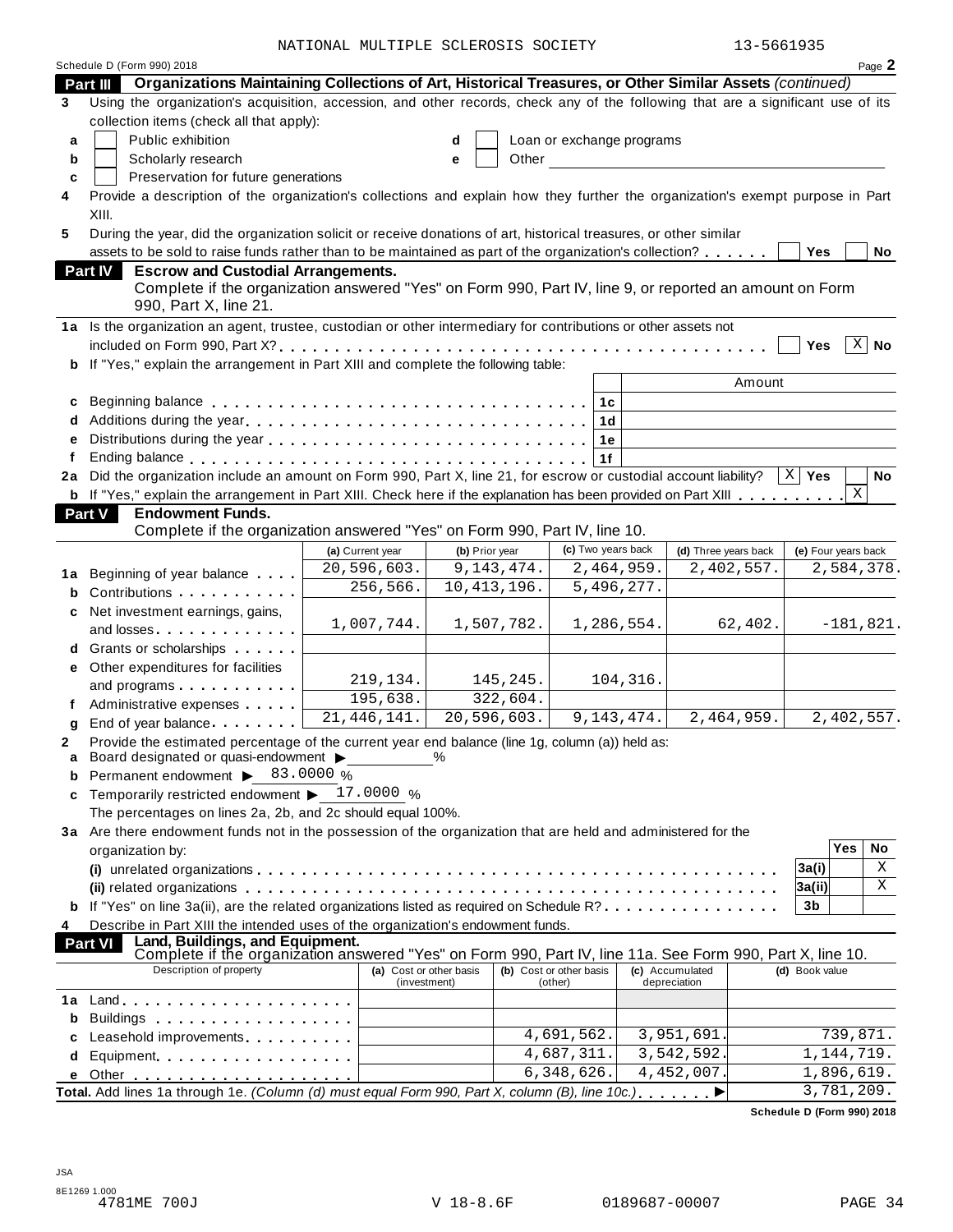NATIONAL MULTIPLE SCLEROSIS SOCIETY 13-5661935

Schedule D (Form 990) 2018 Page **2**

**Part III** **Organizations Maintaining Collections of Art, Historical Treasures, or Other Similar Assets** *(continued)*

**3** Using the organization's acquisition, accession, and other records, check any of the following that are a significant use of its collection items (check all that apply):

- **a** ☐ Public exhibition
- **b** ☐ Scholarly research
- **c** ☐ Preservation for future generations
- **d** ☐ Loan or exchange programs
- **e** ☐ Other

**4** Provide a description of the organization's collections and explain how they further the organization's exempt purpose in Part XIII.

**5** During the year, did the organization solicit or receive donations of art, historical treasures, or other similar assets to be sold to raise funds rather than to be maintained as part of the organization's collection? ☐ **Yes** ☐ **No**

**Part IV** **Escrow and Custodial Arrangements.**
Complete if the organization answered "Yes" on Form 990, Part IV, line 9, or reported an amount on Form 990, Part X, line 21.

**1a** Is the organization an agent, trustee, custodian or other intermediary for contributions or other assets not included on Form 990, Part X? ☐ **Yes** ☒ **No**

**b** If "Yes," explain the arrangement in Part XIII and complete the following table:

| | | | Amount |
|---|---|---|---|
| **c** | Beginning balance | **1c** | |
| **d** | Additions during the year | **1d** | |
| **e** | Distributions during the year | **1e** | |
| **f** | Ending balance | **1f** | |

**2a** Did the organization include an amount on Form 990, Part X, line 21, for escrow or custodial account liability? ☒ **Yes** ☐ **No**

**b** If "Yes," explain the arrangement in Part XIII. Check here if the explanation has been provided on Part XIII ☒

**Part V** **Endowment Funds.**
Complete if the organization answered "Yes" on Form 990, Part IV, line 10.

| | | (a) Current year | (b) Prior year | (c) Two years back | (d) Three years back | (e) Four years back |
|---|---|---|---|---|---|---|
| **1a** | Beginning of year balance | 20,596,603. | 9,143,474. | 2,464,959. | 2,402,557. | 2,584,378. |
| **b** | Contributions | 256,566. | 10,413,196. | 5,496,277. | | |
| **c** | Net investment earnings, gains, and losses | 1,007,744. | 1,507,782. | 1,286,554. | 62,402. | -181,821. |
| **d** | Grants or scholarships | | | | | |
| **e** | Other expenditures for facilities and programs | 219,134. | 145,245. | 104,316. | | |
| **f** | Administrative expenses | 195,638. | 322,604. | | | |
| **g** | End of year balance | 21,446,141. | 20,596,603. | 9,143,474. | 2,464,959. | 2,402,557. |

**2** Provide the estimated percentage of the current year end balance (line 1g, column (a)) held as:

- **a** Board designated or quasi-endowment ▶ ______ %
- **b** Permanent endowment ▶ 83.0000 %
- **c** Temporarily restricted endowment ▶ 17.0000 %

The percentages on lines 2a, 2b, and 2c should equal 100%.

**3a** Are there endowment funds not in the possession of the organization that are held and administered for the organization by:

| | | | Yes | No |
|---|---|---|---|---|
| | **(i)** unrelated organizations | **3a(i)** | | X |
| | **(ii)** related organizations | **3a(ii)** | | X |
| **b** | If "Yes" on line 3a(ii), are the related organizations listed as required on Schedule R? | **3b** | | |

**4** Describe in Part XIII the intended uses of the organization's endowment funds.

**Part VI** **Land, Buildings, and Equipment.**
Complete if the organization answered "Yes" on Form 990, Part IV, line 11a. See Form 990, Part X, line 10.

| | Description of property | (a) Cost or other basis (investment) | (b) Cost or other basis (other) | (c) Accumulated depreciation | (d) Book value |
|---|---|---|---|---|---|
| **1a** | Land | | | | |
| **b** | Buildings | | | | |
| **c** | Leasehold improvements | | 4,691,562. | 3,951,691. | 739,871. |
| **d** | Equipment | | 4,687,311. | 3,542,592. | 1,144,719. |
| **e** | Other | | 6,348,626. | 4,452,007. | 1,896,619. |
| **Total.** | Add lines 1a through 1e. *(Column (d) must equal Form 990, Part X, column (B), line 10c.)* ▶ | | | | 3,781,209. |

**Schedule D (Form 990) 2018**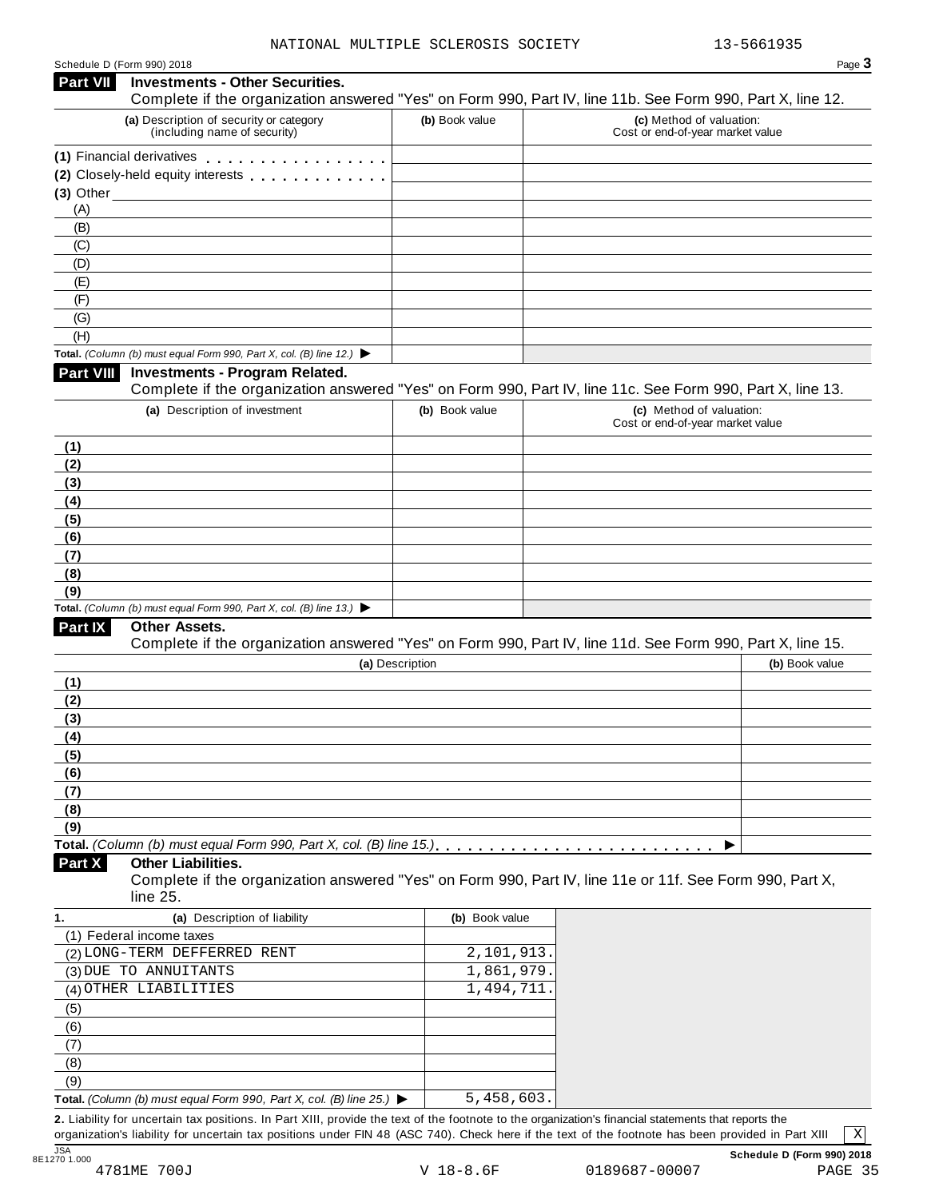NATIONAL MULTIPLE SCLEROSIS SOCIETY 13-5661935

Schedule D (Form 990) 2018

## Part VII Investments - Other Securities.

Complete if the organization answered "Yes" on Form 990, Part IV, line 11b. See Form 990, Part X, line 12.

| (a) Description of security or category (including name of security) | (b) Book value | (c) Method of valuation: Cost or end-of-year market value |
|---|---|---|
| (1) Financial derivatives | | |
| (2) Closely-held equity interests | | |
| (3) Other | | |
| (A) | | |
| (B) | | |
| (C) | | |
| (D) | | |
| (E) | | |
| (F) | | |
| (G) | | |
| (H) | | |
| **Total.** *(Column (b) must equal Form 990, Part X, col. (B) line 12.)* ▶ | | |

## Part VIII Investments - Program Related.

Complete if the organization answered "Yes" on Form 990, Part IV, line 11c. See Form 990, Part X, line 13.

| (a) Description of investment | (b) Book value | (c) Method of valuation: Cost or end-of-year market value |
|---|---|---|
| (1) | | |
| (2) | | |
| (3) | | |
| (4) | | |
| (5) | | |
| (6) | | |
| (7) | | |
| (8) | | |
| (9) | | |
| **Total.** *(Column (b) must equal Form 990, Part X, col. (B) line 13.)* ▶ | | |

## Part IX Other Assets.

Complete if the organization answered "Yes" on Form 990, Part IV, line 11d. See Form 990, Part X, line 15.

| (a) Description | (b) Book value |
|---|---|
| (1) | |
| (2) | |
| (3) | |
| (4) | |
| (5) | |
| (6) | |
| (7) | |
| (8) | |
| (9) | |
| **Total.** *(Column (b) must equal Form 990, Part X, col. (B) line 15.)* ▶ | |

## Part X Other Liabilities.

Complete if the organization answered "Yes" on Form 990, Part IV, line 11e or 11f. See Form 990, Part X, line 25.

| 1. (a) Description of liability | (b) Book value |
|---|---|
| (1) Federal income taxes | |
| (2) LONG-TERM DEFFERRED RENT | 2,101,913. |
| (3) DUE TO ANNUITANTS | 1,861,979. |
| (4) OTHER LIABILITIES | 1,494,711. |
| (5) | |
| (6) | |
| (7) | |
| (8) | |
| (9) | |
| **Total.** *(Column (b) must equal Form 990, Part X, col. (B) line 25.)* ▶ | 5,458,603. |

**2.** Liability for uncertain tax positions. In Part XIII, provide the text of the footnote to the organization's financial statements that reports the organization's liability for uncertain tax positions under FIN 48 (ASC 740). Check here if the text of the footnote has been provided in Part XIII [X]

JSA 8E1270 1.000 Schedule D (Form 990) 2018

4781ME 700J V 18-8.6F 0189687-00007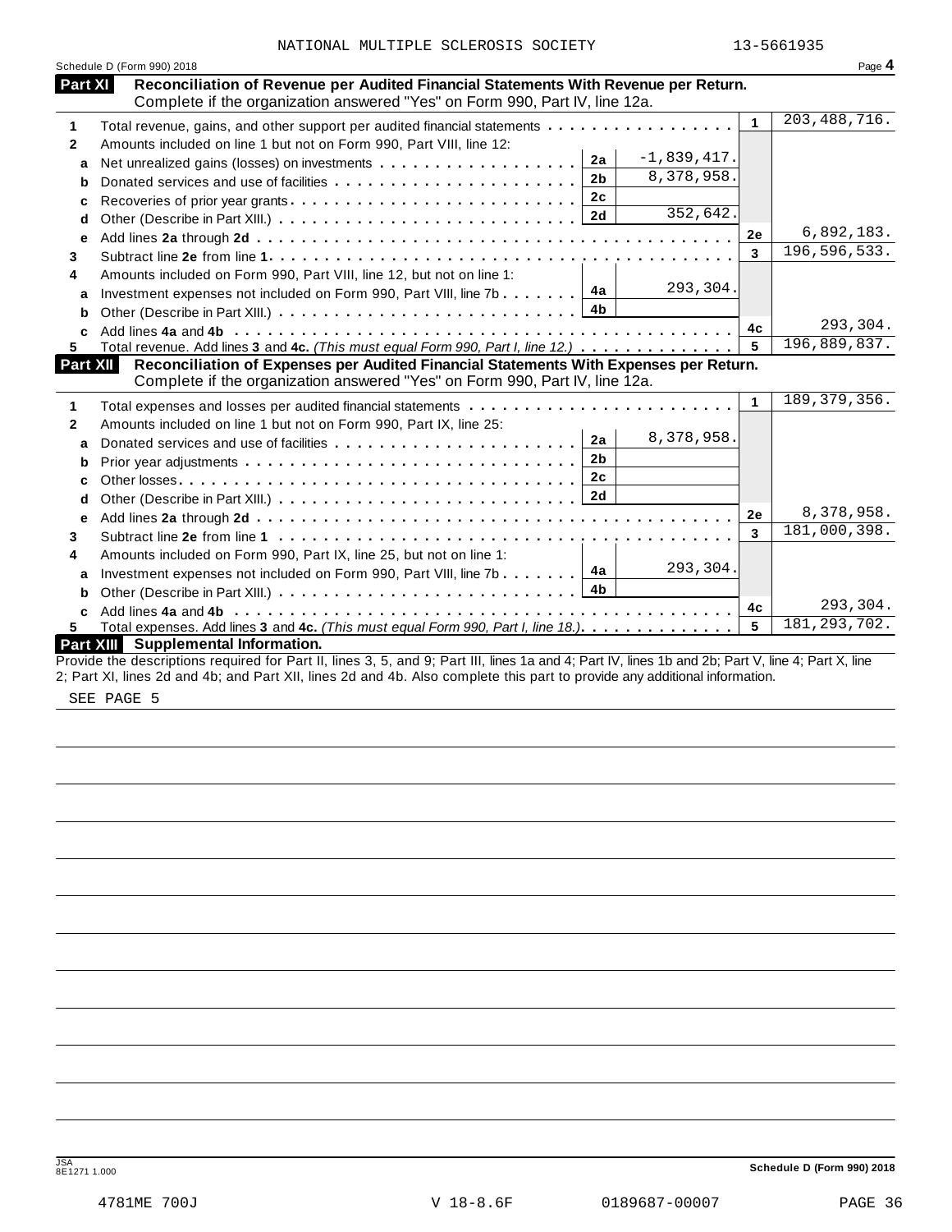NATIONAL MULTIPLE SCLEROSIS SOCIETY 13-5661935

Schedule D (Form 990) 2018

## Part XI Reconciliation of Revenue per Audited Financial Statements With Revenue per Return.

Complete if the organization answered "Yes" on Form 990, Part IV, line 12a.

| | | | | | |
|---|---|---|---|---|---|
| **1** | Total revenue, gains, and other support per audited financial statements | | | 1 | 203,488,716. |
| **2** | Amounts included on line 1 but not on Form 990, Part VIII, line 12: | | | | |
| **a** | Net unrealized gains (losses) on investments | 2a | -1,839,417. | | |
| **b** | Donated services and use of facilities | 2b | 8,378,958. | | |
| **c** | Recoveries of prior year grants | 2c | | | |
| **d** | Other (Describe in Part XIII.) | 2d | 352,642. | | |
| **e** | Add lines **2a** through **2d** | | | 2e | 6,892,183. |
| **3** | Subtract line **2e** from line **1** | | | 3 | 196,596,533. |
| **4** | Amounts included on Form 990, Part VIII, line 12, but not on line 1: | | | | |
| **a** | Investment expenses not included on Form 990, Part VIII, line 7b | 4a | 293,304. | | |
| **b** | Other (Describe in Part XIII.) | 4b | | | |
| **c** | Add lines **4a** and **4b** | | | 4c | 293,304. |
| **5** | Total revenue. Add lines **3** and **4c.** *(This must equal Form 990, Part I, line 12.)* | | | 5 | 196,889,837. |

## Part XII Reconciliation of Expenses per Audited Financial Statements With Expenses per Return.

Complete if the organization answered "Yes" on Form 990, Part IV, line 12a.

| | | | | | |
|---|---|---|---|---|---|
| **1** | Total expenses and losses per audited financial statements | | | 1 | 189,379,356. |
| **2** | Amounts included on line 1 but not on Form 990, Part IX, line 25: | | | | |
| **a** | Donated services and use of facilities | 2a | 8,378,958. | | |
| **b** | Prior year adjustments | 2b | | | |
| **c** | Other losses | 2c | | | |
| **d** | Other (Describe in Part XIII.) | 2d | | | |
| **e** | Add lines **2a** through **2d** | | | 2e | 8,378,958. |
| **3** | Subtract line **2e** from line **1** | | | 3 | 181,000,398. |
| **4** | Amounts included on Form 990, Part IX, line 25, but not on line 1: | | | | |
| **a** | Investment expenses not included on Form 990, Part VIII, line 7b | 4a | 293,304. | | |
| **b** | Other (Describe in Part XIII.) | 4b | | | |
| **c** | Add lines **4a** and **4b** | | | 4c | 293,304. |
| **5** | Total expenses. Add lines **3** and **4c.** *(This must equal Form 990, Part I, line 18.)* | | | 5 | 181,293,702. |

## Part XIII Supplemental Information.

Provide the descriptions required for Part II, lines 3, 5, and 9; Part III, lines 1a and 4; Part IV, lines 1b and 2b; Part V, line 4; Part X, line 2; Part XI, lines 2d and 4b; and Part XII, lines 2d and 4b. Also complete this part to provide any additional information.

SEE PAGE 5

JSA 8E1271 1.000

Schedule D (Form 990) 2018

4781ME 700J V 18-8.6F 0189687-00007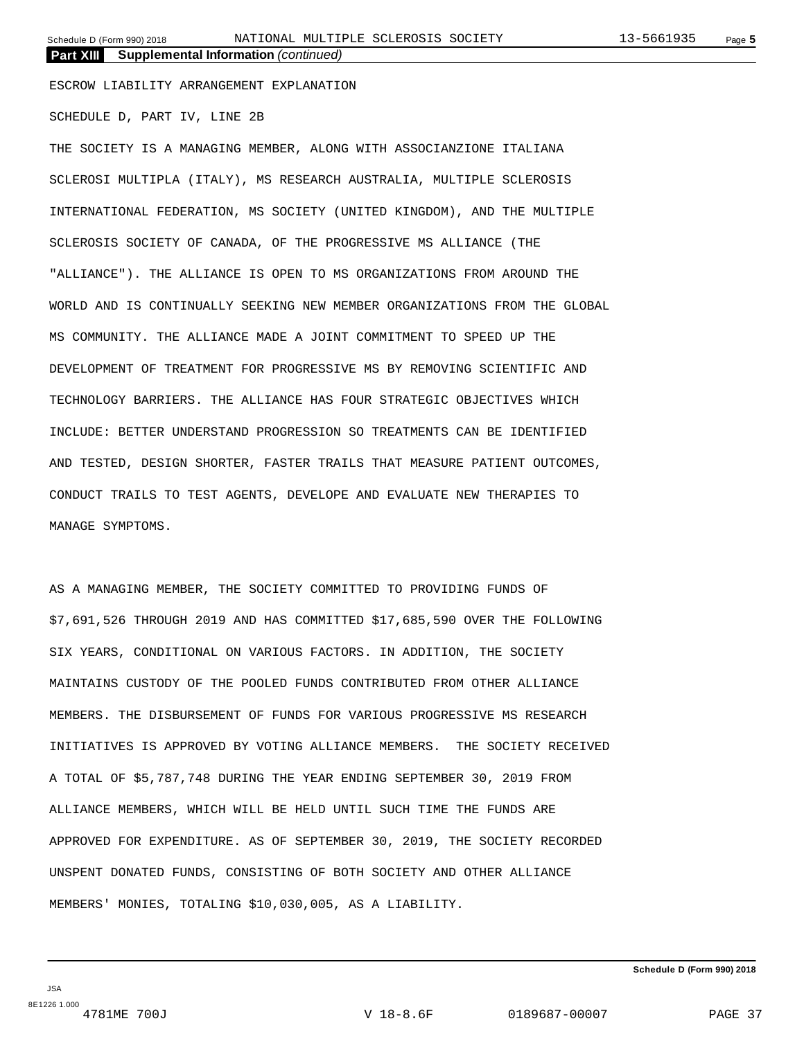## Part XIII Supplemental Information *(continued)*

ESCROW LIABILITY ARRANGEMENT EXPLANATION

SCHEDULE D, PART IV, LINE 2B

THE SOCIETY IS A MANAGING MEMBER, ALONG WITH ASSOCIANZIONE ITALIANA SCLEROSI MULTIPLA (ITALY), MS RESEARCH AUSTRALIA, MULTIPLE SCLEROSIS INTERNATIONAL FEDERATION, MS SOCIETY (UNITED KINGDOM), AND THE MULTIPLE SCLEROSIS SOCIETY OF CANADA, OF THE PROGRESSIVE MS ALLIANCE (THE "ALLIANCE"). THE ALLIANCE IS OPEN TO MS ORGANIZATIONS FROM AROUND THE WORLD AND IS CONTINUALLY SEEKING NEW MEMBER ORGANIZATIONS FROM THE GLOBAL MS COMMUNITY. THE ALLIANCE MADE A JOINT COMMITMENT TO SPEED UP THE DEVELOPMENT OF TREATMENT FOR PROGRESSIVE MS BY REMOVING SCIENTIFIC AND TECHNOLOGY BARRIERS. THE ALLIANCE HAS FOUR STRATEGIC OBJECTIVES WHICH INCLUDE: BETTER UNDERSTAND PROGRESSION SO TREATMENTS CAN BE IDENTIFIED AND TESTED, DESIGN SHORTER, FASTER TRAILS THAT MEASURE PATIENT OUTCOMES, CONDUCT TRAILS TO TEST AGENTS, DEVELOPE AND EVALUATE NEW THERAPIES TO MANAGE SYMPTOMS.

AS A MANAGING MEMBER, THE SOCIETY COMMITTED TO PROVIDING FUNDS OF $7,691,526 THROUGH 2019 AND HAS COMMITTED $17,685,590 OVER THE FOLLOWING SIX YEARS, CONDITIONAL ON VARIOUS FACTORS. IN ADDITION, THE SOCIETY MAINTAINS CUSTODY OF THE POOLED FUNDS CONTRIBUTED FROM OTHER ALLIANCE MEMBERS. THE DISBURSEMENT OF FUNDS FOR VARIOUS PROGRESSIVE MS RESEARCH INITIATIVES IS APPROVED BY VOTING ALLIANCE MEMBERS. THE SOCIETY RECEIVED A TOTAL OF $5,787,748 DURING THE YEAR ENDING SEPTEMBER 30, 2019 FROM ALLIANCE MEMBERS, WHICH WILL BE HELD UNTIL SUCH TIME THE FUNDS ARE APPROVED FOR EXPENDITURE. AS OF SEPTEMBER 30, 2019, THE SOCIETY RECORDED UNSPENT DONATED FUNDS, CONSISTING OF BOTH SOCIETY AND OTHER ALLIANCE MEMBERS' MONIES, TOTALING $10,030,005, AS A LIABILITY.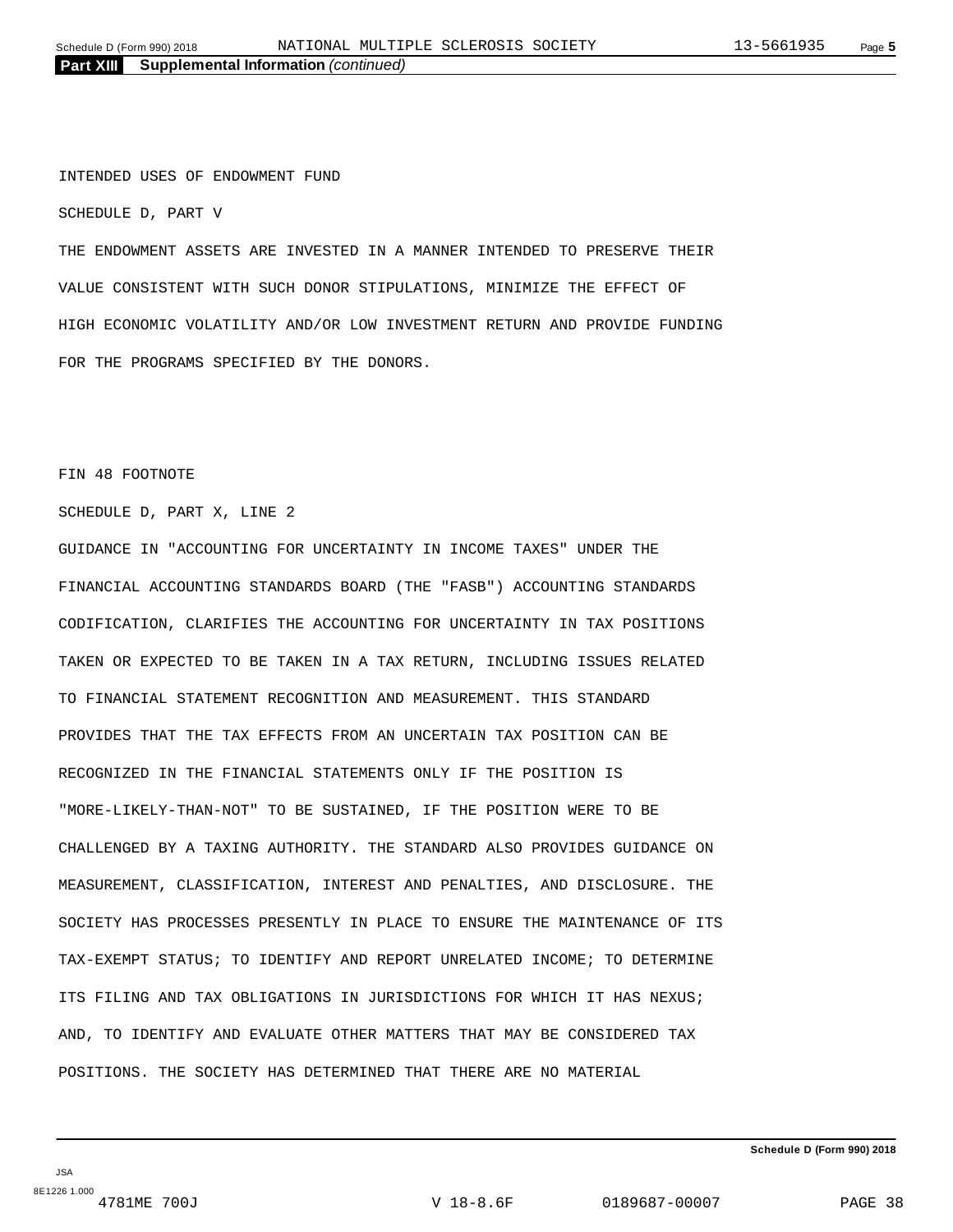**Part XIII Supplemental Information** *(continued)*

INTENDED USES OF ENDOWMENT FUND

SCHEDULE D, PART V

THE ENDOWMENT ASSETS ARE INVESTED IN A MANNER INTENDED TO PRESERVE THEIR VALUE CONSISTENT WITH SUCH DONOR STIPULATIONS, MINIMIZE THE EFFECT OF HIGH ECONOMIC VOLATILITY AND/OR LOW INVESTMENT RETURN AND PROVIDE FUNDING FOR THE PROGRAMS SPECIFIED BY THE DONORS.

FIN 48 FOOTNOTE

SCHEDULE D, PART X, LINE 2

GUIDANCE IN "ACCOUNTING FOR UNCERTAINTY IN INCOME TAXES" UNDER THE FINANCIAL ACCOUNTING STANDARDS BOARD (THE "FASB") ACCOUNTING STANDARDS CODIFICATION, CLARIFIES THE ACCOUNTING FOR UNCERTAINTY IN TAX POSITIONS TAKEN OR EXPECTED TO BE TAKEN IN A TAX RETURN, INCLUDING ISSUES RELATED TO FINANCIAL STATEMENT RECOGNITION AND MEASUREMENT. THIS STANDARD PROVIDES THAT THE TAX EFFECTS FROM AN UNCERTAIN TAX POSITION CAN BE RECOGNIZED IN THE FINANCIAL STATEMENTS ONLY IF THE POSITION IS "MORE-LIKELY-THAN-NOT" TO BE SUSTAINED, IF THE POSITION WERE TO BE CHALLENGED BY A TAXING AUTHORITY. THE STANDARD ALSO PROVIDES GUIDANCE ON MEASUREMENT, CLASSIFICATION, INTEREST AND PENALTIES, AND DISCLOSURE. THE SOCIETY HAS PROCESSES PRESENTLY IN PLACE TO ENSURE THE MAINTENANCE OF ITS TAX-EXEMPT STATUS; TO IDENTIFY AND REPORT UNRELATED INCOME; TO DETERMINE ITS FILING AND TAX OBLIGATIONS IN JURISDICTIONS FOR WHICH IT HAS NEXUS; AND, TO IDENTIFY AND EVALUATE OTHER MATTERS THAT MAY BE CONSIDERED TAX POSITIONS. THE SOCIETY HAS DETERMINED THAT THERE ARE NO MATERIAL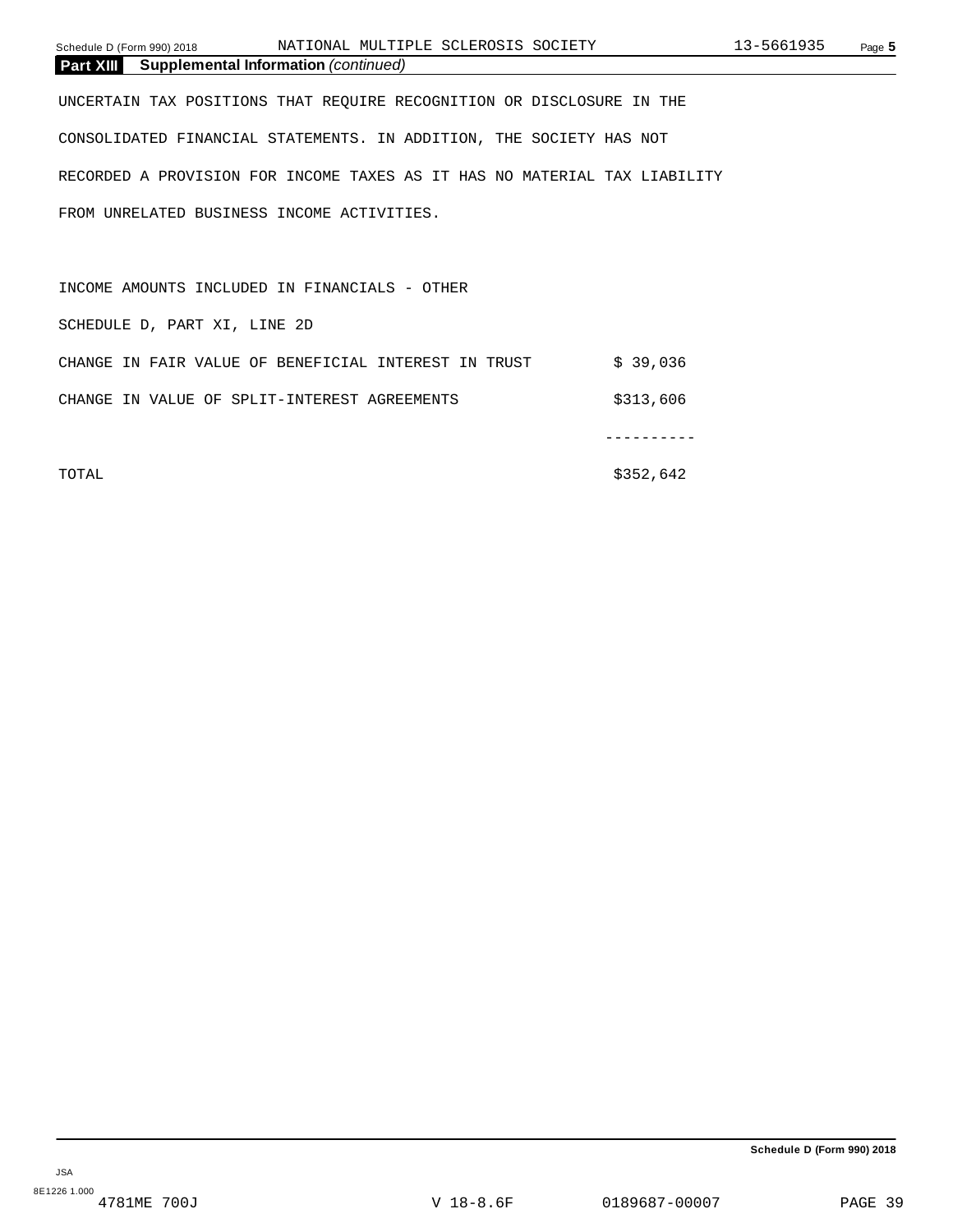## Part XIII Supplemental Information *(continued)*

UNCERTAIN TAX POSITIONS THAT REQUIRE RECOGNITION OR DISCLOSURE IN THE CONSOLIDATED FINANCIAL STATEMENTS. IN ADDITION, THE SOCIETY HAS NOT RECORDED A PROVISION FOR INCOME TAXES AS IT HAS NO MATERIAL TAX LIABILITY FROM UNRELATED BUSINESS INCOME ACTIVITIES.

INCOME AMOUNTS INCLUDED IN FINANCIALS - OTHER

SCHEDULE D, PART XI, LINE 2D

| | |
|---|---|
| CHANGE IN FAIR VALUE OF BENEFICIAL INTEREST IN TRUST | $ 39,036 |
| CHANGE IN VALUE OF SPLIT-INTEREST AGREEMENTS | $313,606 |
| | ---------- |
| TOTAL | $352,642 |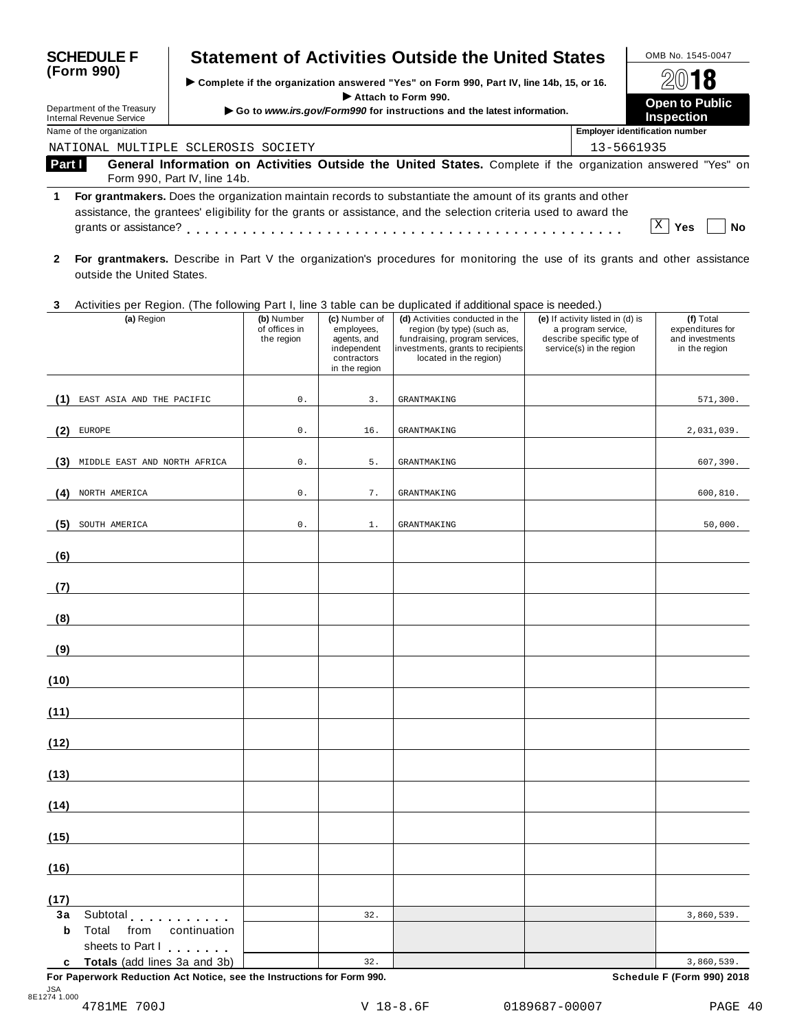**SCHEDULE F (Form 990)**

# Statement of Activities Outside the United States

▶ Complete if the organization answered "Yes" on Form 990, Part IV, line 14b, 15, or 16.
▶ Attach to Form 990.
▶ Go to *www.irs.gov/Form990* for instructions and the latest information.

Department of the Treasury
Internal Revenue Service

OMB No. 1545-0047
2018
**Open to Public Inspection**

Name of the organization: NATIONAL MULTIPLE SCLEROSIS SOCIETY
Employer identification number: 13-5661935

**Part I** **General Information on Activities Outside the United States.** Complete if the organization answered "Yes" on Form 990, Part IV, line 14b.

**1** **For grantmakers.** Does the organization maintain records to substantiate the amount of its grants and other assistance, the grantees' eligibility for the grants or assistance, and the selection criteria used to award the grants or assistance? . . . . . . . . . . . . . . . . . . . . . . . . . . . . . . . . . . . . . . . . . . . [X] Yes [ ] No

**2** **For grantmakers.** Describe in Part V the organization's procedures for monitoring the use of its grants and other assistance outside the United States.

**3** Activities per Region. (The following Part I, line 3 table can be duplicated if additional space is needed.)

| | (a) Region | (b) Number of offices in the region | (c) Number of employees, agents, and independent contractors in the region | (d) Activities conducted in the region (by type) (such as, fundraising, program services, investments, grants to recipients located in the region) | (e) If activity listed in (d) is a program service, describe specific type of service(s) in the region | (f) Total expenditures for and investments in the region |
|---|---|---|---|---|---|---|
| (1) | EAST ASIA AND THE PACIFIC | 0. | 3. | GRANTMAKING | | 571,300. |
| (2) | EUROPE | 0. | 16. | GRANTMAKING | | 2,031,039. |
| (3) | MIDDLE EAST AND NORTH AFRICA | 0. | 5. | GRANTMAKING | | 607,390. |
| (4) | NORTH AMERICA | 0. | 7. | GRANTMAKING | | 600,810. |
| (5) | SOUTH AMERICA | 0. | 1. | GRANTMAKING | | 50,000. |
| (6) | | | | | | |
| (7) | | | | | | |
| (8) | | | | | | |
| (9) | | | | | | |
| (10) | | | | | | |
| (11) | | | | | | |
| (12) | | | | | | |
| (13) | | | | | | |
| (14) | | | | | | |
| (15) | | | | | | |
| (16) | | | | | | |
| (17) | | | | | | |
| 3a | Subtotal | | 32. | | | 3,860,539. |
| b | Total from continuation sheets to Part I | | | | | |
| c | **Totals** (add lines 3a and 3b) | | 32. | | | 3,860,539. |

**For Paperwork Reduction Act Notice, see the Instructions for Form 990.** **Schedule F (Form 990) 2018**

JSA 8E1274 1.000
4781ME 700J V 18-8.6F 0189687-00007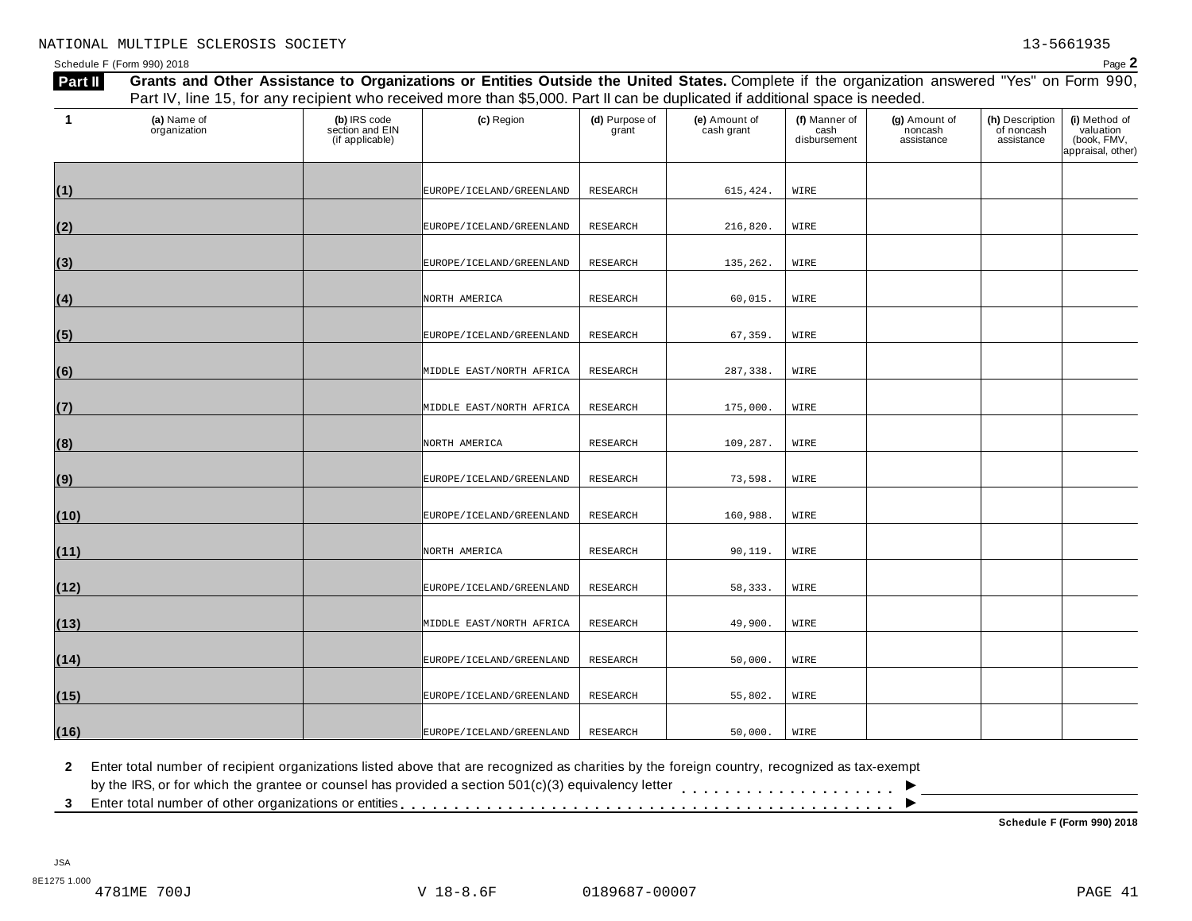NATIONAL MULTIPLE SCLEROSIS SOCIETY 13-5661935

Schedule F (Form 990) 2018 Page **2**

**Part II** **Grants and Other Assistance to Organizations or Entities Outside the United States.** Complete if the organization answered "Yes" on Form 990, Part IV, line 15, for any recipient who received more than $5,000. Part II can be duplicated if additional space is needed.

| 1 | (a) Name of organization | (b) IRS code section and EIN (if applicable) | (c) Region | (d) Purpose of grant | (e) Amount of cash grant | (f) Manner of cash disbursement | (g) Amount of noncash assistance | (h) Description of noncash assistance | (i) Method of valuation (book, FMV, appraisal, other) |
|---|---|---|---|---|---|---|---|---|---|
| (1) | | | EUROPE/ICELAND/GREENLAND | RESEARCH | 615,424. | WIRE | | | |
| (2) | | | EUROPE/ICELAND/GREENLAND | RESEARCH | 216,820. | WIRE | | | |
| (3) | | | EUROPE/ICELAND/GREENLAND | RESEARCH | 135,262. | WIRE | | | |
| (4) | | | NORTH AMERICA | RESEARCH | 60,015. | WIRE | | | |
| (5) | | | EUROPE/ICELAND/GREENLAND | RESEARCH | 67,359. | WIRE | | | |
| (6) | | | MIDDLE EAST/NORTH AFRICA | RESEARCH | 287,338. | WIRE | | | |
| (7) | | | MIDDLE EAST/NORTH AFRICA | RESEARCH | 175,000. | WIRE | | | |
| (8) | | | NORTH AMERICA | RESEARCH | 109,287. | WIRE | | | |
| (9) | | | EUROPE/ICELAND/GREENLAND | RESEARCH | 73,598. | WIRE | | | |
| (10) | | | EUROPE/ICELAND/GREENLAND | RESEARCH | 160,988. | WIRE | | | |
| (11) | | | NORTH AMERICA | RESEARCH | 90,119. | WIRE | | | |
| (12) | | | EUROPE/ICELAND/GREENLAND | RESEARCH | 58,333. | WIRE | | | |
| (13) | | | MIDDLE EAST/NORTH AFRICA | RESEARCH | 49,900. | WIRE | | | |
| (14) | | | EUROPE/ICELAND/GREENLAND | RESEARCH | 50,000. | WIRE | | | |
| (15) | | | EUROPE/ICELAND/GREENLAND | RESEARCH | 55,802. | WIRE | | | |
| (16) | | | EUROPE/ICELAND/GREENLAND | RESEARCH | 50,000. | WIRE | | | |

**2** Enter total number of recipient organizations listed above that are recognized as charities by the foreign country, recognized as tax-exempt by the IRS, or for which the grantee or counsel has provided a section 501(c)(3) equivalency letter . . . . . . . . . . . . . . . . . . . . ▶

**3** Enter total number of other organizations or entities . . . . . . . . . . . . . . . . . . . . . . . . . . . . . . . . . . . . . . . . . . . . ▶

**Schedule F (Form 990) 2018**

JSA
8E1275 1.000
4781ME 700J V 18-8.6F 0189687-00007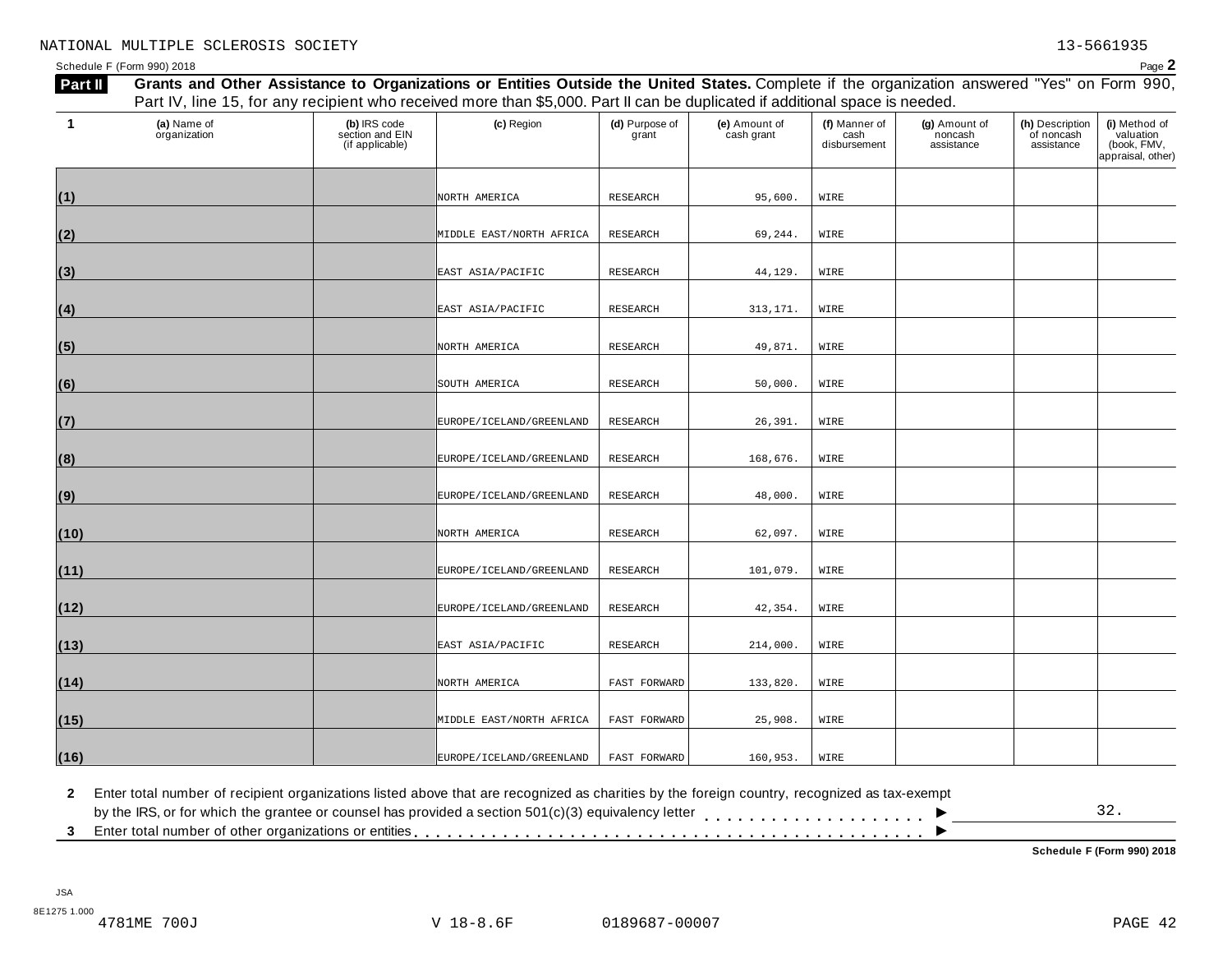NATIONAL MULTIPLE SCLEROSIS SOCIETY 13-5661935

Schedule F (Form 990) 2018 Page **2**

**Part II** **Grants and Other Assistance to Organizations or Entities Outside the United States.** Complete if the organization answered "Yes" on Form 990, Part IV, line 15, for any recipient who received more than $5,000. Part II can be duplicated if additional space is needed.

| 1 | (a) Name of organization | (b) IRS code section and EIN (if applicable) | (c) Region | (d) Purpose of grant | (e) Amount of cash grant | (f) Manner of cash disbursement | (g) Amount of noncash assistance | (h) Description of noncash assistance | (i) Method of valuation (book, FMV, appraisal, other) |
|---|---|---|---|---|---|---|---|---|---|
| (1) | | | NORTH AMERICA | RESEARCH | 95,600. | WIRE | | | |
| (2) | | | MIDDLE EAST/NORTH AFRICA | RESEARCH | 69,244. | WIRE | | | |
| (3) | | | EAST ASIA/PACIFIC | RESEARCH | 44,129. | WIRE | | | |
| (4) | | | EAST ASIA/PACIFIC | RESEARCH | 313,171. | WIRE | | | |
| (5) | | | NORTH AMERICA | RESEARCH | 49,871. | WIRE | | | |
| (6) | | | SOUTH AMERICA | RESEARCH | 50,000. | WIRE | | | |
| (7) | | | EUROPE/ICELAND/GREENLAND | RESEARCH | 26,391. | WIRE | | | |
| (8) | | | EUROPE/ICELAND/GREENLAND | RESEARCH | 168,676. | WIRE | | | |
| (9) | | | EUROPE/ICELAND/GREENLAND | RESEARCH | 48,000. | WIRE | | | |
| (10) | | | NORTH AMERICA | RESEARCH | 62,097. | WIRE | | | |
| (11) | | | EUROPE/ICELAND/GREENLAND | RESEARCH | 101,079. | WIRE | | | |
| (12) | | | EUROPE/ICELAND/GREENLAND | RESEARCH | 42,354. | WIRE | | | |
| (13) | | | EAST ASIA/PACIFIC | RESEARCH | 214,000. | WIRE | | | |
| (14) | | | NORTH AMERICA | FAST FORWARD | 133,820. | WIRE | | | |
| (15) | | | MIDDLE EAST/NORTH AFRICA | FAST FORWARD | 25,908. | WIRE | | | |
| (16) | | | EUROPE/ICELAND/GREENLAND | FAST FORWARD | 160,953. | WIRE | | | |

**2** Enter total number of recipient organizations listed above that are recognized as charities by the foreign country, recognized as tax-exempt by the IRS, or for which the grantee or counsel has provided a section 501(c)(3) equivalency letter . . . . . . . . . . . . . . . . . . . . ▶ 32.

**3** Enter total number of other organizations or entities . . . . . . . . . . . . . . . . . . . . . . . . . . . . . . . . . . . . . . . . . . . . ▶

**Schedule F (Form 990) 2018**

JSA
8E1275 1.000
4781ME 700J V 18-8.6F 0189687-00007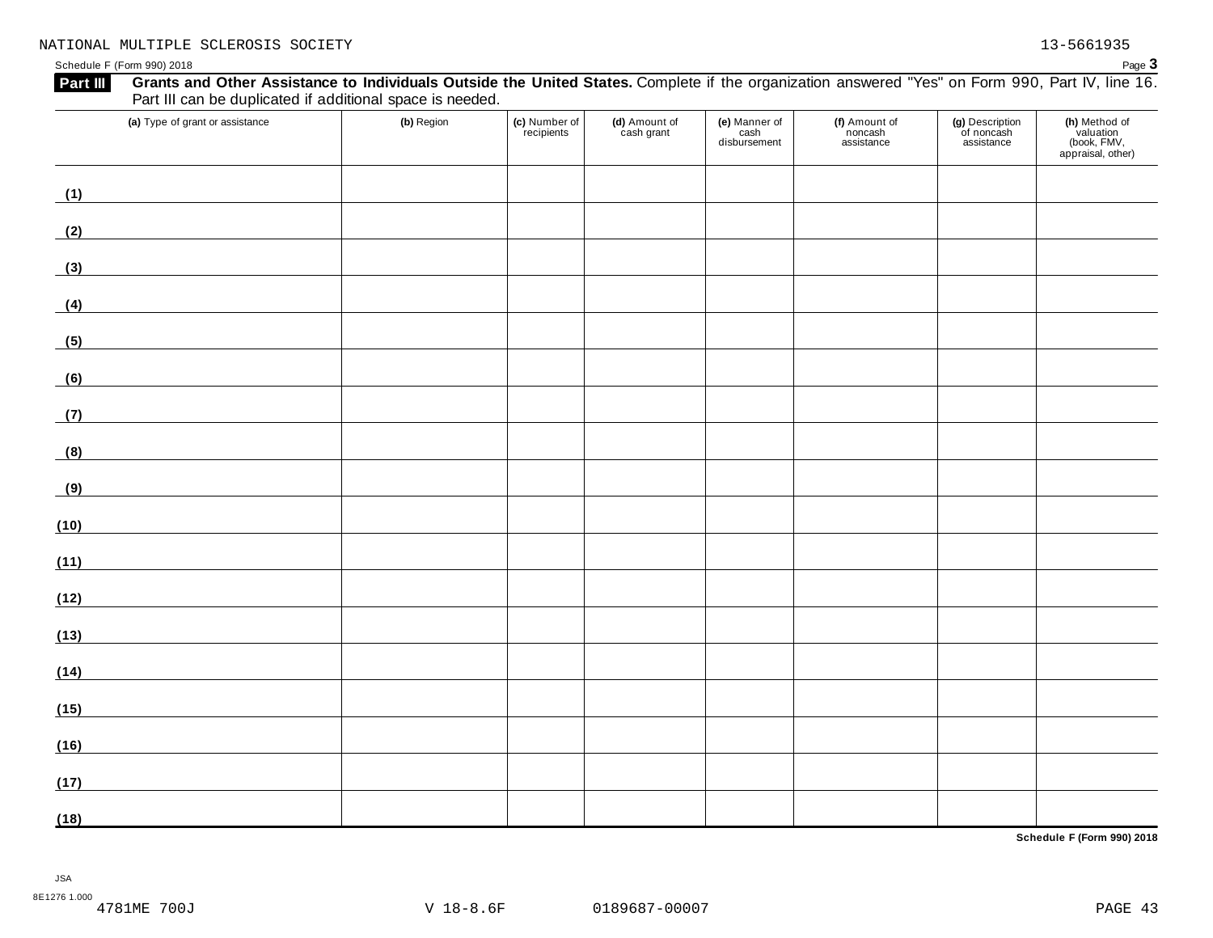NATIONAL MULTIPLE SCLEROSIS SOCIETY 13-5661935

Schedule F (Form 990) 2018

**Part III** **Grants and Other Assistance to Individuals Outside the United States.** Complete if the organization answered "Yes" on Form 990, Part IV, line 16. Part III can be duplicated if additional space is needed.

| (a) Type of grant or assistance | (b) Region | (c) Number of recipients | (d) Amount of cash grant | (e) Manner of cash disbursement | (f) Amount of noncash assistance | (g) Description of noncash assistance | (h) Method of valuation (book, FMV, appraisal, other) |
|---|---|---|---|---|---|---|---|
| (1) | | | | | | | |
| (2) | | | | | | | |
| (3) | | | | | | | |
| (4) | | | | | | | |
| (5) | | | | | | | |
| (6) | | | | | | | |
| (7) | | | | | | | |
| (8) | | | | | | | |
| (9) | | | | | | | |
| (10) | | | | | | | |
| (11) | | | | | | | |
| (12) | | | | | | | |
| (13) | | | | | | | |
| (14) | | | | | | | |
| (15) | | | | | | | |
| (16) | | | | | | | |
| (17) | | | | | | | |
| (18) | | | | | | | |

**Schedule F (Form 990) 2018**

JSA
8E1276 1.000
4781ME 700J V 18-8.6F 0189687-00007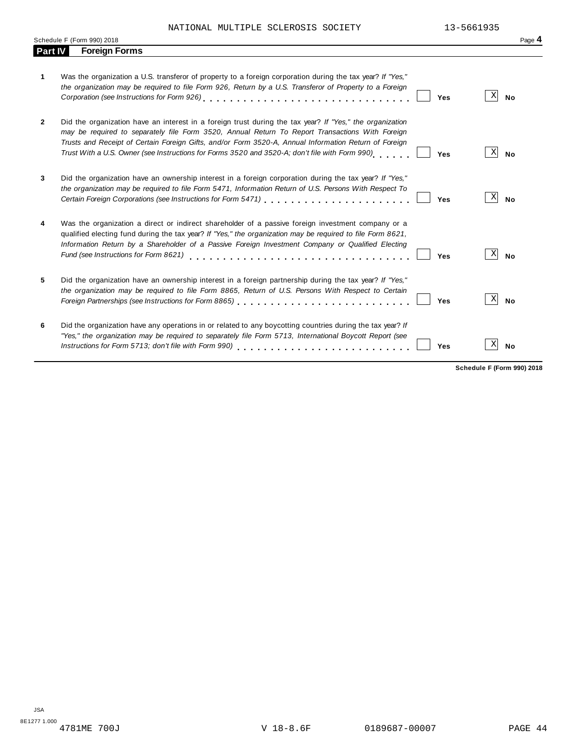NATIONAL MULTIPLE SCLEROSIS SOCIETY 13-5661935

Schedule F (Form 990) 2018 Page **4**

## Part IV Foreign Forms

| | | | |
|---|---|---|---|
| **1** | Was the organization a U.S. transferor of property to a foreign corporation during the tax year? *If "Yes," the organization may be required to file Form 926, Return by a U.S. Transferor of Property to a Foreign Corporation (see Instructions for Form 926)* | ☐ **Yes** | ☒ **No** |
| **2** | Did the organization have an interest in a foreign trust during the tax year? *If "Yes," the organization may be required to separately file Form 3520, Annual Return To Report Transactions With Foreign Trusts and Receipt of Certain Foreign Gifts, and/or Form 3520-A, Annual Information Return of Foreign Trust With a U.S. Owner (see Instructions for Forms 3520 and 3520-A; don't file with Form 990)* | ☐ **Yes** | ☒ **No** |
| **3** | Did the organization have an ownership interest in a foreign corporation during the tax year? *If "Yes," the organization may be required to file Form 5471, Information Return of U.S. Persons With Respect To Certain Foreign Corporations (see Instructions for Form 5471)* | ☐ **Yes** | ☒ **No** |
| **4** | Was the organization a direct or indirect shareholder of a passive foreign investment company or a qualified electing fund during the tax year? *If "Yes," the organization may be required to file Form 8621, Information Return by a Shareholder of a Passive Foreign Investment Company or Qualified Electing Fund (see Instructions for Form 8621)* | ☐ **Yes** | ☒ **No** |
| **5** | Did the organization have an ownership interest in a foreign partnership during the tax year? *If "Yes," the organization may be required to file Form 8865, Return of U.S. Persons With Respect to Certain Foreign Partnerships (see Instructions for Form 8865)* | ☐ **Yes** | ☒ **No** |
| **6** | Did the organization have any operations in or related to any boycotting countries during the tax year? *If "Yes," the organization may be required to separately file Form 5713, International Boycott Report (see Instructions for Form 5713; don't file with Form 990)* | ☐ **Yes** | ☒ **No** |

**Schedule F (Form 990) 2018**

JSA
8E1277 1.000
4781ME 700J V 18-8.6F 0189687-00007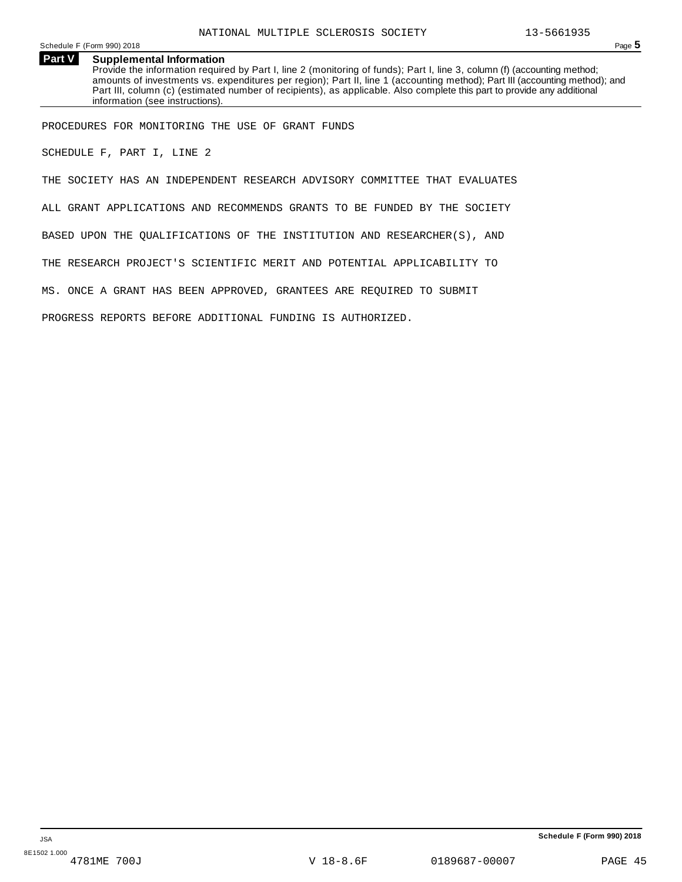## Part V Supplemental Information

Provide the information required by Part I, line 2 (monitoring of funds); Part I, line 3, column (f) (accounting method; amounts of investments vs. expenditures per region); Part II, line 1 (accounting method); Part III (accounting method); and Part III, column (c) (estimated number of recipients), as applicable. Also complete this part to provide any additional information (see instructions).

PROCEDURES FOR MONITORING THE USE OF GRANT FUNDS

SCHEDULE F, PART I, LINE 2

THE SOCIETY HAS AN INDEPENDENT RESEARCH ADVISORY COMMITTEE THAT EVALUATES ALL GRANT APPLICATIONS AND RECOMMENDS GRANTS TO BE FUNDED BY THE SOCIETY BASED UPON THE QUALIFICATIONS OF THE INSTITUTION AND RESEARCHER(S), AND THE RESEARCH PROJECT'S SCIENTIFIC MERIT AND POTENTIAL APPLICABILITY TO MS. ONCE A GRANT HAS BEEN APPROVED, GRANTEES ARE REQUIRED TO SUBMIT PROGRESS REPORTS BEFORE ADDITIONAL FUNDING IS AUTHORIZED.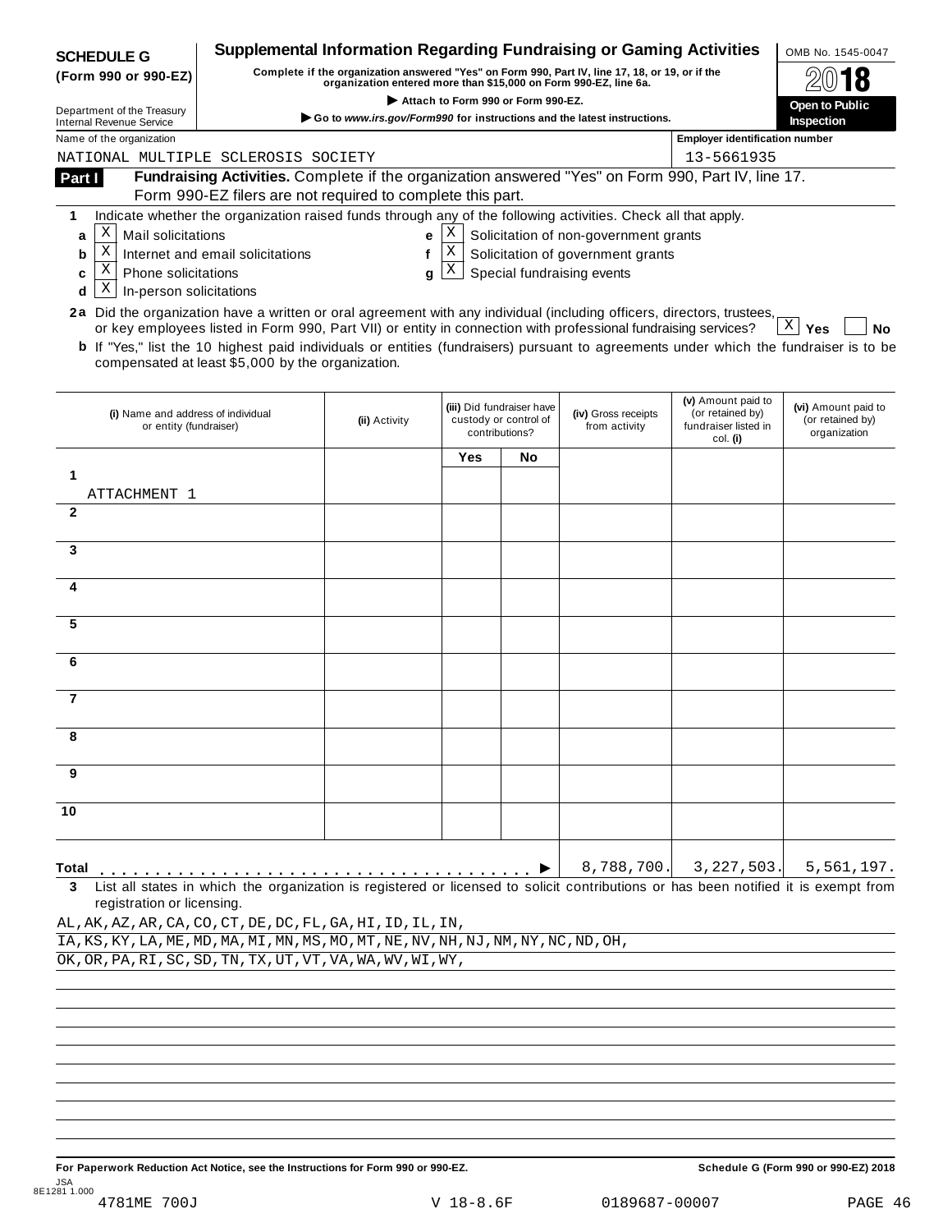**SCHEDULE G**
**(Form 990 or 990-EZ)**

Department of the Treasury
Internal Revenue Service

# Supplemental Information Regarding Fundraising or Gaming Activities

**Complete if the organization answered "Yes" on Form 990, Part IV, line 17, 18, or 19, or if the organization entered more than $15,000 on Form 990-EZ, line 6a.**

▶ **Attach to Form 990 or Form 990-EZ.**

▶ **Go to www.irs.gov/Form990 for instructions and the latest instructions.**

OMB No. 1545-0047

**2018**

**Open to Public Inspection**

Name of the organization: NATIONAL MULTIPLE SCLEROSIS SOCIETY

Employer identification number: 13-5661935

**Part I** **Fundraising Activities.** Complete if the organization answered "Yes" on Form 990, Part IV, line 17. Form 990-EZ filers are not required to complete this part.

**1** Indicate whether the organization raised funds through any of the following activities. Check all that apply.

- **a** [X] Mail solicitations
- **b** [X] Internet and email solicitations
- **c** [X] Phone solicitations
- **d** [X] In-person solicitations
- **e** [X] Solicitation of non-government grants
- **f** [X] Solicitation of government grants
- **g** [X] Special fundraising events

**2a** Did the organization have a written or oral agreement with any individual (including officers, directors, trustees, or key employees listed in Form 990, Part VII) or entity in connection with professional fundraising services? [X] **Yes** [ ] **No**

**b** If "Yes," list the 10 highest paid individuals or entities (fundraisers) pursuant to agreements under which the fundraiser is to be compensated at least $5,000 by the organization.

| | (i) Name and address of individual or entity (fundraiser) | (ii) Activity | (iii) Did fundraiser have custody or control of contributions? Yes | No | (iv) Gross receipts from activity | (v) Amount paid to (or retained by) fundraiser listed in col. (i) | (vi) Amount paid to (or retained by) organization |
|---|---|---|---|---|---|---|---|
| 1 | ATTACHMENT 1 | | | | | | |
| 2 | | | | | | | |
| 3 | | | | | | | |
| 4 | | | | | | | |
| 5 | | | | | | | |
| 6 | | | | | | | |
| 7 | | | | | | | |
| 8 | | | | | | | |
| 9 | | | | | | | |
| 10 | | | | | | | |
| **Total** | | | | ▶ | 8,788,700. | 3,227,503. | 5,561,197. |

**3** List all states in which the organization is registered or licensed to solicit contributions or has been notified it is exempt from registration or licensing.

AL,AK,AZ,AR,CA,CO,CT,DE,DC,FL,GA,HI,ID,IL,IN,
IA,KS,KY,LA,ME,MD,MA,MI,MN,MS,MO,MT,NE,NV,NH,NJ,NM,NY,NC,ND,OH,
OK,OR,PA,RI,SC,SD,TN,TX,UT,VT,VA,WA,WV,WI,WY,

**For Paperwork Reduction Act Notice, see the Instructions for Form 990 or 990-EZ.** **Schedule G (Form 990 or 990-EZ) 2018**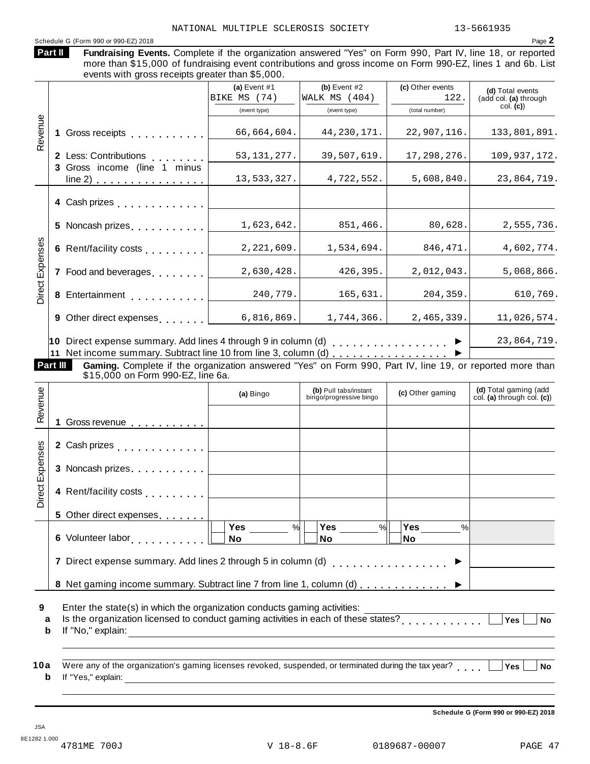NATIONAL MULTIPLE SCLEROSIS SOCIETY 13-5661935

Schedule G (Form 990 or 990-EZ) 2018

**Part II** **Fundraising Events.** Complete if the organization answered "Yes" on Form 990, Part IV, line 18, or reported more than $15,000 of fundraising event contributions and gross income on Form 990-EZ, lines 1 and 6b. List events with gross receipts greater than $5,000.

| | | (a) Event #1 BIKE MS (74) (event type) | (b) Event #2 WALK MS (404) (event type) | (c) Other events 122. (total number) | (d) Total events (add col. (a) through col. (c)) |
|---|---|---|---|---|---|
| Revenue | 1 Gross receipts | 66,664,604. | 44,230,171. | 22,907,116. | 133,801,891. |
| | 2 Less: Contributions | 53,131,277. | 39,507,619. | 17,298,276. | 109,937,172. |
| | 3 Gross income (line 1 minus line 2) | 13,533,327. | 4,722,552. | 5,608,840. | 23,864,719. |
| Direct Expenses | 4 Cash prizes | | | | |
| | 5 Noncash prizes | 1,623,642. | 851,466. | 80,628. | 2,555,736. |
| | 6 Rent/facility costs | 2,221,609. | 1,534,694. | 846,471. | 4,602,774. |
| | 7 Food and beverages | 2,630,428. | 426,395. | 2,012,043. | 5,068,866. |
| | 8 Entertainment | 240,779. | 165,631. | 204,359. | 610,769. |
| | 9 Other direct expenses | 6,816,869. | 1,744,366. | 2,465,339. | 11,026,574. |
| | 10 Direct expense summary. Add lines 4 through 9 in column (d) | | | ► | 23,864,719. |
| | 11 Net income summary. Subtract line 10 from line 3, column (d) | | | ► | |

**Part III** **Gaming.** Complete if the organization answered "Yes" on Form 990, Part IV, line 19, or reported more than $15,000 on Form 990-EZ, line 6a.

| | | (a) Bingo | (b) Pull tabs/instant bingo/progressive bingo | (c) Other gaming | (d) Total gaming (add col. (a) through col. (c)) |
|---|---|---|---|---|---|
| Revenue | 1 Gross revenue | | | | |
| Direct Expenses | 2 Cash prizes | | | | |
| | 3 Noncash prizes | | | | |
| | 4 Rent/facility costs | | | | |
| | 5 Other direct expenses | | | | |
| | 6 Volunteer labor | ☐ Yes ___ % ☐ No | ☐ Yes ___ % ☐ No | ☐ Yes ___ % ☐ No | |
| | 7 Direct expense summary. Add lines 2 through 5 in column (d) | | | ► | |
| | 8 Net gaming income summary. Subtract line 7 from line 1, column (d) | | | ► | |

**9** Enter the state(s) in which the organization conducts gaming activities: ____________

**a** Is the organization licensed to conduct gaming activities in each of these states? ☐ Yes ☐ No

**b** If "No," explain: ____________

**10a** Were any of the organization's gaming licenses revoked, suspended, or terminated during the tax year? ☐ Yes ☐ No

**b** If "Yes," explain: ____________

**Schedule G (Form 990 or 990-EZ) 2018**

JSA 8E1282 1.000

4781ME 700J V 18-8.6F 0189687-00007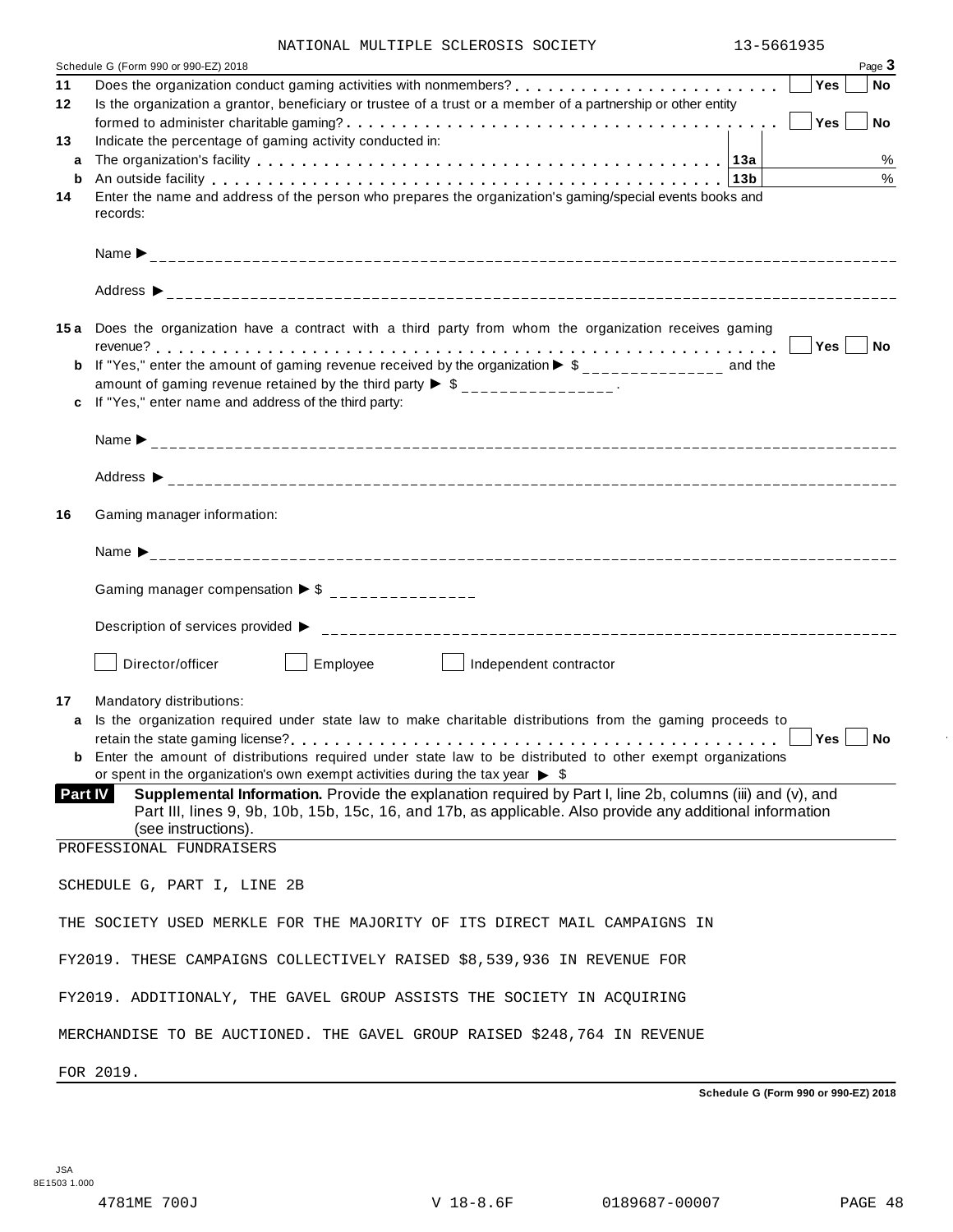NATIONAL MULTIPLE SCLEROSIS SOCIETY 13-5661935

Schedule G (Form 990 or 990-EZ) 2018 Page **3**

**11** Does the organization conduct gaming activities with nonmembers? . . . . . . . . . . . . . . . . . . . . . . . ☐ **Yes** ☐ **No**

**12** Is the organization a grantor, beneficiary or trustee of a trust or a member of a partnership or other entity formed to administer charitable gaming? . . . . . . . . . . . . . . . . . . . . . . . . . . . . . . . . . . . ☐ **Yes** ☐ **No**

**13** Indicate the percentage of gaming activity conducted in:

| | | | |
|---|---|---|---|
| **a** | The organization's facility . . . . . . . . . . . . . . . . . . . . . . . . . . . . . . . . . . . . . . . . | **13a** | % |
| **b** | An outside facility . . . . . . . . . . . . . . . . . . . . . . . . . . . . . . . . . . . . . . . . . . . . . | **13b** | % |

**14** Enter the name and address of the person who prepares the organization's gaming/special events books and records:

Name ▶ ______________________________________________

Address ▶ ______________________________________________

**15 a** Does the organization have a contract with a third party from whom the organization receives gaming revenue? . . . . . . . . . . . . . . . . . . . . . . . . . . . . . . . . . . . . . . . . . . . . . . . . . . . . . . ☐ **Yes** ☐ **No**

**b** If "Yes," enter the amount of gaming revenue received by the organization ▶ $ _______________ and the amount of gaming revenue retained by the third party ▶ $ _______________ .

**c** If "Yes," enter name and address of the third party:

Name ▶ ______________________________________________

Address ▶ ______________________________________________

**16** Gaming manager information:

Name ▶ ______________________________________________

Gaming manager compensation ▶ $ _______________

Description of services provided ▶ ______________________________________________

☐ Director/officer ☐ Employee ☐ Independent contractor

**17** Mandatory distributions:

**a** Is the organization required under state law to make charitable distributions from the gaming proceeds to retain the state gaming license? . . . . . . . . . . . . . . . . . . . . . . . . . . . . . . . . . . . . . . . . . . . . ☐ **Yes** ☐ **No**

**b** Enter the amount of distributions required under state law to be distributed to other exempt organizations or spent in the organization's own exempt activities during the tax year ▶ $

**Part IV** **Supplemental Information.** Provide the explanation required by Part I, line 2b, columns (iii) and (v), and Part III, lines 9, 9b, 10b, 15b, 15c, 16, and 17b, as applicable. Also provide any additional information (see instructions).

PROFESSIONAL FUNDRAISERS

SCHEDULE G, PART I, LINE 2B

THE SOCIETY USED MERKLE FOR THE MAJORITY OF ITS DIRECT MAIL CAMPAIGNS IN FY2019. THESE CAMPAIGNS COLLECTIVELY RAISED $8,539,936 IN REVENUE FOR FY2019. ADDITIONALY, THE GAVEL GROUP ASSISTS THE SOCIETY IN ACQUIRING MERCHANDISE TO BE AUCTIONED. THE GAVEL GROUP RAISED $248,764 IN REVENUE FOR 2019.

**Schedule G (Form 990 or 990-EZ) 2018**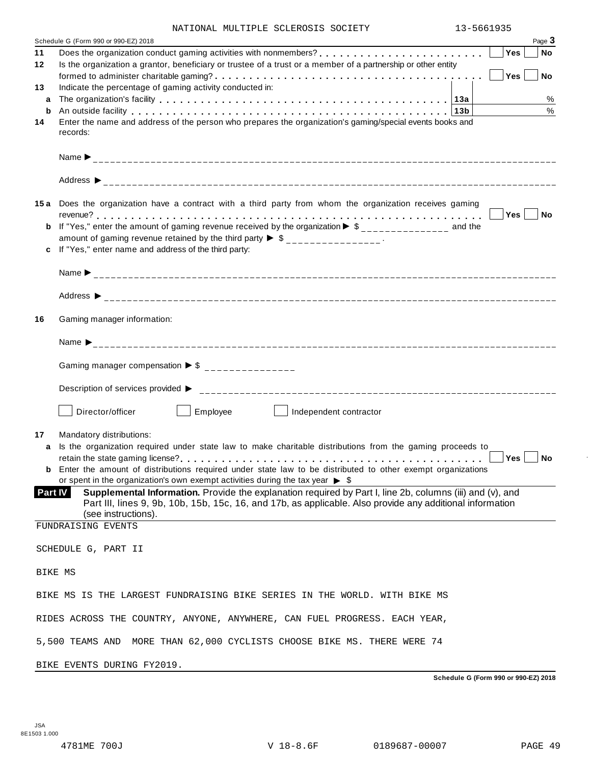NATIONAL MULTIPLE SCLEROSIS SOCIETY 13-5661935

Schedule G (Form 990 or 990-EZ) 2018 Page **3**

**11** Does the organization conduct gaming activities with nonmembers? . . . . . . . . . . . . . . . . . . . . . . . Yes No

**12** Is the organization a grantor, beneficiary or trustee of a trust or a member of a partnership or other entity formed to administer charitable gaming? . . . . . . . . . . . . . . . . . . . . . . . . . . . . . . . . . . . . Yes No

**13** Indicate the percentage of gaming activity conducted in:

**a** The organization's facility . . . . . . . . . . . . . . . . . . . . . . . . . . . . . . . . . . . . . . . **13a** %

**b** An outside facility . . . . . . . . . . . . . . . . . . . . . . . . . . . . . . . . . . . . . . . . . . . . . **13b** %

**14** Enter the name and address of the person who prepares the organization's gaming/special events books and records:

Name ▶

Address ▶

**15a** Does the organization have a contract with a third party from whom the organization receives gaming revenue? . . . . . . . . . . . . . . . . . . . . . . . . . . . . . . . . . . . . . . . . . . . . . . . . . . . . . . . Yes No

**b** If "Yes," enter the amount of gaming revenue received by the organization ▶ $ ____________ and the amount of gaming revenue retained by the third party ▶ $ ____________ .

**c** If "Yes," enter name and address of the third party:

Name ▶

Address ▶

**16** Gaming manager information:

Name ▶

Gaming manager compensation ▶ $ ____________

Description of services provided ▶

☐ Director/officer ☐ Employee ☐ Independent contractor

**17** Mandatory distributions:

**a** Is the organization required under state law to make charitable distributions from the gaming proceeds to retain the state gaming license? . . . . . . . . . . . . . . . . . . . . . . . . . . . . . . . . . . . . . . . . . . Yes No

**b** Enter the amount of distributions required under state law to be distributed to other exempt organizations or spent in the organization's own exempt activities during the tax year ▶ $

**Part IV** **Supplemental Information.** Provide the explanation required by Part I, line 2b, columns (iii) and (v), and Part III, lines 9, 9b, 10b, 15b, 15c, 16, and 17b, as applicable. Also provide any additional information (see instructions).

FUNDRAISING EVENTS

SCHEDULE G, PART II

BIKE MS

BIKE MS IS THE LARGEST FUNDRAISING BIKE SERIES IN THE WORLD. WITH BIKE MS RIDES ACROSS THE COUNTRY, ANYONE, ANYWHERE, CAN FUEL PROGRESS. EACH YEAR, 5,500 TEAMS AND MORE THAN 62,000 CYCLISTS CHOOSE BIKE MS. THERE WERE 74 BIKE EVENTS DURING FY2019.

**Schedule G (Form 990 or 990-EZ) 2018**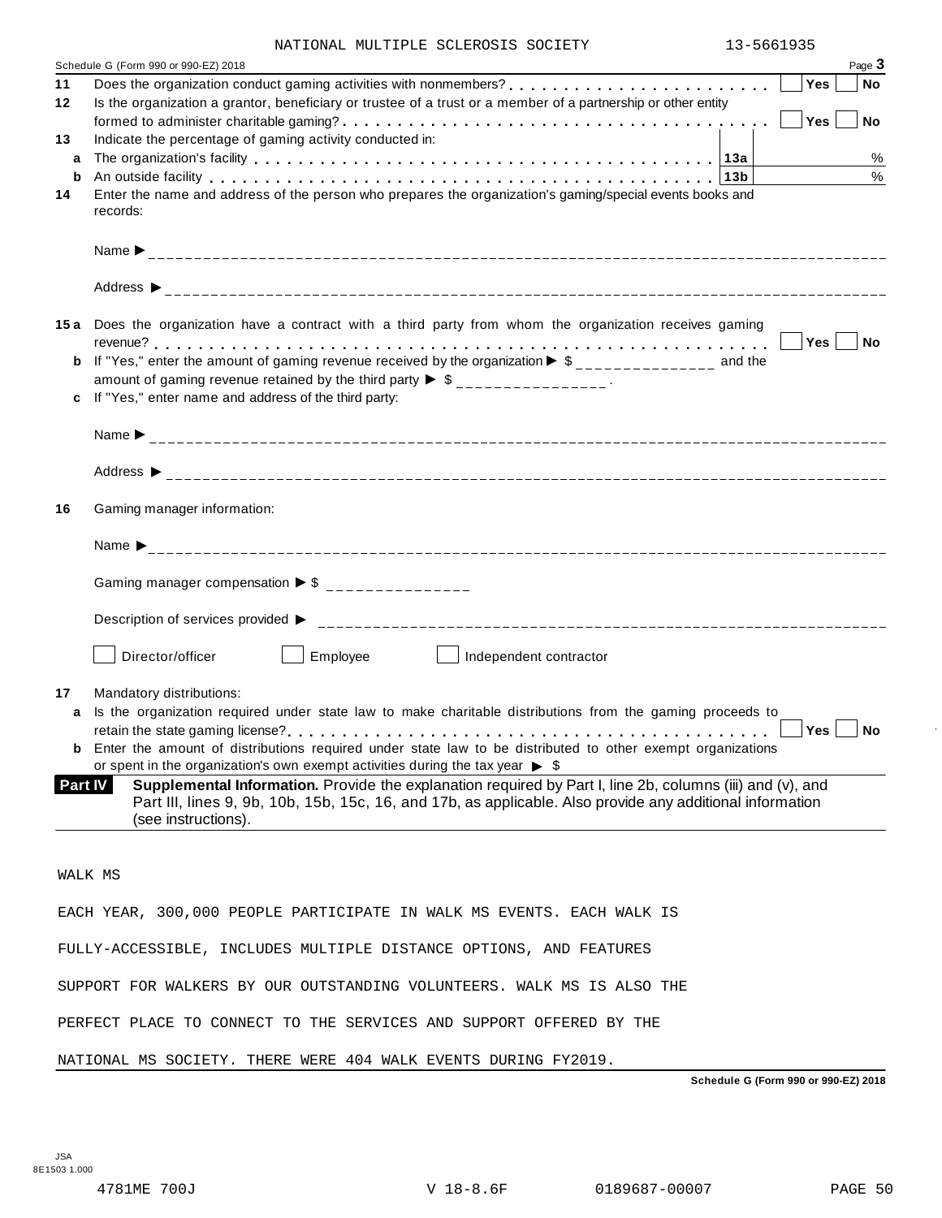NATIONAL MULTIPLE SCLEROSIS SOCIETY 13-5661935

Schedule G (Form 990 or 990-EZ) 2018 Page **3**

**11** Does the organization conduct gaming activities with nonmembers? . . . . . . . . . . . . . . . . . . . . . . . . ☐ Yes ☐ No

**12** Is the organization a grantor, beneficiary or trustee of a trust or a member of a partnership or other entity formed to administer charitable gaming? . . . . . . . . . . . . . . . . . . . . . . . . . . . . . . . . . . . ☐ Yes ☐ No

**13** Indicate the percentage of gaming activity conducted in:

**a** The organization's facility . . . . . . . . . . . . . . . . . . . . . . . . . . . . . . . . . . . . **13a** %

**b** An outside facility . . . . . . . . . . . . . . . . . . . . . . . . . . . . . . . . . . . . . . . . . **13b** %

**14** Enter the name and address of the person who prepares the organization's gaming/special events books and records:

Name ▶ ________________________________________________

Address ▶ ________________________________________________

**15a** Does the organization have a contract with a third party from whom the organization receives gaming revenue? . . . . . . . . . . . . . . . . . . . . . . . . . . . . . . . . . . . . . . . . . . . . . . . . ☐ Yes ☐ No

**b** If "Yes," enter the amount of gaming revenue received by the organization ▶ $ _______________ and the amount of gaming revenue retained by the third party ▶ $ _______________ .

**c** If "Yes," enter name and address of the third party:

Name ▶ ________________________________________________

Address ▶ ________________________________________________

**16** Gaming manager information:

Name ▶ ________________________________________________

Gaming manager compensation ▶ $ _______________

Description of services provided ▶ ________________________________________________

☐ Director/officer ☐ Employee ☐ Independent contractor

**17** Mandatory distributions:

**a** Is the organization required under state law to make charitable distributions from the gaming proceeds to retain the state gaming license? . . . . . . . . . . . . . . . . . . . . . . . . . . . . . . . . . . . . . . . . ☐ Yes ☐ No

**b** Enter the amount of distributions required under state law to be distributed to other exempt organizations or spent in the organization's own exempt activities during the tax year ▶ $

**Part IV** **Supplemental Information.** Provide the explanation required by Part I, line 2b, columns (iii) and (v), and Part III, lines 9, 9b, 10b, 15b, 15c, 16, and 17b, as applicable. Also provide any additional information (see instructions).

WALK MS

EACH YEAR, 300,000 PEOPLE PARTICIPATE IN WALK MS EVENTS. EACH WALK IS FULLY-ACCESSIBLE, INCLUDES MULTIPLE DISTANCE OPTIONS, AND FEATURES SUPPORT FOR WALKERS BY OUR OUTSTANDING VOLUNTEERS. WALK MS IS ALSO THE PERFECT PLACE TO CONNECT TO THE SERVICES AND SUPPORT OFFERED BY THE NATIONAL MS SOCIETY. THERE WERE 404 WALK EVENTS DURING FY2019.

**Schedule G (Form 990 or 990-EZ) 2018**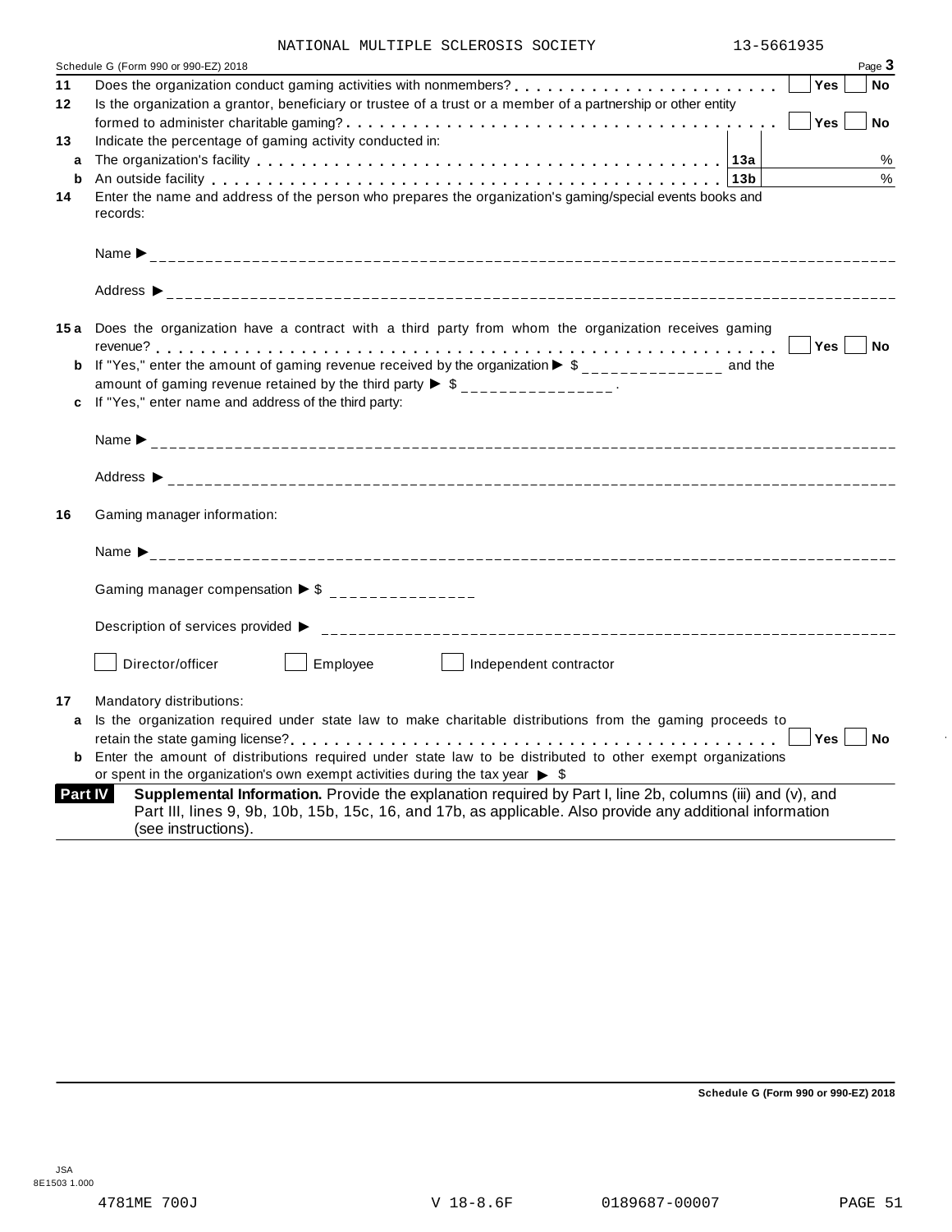NATIONAL MULTIPLE SCLEROSIS SOCIETY 13-5661935

Schedule G (Form 990 or 990-EZ) 2018 Page **3**

**11** Does the organization conduct gaming activities with nonmembers? . . . . . . . . . . . . . . . . . . . . . . . . ☐ **Yes** ☐ **No**

**12** Is the organization a grantor, beneficiary or trustee of a trust or a member of a partnership or other entity formed to administer charitable gaming? . . . . . . . . . . . . . . . . . . . . . . . . . . . . . . . . . . . . . ☐ **Yes** ☐ **No**

**13** Indicate the percentage of gaming activity conducted in:

**a** The organization's facility . . . . . . . . . . . . . . . . . . . . . . . . . . . . . . . . . . . . . . . . . . . **13a** ______ %

**b** An outside facility . . . . . . . . . . . . . . . . . . . . . . . . . . . . . . . . . . . . . . . . . . . . . . . . . **13b** ______ %

**14** Enter the name and address of the person who prepares the organization's gaming/special events books and records:

Name ▶ ______________________________

Address ▶ ______________________________

**15 a** Does the organization have a contract with a third party from whom the organization receives gaming revenue? . . . . . . . . . . . . . . . . . . . . . . . . . . . . . . . . . . . . . . . . . . . . . . . . . . . . . . . . . . ☐ **Yes** ☐ **No**

**b** If "Yes," enter the amount of gaming revenue received by the organization ▶ $ _______________ and the amount of gaming revenue retained by the third party ▶ $ _______________ .

**c** If "Yes," enter name and address of the third party:

Name ▶ ______________________________

Address ▶ ______________________________

**16** Gaming manager information:

Name ▶ ______________________________

Gaming manager compensation ▶ $ _______________

Description of services provided ▶ ______________________________

☐ Director/officer ☐ Employee ☐ Independent contractor

**17** Mandatory distributions:

**a** Is the organization required under state law to make charitable distributions from the gaming proceeds to retain the state gaming license? . . . . . . . . . . . . . . . . . . . . . . . . . . . . . . . . . . . . . . . . . . ☐ **Yes** ☐ **No**

**b** Enter the amount of distributions required under state law to be distributed to other exempt organizations or spent in the organization's own exempt activities during the tax year ▶ $

**Part IV** **Supplemental Information.** Provide the explanation required by Part I, line 2b, columns (iii) and (v), and Part III, lines 9, 9b, 10b, 15b, 15c, 16, and 17b, as applicable. Also provide any additional information (see instructions).

**Schedule G (Form 990 or 990-EZ) 2018**

JSA
8E1503 1.000

4781ME 700J V 18-8.6F 0189687-00007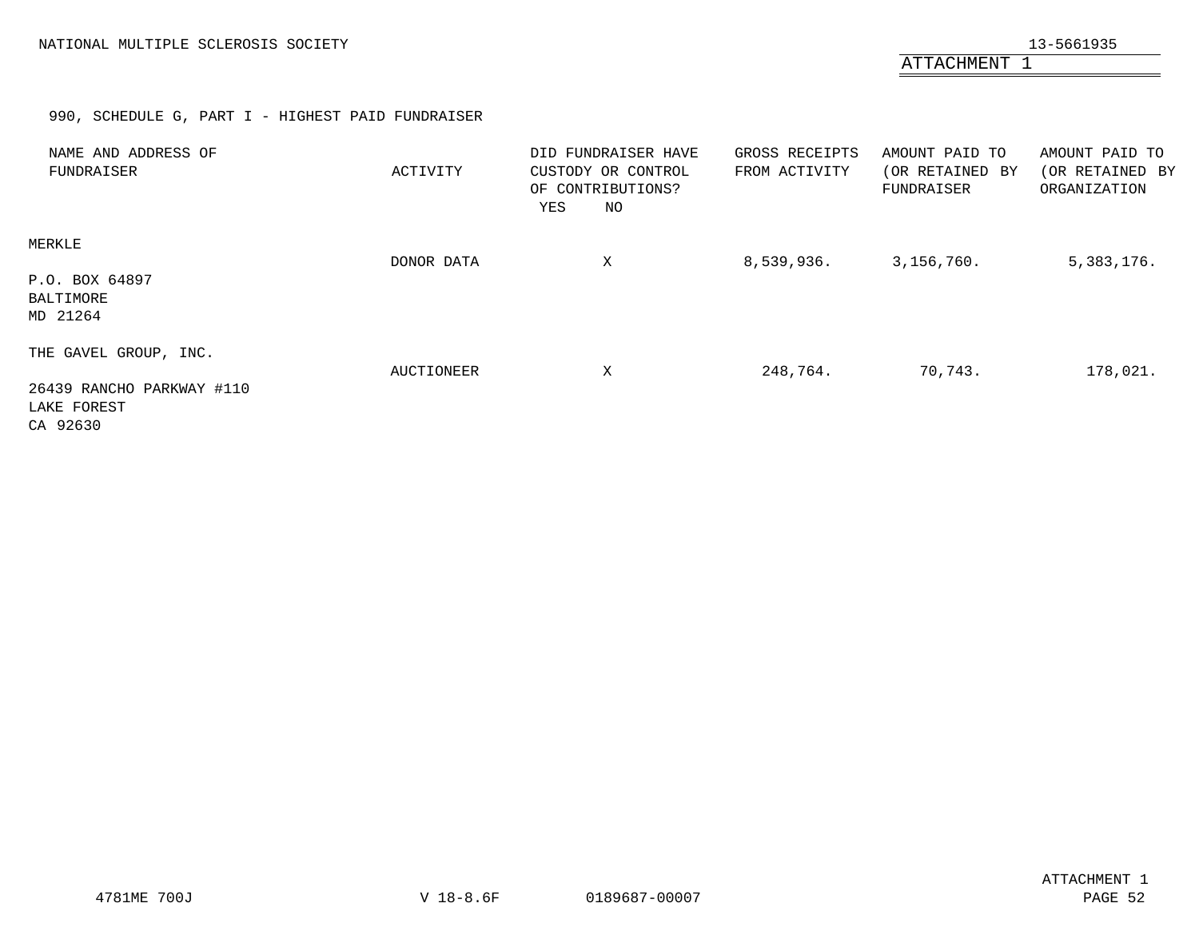NATIONAL MULTIPLE SCLEROSIS SOCIETY 13-5661935

ATTACHMENT 1

990, SCHEDULE G, PART I - HIGHEST PAID FUNDRAISER

| NAME AND ADDRESS OF FUNDRAISER | ACTIVITY | DID FUNDRAISER HAVE CUSTODY OR CONTROL OF CONTRIBUTIONS? YES | NO | GROSS RECEIPTS FROM ACTIVITY | AMOUNT PAID TO (OR RETAINED BY FUNDRAISER | AMOUNT PAID TO (OR RETAINED BY ORGANIZATION |
|---|---|---|---|---|---|---|
| MERKLE<br>P.O. BOX 64897<br>BALTIMORE<br>MD 21264 | DONOR DATA | | X | 8,539,936. | 3,156,760. | 5,383,176. |
| THE GAVEL GROUP, INC.<br>26439 RANCHO PARKWAY #110<br>LAKE FOREST<br>CA 92630 | AUCTIONEER | | X | 248,764. | 70,743. | 178,021. |

4781ME 700J V 18-8.6F 0189687-00007

ATTACHMENT 1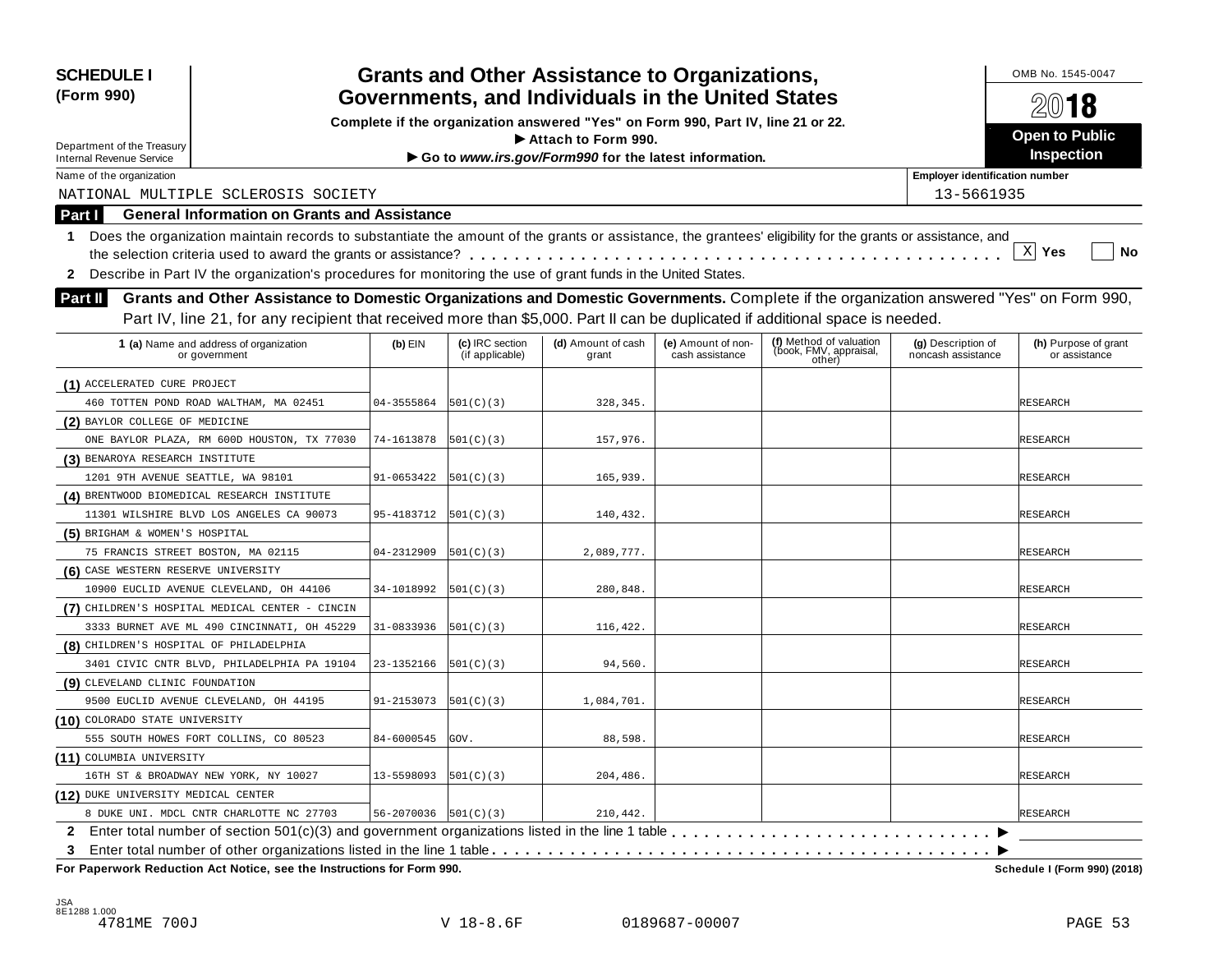**SCHEDULE I**
**(Form 990)**

Department of the Treasury
Internal Revenue Service

# Grants and Other Assistance to Organizations, Governments, and Individuals in the United States

**Complete if the organization answered "Yes" on Form 990, Part IV, line 21 or 22.**
**► Attach to Form 990.**
**► Go to *www.irs.gov/Form990* for the latest information.**

OMB No. 1545-0047

**2018**

**Open to Public Inspection**

Name of the organization: NATIONAL MULTIPLE SCLEROSIS SOCIETY

Employer identification number: 13-5661935

## Part I General Information on Grants and Assistance

1 Does the organization maintain records to substantiate the amount of the grants or assistance, the grantees' eligibility for the grants or assistance, and the selection criteria used to award the grants or assistance? . . . . . [X] Yes [ ] No

2 Describe in Part IV the organization's procedures for monitoring the use of grant funds in the United States.

## Part II Grants and Other Assistance to Domestic Organizations and Domestic Governments.

Complete if the organization answered "Yes" on Form 990, Part IV, line 21, for any recipient that received more than $5,000. Part II can be duplicated if additional space is needed.

| 1 (a) Name and address of organization or government | (b) EIN | (c) IRC section (if applicable) | (d) Amount of cash grant | (e) Amount of non-cash assistance | (f) Method of valuation (book, FMV, appraisal, other) | (g) Description of noncash assistance | (h) Purpose of grant or assistance |
|---|---|---|---|---|---|---|---|
| (1) ACCELERATED CURE PROJECT<br>460 TOTTEN POND ROAD WALTHAM, MA 02451 | 04-3555864 | 501(C)(3) | 328,345. | | | | RESEARCH |
| (2) BAYLOR COLLEGE OF MEDICINE<br>ONE BAYLOR PLAZA, RM 600D HOUSTON, TX 77030 | 74-1613878 | 501(C)(3) | 157,976. | | | | RESEARCH |
| (3) BENAROYA RESEARCH INSTITUTE<br>1201 9TH AVENUE SEATTLE, WA 98101 | 91-0653422 | 501(C)(3) | 165,939. | | | | RESEARCH |
| (4) BRENTWOOD BIOMEDICAL RESEARCH INSTITUTE<br>11301 WILSHIRE BLVD LOS ANGELES CA 90073 | 95-4183712 | 501(C)(3) | 140,432. | | | | RESEARCH |
| (5) BRIGHAM & WOMEN'S HOSPITAL<br>75 FRANCIS STREET BOSTON, MA 02115 | 04-2312909 | 501(C)(3) | 2,089,777. | | | | RESEARCH |
| (6) CASE WESTERN RESERVE UNIVERSITY<br>10900 EUCLID AVENUE CLEVELAND, OH 44106 | 34-1018992 | 501(C)(3) | 280,848. | | | | RESEARCH |
| (7) CHILDREN'S HOSPITAL MEDICAL CENTER - CINCIN<br>3333 BURNET AVE ML 490 CINCINNATI, OH 45229 | 31-0833936 | 501(C)(3) | 116,422. | | | | RESEARCH |
| (8) CHILDREN'S HOSPITAL OF PHILADELPHIA<br>3401 CIVIC CNTR BLVD, PHILADELPHIA PA 19104 | 23-1352166 | 501(C)(3) | 94,560. | | | | RESEARCH |
| (9) CLEVELAND CLINIC FOUNDATION<br>9500 EUCLID AVENUE CLEVELAND, OH 44195 | 91-2153073 | 501(C)(3) | 1,084,701. | | | | RESEARCH |
| (10) COLORADO STATE UNIVERSITY<br>555 SOUTH HOWES FORT COLLINS, CO 80523 | 84-6000545 | GOV. | 88,598. | | | | RESEARCH |
| (11) COLUMBIA UNIVERSITY<br>16TH ST & BROADWAY NEW YORK, NY 10027 | 13-5598093 | 501(C)(3) | 204,486. | | | | RESEARCH |
| (12) DUKE UNIVERSITY MEDICAL CENTER<br>8 DUKE UNI. MDCL CNTR CHARLOTTE NC 27703 | 56-2070036 | 501(C)(3) | 210,442. | | | | RESEARCH |

2 Enter total number of section 501(c)(3) and government organizations listed in the line 1 table . . . . . ►

3 Enter total number of other organizations listed in the line 1 table . . . . . ►

**For Paperwork Reduction Act Notice, see the Instructions for Form 990.** **Schedule I (Form 990) (2018)**

JSA
8E1288 1.000
4781ME 700J V 18-8.6F 0189687-00007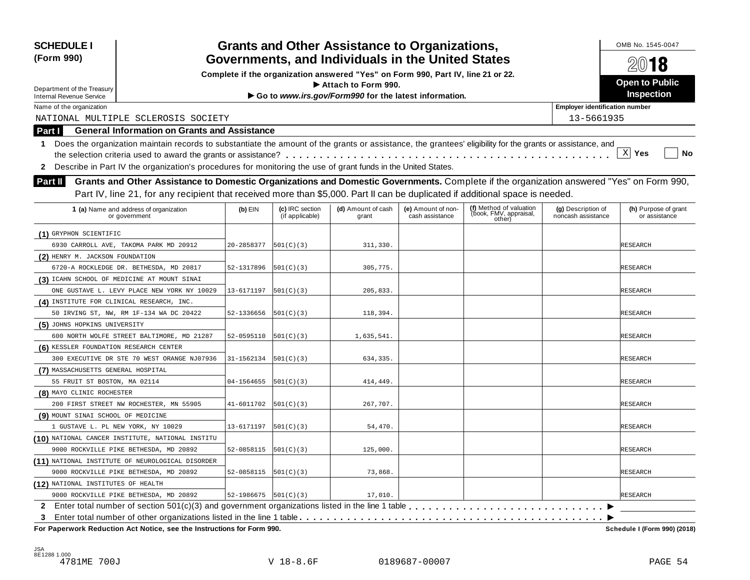**SCHEDULE I**
**(Form 990)**

Department of the Treasury
Internal Revenue Service

# Grants and Other Assistance to Organizations, Governments, and Individuals in the United States

**Complete if the organization answered "Yes" on Form 990, Part IV, line 21 or 22.**
**▶ Attach to Form 990.**
**▶ Go to *www.irs.gov/Form990* for the latest information.**

OMB No. 1545-0047

**2018**

**Open to Public Inspection**

Name of the organization: NATIONAL MULTIPLE SCLEROSIS SOCIETY

Employer identification number: 13-5661935

## Part I General Information on Grants and Assistance

1 Does the organization maintain records to substantiate the amount of the grants or assistance, the grantees' eligibility for the grants or assistance, and the selection criteria used to award the grants or assistance? . . . . . . . . . . [X] Yes [ ] No

2 Describe in Part IV the organization's procedures for monitoring the use of grant funds in the United States.

## Part II Grants and Other Assistance to Domestic Organizations and Domestic Governments.

Complete if the organization answered "Yes" on Form 990, Part IV, line 21, for any recipient that received more than $5,000. Part II can be duplicated if additional space is needed.

| 1 (a) Name and address of organization or government | (b) EIN | (c) IRC section (if applicable) | (d) Amount of cash grant | (e) Amount of non-cash assistance | (f) Method of valuation (book, FMV, appraisal, other) | (g) Description of noncash assistance | (h) Purpose of grant or assistance |
|---|---|---|---|---|---|---|---|
| (1) GRYPHON SCIENTIFIC<br>6930 CARROLL AVE, TAKOMA PARK MD 20912 | 20-2858377 | 501(C)(3) | 311,330. | | | | RESEARCH |
| (2) HENRY M. JACKSON FOUNDATION<br>6720-A ROCKLEDGE DR. BETHESDA, MD 20817 | 52-1317896 | 501(C)(3) | 305,775. | | | | RESEARCH |
| (3) ICAHN SCHOOL OF MEDICINE AT MOUNT SINAI<br>ONE GUSTAVE L. LEVY PLACE NEW YORK NY 10029 | 13-6171197 | 501(C)(3) | 205,833. | | | | RESEARCH |
| (4) INSTITUTE FOR CLINICAL RESEARCH, INC.<br>50 IRVING ST, NW, RM 1F-134 WA DC 20422 | 52-1336656 | 501(C)(3) | 118,394. | | | | RESEARCH |
| (5) JOHNS HOPKINS UNIVERSITY<br>600 NORTH WOLFE STREET BALTIMORE, MD 21287 | 52-0595110 | 501(C)(3) | 1,635,541. | | | | RESEARCH |
| (6) KESSLER FOUNDATION RESEARCH CENTER<br>300 EXECUTIVE DR STE 70 WEST ORANGE NJ07936 | 31-1562134 | 501(C)(3) | 634,335. | | | | RESEARCH |
| (7) MASSACHUSETTS GENERAL HOSPITAL<br>55 FRUIT ST BOSTON, MA 02114 | 04-1564655 | 501(C)(3) | 414,449. | | | | RESEARCH |
| (8) MAYO CLINIC ROCHESTER<br>200 FIRST STREET NW ROCHESTER, MN 55905 | 41-6011702 | 501(C)(3) | 267,707. | | | | RESEARCH |
| (9) MOUNT SINAI SCHOOL OF MEDICINE<br>1 GUSTAVE L. PL NEW YORK, NY 10029 | 13-6171197 | 501(C)(3) | 54,470. | | | | RESEARCH |
| (10) NATIONAL CANCER INSTITUTE, NATIONAL INSTITU<br>9000 ROCKVILLE PIKE BETHESDA, MD 20892 | 52-0858115 | 501(C)(3) | 125,000. | | | | RESEARCH |
| (11) NATIONAL INSTITUTE OF NEUROLOGICAL DISORDER<br>9000 ROCKVILLE PIKE BETHESDA, MD 20892 | 52-0858115 | 501(C)(3) | 73,868. | | | | RESEARCH |
| (12) NATIONAL INSTITUTES OF HEALTH<br>9000 ROCKVILLE PIKE BETHESDA, MD 20892 | 52-1986675 | 501(C)(3) | 17,010. | | | | RESEARCH |

2 Enter total number of section 501(c)(3) and government organizations listed in the line 1 table . . . . . . . . . . ▶

3 Enter total number of other organizations listed in the line 1 table . . . . . . . . . . ▶

**For Paperwork Reduction Act Notice, see the Instructions for Form 990.** **Schedule I (Form 990) (2018)**

JSA
8E1288 1.000
4781ME 700J V 18-8.6F 0189687-00007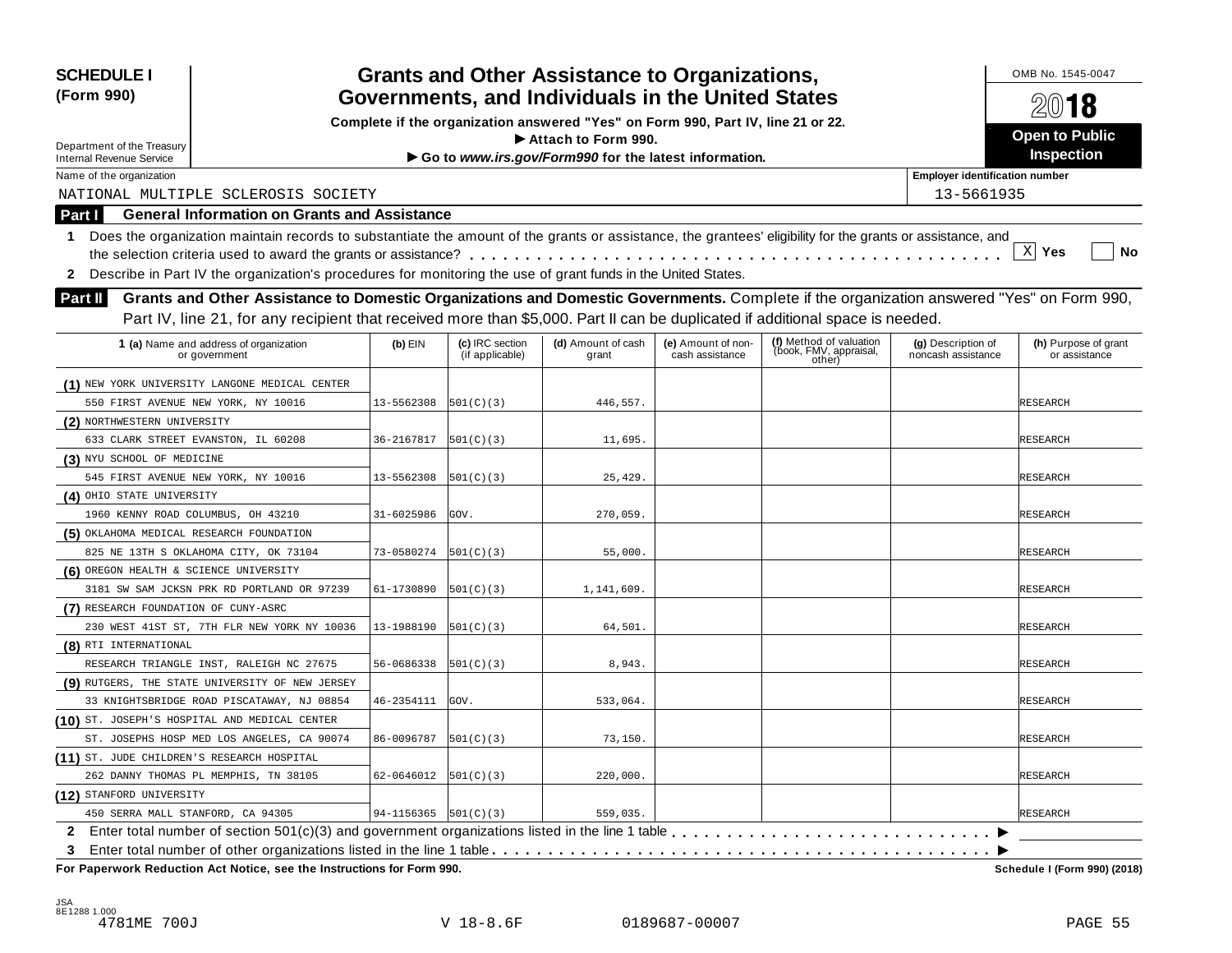**SCHEDULE I (Form 990)**

Department of the Treasury
Internal Revenue Service

# Grants and Other Assistance to Organizations, Governments, and Individuals in the United States

**Complete if the organization answered "Yes" on Form 990, Part IV, line 21 or 22.**
**▶ Attach to Form 990.**
**▶ Go to *www.irs.gov/Form990* for the latest information.**

OMB No. 1545-0047

**2018**

**Open to Public Inspection**

Name of the organization: NATIONAL MULTIPLE SCLEROSIS SOCIETY

Employer identification number: 13-5661935

## Part I General Information on Grants and Assistance

**1** Does the organization maintain records to substantiate the amount of the grants or assistance, the grantees' eligibility for the grants or assistance, and the selection criteria used to award the grants or assistance? . . . . . . [X] Yes [ ] No

**2** Describe in Part IV the organization's procedures for monitoring the use of grant funds in the United States.

## Part II Grants and Other Assistance to Domestic Organizations and Domestic Governments.

Complete if the organization answered "Yes" on Form 990, Part IV, line 21, for any recipient that received more than $5,000. Part II can be duplicated if additional space is needed.

| 1 (a) Name and address of organization or government | (b) EIN | (c) IRC section (if applicable) | (d) Amount of cash grant | (e) Amount of non-cash assistance | (f) Method of valuation (book, FMV, appraisal, other) | (g) Description of noncash assistance | (h) Purpose of grant or assistance |
|---|---|---|---|---|---|---|---|
| (1) NEW YORK UNIVERSITY LANGONE MEDICAL CENTER 550 FIRST AVENUE NEW YORK, NY 10016 | 13-5562308 | 501(C)(3) | 446,557. | | | | RESEARCH |
| (2) NORTHWESTERN UNIVERSITY 633 CLARK STREET EVANSTON, IL 60208 | 36-2167817 | 501(C)(3) | 11,695. | | | | RESEARCH |
| (3) NYU SCHOOL OF MEDICINE 545 FIRST AVENUE NEW YORK, NY 10016 | 13-5562308 | 501(C)(3) | 25,429. | | | | RESEARCH |
| (4) OHIO STATE UNIVERSITY 1960 KENNY ROAD COLUMBUS, OH 43210 | 31-6025986 | GOV. | 270,059. | | | | RESEARCH |
| (5) OKLAHOMA MEDICAL RESEARCH FOUNDATION 825 NE 13TH S OKLAHOMA CITY, OK 73104 | 73-0580274 | 501(C)(3) | 55,000. | | | | RESEARCH |
| (6) OREGON HEALTH & SCIENCE UNIVERSITY 3181 SW SAM JCKSN PRK RD PORTLAND OR 97239 | 61-1730890 | 501(C)(3) | 1,141,609. | | | | RESEARCH |
| (7) RESEARCH FOUNDATION OF CUNY-ASRC 230 WEST 41ST ST, 7TH FLR NEW YORK NY 10036 | 13-1988190 | 501(C)(3) | 64,501. | | | | RESEARCH |
| (8) RTI INTERNATIONAL RESEARCH TRIANGLE INST, RALEIGH NC 27675 | 56-0686338 | 501(C)(3) | 8,943. | | | | RESEARCH |
| (9) RUTGERS, THE STATE UNIVERSITY OF NEW JERSEY 33 KNIGHTSBRIDGE ROAD PISCATAWAY, NJ 08854 | 46-2354111 | GOV. | 533,064. | | | | RESEARCH |
| (10) ST. JOSEPH'S HOSPITAL AND MEDICAL CENTER ST. JOSEPHS HOSP MED LOS ANGELES, CA 90074 | 86-0096787 | 501(C)(3) | 73,150. | | | | RESEARCH |
| (11) ST. JUDE CHILDREN'S RESEARCH HOSPITAL 262 DANNY THOMAS PL MEMPHIS, TN 38105 | 62-0646012 | 501(C)(3) | 220,000. | | | | RESEARCH |
| (12) STANFORD UNIVERSITY 450 SERRA MALL STANFORD, CA 94305 | 94-1156365 | 501(C)(3) | 559,035. | | | | RESEARCH |

**2** Enter total number of section 501(c)(3) and government organizations listed in the line 1 table . . . . ▶

**3** Enter total number of other organizations listed in the line 1 table . . . . ▶

**For Paperwork Reduction Act Notice, see the Instructions for Form 990.** **Schedule I (Form 990) (2018)**

JSA 8E1288 1.000
4781ME 700J V 18-8.6F 0189687-00007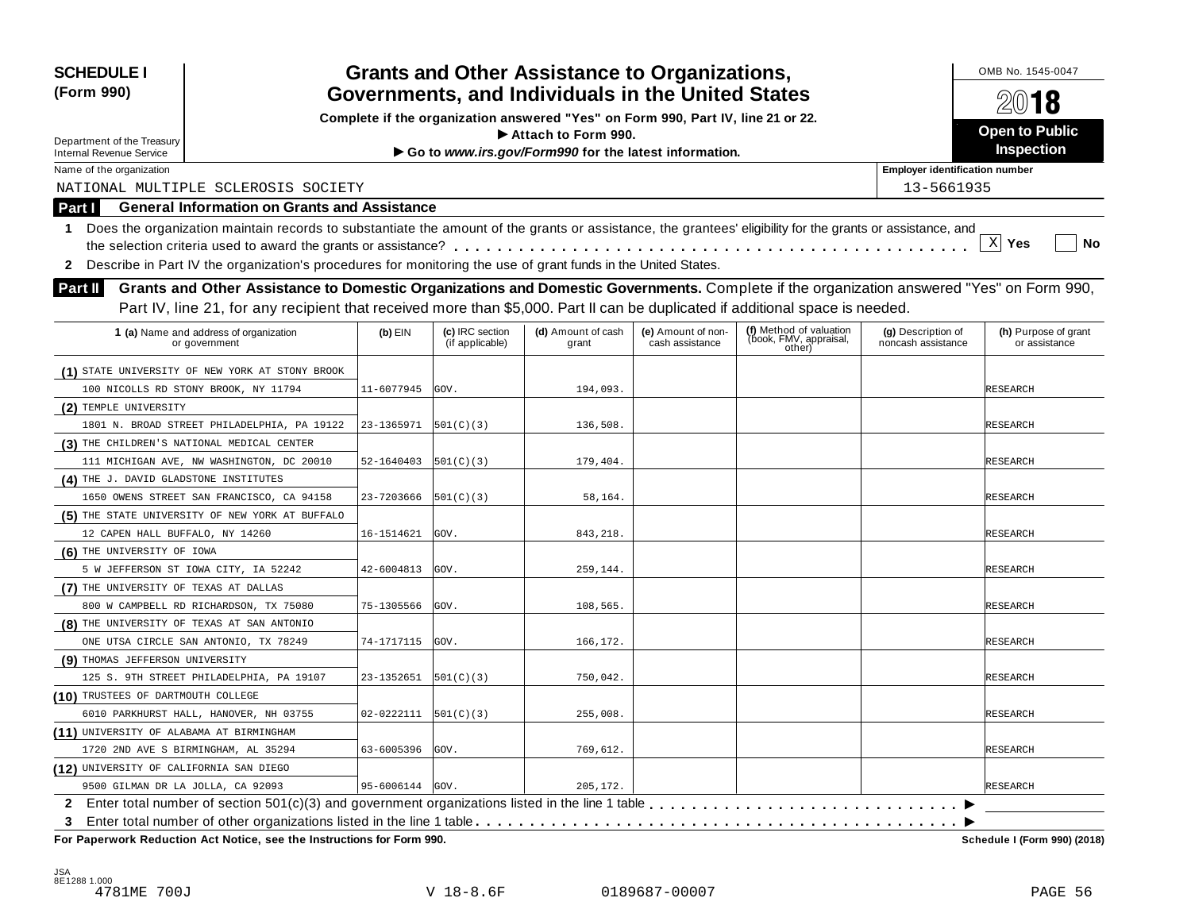**SCHEDULE I (Form 990)**

Department of the Treasury
Internal Revenue Service

# Grants and Other Assistance to Organizations, Governments, and Individuals in the United States

**Complete if the organization answered "Yes" on Form 990, Part IV, line 21 or 22.**
**▶ Attach to Form 990.**
**▶ Go to *www.irs.gov/Form990* for the latest information.**

OMB No. 1545-0047

**2018**

**Open to Public Inspection**

Name of the organization: NATIONAL MULTIPLE SCLEROSIS SOCIETY

Employer identification number: 13-5661935

## Part I General Information on Grants and Assistance

**1** Does the organization maintain records to substantiate the amount of the grants or assistance, the grantees' eligibility for the grants or assistance, and the selection criteria used to award the grants or assistance? . . . . . . [X] Yes [ ] No

**2** Describe in Part IV the organization's procedures for monitoring the use of grant funds in the United States.

## Part II Grants and Other Assistance to Domestic Organizations and Domestic Governments.

Complete if the organization answered "Yes" on Form 990, Part IV, line 21, for any recipient that received more than $5,000. Part II can be duplicated if additional space is needed.

| | 1 (a) Name and address of organization or government | (b) EIN | (c) IRC section (if applicable) | (d) Amount of cash grant | (e) Amount of non-cash assistance | (f) Method of valuation (book, FMV, appraisal, other) | (g) Description of noncash assistance | (h) Purpose of grant or assistance |
|---|---|---|---|---|---|---|---|---|
| (1) | STATE UNIVERSITY OF NEW YORK AT STONY BROOK<br>100 NICOLLS RD STONY BROOK, NY 11794 | 11-6077945 | GOV. | 194,093. | | | | RESEARCH |
| (2) | TEMPLE UNIVERSITY<br>1801 N. BROAD STREET PHILADELPHIA, PA 19122 | 23-1365971 | 501(C)(3) | 136,508. | | | | RESEARCH |
| (3) | THE CHILDREN'S NATIONAL MEDICAL CENTER<br>111 MICHIGAN AVE, NW WASHINGTON, DC 20010 | 52-1640403 | 501(C)(3) | 179,404. | | | | RESEARCH |
| (4) | THE J. DAVID GLADSTONE INSTITUTES<br>1650 OWENS STREET SAN FRANCISCO, CA 94158 | 23-7203666 | 501(C)(3) | 58,164. | | | | RESEARCH |
| (5) | THE STATE UNIVERSITY OF NEW YORK AT BUFFALO<br>12 CAPEN HALL BUFFALO, NY 14260 | 16-1514621 | GOV. | 843,218. | | | | RESEARCH |
| (6) | THE UNIVERSITY OF IOWA<br>5 W JEFFERSON ST IOWA CITY, IA 52242 | 42-6004813 | GOV. | 259,144. | | | | RESEARCH |
| (7) | THE UNIVERSITY OF TEXAS AT DALLAS<br>800 W CAMPBELL RD RICHARDSON, TX 75080 | 75-1305566 | GOV. | 108,565. | | | | RESEARCH |
| (8) | THE UNIVERSITY OF TEXAS AT SAN ANTONIO<br>ONE UTSA CIRCLE SAN ANTONIO, TX 78249 | 74-1717115 | GOV. | 166,172. | | | | RESEARCH |
| (9) | THOMAS JEFFERSON UNIVERSITY<br>125 S. 9TH STREET PHILADELPHIA, PA 19107 | 23-1352651 | 501(C)(3) | 750,042. | | | | RESEARCH |
| (10) | TRUSTEES OF DARTMOUTH COLLEGE<br>6010 PARKHURST HALL, HANOVER, NH 03755 | 02-0222111 | 501(C)(3) | 255,008. | | | | RESEARCH |
| (11) | UNIVERSITY OF ALABAMA AT BIRMINGHAM<br>1720 2ND AVE S BIRMINGHAM, AL 35294 | 63-6005396 | GOV. | 769,612. | | | | RESEARCH |
| (12) | UNIVERSITY OF CALIFORNIA SAN DIEGO<br>9500 GILMAN DR LA JOLLA, CA 92093 | 95-6006144 | GOV. | 205,172. | | | | RESEARCH |

**2** Enter total number of section 501(c)(3) and government organizations listed in the line 1 table . . . . . . ▶

**3** Enter total number of other organizations listed in the line 1 table . . . . . . ▶

**For Paperwork Reduction Act Notice, see the Instructions for Form 990.** **Schedule I (Form 990) (2018)**

JSA 8E1288 1.000
4781ME 700J V 18-8.6F 0189687-00007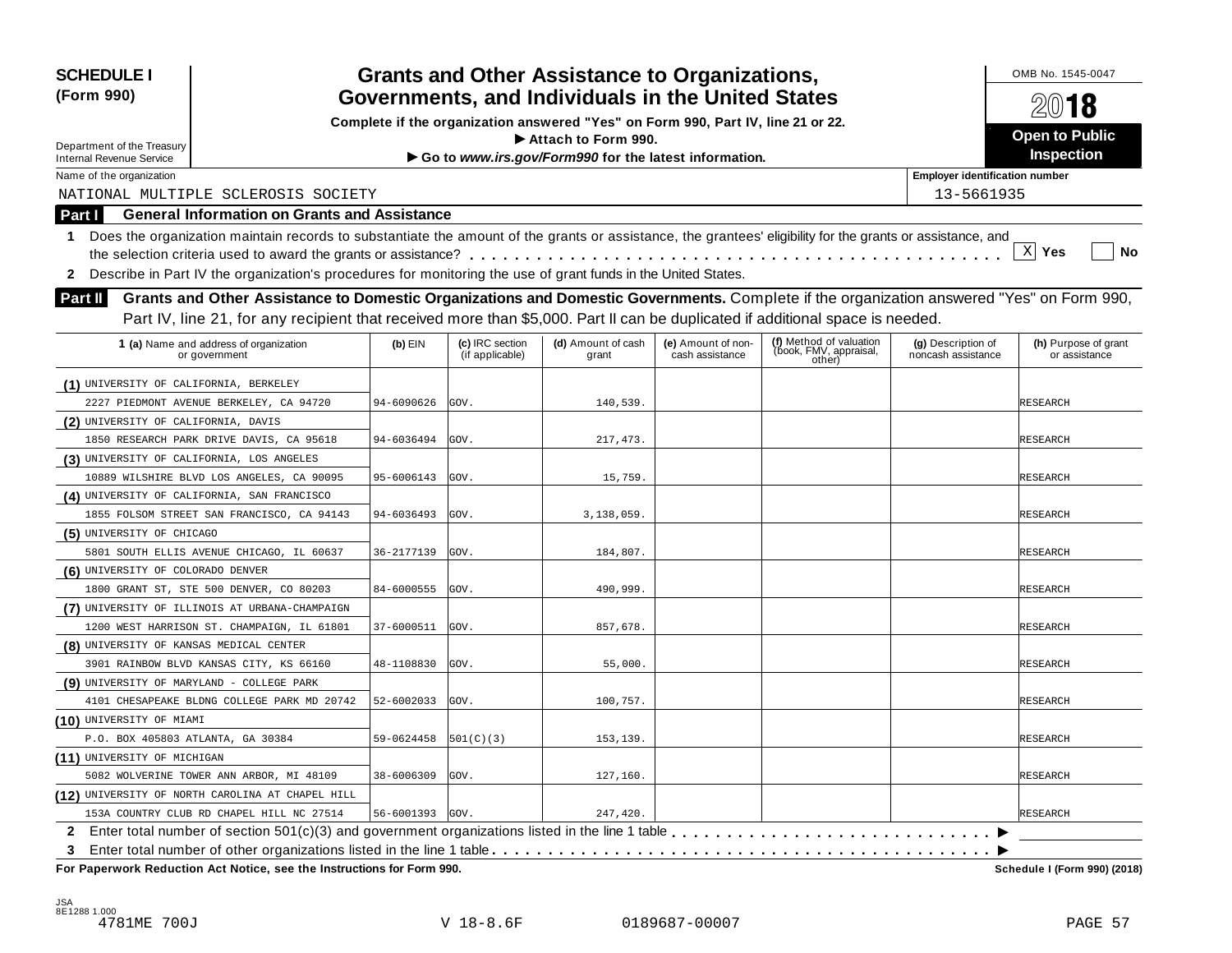**SCHEDULE I (Form 990)**

Department of the Treasury
Internal Revenue Service

# Grants and Other Assistance to Organizations, Governments, and Individuals in the United States

**Complete if the organization answered "Yes" on Form 990, Part IV, line 21 or 22.**
**► Attach to Form 990.**
**► Go to *www.irs.gov/Form990* for the latest information.**

OMB No. 1545-0047

**2018**

**Open to Public Inspection**

Name of the organization: NATIONAL MULTIPLE SCLEROSIS SOCIETY

Employer identification number: 13-5661935

## Part I General Information on Grants and Assistance

**1** Does the organization maintain records to substantiate the amount of the grants or assistance, the grantees' eligibility for the grants or assistance, and the selection criteria used to award the grants or assistance? . . . . . . [X] **Yes** [ ] **No**

**2** Describe in Part IV the organization's procedures for monitoring the use of grant funds in the United States.

## Part II Grants and Other Assistance to Domestic Organizations and Domestic Governments.

Complete if the organization answered "Yes" on Form 990, Part IV, line 21, for any recipient that received more than $5,000. Part II can be duplicated if additional space is needed.

| 1 (a) Name and address of organization or government | (b) EIN | (c) IRC section (if applicable) | (d) Amount of cash grant | (e) Amount of non-cash assistance | (f) Method of valuation (book, FMV, appraisal, other) | (g) Description of noncash assistance | (h) Purpose of grant or assistance |
|---|---|---|---|---|---|---|---|
| (1) UNIVERSITY OF CALIFORNIA, BERKELEY<br>2227 PIEDMONT AVENUE BERKELEY, CA 94720 | 94-6090626 | GOV. | 140,539. | | | | RESEARCH |
| (2) UNIVERSITY OF CALIFORNIA, DAVIS<br>1850 RESEARCH PARK DRIVE DAVIS, CA 95618 | 94-6036494 | GOV. | 217,473. | | | | RESEARCH |
| (3) UNIVERSITY OF CALIFORNIA, LOS ANGELES<br>10889 WILSHIRE BLVD LOS ANGELES, CA 90095 | 95-6006143 | GOV. | 15,759. | | | | RESEARCH |
| (4) UNIVERSITY OF CALIFORNIA, SAN FRANCISCO<br>1855 FOLSOM STREET SAN FRANCISCO, CA 94143 | 94-6036493 | GOV. | 3,138,059. | | | | RESEARCH |
| (5) UNIVERSITY OF CHICAGO<br>5801 SOUTH ELLIS AVENUE CHICAGO, IL 60637 | 36-2177139 | GOV. | 184,807. | | | | RESEARCH |
| (6) UNIVERSITY OF COLORADO DENVER<br>1800 GRANT ST, STE 500 DENVER, CO 80203 | 84-6000555 | GOV. | 490,999. | | | | RESEARCH |
| (7) UNIVERSITY OF ILLINOIS AT URBANA-CHAMPAIGN<br>1200 WEST HARRISON ST. CHAMPAIGN, IL 61801 | 37-6000511 | GOV. | 857,678. | | | | RESEARCH |
| (8) UNIVERSITY OF KANSAS MEDICAL CENTER<br>3901 RAINBOW BLVD KANSAS CITY, KS 66160 | 48-1108830 | GOV. | 55,000. | | | | RESEARCH |
| (9) UNIVERSITY OF MARYLAND - COLLEGE PARK<br>4101 CHESAPEAKE BLDNG COLLEGE PARK MD 20742 | 52-6002033 | GOV. | 100,757. | | | | RESEARCH |
| (10) UNIVERSITY OF MIAMI<br>P.O. BOX 405803 ATLANTA, GA 30384 | 59-0624458 | 501(C)(3) | 153,139. | | | | RESEARCH |
| (11) UNIVERSITY OF MICHIGAN<br>5082 WOLVERINE TOWER ANN ARBOR, MI 48109 | 38-6006309 | GOV. | 127,160. | | | | RESEARCH |
| (12) UNIVERSITY OF NORTH CAROLINA AT CHAPEL HILL<br>153A COUNTRY CLUB RD CHAPEL HILL NC 27514 | 56-6001393 | GOV. | 247,420. | | | | RESEARCH |

**2** Enter total number of section 501(c)(3) and government organizations listed in the line 1 table . . . . . . ►

**3** Enter total number of other organizations listed in the line 1 table . . . . . . ►

**For Paperwork Reduction Act Notice, see the Instructions for Form 990.** **Schedule I (Form 990) (2018)**

JSA
8E1288 1.000
4781ME 700J V 18-8.6F 0189687-00007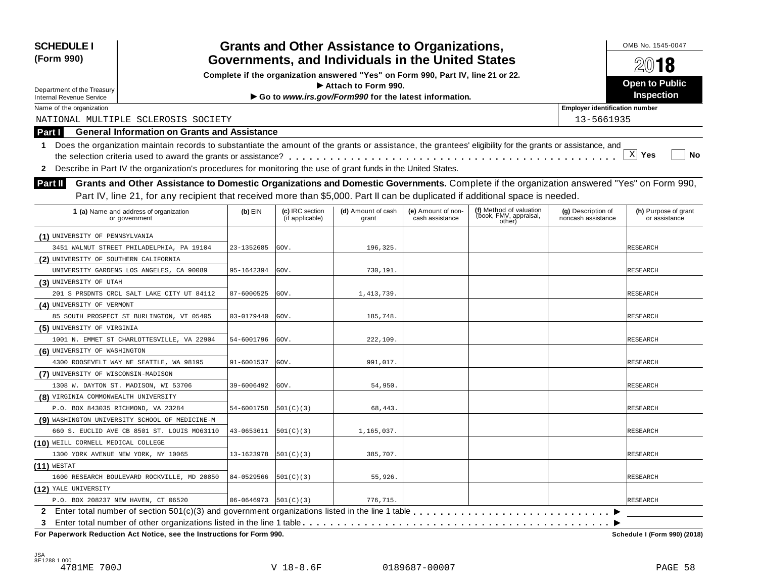**SCHEDULE I**
**(Form 990)**

Department of the Treasury
Internal Revenue Service

# Grants and Other Assistance to Organizations, Governments, and Individuals in the United States

**Complete if the organization answered "Yes" on Form 990, Part IV, line 21 or 22.**
**▶ Attach to Form 990.**
**▶ Go to *www.irs.gov/Form990* for the latest information.**

OMB No. 1545-0047

**2018**

**Open to Public Inspection**

Name of the organization: NATIONAL MULTIPLE SCLEROSIS SOCIETY

Employer identification number: 13-5661935

## Part I General Information on Grants and Assistance

**1** Does the organization maintain records to substantiate the amount of the grants or assistance, the grantees' eligibility for the grants or assistance, and the selection criteria used to award the grants or assistance? . . . . . [X] **Yes** [ ] **No**

**2** Describe in Part IV the organization's procedures for monitoring the use of grant funds in the United States.

## Part II Grants and Other Assistance to Domestic Organizations and Domestic Governments.

Complete if the organization answered "Yes" on Form 990, Part IV, line 21, for any recipient that received more than $5,000. Part II can be duplicated if additional space is needed.

| 1 (a) Name and address of organization or government | (b) EIN | (c) IRC section (if applicable) | (d) Amount of cash grant | (e) Amount of non-cash assistance | (f) Method of valuation (book, FMV, appraisal, other) | (g) Description of noncash assistance | (h) Purpose of grant or assistance |
|---|---|---|---|---|---|---|---|
| (1) UNIVERSITY OF PENNSYLVANIA<br>3451 WALNUT STREET PHILADELPHIA, PA 19104 | 23-1352685 | GOV. | 196,325. | | | | RESEARCH |
| (2) UNIVERSITY OF SOUTHERN CALIFORNIA<br>UNIVERSITY GARDENS LOS ANGELES, CA 90089 | 95-1642394 | GOV. | 730,191. | | | | RESEARCH |
| (3) UNIVERSITY OF UTAH<br>201 S PRSDNTS CRCL SALT LAKE CITY UT 84112 | 87-6000525 | GOV. | 1,413,739. | | | | RESEARCH |
| (4) UNIVERSITY OF VERMONT<br>85 SOUTH PROSPECT ST BURLINGTON, VT 05405 | 03-0179440 | GOV. | 185,748. | | | | RESEARCH |
| (5) UNIVERSITY OF VIRGINIA<br>1001 N. EMMET ST CHARLOTTESVILLE, VA 22904 | 54-6001796 | GOV. | 222,109. | | | | RESEARCH |
| (6) UNIVERSITY OF WASHINGTON<br>4300 ROOSEVELT WAY NE SEATTLE, WA 98195 | 91-6001537 | GOV. | 991,017. | | | | RESEARCH |
| (7) UNIVERSITY OF WISCONSIN-MADISON<br>1308 W. DAYTON ST. MADISON, WI 53706 | 39-6006492 | GOV. | 54,950. | | | | RESEARCH |
| (8) VIRGINIA COMMONWEALTH UNIVERSITY<br>P.O. BOX 843035 RICHMOND, VA 23284 | 54-6001758 | 501(C)(3) | 68,443. | | | | RESEARCH |
| (9) WASHINGTON UNIVERSITY SCHOOL OF MEDICINE-M<br>660 S. EUCLID AVE CB 8501 ST. LOUIS MO63110 | 43-0653611 | 501(C)(3) | 1,165,037. | | | | RESEARCH |
| (10) WEILL CORNELL MEDICAL COLLEGE<br>1300 YORK AVENUE NEW YORK, NY 10065 | 13-1623978 | 501(C)(3) | 385,707. | | | | RESEARCH |
| (11) WESTAT<br>1600 RESEARCH BOULEVARD ROCKVILLE, MD 20850 | 84-0529566 | 501(C)(3) | 55,926. | | | | RESEARCH |
| (12) YALE UNIVERSITY<br>P.O. BOX 208237 NEW HAVEN, CT 06520 | 06-0646973 | 501(C)(3) | 776,715. | | | | RESEARCH |

**2** Enter total number of section 501(c)(3) and government organizations listed in the line 1 table . . . . . ▶

**3** Enter total number of other organizations listed in the line 1 table . . . . . ▶

**For Paperwork Reduction Act Notice, see the Instructions for Form 990.** **Schedule I (Form 990) (2018)**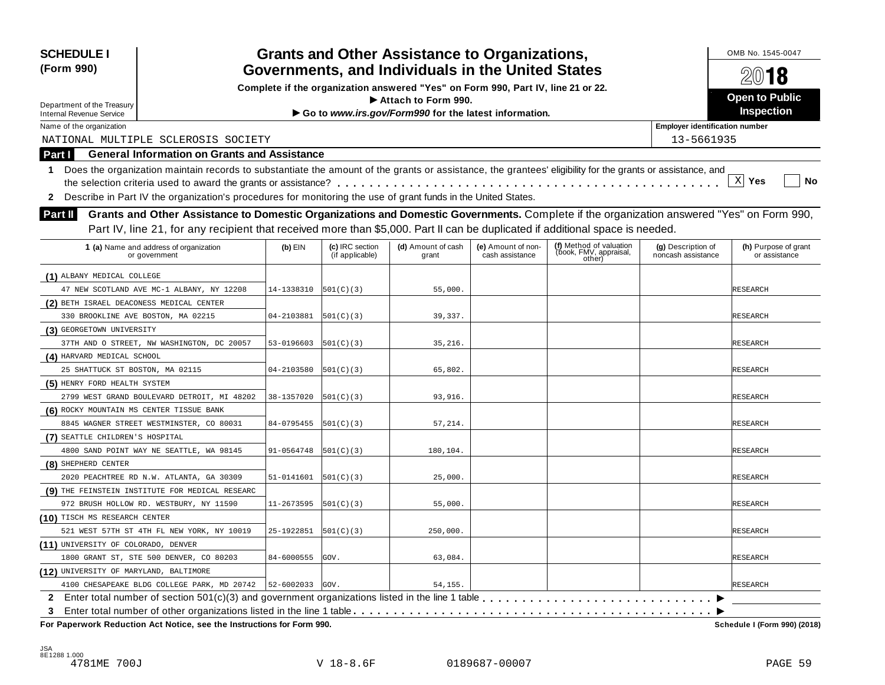**SCHEDULE I (Form 990)**

Department of the Treasury
Internal Revenue Service

# Grants and Other Assistance to Organizations, Governments, and Individuals in the United States

**Complete if the organization answered "Yes" on Form 990, Part IV, line 21 or 22.**
**▶ Attach to Form 990.**
**▶ Go to *www.irs.gov/Form990* for the latest information.**

OMB No. 1545-0047

**2018**

**Open to Public Inspection**

Name of the organization: NATIONAL MULTIPLE SCLEROSIS SOCIETY

Employer identification number: 13-5661935

## Part I General Information on Grants and Assistance

1 Does the organization maintain records to substantiate the amount of the grants or assistance, the grantees' eligibility for the grants or assistance, and the selection criteria used to award the grants or assistance? . . . . . [X] Yes [ ] No

2 Describe in Part IV the organization's procedures for monitoring the use of grant funds in the United States.

## Part II Grants and Other Assistance to Domestic Organizations and Domestic Governments.

Complete if the organization answered "Yes" on Form 990, Part IV, line 21, for any recipient that received more than $5,000. Part II can be duplicated if additional space is needed.

| 1 (a) Name and address of organization or government | (b) EIN | (c) IRC section (if applicable) | (d) Amount of cash grant | (e) Amount of non-cash assistance | (f) Method of valuation (book, FMV, appraisal, other) | (g) Description of noncash assistance | (h) Purpose of grant or assistance |
|---|---|---|---|---|---|---|---|
| (1) ALBANY MEDICAL COLLEGE<br>47 NEW SCOTLAND AVE MC-1 ALBANY, NY 12208 | 14-1338310 | 501(C)(3) | 55,000. | | | | RESEARCH |
| (2) BETH ISRAEL DEACONESS MEDICAL CENTER<br>330 BROOKLINE AVE BOSTON, MA 02215 | 04-2103881 | 501(C)(3) | 39,337. | | | | RESEARCH |
| (3) GEORGETOWN UNIVERSITY<br>37TH AND O STREET, NW WASHINGTON, DC 20057 | 53-0196603 | 501(C)(3) | 35,216. | | | | RESEARCH |
| (4) HARVARD MEDICAL SCHOOL<br>25 SHATTUCK ST BOSTON, MA 02115 | 04-2103580 | 501(C)(3) | 65,802. | | | | RESEARCH |
| (5) HENRY FORD HEALTH SYSTEM<br>2799 WEST GRAND BOULEVARD DETROIT, MI 48202 | 38-1357020 | 501(C)(3) | 93,916. | | | | RESEARCH |
| (6) ROCKY MOUNTAIN MS CENTER TISSUE BANK<br>8845 WAGNER STREET WESTMINSTER, CO 80031 | 84-0795455 | 501(C)(3) | 57,214. | | | | RESEARCH |
| (7) SEATTLE CHILDREN'S HOSPITAL<br>4800 SAND POINT WAY NE SEATTLE, WA 98145 | 91-0564748 | 501(C)(3) | 180,104. | | | | RESEARCH |
| (8) SHEPHERD CENTER<br>2020 PEACHTREE RD N.W. ATLANTA, GA 30309 | 51-0141601 | 501(C)(3) | 25,000. | | | | RESEARCH |
| (9) THE FEINSTEIN INSTITUTE FOR MEDICAL RESEARC<br>972 BRUSH HOLLOW RD. WESTBURY, NY 11590 | 11-2673595 | 501(C)(3) | 55,000. | | | | RESEARCH |
| (10) TISCH MS RESEARCH CENTER<br>521 WEST 57TH ST 4TH FL NEW YORK, NY 10019 | 25-1922851 | 501(C)(3) | 250,000. | | | | RESEARCH |
| (11) UNIVERSITY OF COLORADO, DENVER<br>1800 GRANT ST, STE 500 DENVER, CO 80203 | 84-6000555 | GOV. | 63,084. | | | | RESEARCH |
| (12) UNIVERSITY OF MARYLAND, BALTIMORE<br>4100 CHESAPEAKE BLDG COLLEGE PARK, MD 20742 | 52-6002033 | GOV. | 54,155. | | | | RESEARCH |

2 Enter total number of section 501(c)(3) and government organizations listed in the line 1 table . . . . . ▶

3 Enter total number of other organizations listed in the line 1 table . . . . . ▶

**For Paperwork Reduction Act Notice, see the Instructions for Form 990.** **Schedule I (Form 990) (2018)**

JSA
8E1288 1.000
4781ME 700J V 18-8.6F 0189687-00007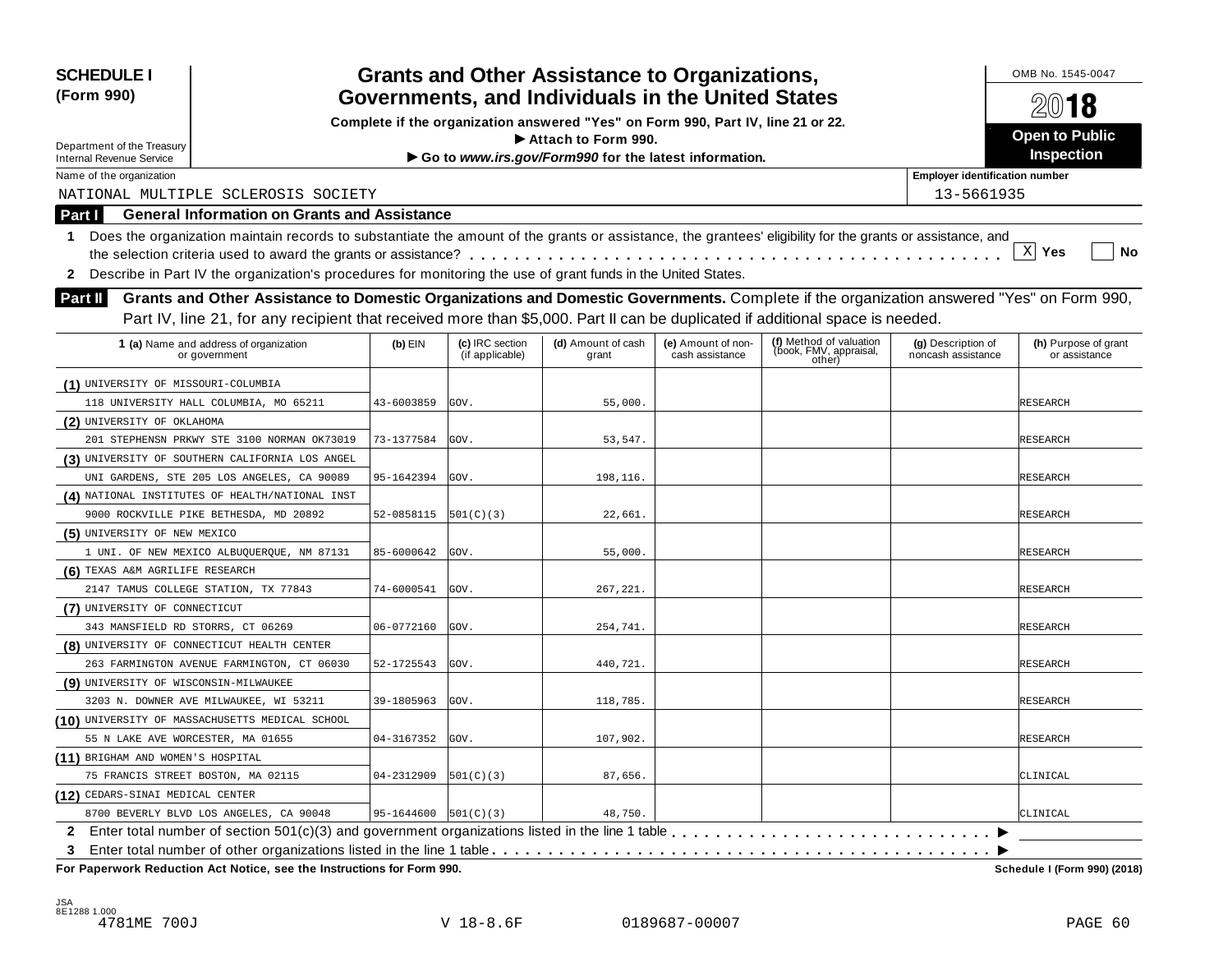**SCHEDULE I**
**(Form 990)**

Department of the Treasury
Internal Revenue Service

# Grants and Other Assistance to Organizations, Governments, and Individuals in the United States

**Complete if the organization answered "Yes" on Form 990, Part IV, line 21 or 22.**
**▶ Attach to Form 990.**
**▶ Go to *www.irs.gov/Form990* for the latest information.**

OMB No. 1545-0047
**2018**
**Open to Public Inspection**

Name of the organization: NATIONAL MULTIPLE SCLEROSIS SOCIETY
Employer identification number: 13-5661935

## Part I General Information on Grants and Assistance

**1** Does the organization maintain records to substantiate the amount of the grants or assistance, the grantees' eligibility for the grants or assistance, and the selection criteria used to award the grants or assistance? . . . . . [X] Yes [ ] No

**2** Describe in Part IV the organization's procedures for monitoring the use of grant funds in the United States.

## Part II Grants and Other Assistance to Domestic Organizations and Domestic Governments.

Complete if the organization answered "Yes" on Form 990, Part IV, line 21, for any recipient that received more than $5,000. Part II can be duplicated if additional space is needed.

| 1 (a) Name and address of organization or government | (b) EIN | (c) IRC section (if applicable) | (d) Amount of cash grant | (e) Amount of non-cash assistance | (f) Method of valuation (book, FMV, appraisal, other) | (g) Description of noncash assistance | (h) Purpose of grant or assistance |
|---|---|---|---|---|---|---|---|
| (1) UNIVERSITY OF MISSOURI-COLUMBIA<br>118 UNIVERSITY HALL COLUMBIA, MO 65211 | 43-6003859 | GOV. | 55,000. | | | | RESEARCH |
| (2) UNIVERSITY OF OKLAHOMA<br>201 STEPHENSN PRKWY STE 3100 NORMAN OK73019 | 73-1377584 | GOV. | 53,547. | | | | RESEARCH |
| (3) UNIVERSITY OF SOUTHERN CALIFORNIA LOS ANGEL<br>UNI GARDENS, STE 205 LOS ANGELES, CA 90089 | 95-1642394 | GOV. | 198,116. | | | | RESEARCH |
| (4) NATIONAL INSTITUTES OF HEALTH/NATIONAL INST<br>9000 ROCKVILLE PIKE BETHESDA, MD 20892 | 52-0858115 | 501(C)(3) | 22,661. | | | | RESEARCH |
| (5) UNIVERSITY OF NEW MEXICO<br>1 UNI. OF NEW MEXICO ALBUQUERQUE, NM 87131 | 85-6000642 | GOV. | 55,000. | | | | RESEARCH |
| (6) TEXAS A&M AGRILIFE RESEARCH<br>2147 TAMUS COLLEGE STATION, TX 77843 | 74-6000541 | GOV. | 267,221. | | | | RESEARCH |
| (7) UNIVERSITY OF CONNECTICUT<br>343 MANSFIELD RD STORRS, CT 06269 | 06-0772160 | GOV. | 254,741. | | | | RESEARCH |
| (8) UNIVERSITY OF CONNECTICUT HEALTH CENTER<br>263 FARMINGTON AVENUE FARMINGTON, CT 06030 | 52-1725543 | GOV. | 440,721. | | | | RESEARCH |
| (9) UNIVERSITY OF WISCONSIN-MILWAUKEE<br>3203 N. DOWNER AVE MILWAUKEE, WI 53211 | 39-1805963 | GOV. | 118,785. | | | | RESEARCH |
| (10) UNIVERSITY OF MASSACHUSETTS MEDICAL SCHOOL<br>55 N LAKE AVE WORCESTER, MA 01655 | 04-3167352 | GOV. | 107,902. | | | | RESEARCH |
| (11) BRIGHAM AND WOMEN'S HOSPITAL<br>75 FRANCIS STREET BOSTON, MA 02115 | 04-2312909 | 501(C)(3) | 87,656. | | | | CLINICAL |
| (12) CEDARS-SINAI MEDICAL CENTER<br>8700 BEVERLY BLVD LOS ANGELES, CA 90048 | 95-1644600 | 501(C)(3) | 48,750. | | | | CLINICAL |

**2** Enter total number of section 501(c)(3) and government organizations listed in the line 1 table . . . . . ▶

**3** Enter total number of other organizations listed in the line 1 table . . . . . ▶

**For Paperwork Reduction Act Notice, see the Instructions for Form 990.** **Schedule I (Form 990) (2018)**

JSA
8E1288 1.000
4781ME 700J V 18-8.6F 0189687-00007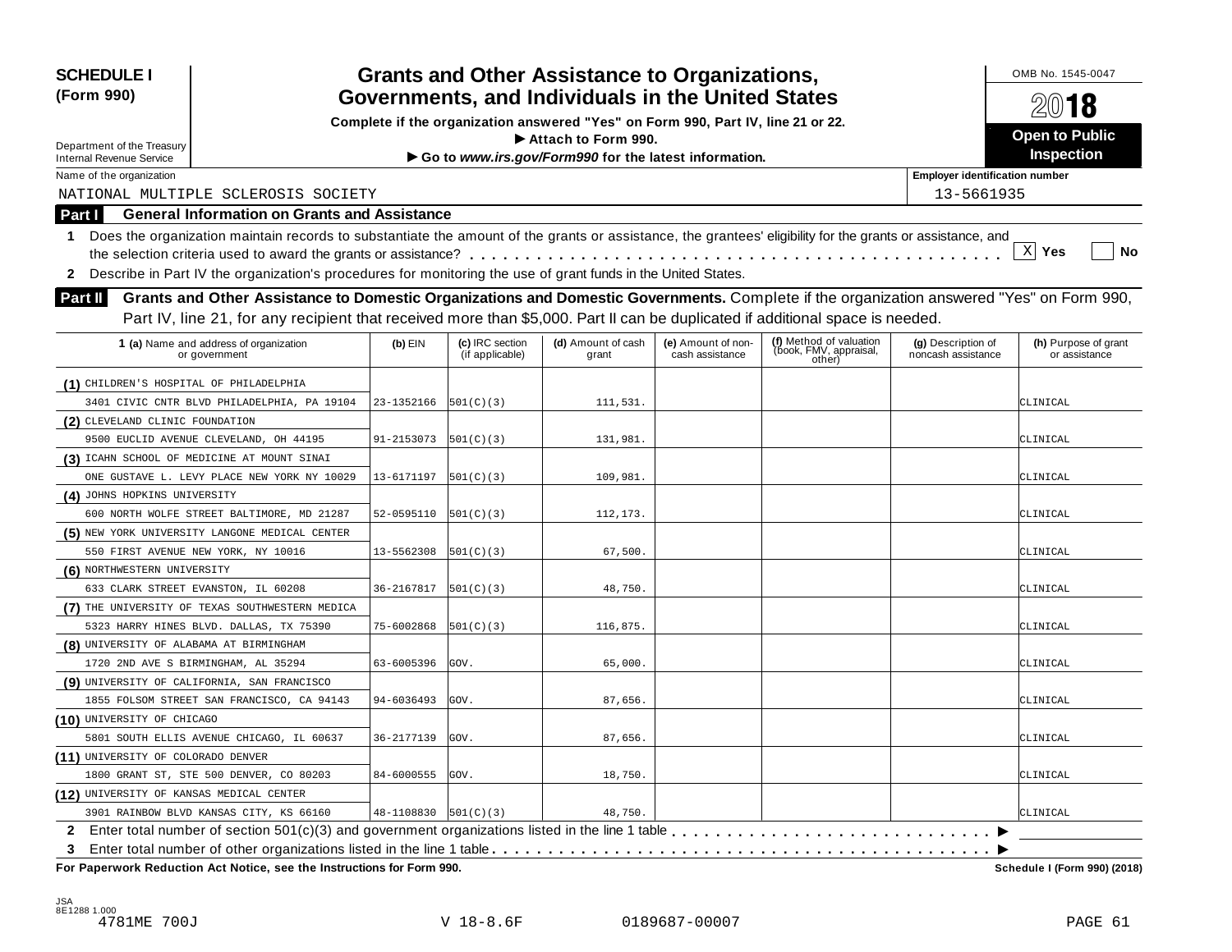**SCHEDULE I (Form 990)**

Department of the Treasury
Internal Revenue Service

# Grants and Other Assistance to Organizations, Governments, and Individuals in the United States

**Complete if the organization answered "Yes" on Form 990, Part IV, line 21 or 22.**
**▶ Attach to Form 990.**
**▶ Go to *www.irs.gov/Form990* for the latest information.**

OMB No. 1545-0047

**2018**

**Open to Public Inspection**

Name of the organization: NATIONAL MULTIPLE SCLEROSIS SOCIETY

Employer identification number: 13-5661935

## Part I General Information on Grants and Assistance

**1** Does the organization maintain records to substantiate the amount of the grants or assistance, the grantees' eligibility for the grants or assistance, and the selection criteria used to award the grants or assistance? . . . . . [X] Yes [ ] No

**2** Describe in Part IV the organization's procedures for monitoring the use of grant funds in the United States.

## Part II Grants and Other Assistance to Domestic Organizations and Domestic Governments.

Complete if the organization answered "Yes" on Form 990, Part IV, line 21, for any recipient that received more than $5,000. Part II can be duplicated if additional space is needed.

| 1 (a) Name and address of organization or government | (b) EIN | (c) IRC section (if applicable) | (d) Amount of cash grant | (e) Amount of non-cash assistance | (f) Method of valuation (book, FMV, appraisal, other) | (g) Description of noncash assistance | (h) Purpose of grant or assistance |
|---|---|---|---|---|---|---|---|
| (1) CHILDREN'S HOSPITAL OF PHILADELPHIA 3401 CIVIC CNTR BLVD PHILADELPHIA, PA 19104 | 23-1352166 | 501(C)(3) | 111,531. | | | | CLINICAL |
| (2) CLEVELAND CLINIC FOUNDATION 9500 EUCLID AVENUE CLEVELAND, OH 44195 | 91-2153073 | 501(C)(3) | 131,981. | | | | CLINICAL |
| (3) ICAHN SCHOOL OF MEDICINE AT MOUNT SINAI ONE GUSTAVE L. LEVY PLACE NEW YORK NY 10029 | 13-6171197 | 501(C)(3) | 109,981. | | | | CLINICAL |
| (4) JOHNS HOPKINS UNIVERSITY 600 NORTH WOLFE STREET BALTIMORE, MD 21287 | 52-0595110 | 501(C)(3) | 112,173. | | | | CLINICAL |
| (5) NEW YORK UNIVERSITY LANGONE MEDICAL CENTER 550 FIRST AVENUE NEW YORK, NY 10016 | 13-5562308 | 501(C)(3) | 67,500. | | | | CLINICAL |
| (6) NORTHWESTERN UNIVERSITY 633 CLARK STREET EVANSTON, IL 60208 | 36-2167817 | 501(C)(3) | 48,750. | | | | CLINICAL |
| (7) THE UNIVERSITY OF TEXAS SOUTHWESTERN MEDICA 5323 HARRY HINES BLVD. DALLAS, TX 75390 | 75-6002868 | 501(C)(3) | 116,875. | | | | CLINICAL |
| (8) UNIVERSITY OF ALABAMA AT BIRMINGHAM 1720 2ND AVE S BIRMINGHAM, AL 35294 | 63-6005396 | GOV. | 65,000. | | | | CLINICAL |
| (9) UNIVERSITY OF CALIFORNIA, SAN FRANCISCO 1855 FOLSOM STREET SAN FRANCISCO, CA 94143 | 94-6036493 | GOV. | 87,656. | | | | CLINICAL |
| (10) UNIVERSITY OF CHICAGO 5801 SOUTH ELLIS AVENUE CHICAGO, IL 60637 | 36-2177139 | GOV. | 87,656. | | | | CLINICAL |
| (11) UNIVERSITY OF COLORADO DENVER 1800 GRANT ST, STE 500 DENVER, CO 80203 | 84-6000555 | GOV. | 18,750. | | | | CLINICAL |
| (12) UNIVERSITY OF KANSAS MEDICAL CENTER 3901 RAINBOW BLVD KANSAS CITY, KS 66160 | 48-1108830 | 501(C)(3) | 48,750. | | | | CLINICAL |

**2** Enter total number of section 501(c)(3) and government organizations listed in the line 1 table . . . . . ▶

**3** Enter total number of other organizations listed in the line 1 table . . . . . ▶

**For Paperwork Reduction Act Notice, see the Instructions for Form 990.** Schedule I (Form 990) (2018)

JSA 8E1288 1.000
4781ME 700J V 18-8.6F 0189687-00007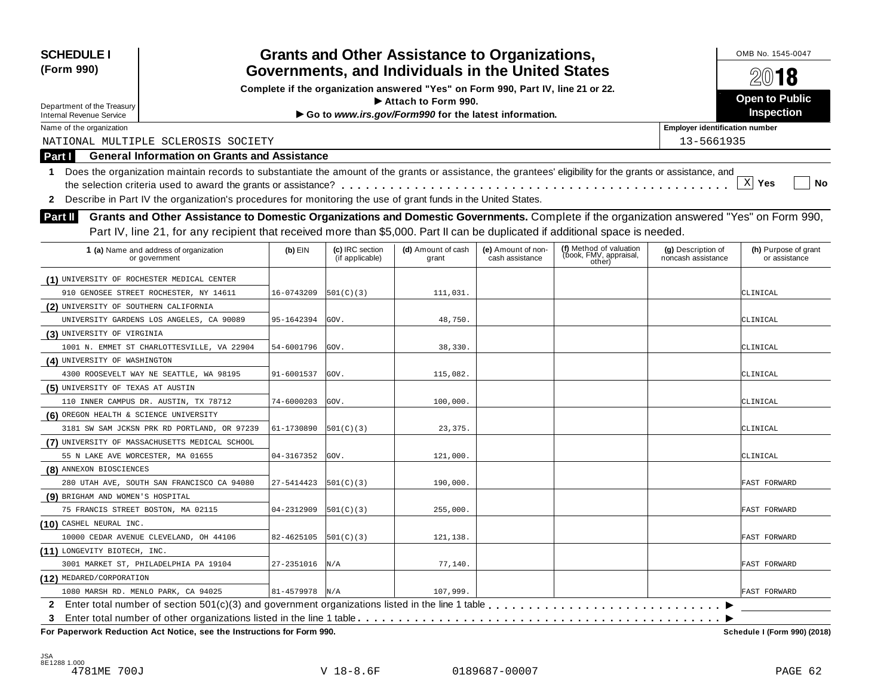**SCHEDULE I**
**(Form 990)**

Department of the Treasury
Internal Revenue Service

# Grants and Other Assistance to Organizations, Governments, and Individuals in the United States

**Complete if the organization answered "Yes" on Form 990, Part IV, line 21 or 22.**
**▶ Attach to Form 990.**
**▶ Go to *www.irs.gov/Form990* for the latest information.**

OMB No. 1545-0047
**2018**
**Open to Public Inspection**

Name of the organization: NATIONAL MULTIPLE SCLEROSIS SOCIETY

Employer identification number: 13-5661935

**Part I — General Information on Grants and Assistance**

1 Does the organization maintain records to substantiate the amount of the grants or assistance, the grantees' eligibility for the grants or assistance, and the selection criteria used to award the grants or assistance? . . . . . [X] Yes [ ] No

2 Describe in Part IV the organization's procedures for monitoring the use of grant funds in the United States.

**Part II — Grants and Other Assistance to Domestic Organizations and Domestic Governments.** Complete if the organization answered "Yes" on Form 990, Part IV, line 21, for any recipient that received more than $5,000. Part II can be duplicated if additional space is needed.

| 1 (a) Name and address of organization or government | (b) EIN | (c) IRC section (if applicable) | (d) Amount of cash grant | (e) Amount of non-cash assistance | (f) Method of valuation (book, FMV, appraisal, other) | (g) Description of noncash assistance | (h) Purpose of grant or assistance |
|---|---|---|---|---|---|---|---|
| (1) UNIVERSITY OF ROCHESTER MEDICAL CENTER 910 GENOSEE STREET ROCHESTER, NY 14611 | 16-0743209 | 501(C)(3) | 111,031. | | | | CLINICAL |
| (2) UNIVERSITY OF SOUTHERN CALIFORNIA UNIVERSITY GARDENS LOS ANGELES, CA 90089 | 95-1642394 | GOV. | 48,750. | | | | CLINICAL |
| (3) UNIVERSITY OF VIRGINIA 1001 N. EMMET ST CHARLOTTESVILLE, VA 22904 | 54-6001796 | GOV. | 38,330. | | | | CLINICAL |
| (4) UNIVERSITY OF WASHINGTON 4300 ROOSEVELT WAY NE SEATTLE, WA 98195 | 91-6001537 | GOV. | 115,082. | | | | CLINICAL |
| (5) UNIVERSITY OF TEXAS AT AUSTIN 110 INNER CAMPUS DR. AUSTIN, TX 78712 | 74-6000203 | GOV. | 100,000. | | | | CLINICAL |
| (6) OREGON HEALTH & SCIENCE UNIVERSITY 3181 SW SAM JCKSN PRK RD PORTLAND, OR 97239 | 61-1730890 | 501(C)(3) | 23,375. | | | | CLINICAL |
| (7) UNIVERSITY OF MASSACHUSETTS MEDICAL SCHOOL 55 N LAKE AVE WORCESTER, MA 01655 | 04-3167352 | GOV. | 121,000. | | | | CLINICAL |
| (8) ANNEXON BIOSCIENCES 280 UTAH AVE, SOUTH SAN FRANCISCO CA 94080 | 27-5414423 | 501(C)(3) | 190,000. | | | | FAST FORWARD |
| (9) BRIGHAM AND WOMEN'S HOSPITAL 75 FRANCIS STREET BOSTON, MA 02115 | 04-2312909 | 501(C)(3) | 255,000. | | | | FAST FORWARD |
| (10) CASHEL NEURAL INC. 10000 CEDAR AVENUE CLEVELAND, OH 44106 | 82-4625105 | 501(C)(3) | 121,138. | | | | FAST FORWARD |
| (11) LONGEVITY BIOTECH, INC. 3001 MARKET ST, PHILADELPHIA PA 19104 | 27-2351016 | N/A | 77,140. | | | | FAST FORWARD |
| (12) MEDARED/CORPORATION 1080 MARSH RD. MENLO PARK, CA 94025 | 81-4579978 | N/A | 107,999. | | | | FAST FORWARD |

2 Enter total number of section 501(c)(3) and government organizations listed in the line 1 table . . . . . ▶

3 Enter total number of other organizations listed in the line 1 table . . . . . ▶

**For Paperwork Reduction Act Notice, see the Instructions for Form 990.** **Schedule I (Form 990) (2018)**

JSA 8E1288 1.000
4781ME 700J V 18-8.6F 0189687-00007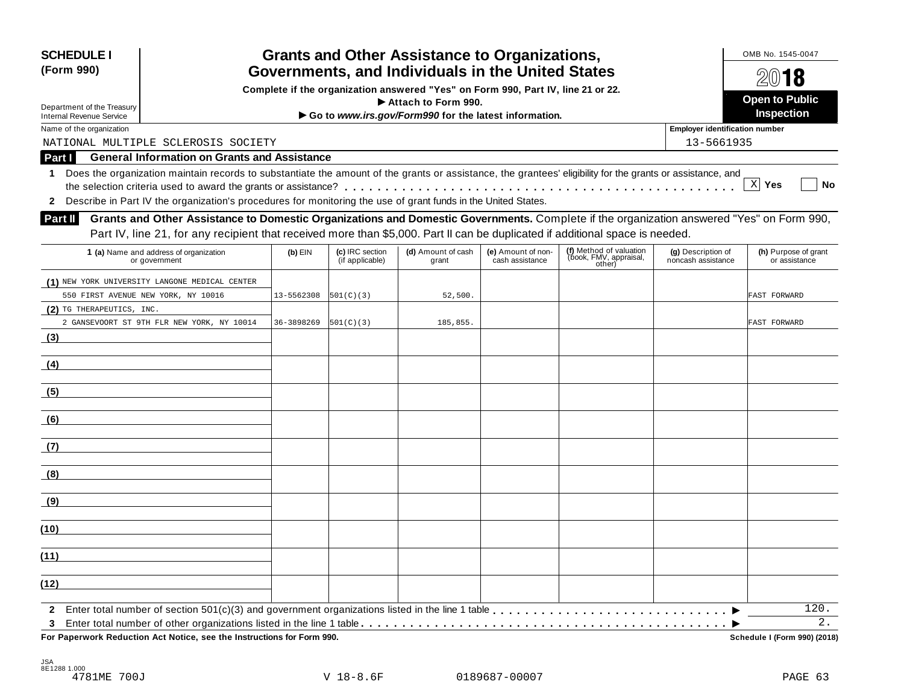**SCHEDULE I**
**(Form 990)**

Department of the Treasury
Internal Revenue Service

# Grants and Other Assistance to Organizations, Governments, and Individuals in the United States

**Complete if the organization answered "Yes" on Form 990, Part IV, line 21 or 22.**
**▶ Attach to Form 990.**
**▶ Go to *www.irs.gov/Form990* for the latest information.**

OMB No. 1545-0047

**2018**

**Open to Public Inspection**

Name of the organization: NATIONAL MULTIPLE SCLEROSIS SOCIETY

Employer identification number: 13-5661935

## Part I General Information on Grants and Assistance

1 Does the organization maintain records to substantiate the amount of the grants or assistance, the grantees' eligibility for the grants or assistance, and the selection criteria used to award the grants or assistance? . . . . . . [X] Yes [ ] No

2 Describe in Part IV the organization's procedures for monitoring the use of grant funds in the United States.

## Part II Grants and Other Assistance to Domestic Organizations and Domestic Governments.

Complete if the organization answered "Yes" on Form 990, Part IV, line 21, for any recipient that received more than $5,000. Part II can be duplicated if additional space is needed.

| 1 (a) Name and address of organization or government | (b) EIN | (c) IRC section (if applicable) | (d) Amount of cash grant | (e) Amount of non-cash assistance | (f) Method of valuation (book, FMV, appraisal, other) | (g) Description of noncash assistance | (h) Purpose of grant or assistance |
|---|---|---|---|---|---|---|---|
| (1) NEW YORK UNIVERSITY LANGONE MEDICAL CENTER 550 FIRST AVENUE NEW YORK, NY 10016 | 13-5562308 | 501(C)(3) | 52,500. | | | | FAST FORWARD |
| (2) TG THERAPEUTICS, INC. 2 GANSEVOORT ST 9TH FLR NEW YORK, NY 10014 | 36-3898269 | 501(C)(3) | 185,855. | | | | FAST FORWARD |
| (3) | | | | | | | |
| (4) | | | | | | | |
| (5) | | | | | | | |
| (6) | | | | | | | |
| (7) | | | | | | | |
| (8) | | | | | | | |
| (9) | | | | | | | |
| (10) | | | | | | | |
| (11) | | | | | | | |
| (12) | | | | | | | |

2 Enter total number of section 501(c)(3) and government organizations listed in the line 1 table . . . . . . ▶ 120.

3 Enter total number of other organizations listed in the line 1 table . . . . . . ▶ 2.

**For Paperwork Reduction Act Notice, see the Instructions for Form 990.** **Schedule I (Form 990) (2018)**

JSA
8E1288 1.000
4781ME 700J V 18-8.6F 0189687-00007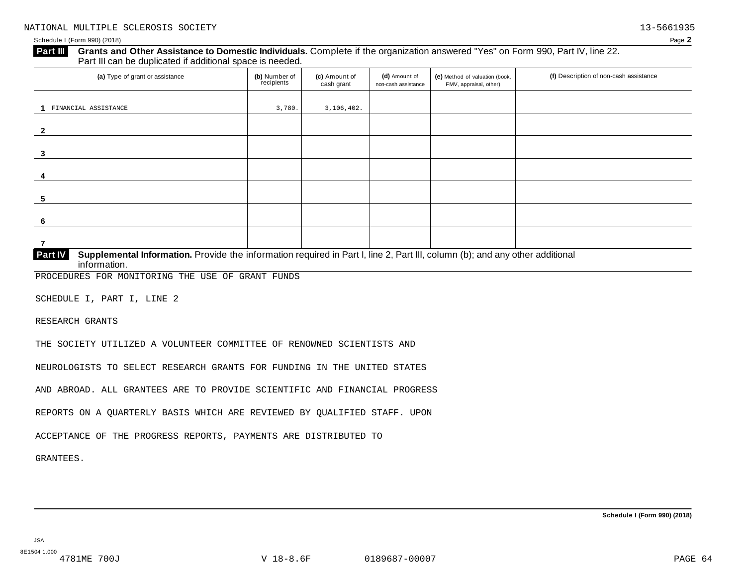NATIONAL MULTIPLE SCLEROSIS SOCIETY 13-5661935

Schedule I (Form 990) (2018) Page **2**

## Part III Grants and Other Assistance to Domestic Individuals.

Complete if the organization answered "Yes" on Form 990, Part IV, line 22. Part III can be duplicated if additional space is needed.

| (a) Type of grant or assistance | (b) Number of recipients | (c) Amount of cash grant | (d) Amount of non-cash assistance | (e) Method of valuation (book, FMV, appraisal, other) | (f) Description of non-cash assistance |
|---|---|---|---|---|---|
| 1 FINANCIAL ASSISTANCE | 3,780. | 3,106,402. | | | |
| 2 | | | | | |
| 3 | | | | | |
| 4 | | | | | |
| 5 | | | | | |
| 6 | | | | | |
| 7 | | | | | |

## Part IV Supplemental Information.

Provide the information required in Part I, line 2, Part III, column (b); and any other additional information.

PROCEDURES FOR MONITORING THE USE OF GRANT FUNDS

SCHEDULE I, PART I, LINE 2

RESEARCH GRANTS

THE SOCIETY UTILIZED A VOLUNTEER COMMITTEE OF RENOWNED SCIENTISTS AND NEUROLOGISTS TO SELECT RESEARCH GRANTS FOR FUNDING IN THE UNITED STATES AND ABROAD. ALL GRANTEES ARE TO PROVIDE SCIENTIFIC AND FINANCIAL PROGRESS REPORTS ON A QUARTERLY BASIS WHICH ARE REVIEWED BY QUALIFIED STAFF. UPON ACCEPTANCE OF THE PROGRESS REPORTS, PAYMENTS ARE DISTRIBUTED TO GRANTEES.

**Schedule I (Form 990) (2018)**

JSA
8E1504 1.000
4781ME 700J V 18-8.6F 0189687-00007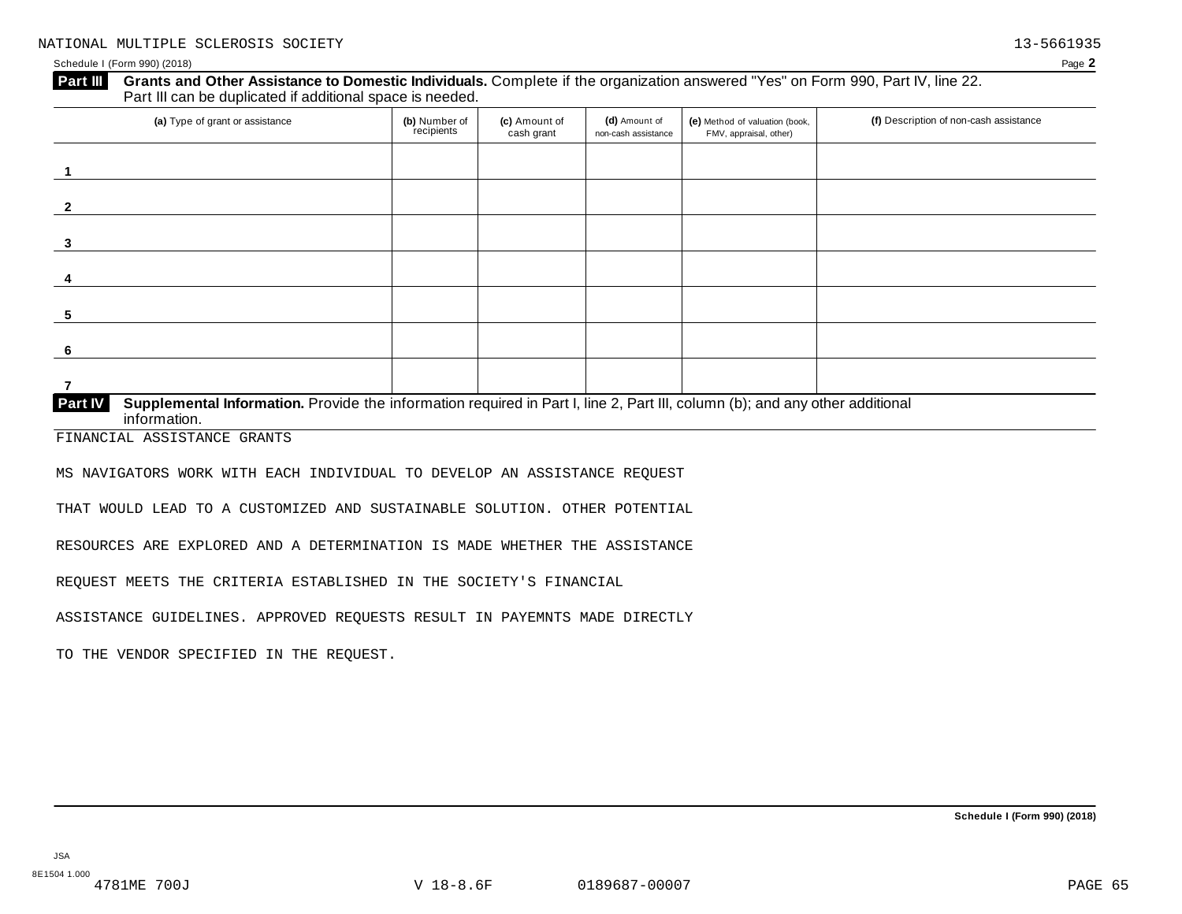NATIONAL MULTIPLE SCLEROSIS SOCIETY 13-5661935

Schedule I (Form 990) (2018) Page **2**

**Part III** **Grants and Other Assistance to Domestic Individuals.** Complete if the organization answered "Yes" on Form 990, Part IV, line 22. Part III can be duplicated if additional space is needed.

| | (a) Type of grant or assistance | (b) Number of recipients | (c) Amount of cash grant | (d) Amount of non-cash assistance | (e) Method of valuation (book, FMV, appraisal, other) | (f) Description of non-cash assistance |
|---|---|---|---|---|---|---|
| 1 | | | | | | |
| 2 | | | | | | |
| 3 | | | | | | |
| 4 | | | | | | |
| 5 | | | | | | |
| 6 | | | | | | |
| 7 | | | | | | |

**Part IV** **Supplemental Information.** Provide the information required in Part I, line 2, Part III, column (b); and any other additional information.

FINANCIAL ASSISTANCE GRANTS

MS NAVIGATORS WORK WITH EACH INDIVIDUAL TO DEVELOP AN ASSISTANCE REQUEST THAT WOULD LEAD TO A CUSTOMIZED AND SUSTAINABLE SOLUTION. OTHER POTENTIAL RESOURCES ARE EXPLORED AND A DETERMINATION IS MADE WHETHER THE ASSISTANCE REQUEST MEETS THE CRITERIA ESTABLISHED IN THE SOCIETY'S FINANCIAL ASSISTANCE GUIDELINES. APPROVED REQUESTS RESULT IN PAYEMNTS MADE DIRECTLY TO THE VENDOR SPECIFIED IN THE REQUEST.

**Schedule I (Form 990) (2018)**

JSA
8E1504 1.000
4781ME 700J V 18-8.6F 0189687-00007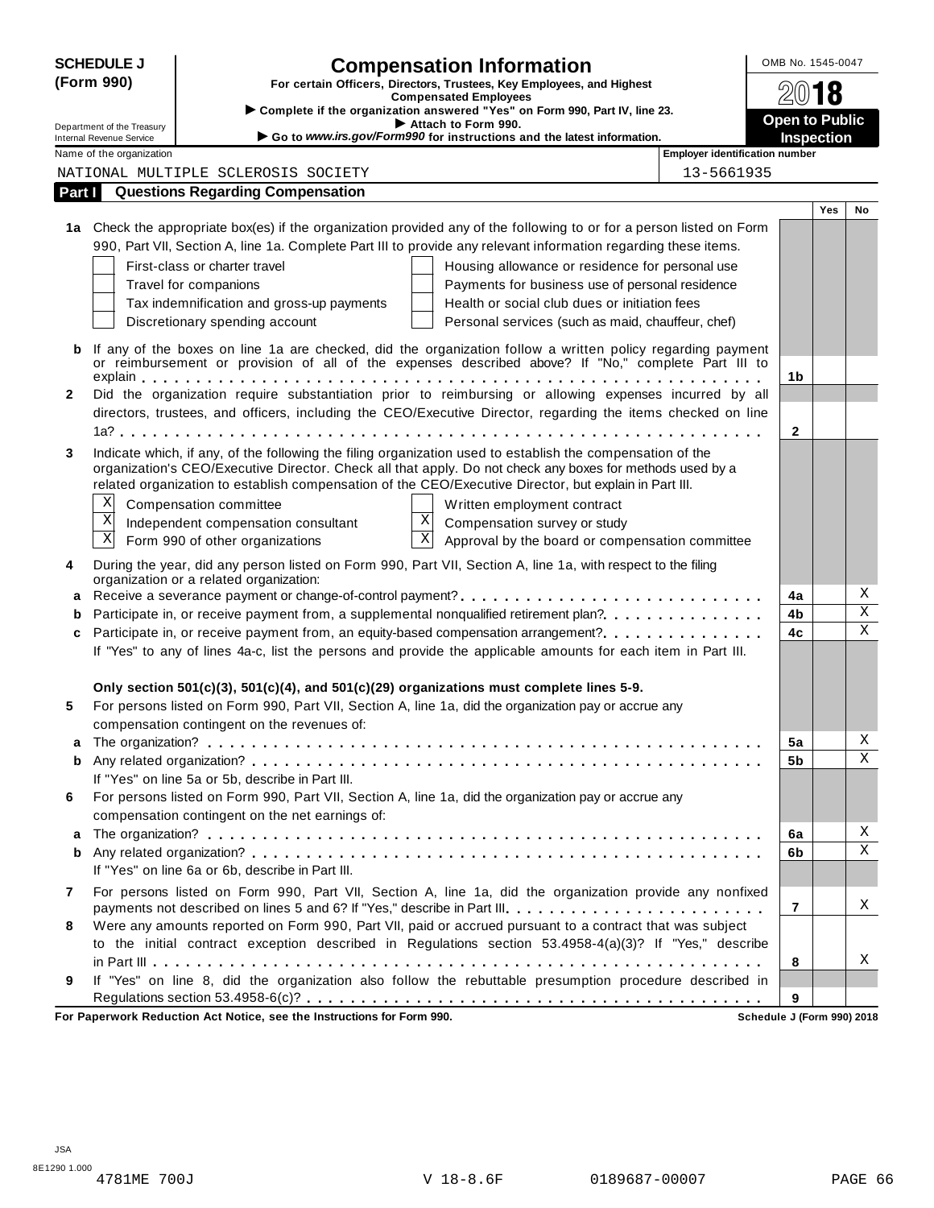**SCHEDULE J (Form 990)**

Department of the Treasury
Internal Revenue Service

# Compensation Information

**For certain Officers, Directors, Trustees, Key Employees, and Highest Compensated Employees**

▶ Complete if the organization answered "Yes" on Form 990, Part IV, line 23.
▶ Attach to Form 990.
▶ Go to *www.irs.gov/Form990* for instructions and the latest information.

OMB No. 1545-0047

**2018**

**Open to Public Inspection**

Name of the organization: NATIONAL MULTIPLE SCLEROSIS SOCIETY

Employer identification number: 13-5661935

## Part I Questions Regarding Compensation

| | | | Yes | No |
|---|---|---|---|---|
| **1a** | Check the appropriate box(es) if the organization provided any of the following to or for a person listed on Form 990, Part VII, Section A, line 1a. Complete Part III to provide any relevant information regarding these items.<br>☐ First-class or charter travel ☐ Housing allowance or residence for personal use<br>☐ Travel for companions ☐ Payments for business use of personal residence<br>☐ Tax indemnification and gross-up payments ☐ Health or social club dues or initiation fees<br>☐ Discretionary spending account ☐ Personal services (such as maid, chauffeur, chef) | | | |
| **b** | If any of the boxes on line 1a are checked, did the organization follow a written policy regarding payment or reimbursement or provision of all of the expenses described above? If "No," complete Part III to explain | **1b** | | |
| **2** | Did the organization require substantiation prior to reimbursing or allowing expenses incurred by all directors, trustees, and officers, including the CEO/Executive Director, regarding the items checked on line 1a? | **2** | | |
| **3** | Indicate which, if any, of the following the filing organization used to establish the compensation of the organization's CEO/Executive Director. Check all that apply. Do not check any boxes for methods used by a related organization to establish compensation of the CEO/Executive Director, but explain in Part III.<br>☒ Compensation committee ☐ Written employment contract<br>☒ Independent compensation consultant ☒ Compensation survey or study<br>☒ Form 990 of other organizations ☒ Approval by the board or compensation committee | | | |
| **4** | During the year, did any person listed on Form 990, Part VII, Section A, line 1a, with respect to the filing organization or a related organization: | | | |
| **a** | Receive a severance payment or change-of-control payment? | **4a** | | X |
| **b** | Participate in, or receive payment from, a supplemental nonqualified retirement plan? | **4b** | | X |
| **c** | Participate in, or receive payment from, an equity-based compensation arrangement? | **4c** | | X |
| | If "Yes" to any of lines 4a-c, list the persons and provide the applicable amounts for each item in Part III. | | | |
| | **Only section 501(c)(3), 501(c)(4), and 501(c)(29) organizations must complete lines 5-9.** | | | |
| **5** | For persons listed on Form 990, Part VII, Section A, line 1a, did the organization pay or accrue any compensation contingent on the revenues of: | | | |
| **a** | The organization? | **5a** | | X |
| **b** | Any related organization? | **5b** | | X |
| | If "Yes" on line 5a or 5b, describe in Part III. | | | |
| **6** | For persons listed on Form 990, Part VII, Section A, line 1a, did the organization pay or accrue any compensation contingent on the net earnings of: | | | |
| **a** | The organization? | **6a** | | X |
| **b** | Any related organization? | **6b** | | X |
| | If "Yes" on line 6a or 6b, describe in Part III. | | | |
| **7** | For persons listed on Form 990, Part VII, Section A, line 1a, did the organization provide any nonfixed payments not described on lines 5 and 6? If "Yes," describe in Part III | **7** | | X |
| **8** | Were any amounts reported on Form 990, Part VII, paid or accrued pursuant to a contract that was subject to the initial contract exception described in Regulations section 53.4958-4(a)(3)? If "Yes," describe in Part III | **8** | | X |
| **9** | If "Yes" on line 8, did the organization also follow the rebuttable presumption procedure described in Regulations section 53.4958-6(c)? | **9** | | |

**For Paperwork Reduction Act Notice, see the Instructions for Form 990.** **Schedule J (Form 990) 2018**

JSA
8E1290 1.000
4781ME 700J V 18-8.6F 0189687-00007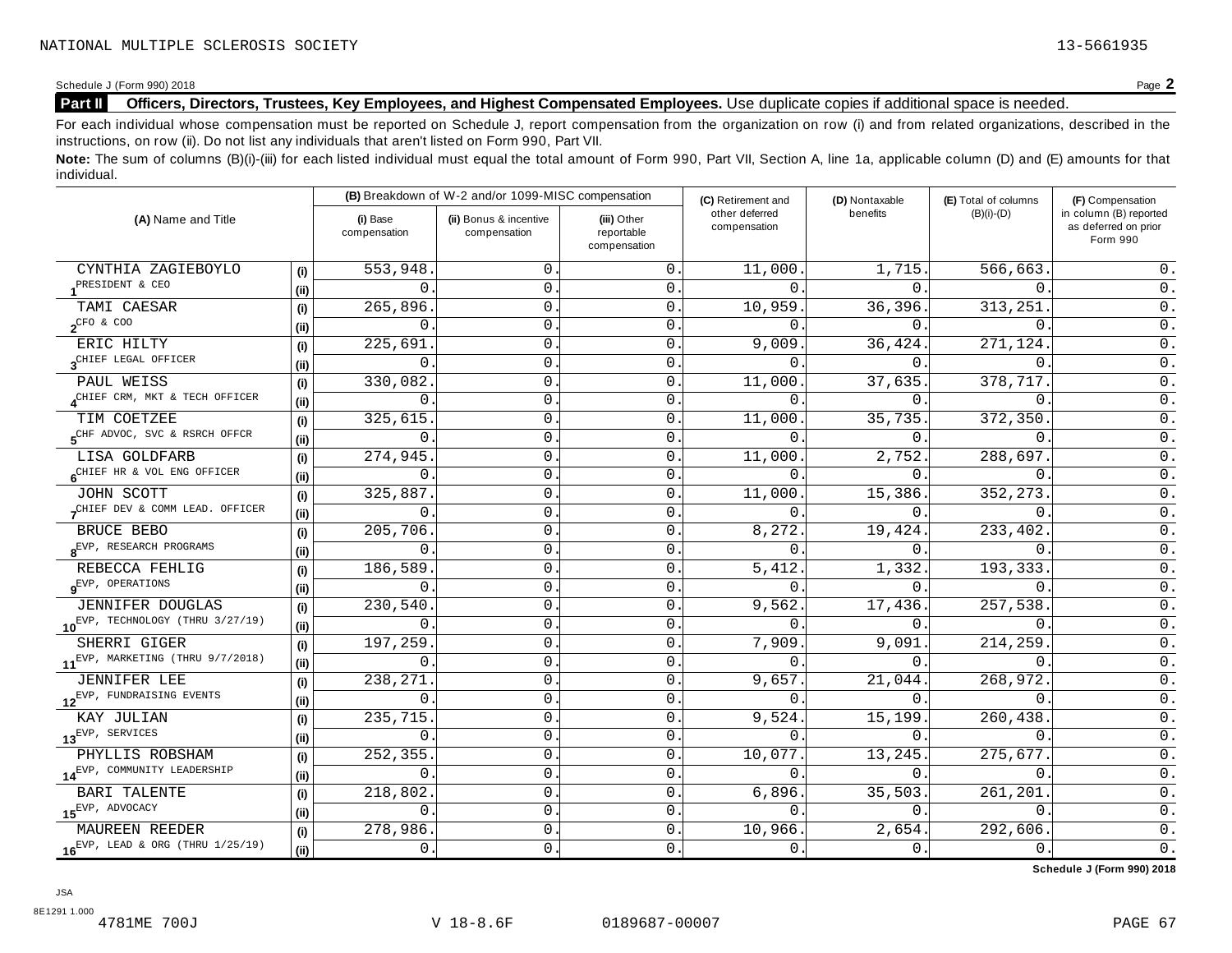NATIONAL MULTIPLE SCLEROSIS SOCIETY 13-5661935

Schedule J (Form 990) 2018 Page **2**

**Part II** **Officers, Directors, Trustees, Key Employees, and Highest Compensated Employees.** Use duplicate copies if additional space is needed.

For each individual whose compensation must be reported on Schedule J, report compensation from the organization on row (i) and from related organizations, described in the instructions, on row (ii). Do not list any individuals that aren't listed on Form 990, Part VII.

**Note:** The sum of columns (B)(i)-(iii) for each listed individual must equal the total amount of Form 990, Part VII, Section A, line 1a, applicable column (D) and (E) amounts for that individual.

| (A) Name and Title | | (B) Breakdown of W-2 and/or 1099-MISC compensation | | | (C) Retirement and other deferred compensation | (D) Nontaxable benefits | (E) Total of columns (B)(i)-(D) | (F) Compensation in column (B) reported as deferred on prior Form 990 |
|---|---|---|---|---|---|---|---|---|
| | | (i) Base compensation | (ii) Bonus & incentive compensation | (iii) Other reportable compensation | | | | |
| 1 CYNTHIA ZAGIEBOYLO | (i) | 553,948. | 0. | 0. | 11,000. | 1,715. | 566,663. | 0. |
| PRESIDENT & CEO | (ii) | 0. | 0. | 0. | 0. | 0. | 0. | 0. |
| 2 TAMI CAESAR | (i) | 265,896. | 0. | 0. | 10,959. | 36,396. | 313,251. | 0. |
| CFO & COO | (ii) | 0. | 0. | 0. | 0. | 0. | 0. | 0. |
| 3 ERIC HILTY | (i) | 225,691. | 0. | 0. | 9,009. | 36,424. | 271,124. | 0. |
| CHIEF LEGAL OFFICER | (ii) | 0. | 0. | 0. | 0. | 0. | 0. | 0. |
| 4 PAUL WEISS | (i) | 330,082. | 0. | 0. | 11,000. | 37,635. | 378,717. | 0. |
| CHIEF CRM, MKT & TECH OFFICER | (ii) | 0. | 0. | 0. | 0. | 0. | 0. | 0. |
| 5 TIM COETZEE | (i) | 325,615. | 0. | 0. | 11,000. | 35,735. | 372,350. | 0. |
| CHF ADVOC, SVC & RSRCH OFFCR | (ii) | 0. | 0. | 0. | 0. | 0. | 0. | 0. |
| 6 LISA GOLDFARB | (i) | 274,945. | 0. | 0. | 11,000. | 2,752. | 288,697. | 0. |
| CHIEF HR & VOL ENG OFFICER | (ii) | 0. | 0. | 0. | 0. | 0. | 0. | 0. |
| 7 JOHN SCOTT | (i) | 325,887. | 0. | 0. | 11,000. | 15,386. | 352,273. | 0. |
| CHIEF DEV & COMM LEAD. OFFICER | (ii) | 0. | 0. | 0. | 0. | 0. | 0. | 0. |
| 8 BRUCE BEBO | (i) | 205,706. | 0. | 0. | 8,272. | 19,424. | 233,402. | 0. |
| EVP, RESEARCH PROGRAMS | (ii) | 0. | 0. | 0. | 0. | 0. | 0. | 0. |
| 9 REBECCA FEHLIG | (i) | 186,589. | 0. | 0. | 5,412. | 1,332. | 193,333. | 0. |
| EVP, OPERATIONS | (ii) | 0. | 0. | 0. | 0. | 0. | 0. | 0. |
| 10 JENNIFER DOUGLAS | (i) | 230,540. | 0. | 0. | 9,562. | 17,436. | 257,538. | 0. |
| EVP, TECHNOLOGY (THRU 3/27/19) | (ii) | 0. | 0. | 0. | 0. | 0. | 0. | 0. |
| 11 SHERRI GIGER | (i) | 197,259. | 0. | 0. | 7,909. | 9,091. | 214,259. | 0. |
| EVP, MARKETING (THRU 9/7/2018) | (ii) | 0. | 0. | 0. | 0. | 0. | 0. | 0. |
| 12 JENNIFER LEE | (i) | 238,271. | 0. | 0. | 9,657. | 21,044. | 268,972. | 0. |
| EVP, FUNDRAISING EVENTS | (ii) | 0. | 0. | 0. | 0. | 0. | 0. | 0. |
| 13 KAY JULIAN | (i) | 235,715. | 0. | 0. | 9,524. | 15,199. | 260,438. | 0. |
| EVP, SERVICES | (ii) | 0. | 0. | 0. | 0. | 0. | 0. | 0. |
| 14 PHYLLIS ROBSHAM | (i) | 252,355. | 0. | 0. | 10,077. | 13,245. | 275,677. | 0. |
| EVP, COMMUNITY LEADERSHIP | (ii) | 0. | 0. | 0. | 0. | 0. | 0. | 0. |
| 15 BARI TALENTE | (i) | 218,802. | 0. | 0. | 6,896. | 35,503. | 261,201. | 0. |
| EVP, ADVOCACY | (ii) | 0. | 0. | 0. | 0. | 0. | 0. | 0. |
| 16 MAUREEN REEDER | (i) | 278,986. | 0. | 0. | 10,966. | 2,654. | 292,606. | 0. |
| EVP, LEAD & ORG (THRU 1/25/19) | (ii) | 0. | 0. | 0. | 0. | 0. | 0. | 0. |

**Schedule J (Form 990) 2018**

JSA
8E1291 1.000
4781ME 700J V 18-8.6F 0189687-00007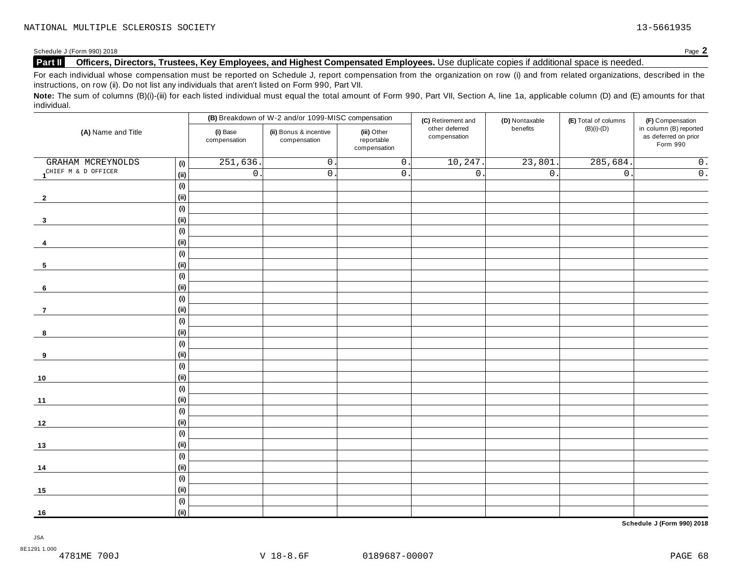NATIONAL MULTIPLE SCLEROSIS SOCIETY 13-5661935

Schedule J (Form 990) 2018 Page **2**

**Part II Officers, Directors, Trustees, Key Employees, and Highest Compensated Employees.** Use duplicate copies if additional space is needed.

For each individual whose compensation must be reported on Schedule J, report compensation from the organization on row (i) and from related organizations, described in the instructions, on row (ii). Do not list any individuals that aren't listed on Form 990, Part VII.

**Note:** The sum of columns (B)(i)-(iii) for each listed individual must equal the total amount of Form 990, Part VII, Section A, line 1a, applicable column (D) and (E) amounts for that individual.

| (A) Name and Title | | (B) Breakdown of W-2 and/or 1099-MISC compensation | | | (C) Retirement and other deferred compensation | (D) Nontaxable benefits | (E) Total of columns (B)(i)-(D) | (F) Compensation in column (B) reported as deferred on prior Form 990 |
|---|---|---|---|---|---|---|---|---|
| | | (i) Base compensation | (ii) Bonus & incentive compensation | (iii) Other reportable compensation | | | | |
| 1 GRAHAM MCREYNOLDS | (i) | 251,636. | 0. | 0. | 10,247. | 23,801. | 285,684. | 0. |
| CHIEF M & D OFFICER | (ii) | 0. | 0. | 0. | 0. | 0. | 0. | 0. |
| 2 | (i) | | | | | | | |
| | (ii) | | | | | | | |
| 3 | (i) | | | | | | | |
| | (ii) | | | | | | | |
| 4 | (i) | | | | | | | |
| | (ii) | | | | | | | |
| 5 | (i) | | | | | | | |
| | (ii) | | | | | | | |
| 6 | (i) | | | | | | | |
| | (ii) | | | | | | | |
| 7 | (i) | | | | | | | |
| | (ii) | | | | | | | |
| 8 | (i) | | | | | | | |
| | (ii) | | | | | | | |
| 9 | (i) | | | | | | | |
| | (ii) | | | | | | | |
| 10 | (i) | | | | | | | |
| | (ii) | | | | | | | |
| 11 | (i) | | | | | | | |
| | (ii) | | | | | | | |
| 12 | (i) | | | | | | | |
| | (ii) | | | | | | | |
| 13 | (i) | | | | | | | |
| | (ii) | | | | | | | |
| 14 | (i) | | | | | | | |
| | (ii) | | | | | | | |
| 15 | (i) | | | | | | | |
| | (ii) | | | | | | | |
| 16 | (i) | | | | | | | |
| | (ii) | | | | | | | |

**Schedule J (Form 990) 2018**

JSA
8E1291 1.000
4781ME 700J V 18-8.6F 0189687-00007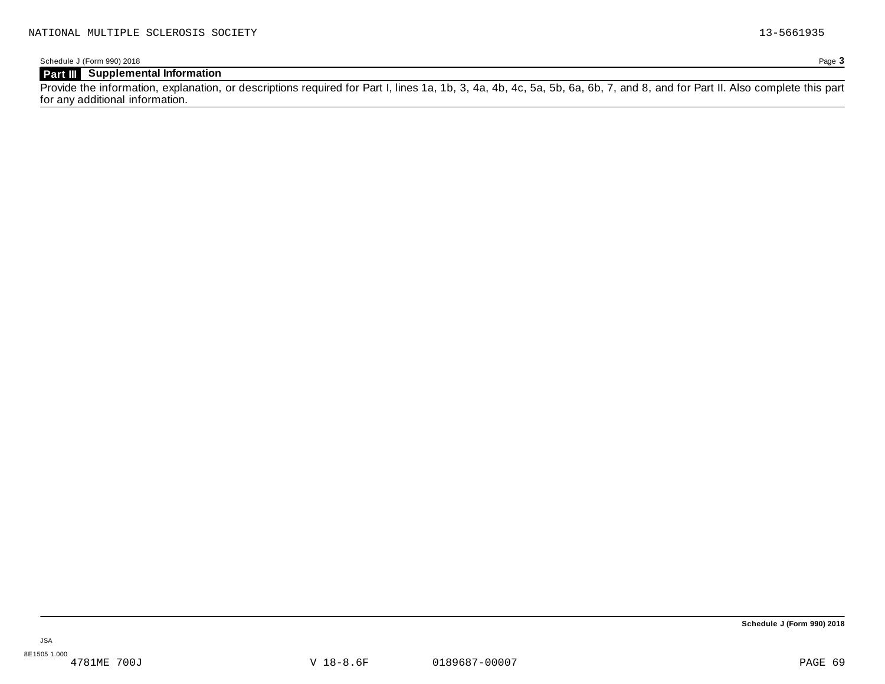NATIONAL MULTIPLE SCLEROSIS SOCIETY 13-5661935

Schedule J (Form 990) 2018 Page **3**

## Part III Supplemental Information

Provide the information, explanation, or descriptions required for Part I, lines 1a, 1b, 3, 4a, 4b, 4c, 5a, 5b, 6a, 6b, 7, and 8, and for Part II. Also complete this part for any additional information.

**Schedule J (Form 990) 2018**

JSA
8E1505 1.000
4781ME 700J V 18-8.6F 0189687-00007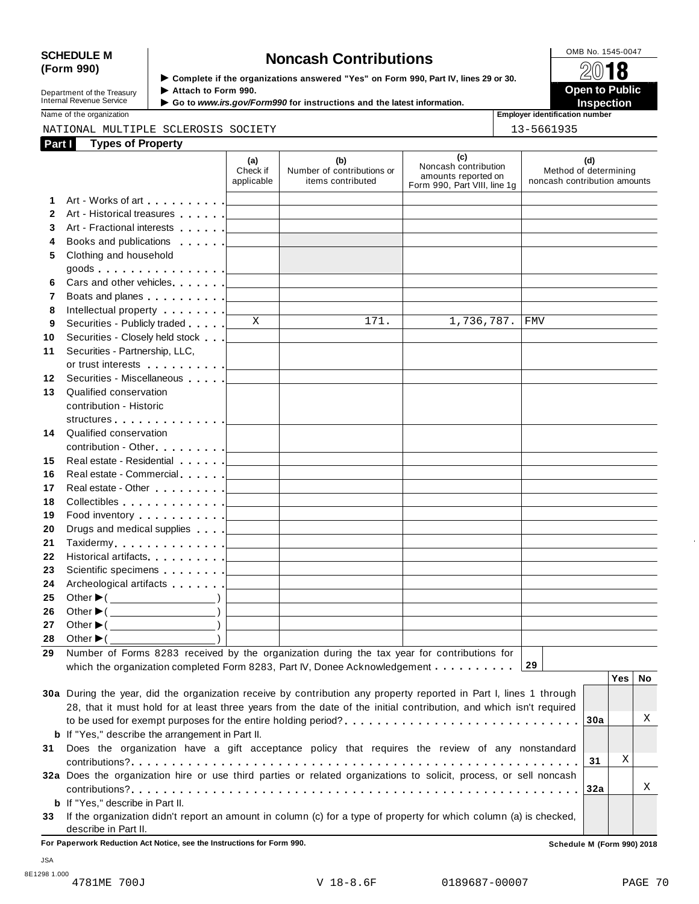**SCHEDULE M (Form 990)**

Department of the Treasury
Internal Revenue Service

# Noncash Contributions

▶ Complete if the organizations answered "Yes" on Form 990, Part IV, lines 29 or 30.
▶ Attach to Form 990.
▶ Go to *www.irs.gov/Form990* for instructions and the latest information.

OMB No. 1545-0047

2018

**Open to Public Inspection**

Name of the organization: NATIONAL MULTIPLE SCLEROSIS SOCIETY

Employer identification number: 13-5661935

## Part I — Types of Property

| | | (a) Check if applicable | (b) Number of contributions or items contributed | (c) Noncash contribution amounts reported on Form 990, Part VIII, line 1g | (d) Method of determining noncash contribution amounts |
|---|---|---|---|---|---|
| 1 | Art - Works of art | | | | |
| 2 | Art - Historical treasures | | | | |
| 3 | Art - Fractional interests | | | | |
| 4 | Books and publications | | | | |
| 5 | Clothing and household goods | | | | |
| 6 | Cars and other vehicles | | | | |
| 7 | Boats and planes | | | | |
| 8 | Intellectual property | | | | |
| 9 | Securities - Publicly traded | X | 171. | 1,736,787. | FMV |
| 10 | Securities - Closely held stock | | | | |
| 11 | Securities - Partnership, LLC, or trust interests | | | | |
| 12 | Securities - Miscellaneous | | | | |
| 13 | Qualified conservation contribution - Historic structures | | | | |
| 14 | Qualified conservation contribution - Other | | | | |
| 15 | Real estate - Residential | | | | |
| 16 | Real estate - Commercial | | | | |
| 17 | Real estate - Other | | | | |
| 18 | Collectibles | | | | |
| 19 | Food inventory | | | | |
| 20 | Drugs and medical supplies | | | | |
| 21 | Taxidermy | | | | |
| 22 | Historical artifacts | | | | |
| 23 | Scientific specimens | | | | |
| 24 | Archeological artifacts | | | | |
| 25 | Other ▶ ( ) | | | | |
| 26 | Other ▶ ( ) | | | | |
| 27 | Other ▶ ( ) | | | | |
| 28 | Other ▶ ( ) | | | | |

**29** Number of Forms 8283 received by the organization during the tax year for contributions for which the organization completed Form 8283, Part IV, Donee Acknowledgement . . . . . **29**

| | | | Yes | No |
|---|---|---|---|---|
| **30a** | During the year, did the organization receive by contribution any property reported in Part I, lines 1 through 28, that it must hold for at least three years from the date of the initial contribution, and which isn't required to be used for exempt purposes for the entire holding period? | 30a | | X |
| **b** | If "Yes," describe the arrangement in Part II. | | | |
| **31** | Does the organization have a gift acceptance policy that requires the review of any nonstandard contributions? | 31 | X | |
| **32a** | Does the organization hire or use third parties or related organizations to solicit, process, or sell noncash contributions? | 32a | | X |
| **b** | If "Yes," describe in Part II. | | | |
| **33** | If the organization didn't report an amount in column (c) for a type of property for which column (a) is checked, describe in Part II. | | | |

**For Paperwork Reduction Act Notice, see the Instructions for Form 990.** **Schedule M (Form 990) 2018**

JSA
8E1298 1.000
4781ME 700J V 18-8.6F 0189687-00007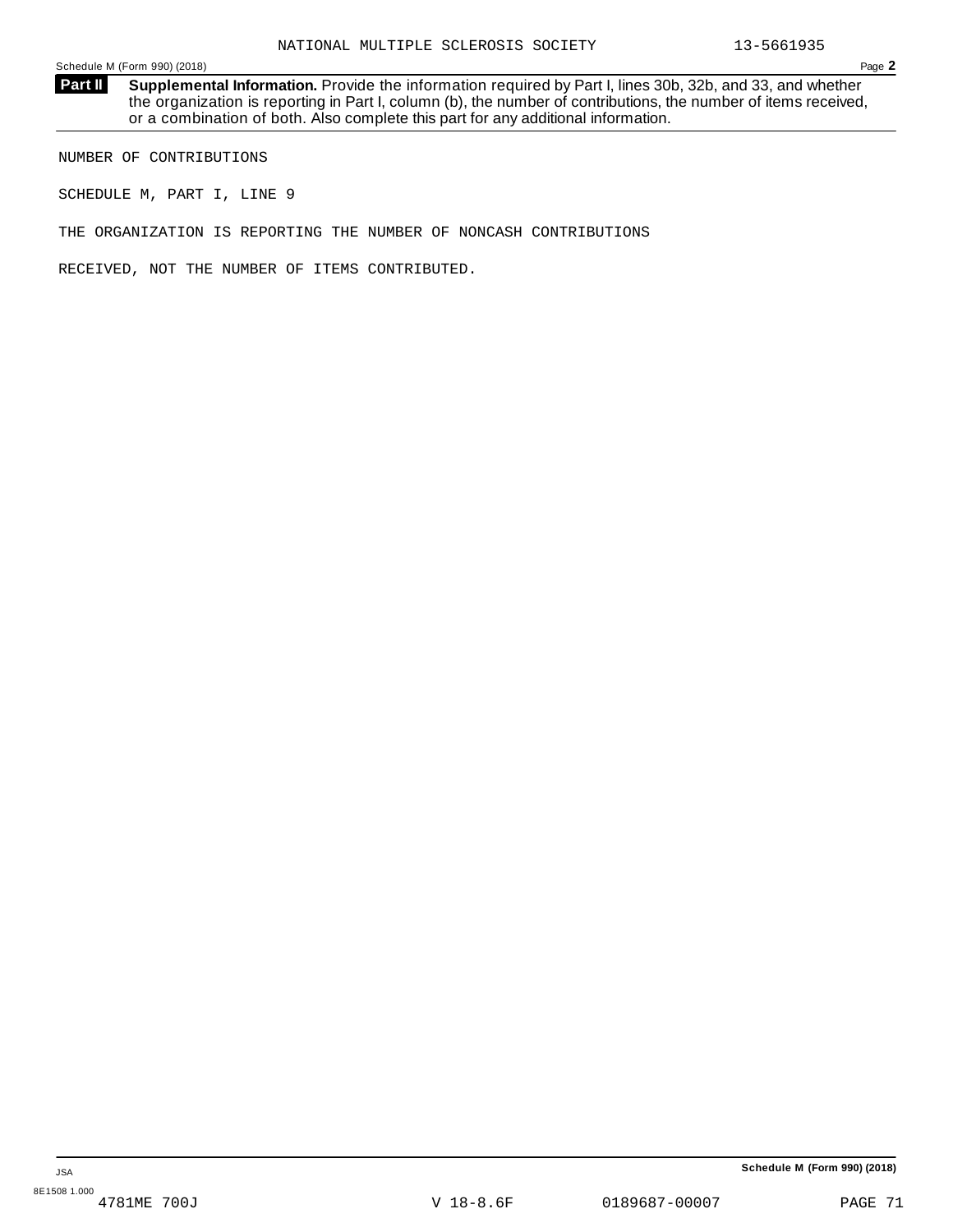NATIONAL MULTIPLE SCLEROSIS SOCIETY 13-5661935

Schedule M (Form 990) (2018) Page **2**

**Part II** **Supplemental Information.** Provide the information required by Part I, lines 30b, 32b, and 33, and whether the organization is reporting in Part I, column (b), the number of contributions, the number of items received, or a combination of both. Also complete this part for any additional information.

NUMBER OF CONTRIBUTIONS

SCHEDULE M, PART I, LINE 9

THE ORGANIZATION IS REPORTING THE NUMBER OF NONCASH CONTRIBUTIONS

RECEIVED, NOT THE NUMBER OF ITEMS CONTRIBUTED.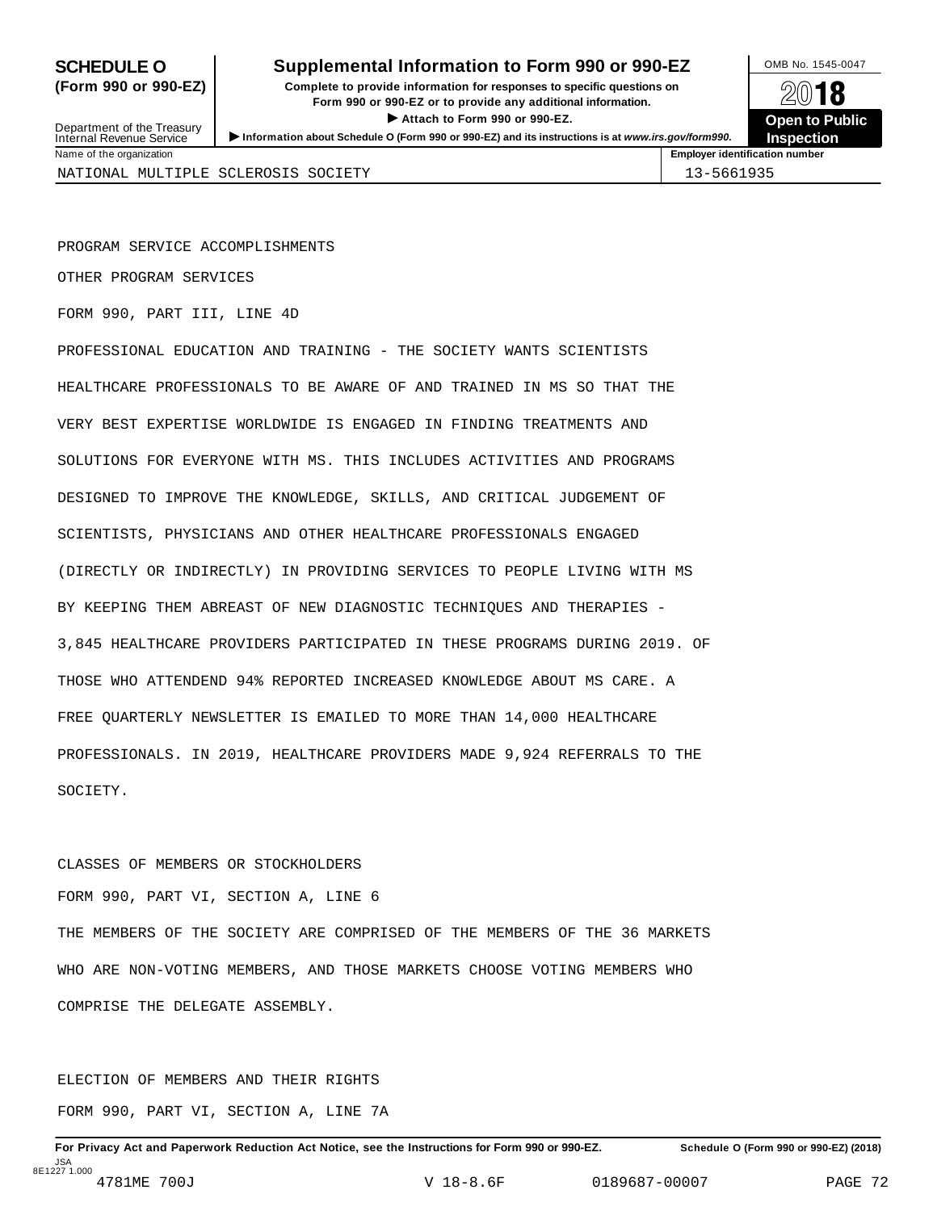**SCHEDULE O (Form 990 or 990-EZ)**

Department of the Treasury
Internal Revenue Service

# Supplemental Information to Form 990 or 990-EZ

**Complete to provide information for responses to specific questions on Form 990 or 990-EZ or to provide any additional information.**

▶ **Attach to Form 990 or 990-EZ.**

▶ **Information about Schedule O (Form 990 or 990-EZ) and its instructions is at** ***www.irs.gov/form990.***

OMB No. 1545-0047

**2018**

**Open to Public Inspection**

| Name of the organization | Employer identification number |
|---|---|
| NATIONAL MULTIPLE SCLEROSIS SOCIETY | 13-5661935 |

PROGRAM SERVICE ACCOMPLISHMENTS

OTHER PROGRAM SERVICES

FORM 990, PART III, LINE 4D

PROFESSIONAL EDUCATION AND TRAINING - THE SOCIETY WANTS SCIENTISTS HEALTHCARE PROFESSIONALS TO BE AWARE OF AND TRAINED IN MS SO THAT THE VERY BEST EXPERTISE WORLDWIDE IS ENGAGED IN FINDING TREATMENTS AND SOLUTIONS FOR EVERYONE WITH MS. THIS INCLUDES ACTIVITIES AND PROGRAMS DESIGNED TO IMPROVE THE KNOWLEDGE, SKILLS, AND CRITICAL JUDGEMENT OF SCIENTISTS, PHYSICIANS AND OTHER HEALTHCARE PROFESSIONALS ENGAGED (DIRECTLY OR INDIRECTLY) IN PROVIDING SERVICES TO PEOPLE LIVING WITH MS BY KEEPING THEM ABREAST OF NEW DIAGNOSTIC TECHNIQUES AND THERAPIES - 3,845 HEALTHCARE PROVIDERS PARTICIPATED IN THESE PROGRAMS DURING 2019. OF THOSE WHO ATTENDEND 94% REPORTED INCREASED KNOWLEDGE ABOUT MS CARE. A FREE QUARTERLY NEWSLETTER IS EMAILED TO MORE THAN 14,000 HEALTHCARE PROFESSIONALS. IN 2019, HEALTHCARE PROVIDERS MADE 9,924 REFERRALS TO THE SOCIETY.

CLASSES OF MEMBERS OR STOCKHOLDERS

FORM 990, PART VI, SECTION A, LINE 6

THE MEMBERS OF THE SOCIETY ARE COMPRISED OF THE MEMBERS OF THE 36 MARKETS WHO ARE NON-VOTING MEMBERS, AND THOSE MARKETS CHOOSE VOTING MEMBERS WHO COMPRISE THE DELEGATE ASSEMBLY.

ELECTION OF MEMBERS AND THEIR RIGHTS

FORM 990, PART VI, SECTION A, LINE 7A

**For Privacy Act and Paperwork Reduction Act Notice, see the Instructions for Form 990 or 990-EZ.** **Schedule O (Form 990 or 990-EZ) (2018)**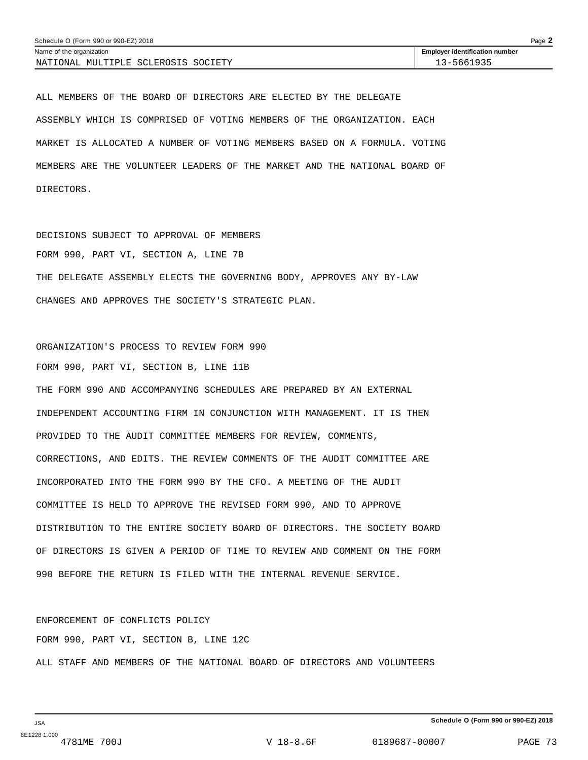| Name of the organization | Employer identification number |
|---|---|
| NATIONAL MULTIPLE SCLEROSIS SOCIETY | 13-5661935 |

ALL MEMBERS OF THE BOARD OF DIRECTORS ARE ELECTED BY THE DELEGATE ASSEMBLY WHICH IS COMPRISED OF VOTING MEMBERS OF THE ORGANIZATION. EACH MARKET IS ALLOCATED A NUMBER OF VOTING MEMBERS BASED ON A FORMULA. VOTING MEMBERS ARE THE VOLUNTEER LEADERS OF THE MARKET AND THE NATIONAL BOARD OF DIRECTORS.

DECISIONS SUBJECT TO APPROVAL OF MEMBERS

FORM 990, PART VI, SECTION A, LINE 7B

THE DELEGATE ASSEMBLY ELECTS THE GOVERNING BODY, APPROVES ANY BY-LAW CHANGES AND APPROVES THE SOCIETY'S STRATEGIC PLAN.

ORGANIZATION'S PROCESS TO REVIEW FORM 990

FORM 990, PART VI, SECTION B, LINE 11B

THE FORM 990 AND ACCOMPANYING SCHEDULES ARE PREPARED BY AN EXTERNAL INDEPENDENT ACCOUNTING FIRM IN CONJUNCTION WITH MANAGEMENT. IT IS THEN PROVIDED TO THE AUDIT COMMITTEE MEMBERS FOR REVIEW, COMMENTS, CORRECTIONS, AND EDITS. THE REVIEW COMMENTS OF THE AUDIT COMMITTEE ARE INCORPORATED INTO THE FORM 990 BY THE CFO. A MEETING OF THE AUDIT COMMITTEE IS HELD TO APPROVE THE REVISED FORM 990, AND TO APPROVE DISTRIBUTION TO THE ENTIRE SOCIETY BOARD OF DIRECTORS. THE SOCIETY BOARD OF DIRECTORS IS GIVEN A PERIOD OF TIME TO REVIEW AND COMMENT ON THE FORM 990 BEFORE THE RETURN IS FILED WITH THE INTERNAL REVENUE SERVICE.

ENFORCEMENT OF CONFLICTS POLICY

FORM 990, PART VI, SECTION B, LINE 12C

ALL STAFF AND MEMBERS OF THE NATIONAL BOARD OF DIRECTORS AND VOLUNTEERS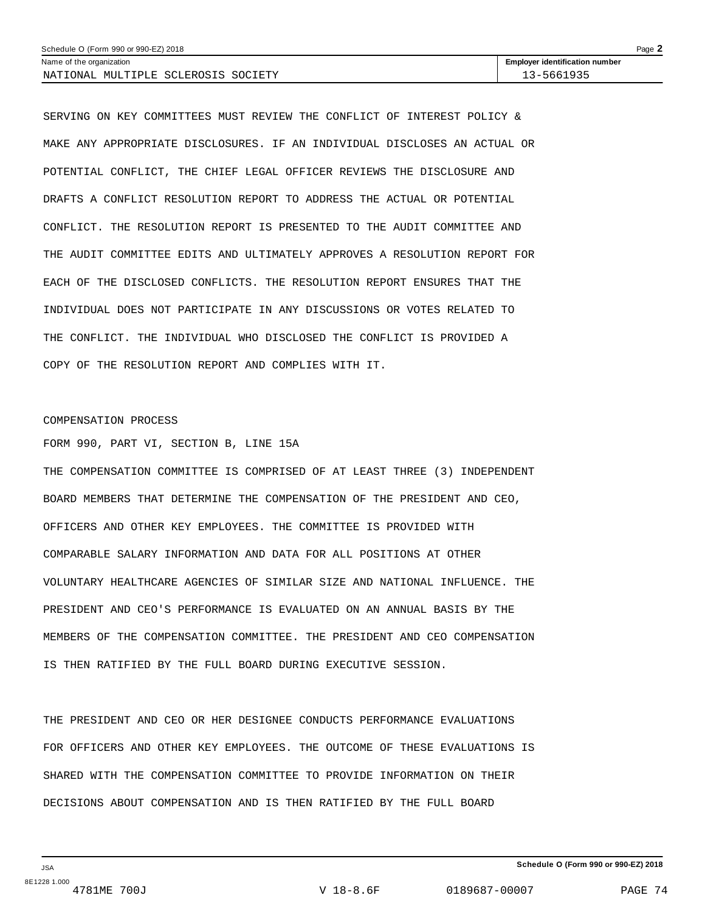SERVING ON KEY COMMITTEES MUST REVIEW THE CONFLICT OF INTEREST POLICY & MAKE ANY APPROPRIATE DISCLOSURES. IF AN INDIVIDUAL DISCLOSES AN ACTUAL OR POTENTIAL CONFLICT, THE CHIEF LEGAL OFFICER REVIEWS THE DISCLOSURE AND DRAFTS A CONFLICT RESOLUTION REPORT TO ADDRESS THE ACTUAL OR POTENTIAL CONFLICT. THE RESOLUTION REPORT IS PRESENTED TO THE AUDIT COMMITTEE AND THE AUDIT COMMITTEE EDITS AND ULTIMATELY APPROVES A RESOLUTION REPORT FOR EACH OF THE DISCLOSED CONFLICTS. THE RESOLUTION REPORT ENSURES THAT THE INDIVIDUAL DOES NOT PARTICIPATE IN ANY DISCUSSIONS OR VOTES RELATED TO THE CONFLICT. THE INDIVIDUAL WHO DISCLOSED THE CONFLICT IS PROVIDED A COPY OF THE RESOLUTION REPORT AND COMPLIES WITH IT.

COMPENSATION PROCESS

FORM 990, PART VI, SECTION B, LINE 15A

THE COMPENSATION COMMITTEE IS COMPRISED OF AT LEAST THREE (3) INDEPENDENT BOARD MEMBERS THAT DETERMINE THE COMPENSATION OF THE PRESIDENT AND CEO, OFFICERS AND OTHER KEY EMPLOYEES. THE COMMITTEE IS PROVIDED WITH COMPARABLE SALARY INFORMATION AND DATA FOR ALL POSITIONS AT OTHER VOLUNTARY HEALTHCARE AGENCIES OF SIMILAR SIZE AND NATIONAL INFLUENCE. THE PRESIDENT AND CEO'S PERFORMANCE IS EVALUATED ON AN ANNUAL BASIS BY THE MEMBERS OF THE COMPENSATION COMMITTEE. THE PRESIDENT AND CEO COMPENSATION IS THEN RATIFIED BY THE FULL BOARD DURING EXECUTIVE SESSION.

THE PRESIDENT AND CEO OR HER DESIGNEE CONDUCTS PERFORMANCE EVALUATIONS FOR OFFICERS AND OTHER KEY EMPLOYEES. THE OUTCOME OF THESE EVALUATIONS IS SHARED WITH THE COMPENSATION COMMITTEE TO PROVIDE INFORMATION ON THEIR DECISIONS ABOUT COMPENSATION AND IS THEN RATIFIED BY THE FULL BOARD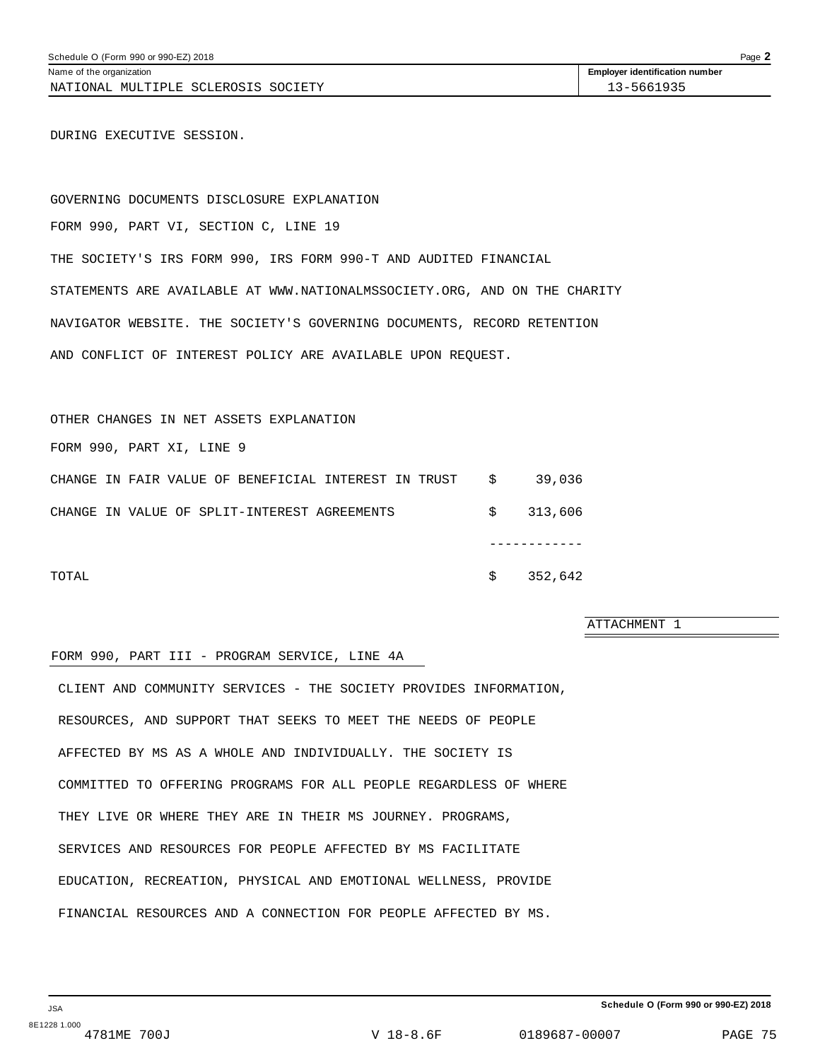Schedule O (Form 990 or 990-EZ) 2018

| Name of the organization | Employer identification number |
|---|---|
| NATIONAL MULTIPLE SCLEROSIS SOCIETY | 13-5661935 |

DURING EXECUTIVE SESSION.

GOVERNING DOCUMENTS DISCLOSURE EXPLANATION

FORM 990, PART VI, SECTION C, LINE 19

THE SOCIETY'S IRS FORM 990, IRS FORM 990-T AND AUDITED FINANCIAL STATEMENTS ARE AVAILABLE AT WWW.NATIONALMSSOCIETY.ORG, AND ON THE CHARITY NAVIGATOR WEBSITE. THE SOCIETY'S GOVERNING DOCUMENTS, RECORD RETENTION AND CONFLICT OF INTEREST POLICY ARE AVAILABLE UPON REQUEST.

OTHER CHANGES IN NET ASSETS EXPLANATION

FORM 990, PART XI, LINE 9

| | | |
|---|---|---|
| CHANGE IN FAIR VALUE OF BENEFICIAL INTEREST IN TRUST | $ | 39,036 |
| CHANGE IN VALUE OF SPLIT-INTEREST AGREEMENTS | $ | 313,606 |
| TOTAL | $ | 352,642 |

ATTACHMENT 1

FORM 990, PART III - PROGRAM SERVICE, LINE 4A

CLIENT AND COMMUNITY SERVICES - THE SOCIETY PROVIDES INFORMATION, RESOURCES, AND SUPPORT THAT SEEKS TO MEET THE NEEDS OF PEOPLE AFFECTED BY MS AS A WHOLE AND INDIVIDUALLY. THE SOCIETY IS COMMITTED TO OFFERING PROGRAMS FOR ALL PEOPLE REGARDLESS OF WHERE THEY LIVE OR WHERE THEY ARE IN THEIR MS JOURNEY. PROGRAMS, SERVICES AND RESOURCES FOR PEOPLE AFFECTED BY MS FACILITATE EDUCATION, RECREATION, PHYSICAL AND EMOTIONAL WELLNESS, PROVIDE FINANCIAL RESOURCES AND A CONNECTION FOR PEOPLE AFFECTED BY MS.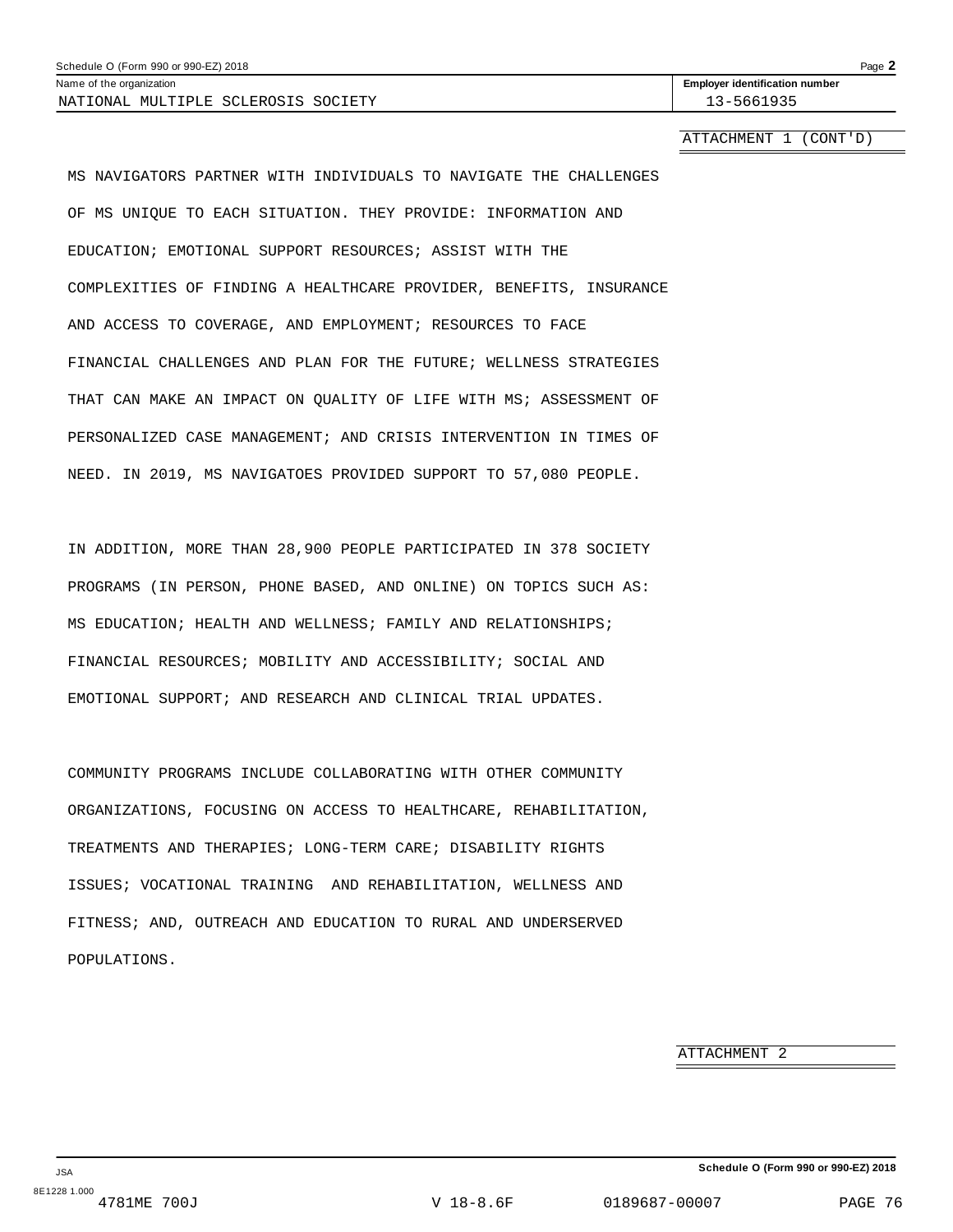Schedule O (Form 990 or 990-EZ) 2018

Name of the organization: NATIONAL MULTIPLE SCLEROSIS SOCIETY

Employer identification number: 13-5661935

ATTACHMENT 1 (CONT'D)

MS NAVIGATORS PARTNER WITH INDIVIDUALS TO NAVIGATE THE CHALLENGES OF MS UNIQUE TO EACH SITUATION. THEY PROVIDE: INFORMATION AND EDUCATION; EMOTIONAL SUPPORT RESOURCES; ASSIST WITH THE COMPLEXITIES OF FINDING A HEALTHCARE PROVIDER, BENEFITS, INSURANCE AND ACCESS TO COVERAGE, AND EMPLOYMENT; RESOURCES TO FACE FINANCIAL CHALLENGES AND PLAN FOR THE FUTURE; WELLNESS STRATEGIES THAT CAN MAKE AN IMPACT ON QUALITY OF LIFE WITH MS; ASSESSMENT OF PERSONALIZED CASE MANAGEMENT; AND CRISIS INTERVENTION IN TIMES OF NEED. IN 2019, MS NAVIGATOES PROVIDED SUPPORT TO 57,080 PEOPLE.

IN ADDITION, MORE THAN 28,900 PEOPLE PARTICIPATED IN 378 SOCIETY PROGRAMS (IN PERSON, PHONE BASED, AND ONLINE) ON TOPICS SUCH AS: MS EDUCATION; HEALTH AND WELLNESS; FAMILY AND RELATIONSHIPS; FINANCIAL RESOURCES; MOBILITY AND ACCESSIBILITY; SOCIAL AND EMOTIONAL SUPPORT; AND RESEARCH AND CLINICAL TRIAL UPDATES.

COMMUNITY PROGRAMS INCLUDE COLLABORATING WITH OTHER COMMUNITY ORGANIZATIONS, FOCUSING ON ACCESS TO HEALTHCARE, REHABILITATION, TREATMENTS AND THERAPIES; LONG-TERM CARE; DISABILITY RIGHTS ISSUES; VOCATIONAL TRAINING AND REHABILITATION, WELLNESS AND FITNESS; AND, OUTREACH AND EDUCATION TO RURAL AND UNDERSERVED POPULATIONS.

ATTACHMENT 2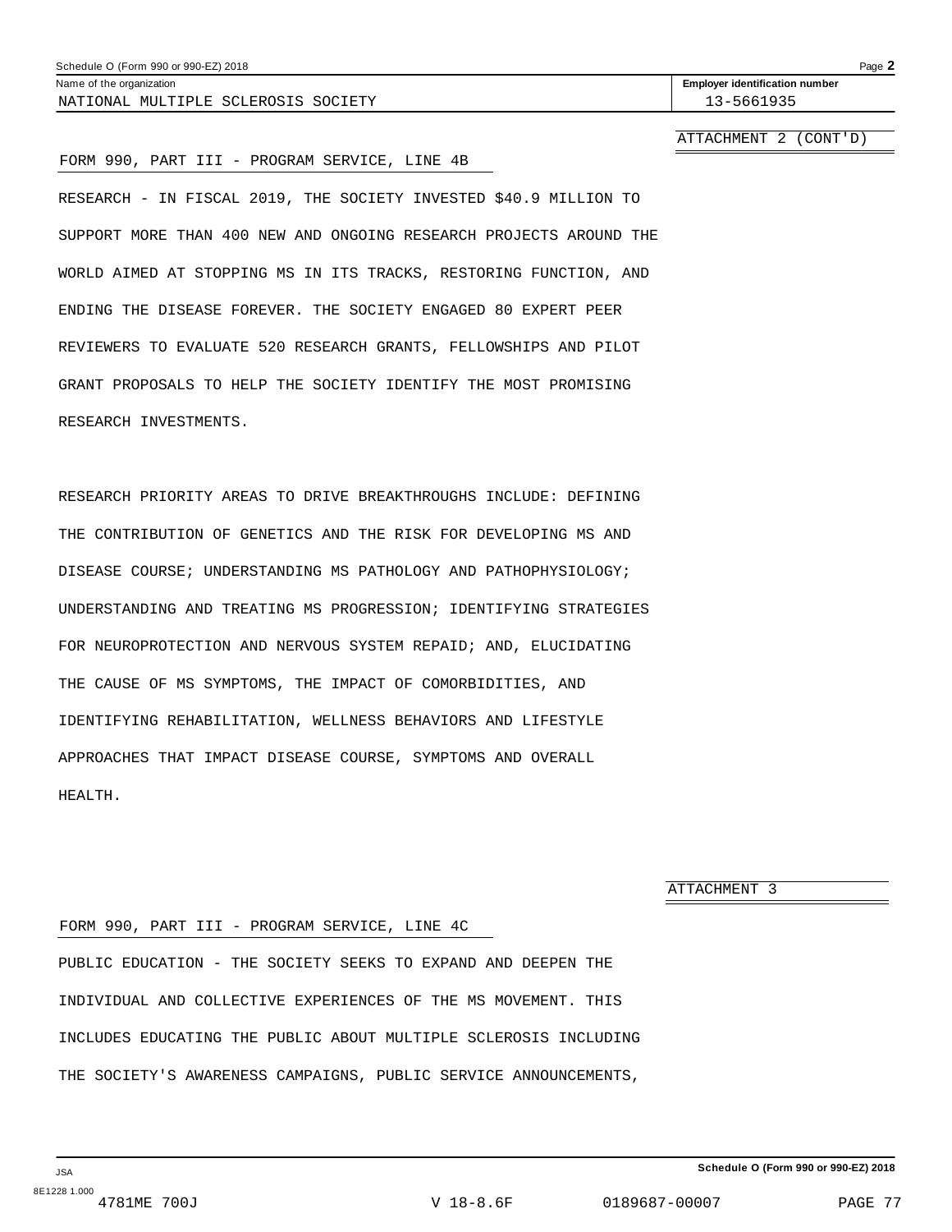NATIONAL MULTIPLE SCLEROSIS SOCIETY — Employer identification number: 13-5661935

ATTACHMENT 2 (CONT'D)

FORM 990, PART III - PROGRAM SERVICE, LINE 4B

RESEARCH - IN FISCAL 2019, THE SOCIETY INVESTED $40.9 MILLION TO SUPPORT MORE THAN 400 NEW AND ONGOING RESEARCH PROJECTS AROUND THE WORLD AIMED AT STOPPING MS IN ITS TRACKS, RESTORING FUNCTION, AND ENDING THE DISEASE FOREVER. THE SOCIETY ENGAGED 80 EXPERT PEER REVIEWERS TO EVALUATE 520 RESEARCH GRANTS, FELLOWSHIPS AND PILOT GRANT PROPOSALS TO HELP THE SOCIETY IDENTIFY THE MOST PROMISING RESEARCH INVESTMENTS.

RESEARCH PRIORITY AREAS TO DRIVE BREAKTHROUGHS INCLUDE: DEFINING THE CONTRIBUTION OF GENETICS AND THE RISK FOR DEVELOPING MS AND DISEASE COURSE; UNDERSTANDING MS PATHOLOGY AND PATHOPHYSIOLOGY; UNDERSTANDING AND TREATING MS PROGRESSION; IDENTIFYING STRATEGIES FOR NEUROPROTECTION AND NERVOUS SYSTEM REPAID; AND, ELUCIDATING THE CAUSE OF MS SYMPTOMS, THE IMPACT OF COMORBIDITIES, AND IDENTIFYING REHABILITATION, WELLNESS BEHAVIORS AND LIFESTYLE APPROACHES THAT IMPACT DISEASE COURSE, SYMPTOMS AND OVERALL HEALTH.

ATTACHMENT 3

FORM 990, PART III - PROGRAM SERVICE, LINE 4C

PUBLIC EDUCATION - THE SOCIETY SEEKS TO EXPAND AND DEEPEN THE INDIVIDUAL AND COLLECTIVE EXPERIENCES OF THE MS MOVEMENT. THIS INCLUDES EDUCATING THE PUBLIC ABOUT MULTIPLE SCLEROSIS INCLUDING THE SOCIETY'S AWARENESS CAMPAIGNS, PUBLIC SERVICE ANNOUNCEMENTS,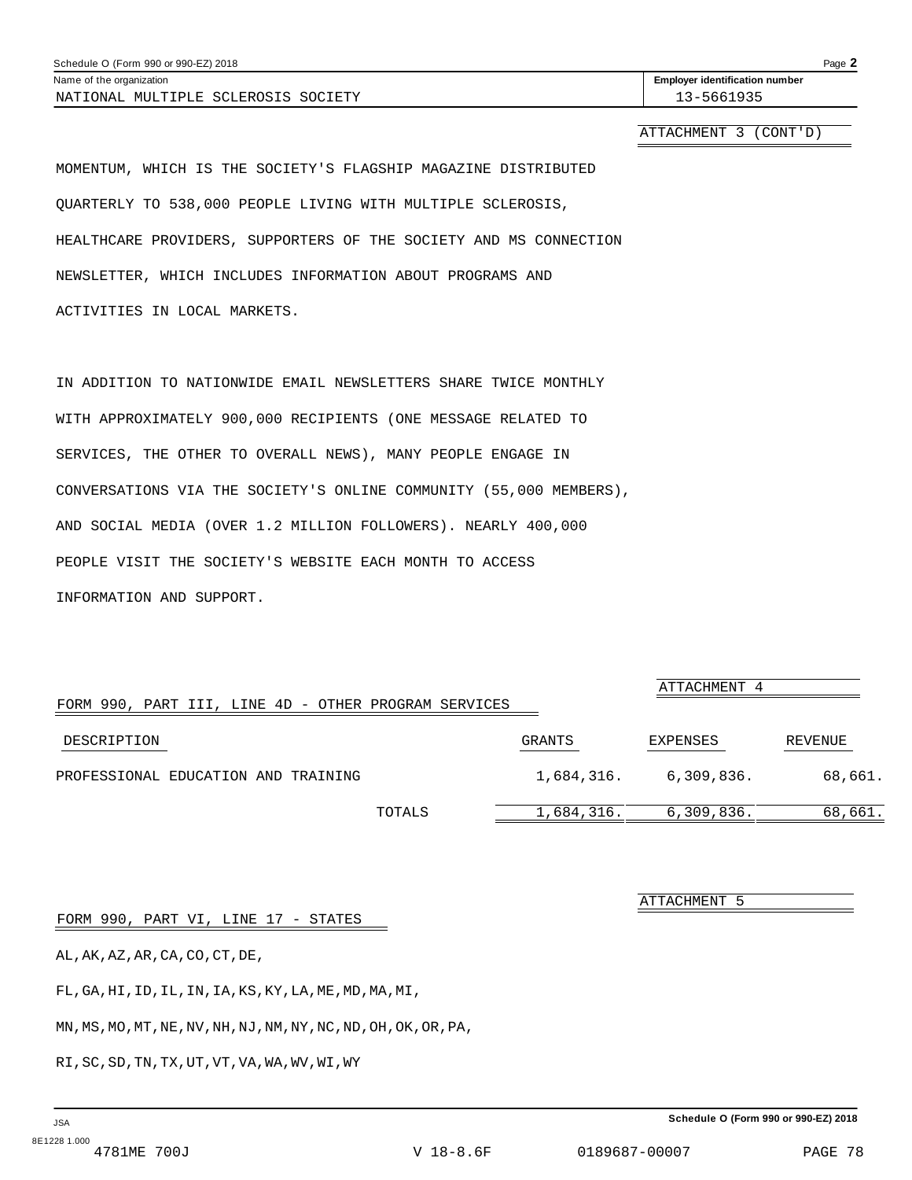Name of the organization: NATIONAL MULTIPLE SCLEROSIS SOCIETY

Employer identification number: 13-5661935

ATTACHMENT 3 (CONT'D)

MOMENTUM, WHICH IS THE SOCIETY'S FLAGSHIP MAGAZINE DISTRIBUTED QUARTERLY TO 538,000 PEOPLE LIVING WITH MULTIPLE SCLEROSIS, HEALTHCARE PROVIDERS, SUPPORTERS OF THE SOCIETY AND MS CONNECTION NEWSLETTER, WHICH INCLUDES INFORMATION ABOUT PROGRAMS AND ACTIVITIES IN LOCAL MARKETS.

IN ADDITION TO NATIONWIDE EMAIL NEWSLETTERS SHARE TWICE MONTHLY WITH APPROXIMATELY 900,000 RECIPIENTS (ONE MESSAGE RELATED TO SERVICES, THE OTHER TO OVERALL NEWS), MANY PEOPLE ENGAGE IN CONVERSATIONS VIA THE SOCIETY'S ONLINE COMMUNITY (55,000 MEMBERS), AND SOCIAL MEDIA (OVER 1.2 MILLION FOLLOWERS). NEARLY 400,000 PEOPLE VISIT THE SOCIETY'S WEBSITE EACH MONTH TO ACCESS INFORMATION AND SUPPORT.

ATTACHMENT 4

FORM 990, PART III, LINE 4D - OTHER PROGRAM SERVICES

| DESCRIPTION | GRANTS | EXPENSES | REVENUE |
|---|---|---|---|
| PROFESSIONAL EDUCATION AND TRAINING | 1,684,316. | 6,309,836. | 68,661. |
| TOTALS | 1,684,316. | 6,309,836. | 68,661. |

ATTACHMENT 5

FORM 990, PART VI, LINE 17 - STATES

AL,AK,AZ,AR,CA,CO,CT,DE,

FL,GA,HI,ID,IL,IN,IA,KS,KY,LA,ME,MD,MA,MI,

MN,MS,MO,MT,NE,NV,NH,NJ,NM,NY,NC,ND,OH,OK,OR,PA,

RI,SC,SD,TN,TX,UT,VT,VA,WA,WV,WI,WY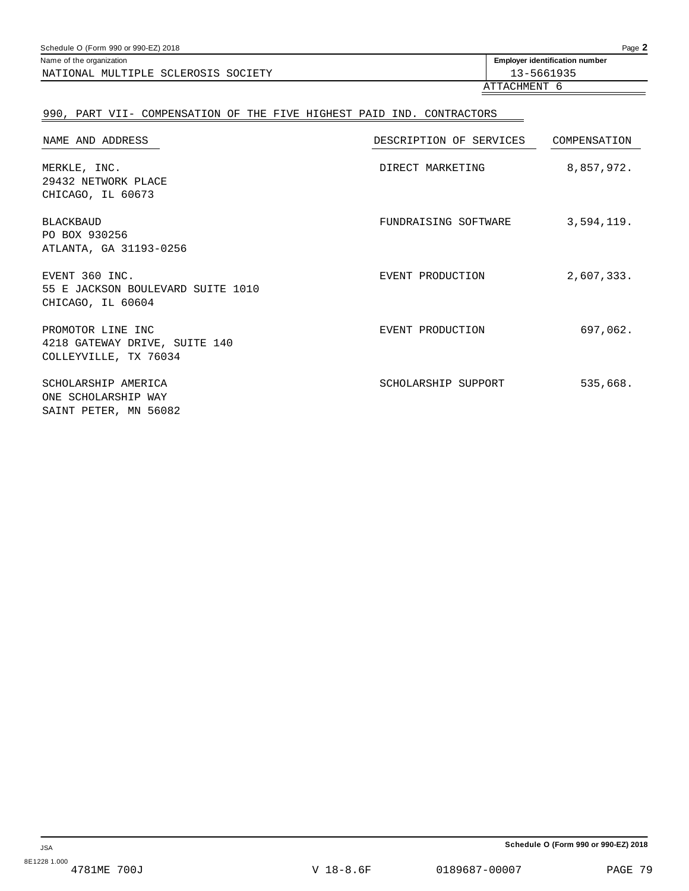Name of the organization: NATIONAL MULTIPLE SCLEROSIS SOCIETY

Employer identification number: 13-5661935

ATTACHMENT 6

## 990, PART VII- COMPENSATION OF THE FIVE HIGHEST PAID IND. CONTRACTORS

| NAME AND ADDRESS | DESCRIPTION OF SERVICES | COMPENSATION |
|---|---|---|
| MERKLE, INC.<br>29432 NETWORK PLACE<br>CHICAGO, IL 60673 | DIRECT MARKETING | 8,857,972. |
| BLACKBAUD<br>PO BOX 930256<br>ATLANTA, GA 31193-0256 | FUNDRAISING SOFTWARE | 3,594,119. |
| EVENT 360 INC.<br>55 E JACKSON BOULEVARD SUITE 1010<br>CHICAGO, IL 60604 | EVENT PRODUCTION | 2,607,333. |
| PROMOTOR LINE INC<br>4218 GATEWAY DRIVE, SUITE 140<br>COLLEYVILLE, TX 76034 | EVENT PRODUCTION | 697,062. |
| SCHOLARSHIP AMERICA<br>ONE SCHOLARSHIP WAY<br>SAINT PETER, MN 56082 | SCHOLARSHIP SUPPORT | 535,668. |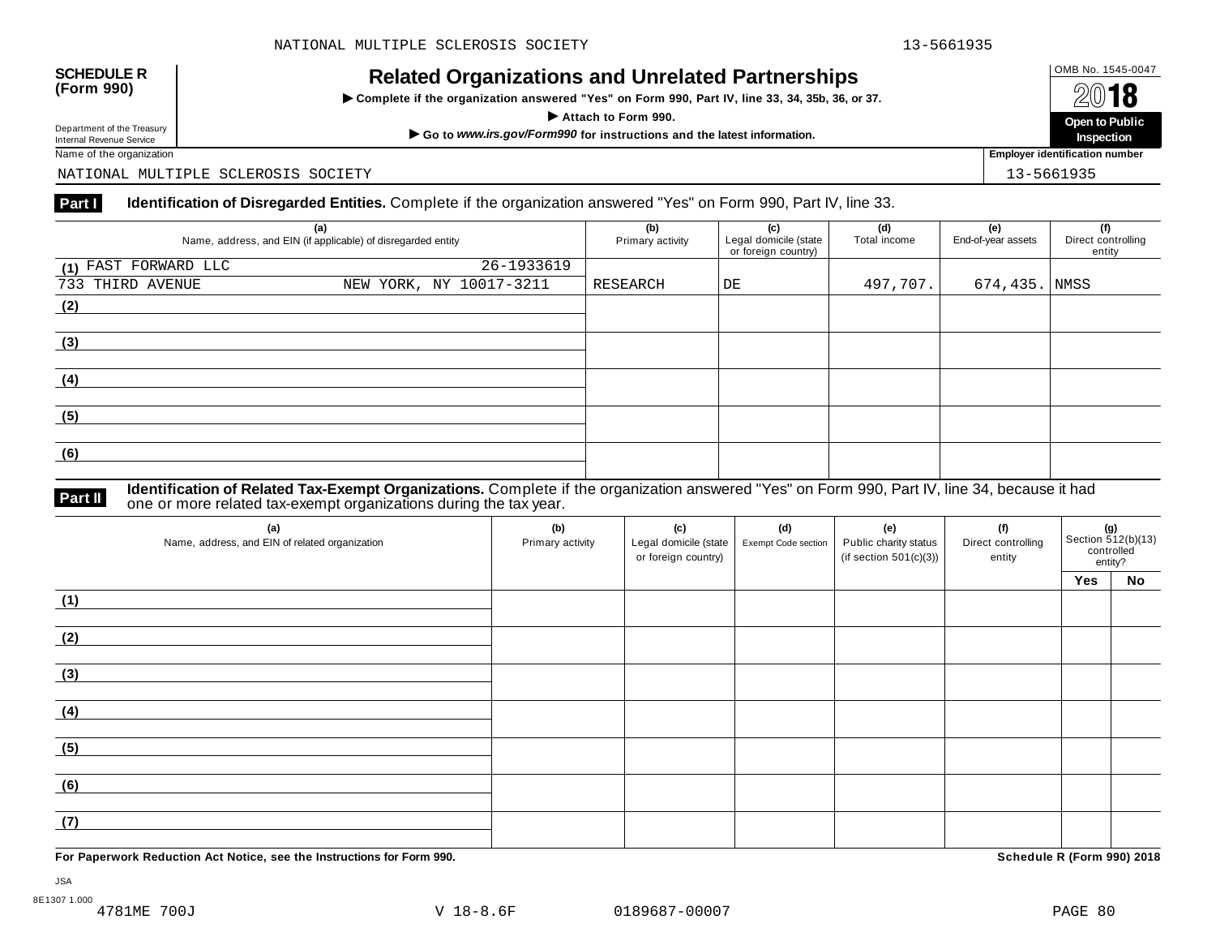**SCHEDULE R (Form 990)**

Department of the Treasury
Internal Revenue Service

# Related Organizations and Unrelated Partnerships

▶ Complete if the organization answered "Yes" on Form 990, Part IV, line 33, 34, 35b, 36, or 37.
▶ Attach to Form 990.
▶ Go to *www.irs.gov/Form990* for instructions and the latest information.

OMB No. 1545-0047
2018
**Open to Public Inspection**

Name of the organization: NATIONAL MULTIPLE SCLEROSIS SOCIETY

Employer identification number: 13-5661935

## Part I Identification of Disregarded Entities.

Complete if the organization answered "Yes" on Form 990, Part IV, line 33.

| (a) Name, address, and EIN (if applicable) of disregarded entity | (b) Primary activity | (c) Legal domicile (state or foreign country) | (d) Total income | (e) End-of-year assets | (f) Direct controlling entity |
|---|---|---|---|---|---|
| (1) FAST FORWARD LLC 26-1933619<br>733 THIRD AVENUE NEW YORK, NY 10017-3211 | RESEARCH | DE | 497,707. | 674,435. | NMSS |
| (2) | | | | | |
| (3) | | | | | |
| (4) | | | | | |
| (5) | | | | | |
| (6) | | | | | |

## Part II Identification of Related Tax-Exempt Organizations.

Complete if the organization answered "Yes" on Form 990, Part IV, line 34, because it had one or more related tax-exempt organizations during the tax year.

| (a) Name, address, and EIN of related organization | (b) Primary activity | (c) Legal domicile (state or foreign country) | (d) Exempt Code section | (e) Public charity status (if section 501(c)(3)) | (f) Direct controlling entity | (g) Section 512(b)(13) controlled entity? Yes | No |
|---|---|---|---|---|---|---|---|
| (1) | | | | | | | |
| (2) | | | | | | | |
| (3) | | | | | | | |
| (4) | | | | | | | |
| (5) | | | | | | | |
| (6) | | | | | | | |
| (7) | | | | | | | |

**For Paperwork Reduction Act Notice, see the Instructions for Form 990.**

**Schedule R (Form 990) 2018**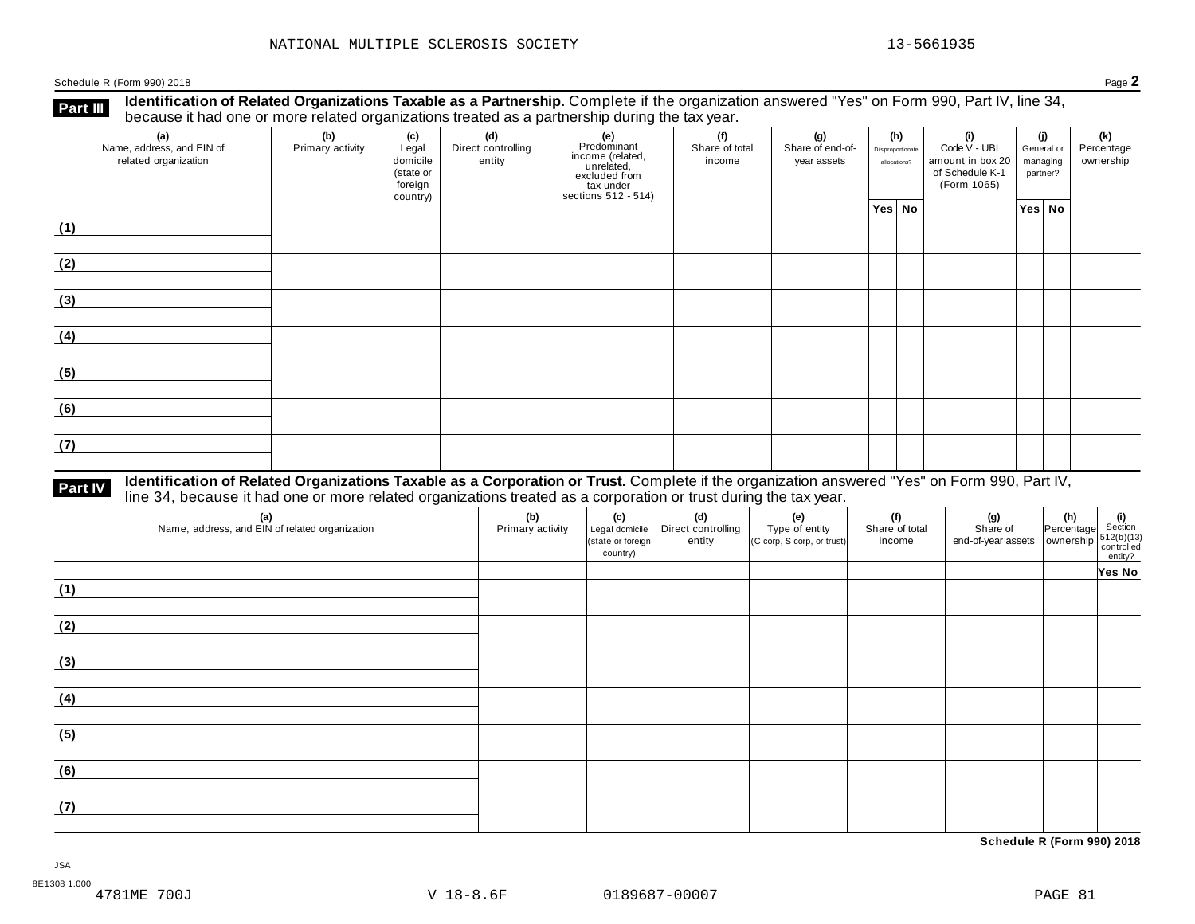NATIONAL MULTIPLE SCLEROSIS SOCIETY 13-5661935

Schedule R (Form 990) 2018 Page **2**

## Part III Identification of Related Organizations Taxable as a Partnership.

Complete if the organization answered "Yes" on Form 990, Part IV, line 34, because it had one or more related organizations treated as a partnership during the tax year.

| (a) Name, address, and EIN of related organization | (b) Primary activity | (c) Legal domicile (state or foreign country) | (d) Direct controlling entity | (e) Predominant income (related, unrelated, excluded from tax under sections 512 - 514) | (f) Share of total income | (g) Share of end-of-year assets | (h) Disproportionate allocations? | | (i) Code V - UBI amount in box 20 of Schedule K-1 (Form 1065) | (j) General or managing partner? | | (k) Percentage ownership |
|---|---|---|---|---|---|---|---|---|---|---|---|---|
| | | | | | | | Yes | No | | Yes | No | |
| (1) | | | | | | | | | | | | |
| (2) | | | | | | | | | | | | |
| (3) | | | | | | | | | | | | |
| (4) | | | | | | | | | | | | |
| (5) | | | | | | | | | | | | |
| (6) | | | | | | | | | | | | |
| (7) | | | | | | | | | | | | |

## Part IV Identification of Related Organizations Taxable as a Corporation or Trust.

Complete if the organization answered "Yes" on Form 990, Part IV, line 34, because it had one or more related organizations treated as a corporation or trust during the tax year.

| (a) Name, address, and EIN of related organization | (b) Primary activity | (c) Legal domicile (state or foreign country) | (d) Direct controlling entity | (e) Type of entity (C corp, S corp, or trust) | (f) Share of total income | (g) Share of end-of-year assets | (h) Percentage ownership | (i) Section 512(b)(13) controlled entity? | |
|---|---|---|---|---|---|---|---|---|---|
| | | | | | | | | Yes | No |
| (1) | | | | | | | | | |
| (2) | | | | | | | | | |
| (3) | | | | | | | | | |
| (4) | | | | | | | | | |
| (5) | | | | | | | | | |
| (6) | | | | | | | | | |
| (7) | | | | | | | | | |

**Schedule R (Form 990) 2018**

JSA
8E1308 1.000
4781ME 700J V 18-8.6F 0189687-00007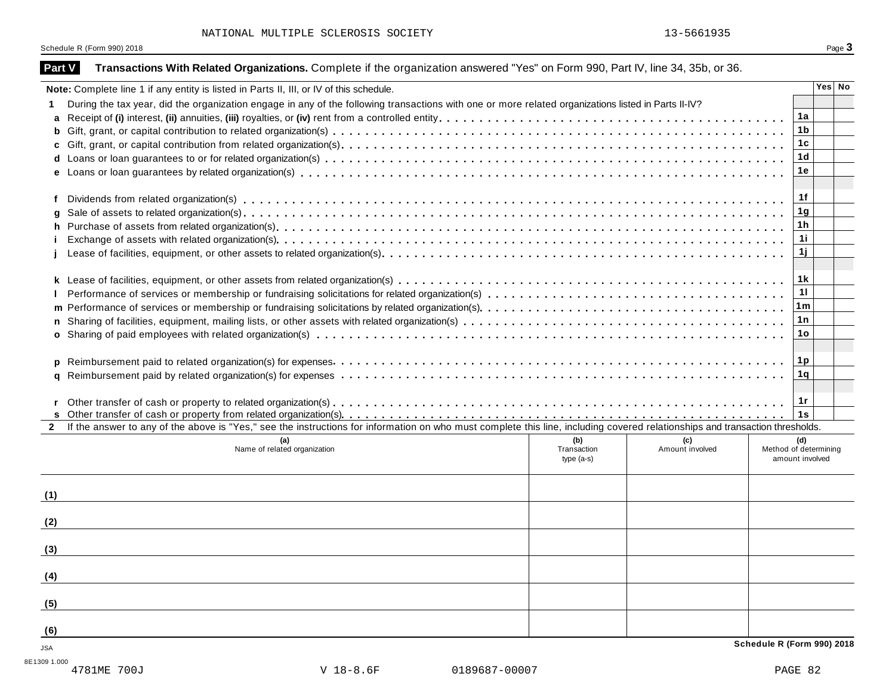NATIONAL MULTIPLE SCLEROSIS SOCIETY 13-5661935

Schedule R (Form 990) 2018

## Part V Transactions With Related Organizations.

Complete if the organization answered "Yes" on Form 990, Part IV, line 34, 35b, or 36.

**Note:** Complete line 1 if any entity is listed in Parts II, III, or IV of this schedule.

| | | | Yes | No |
|---|---|---|---|---|
| **1** | During the tax year, did the organization engage in any of the following transactions with one or more related organizations listed in Parts II-IV? | | | |
| **a** | Receipt of **(i)** interest, **(ii)** annuities, **(iii)** royalties, or **(iv)** rent from a controlled entity | 1a | | |
| **b** | Gift, grant, or capital contribution to related organization(s) | 1b | | |
| **c** | Gift, grant, or capital contribution from related organization(s) | 1c | | |
| **d** | Loans or loan guarantees to or for related organization(s) | 1d | | |
| **e** | Loans or loan guarantees by related organization(s) | 1e | | |
| **f** | Dividends from related organization(s) | 1f | | |
| **g** | Sale of assets to related organization(s) | 1g | | |
| **h** | Purchase of assets from related organization(s) | 1h | | |
| **i** | Exchange of assets with related organization(s) | 1i | | |
| **j** | Lease of facilities, equipment, or other assets to related organization(s) | 1j | | |
| **k** | Lease of facilities, equipment, or other assets from related organization(s) | 1k | | |
| **l** | Performance of services or membership or fundraising solicitations for related organization(s) | 1l | | |
| **m** | Performance of services or membership or fundraising solicitations by related organization(s) | 1m | | |
| **n** | Sharing of facilities, equipment, mailing lists, or other assets with related organization(s) | 1n | | |
| **o** | Sharing of paid employees with related organization(s) | 1o | | |
| **p** | Reimbursement paid to related organization(s) for expenses | 1p | | |
| **q** | Reimbursement paid by related organization(s) for expenses | 1q | | |
| **r** | Other transfer of cash or property to related organization(s) | 1r | | |
| **s** | Other transfer of cash or property from related organization(s) | 1s | | |

**2** If the answer to any of the above is "Yes," see the instructions for information on who must complete this line, including covered relationships and transaction thresholds.

| | (a) Name of related organization | (b) Transaction type (a-s) | (c) Amount involved | (d) Method of determining amount involved |
|---|---|---|---|---|
| (1) | | | | |
| (2) | | | | |
| (3) | | | | |
| (4) | | | | |
| (5) | | | | |
| (6) | | | | |

JSA
8E1309 1.000

**Schedule R (Form 990) 2018**

4781ME 700J V 18-8.6F 0189687-00007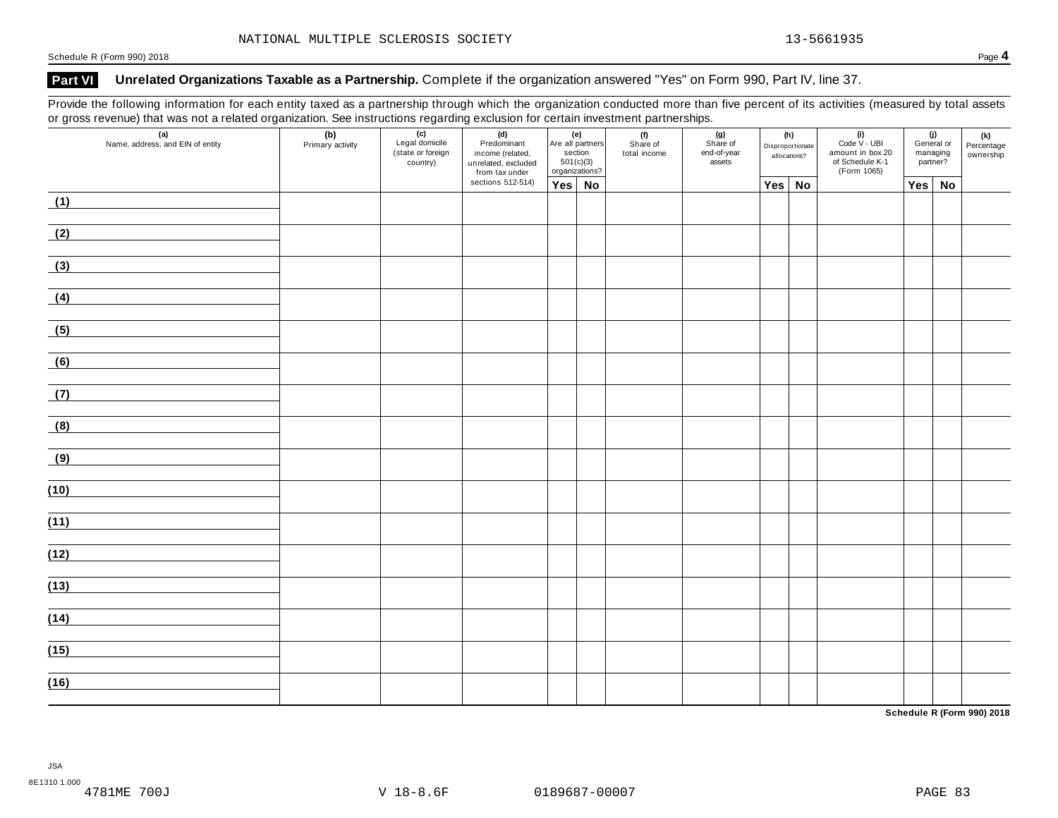NATIONAL MULTIPLE SCLEROSIS SOCIETY 13-5661935

Schedule R (Form 990) 2018 Page **4**

## Part VI Unrelated Organizations Taxable as a Partnership. Complete if the organization answered "Yes" on Form 990, Part IV, line 37.

Provide the following information for each entity taxed as a partnership through which the organization conducted more than five percent of its activities (measured by total assets or gross revenue) that was not a related organization. See instructions regarding exclusion for certain investment partnerships.

| (a) Name, address, and EIN of entity | (b) Primary activity | (c) Legal domicile (state or foreign country) | (d) Predominant income (related, unrelated, excluded from tax under sections 512-514) | (e) Are all partners section 501(c)(3) organizations? | | (f) Share of total income | (g) Share of end-of-year assets | (h) Disproportionate allocations? | | (i) Code V - UBI amount in box 20 of Schedule K-1 (Form 1065) | (j) General or managing partner? | | (k) Percentage ownership |
|---|---|---|---|---|---|---|---|---|---|---|---|---|---|
| | | | | Yes | No | | | Yes | No | | Yes | No | |
| (1) | | | | | | | | | | | | | |
| (2) | | | | | | | | | | | | | |
| (3) | | | | | | | | | | | | | |
| (4) | | | | | | | | | | | | | |
| (5) | | | | | | | | | | | | | |
| (6) | | | | | | | | | | | | | |
| (7) | | | | | | | | | | | | | |
| (8) | | | | | | | | | | | | | |
| (9) | | | | | | | | | | | | | |
| (10) | | | | | | | | | | | | | |
| (11) | | | | | | | | | | | | | |
| (12) | | | | | | | | | | | | | |
| (13) | | | | | | | | | | | | | |
| (14) | | | | | | | | | | | | | |
| (15) | | | | | | | | | | | | | |
| (16) | | | | | | | | | | | | | |

**Schedule R (Form 990) 2018**

JSA
8E1310 1.000
4781ME 700J V 18-8.6F 0189687-00007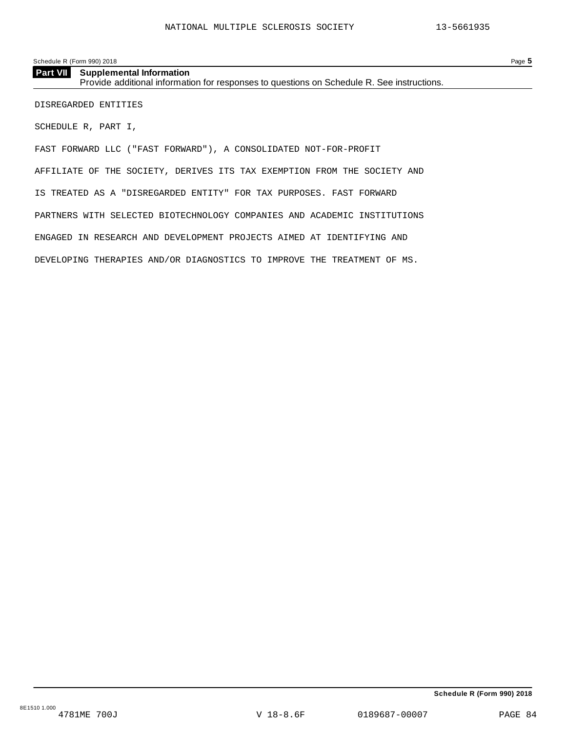## Part VII Supplemental Information

Provide additional information for responses to questions on Schedule R. See instructions.

DISREGARDED ENTITIES

SCHEDULE R, PART I,

FAST FORWARD LLC ("FAST FORWARD"), A CONSOLIDATED NOT-FOR-PROFIT AFFILIATE OF THE SOCIETY, DERIVES ITS TAX EXEMPTION FROM THE SOCIETY AND IS TREATED AS A "DISREGARDED ENTITY" FOR TAX PURPOSES. FAST FORWARD PARTNERS WITH SELECTED BIOTECHNOLOGY COMPANIES AND ACADEMIC INSTITUTIONS ENGAGED IN RESEARCH AND DEVELOPMENT PROJECTS AIMED AT IDENTIFYING AND DEVELOPING THERAPIES AND/OR DIAGNOSTICS TO IMPROVE THE TREATMENT OF MS.